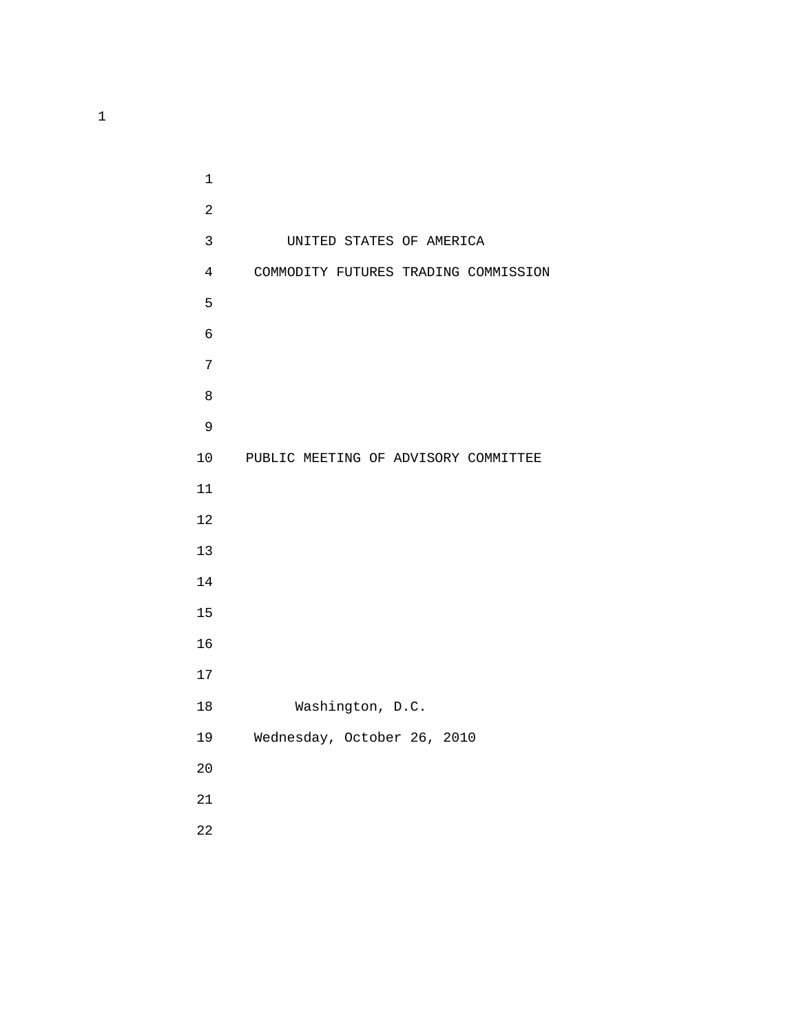UNITED STATES OF AMERICA

COMMODITY FUTURES TRADING COMMISSION

PUBLIC MEETING OF ADVISORY COMMITTEE

Washington, D.C.

Wednesday, October 26, 2010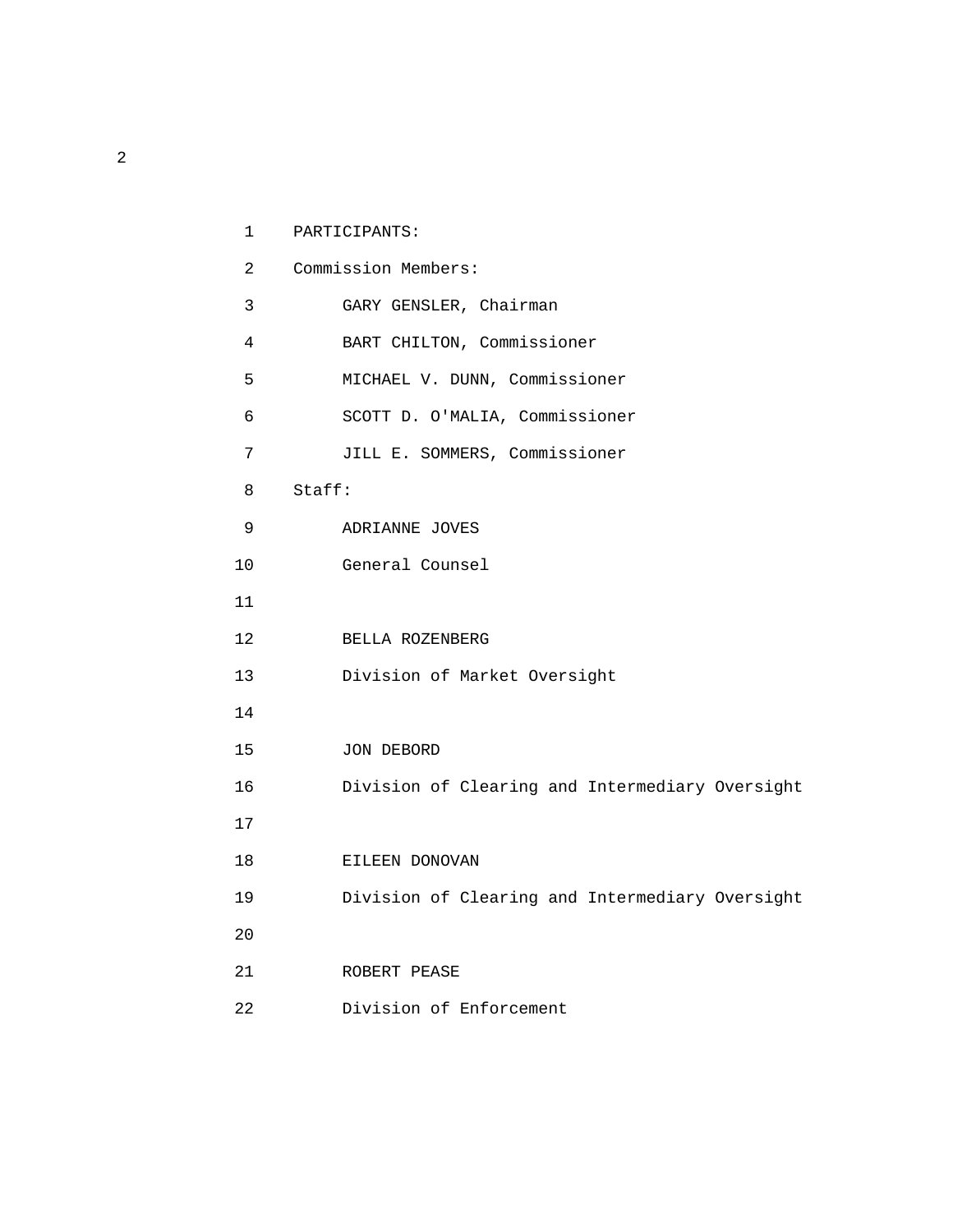PARTICIPANTS:

Commission Members:

GARY GENSLER, Chairman

BART CHILTON, Commissioner

MICHAEL V. DUNN, Commissioner

SCOTT D. O'MALIA, Commissioner

JILL E. SOMMERS, Commissioner

Staff:

ADRIANNE JOVES
General Counsel

BELLA ROZENBERG
Division of Market Oversight

JON DEBORD
Division of Clearing and Intermediary Oversight

EILEEN DONOVAN
Division of Clearing and Intermediary Oversight

ROBERT PEASE
Division of Enforcement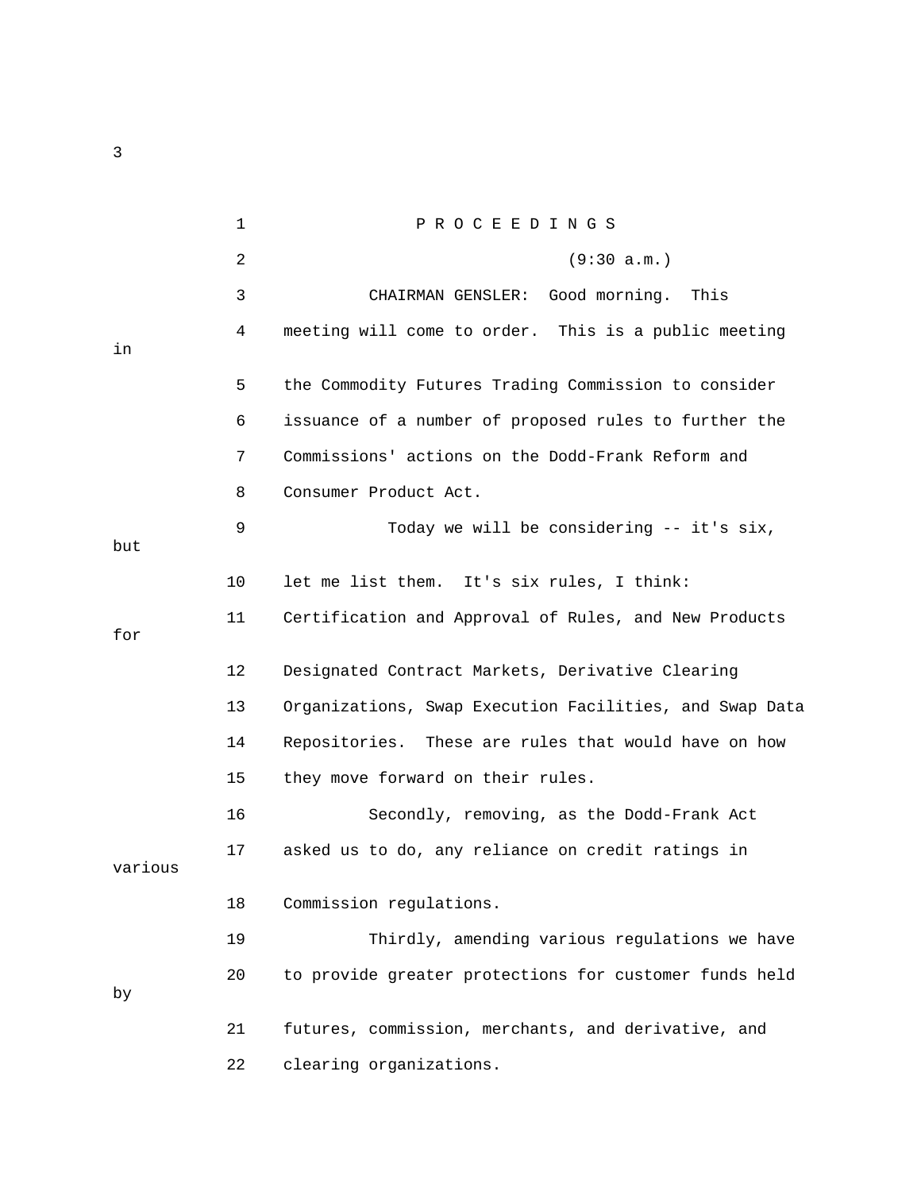P R O C E E D I N G S

(9:30 a.m.)

CHAIRMAN GENSLER: Good morning. This meeting will come to order. This is a public meeting in the Commodity Futures Trading Commission to consider issuance of a number of proposed rules to further the Commissions' actions on the Dodd-Frank Reform and Consumer Product Act.

Today we will be considering -- it's six, but let me list them. It's six rules, I think: Certification and Approval of Rules, and New Products for Designated Contract Markets, Derivative Clearing Organizations, Swap Execution Facilities, and Swap Data Repositories. These are rules that would have on how they move forward on their rules.

Secondly, removing, as the Dodd-Frank Act asked us to do, any reliance on credit ratings in various Commission regulations.

Thirdly, amending various regulations we have to provide greater protections for customer funds held by futures, commission, merchants, and derivative, and clearing organizations.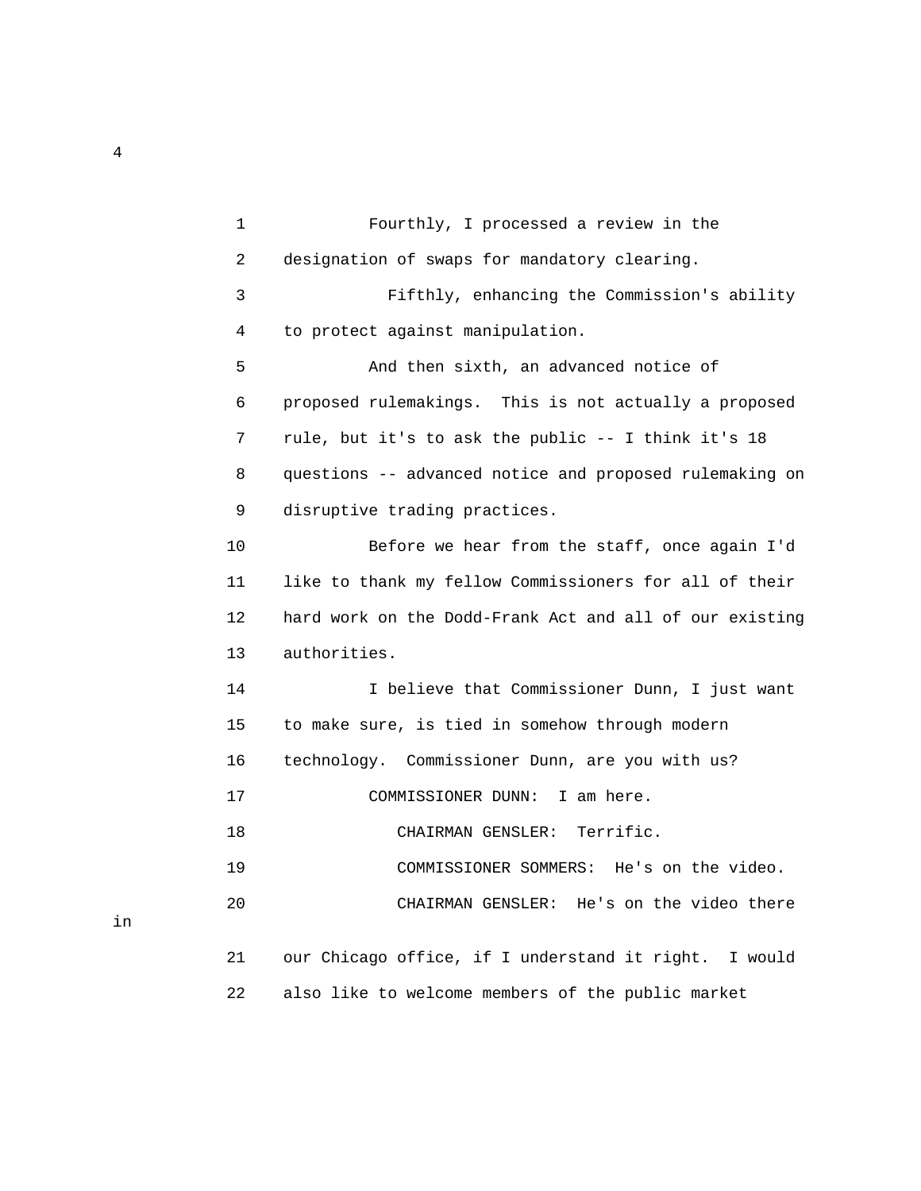Fourthly, I processed a review in the designation of swaps for mandatory clearing.

Fifthly, enhancing the Commission's ability to protect against manipulation.

And then sixth, an advanced notice of proposed rulemakings. This is not actually a proposed rule, but it's to ask the public -- I think it's 18 questions -- advanced notice and proposed rulemaking on disruptive trading practices.

Before we hear from the staff, once again I'd like to thank my fellow Commissioners for all of their hard work on the Dodd-Frank Act and all of our existing authorities.

I believe that Commissioner Dunn, I just want to make sure, is tied in somehow through modern technology. Commissioner Dunn, are you with us?

COMMISSIONER DUNN: I am here.

CHAIRMAN GENSLER: Terrific.

COMMISSIONER SOMMERS: He's on the video.

CHAIRMAN GENSLER: He's on the video there in our Chicago office, if I understand it right. I would also like to welcome members of the public market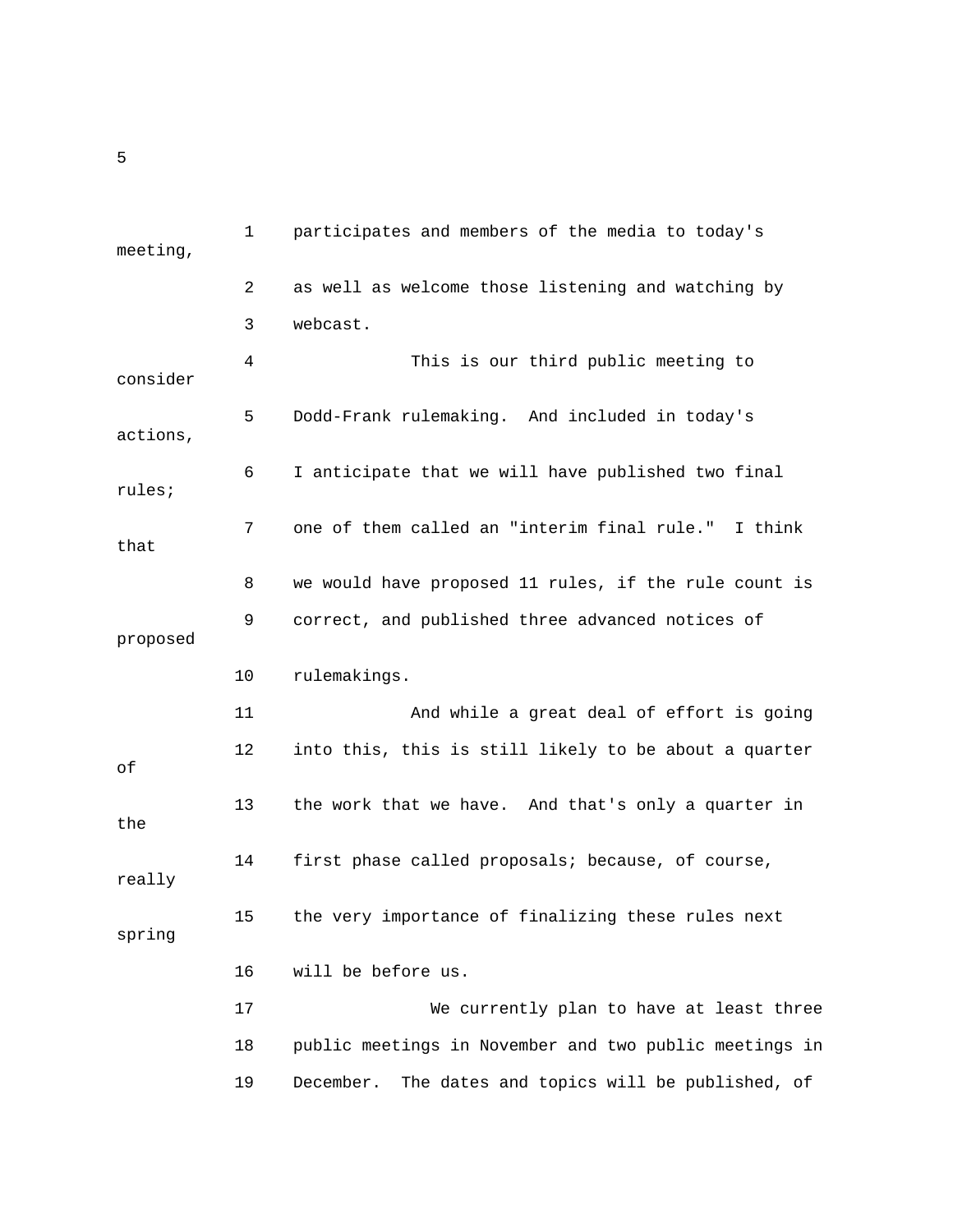participates and members of the media to today's meeting, as well as welcome those listening and watching by webcast.

This is our third public meeting to consider Dodd-Frank rulemaking. And included in today's actions, I anticipate that we will have published two final rules; one of them called an "interim final rule." I think that we would have proposed 11 rules, if the rule count is correct, and published three advanced notices of proposed rulemakings.

And while a great deal of effort is going into this, this is still likely to be about a quarter of the work that we have. And that's only a quarter in the first phase called proposals; because, of course, really the very importance of finalizing these rules next spring will be before us.

We currently plan to have at least three public meetings in November and two public meetings in December. The dates and topics will be published, of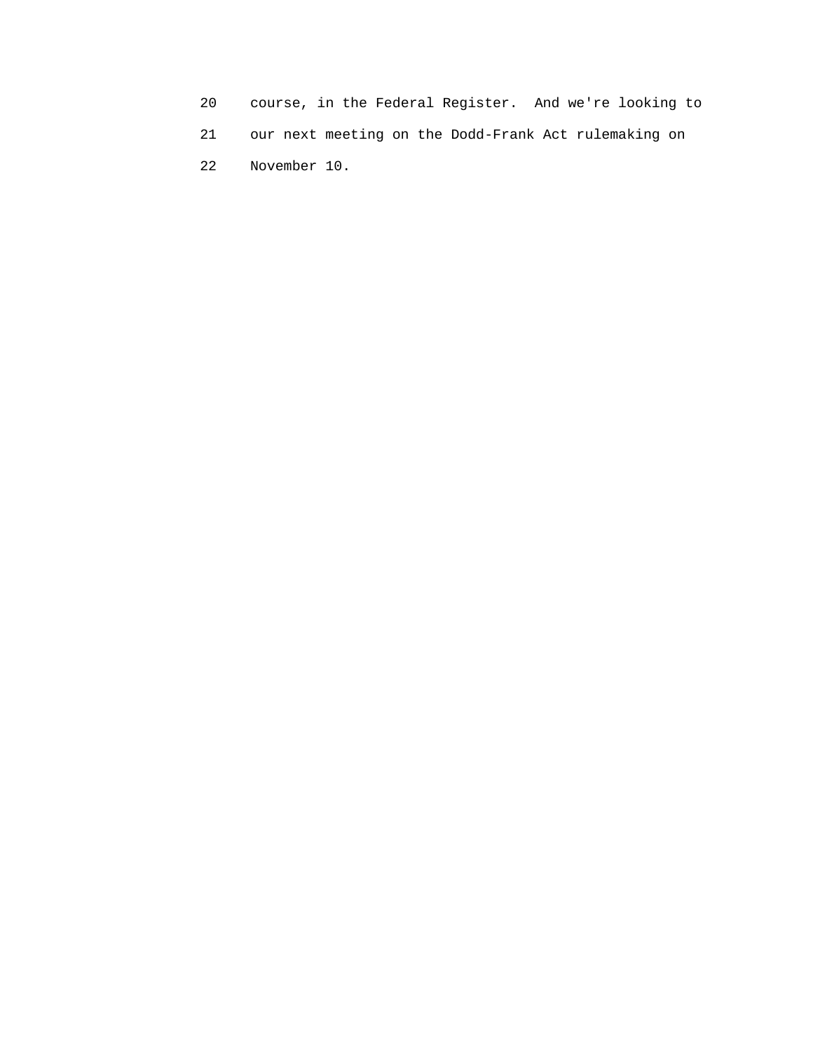course, in the Federal Register. And we're looking to our next meeting on the Dodd-Frank Act rulemaking on November 10.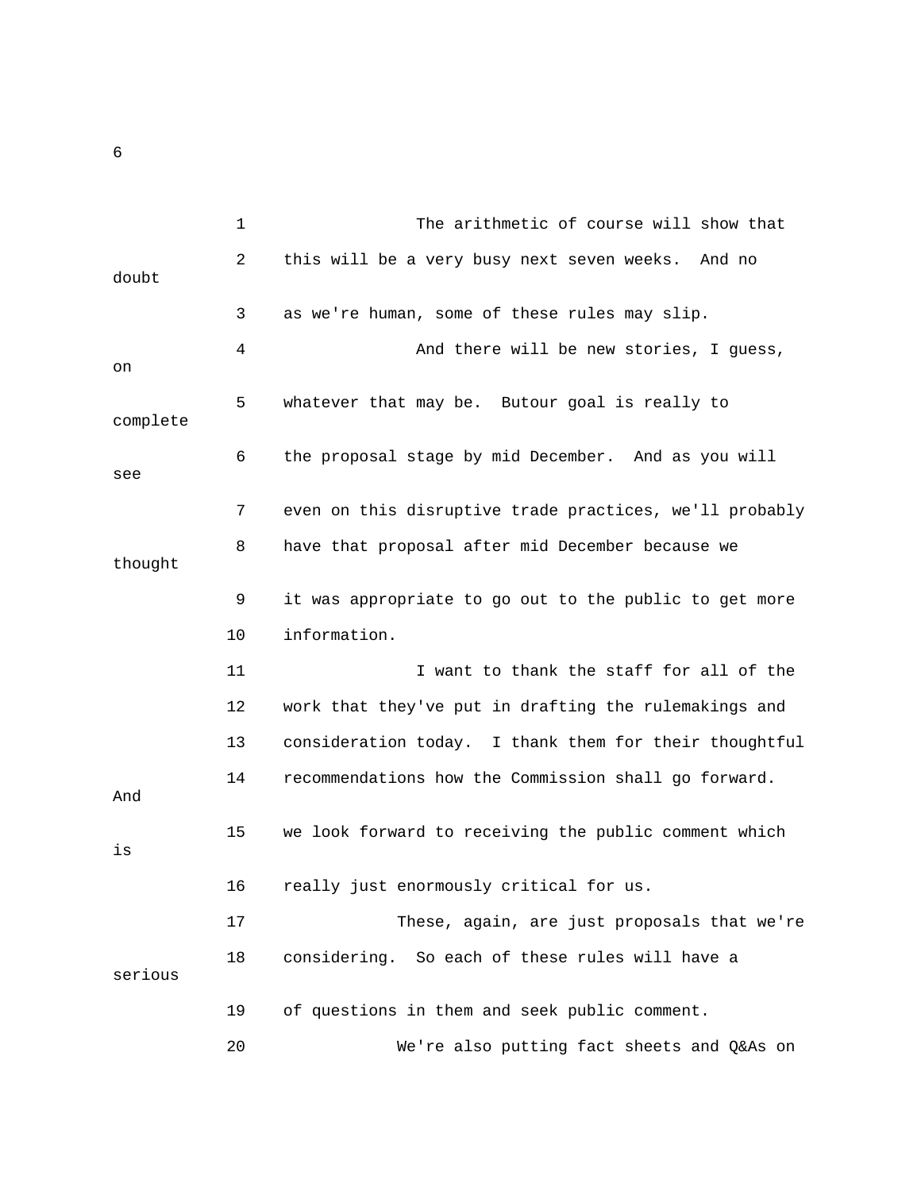The arithmetic of course will show that this will be a very busy next seven weeks. And no doubt as we're human, some of these rules may slip.

And there will be new stories, I guess, on whatever that may be. Butour goal is really to complete the proposal stage by mid December. And as you will see even on this disruptive trade practices, we'll probably have that proposal after mid December because we thought it was appropriate to go out to the public to get more information.

I want to thank the staff for all of the work that they've put in drafting the rulemakings and consideration today. I thank them for their thoughtful recommendations how the Commission shall go forward. And we look forward to receiving the public comment which is really just enormously critical for us.

These, again, are just proposals that we're considering. So each of these rules will have a serious of questions in them and seek public comment.

We're also putting fact sheets and Q&As on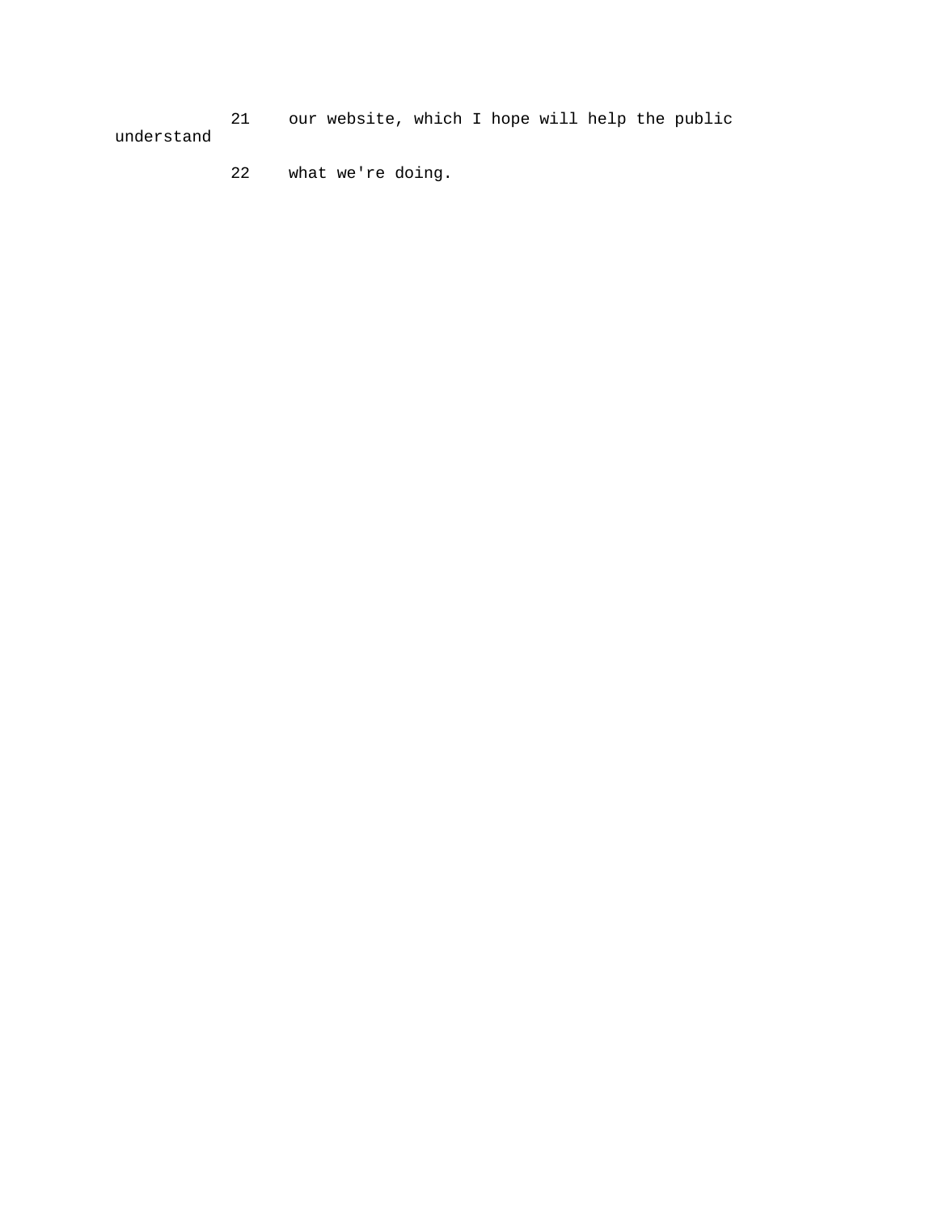21 our website, which I hope will help the public understand

22 what we're doing.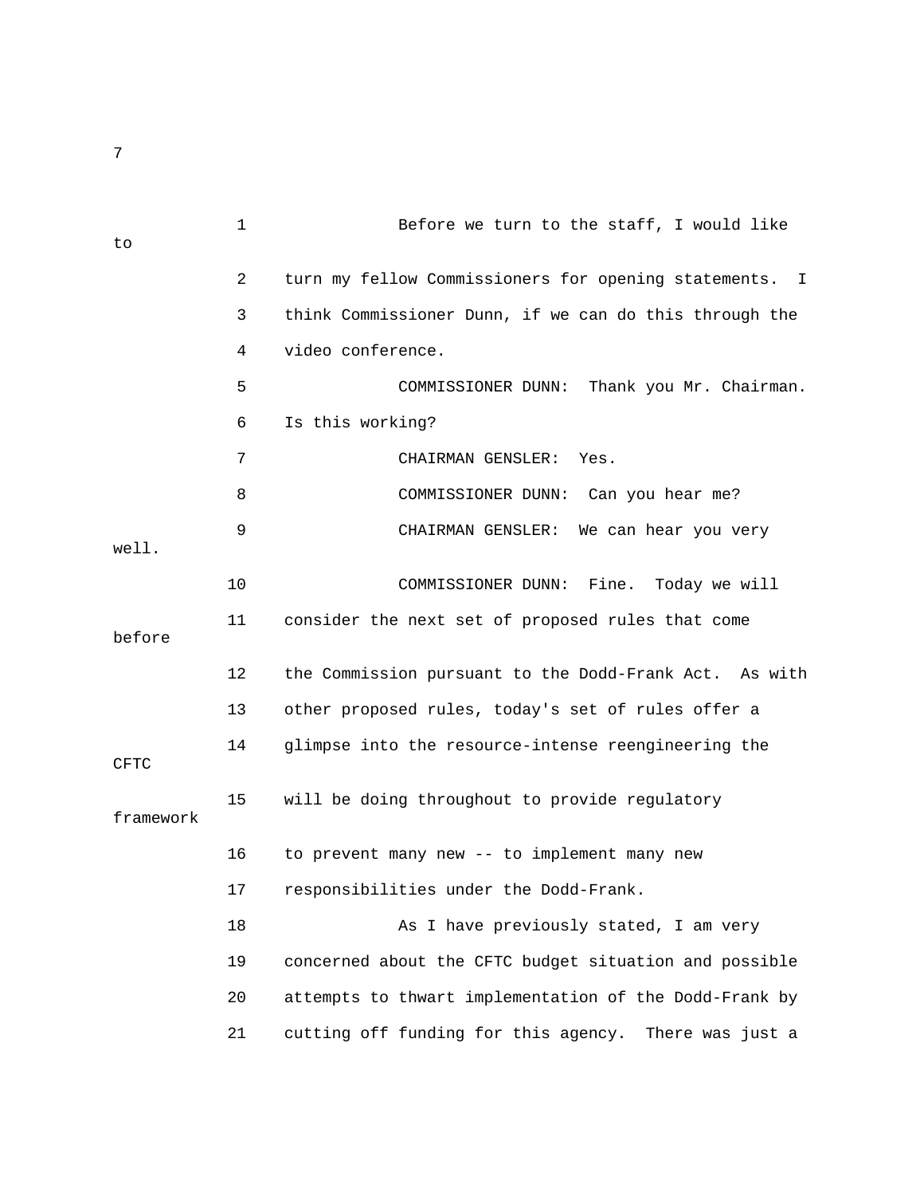Before we turn to the staff, I would like to turn my fellow Commissioners for opening statements. I think Commissioner Dunn, if we can do this through the video conference.

COMMISSIONER DUNN: Thank you Mr. Chairman. Is this working?

CHAIRMAN GENSLER: Yes.

COMMISSIONER DUNN: Can you hear me?

CHAIRMAN GENSLER: We can hear you very well.

COMMISSIONER DUNN: Fine. Today we will consider the next set of proposed rules that come before the Commission pursuant to the Dodd-Frank Act. As with other proposed rules, today's set of rules offer a glimpse into the resource-intense reengineering the CFTC will be doing throughout to provide regulatory framework to prevent many new -- to implement many new responsibilities under the Dodd-Frank.

As I have previously stated, I am very concerned about the CFTC budget situation and possible attempts to thwart implementation of the Dodd-Frank by cutting off funding for this agency. There was just a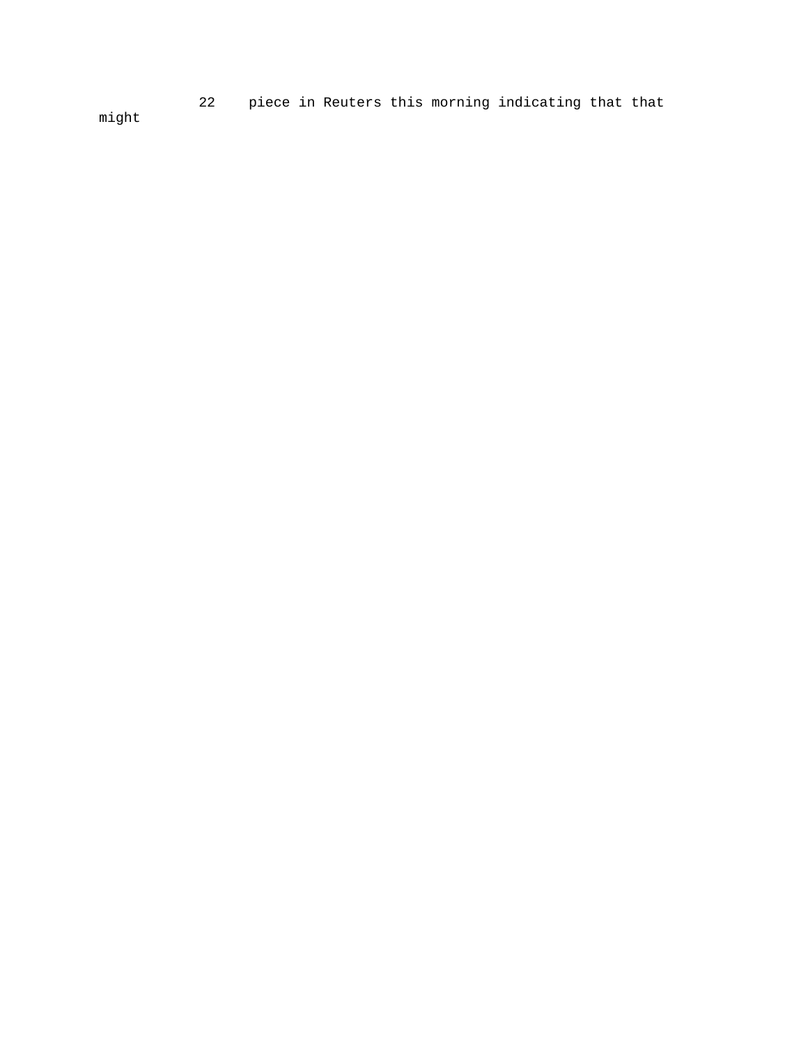22 piece in Reuters this morning indicating that that might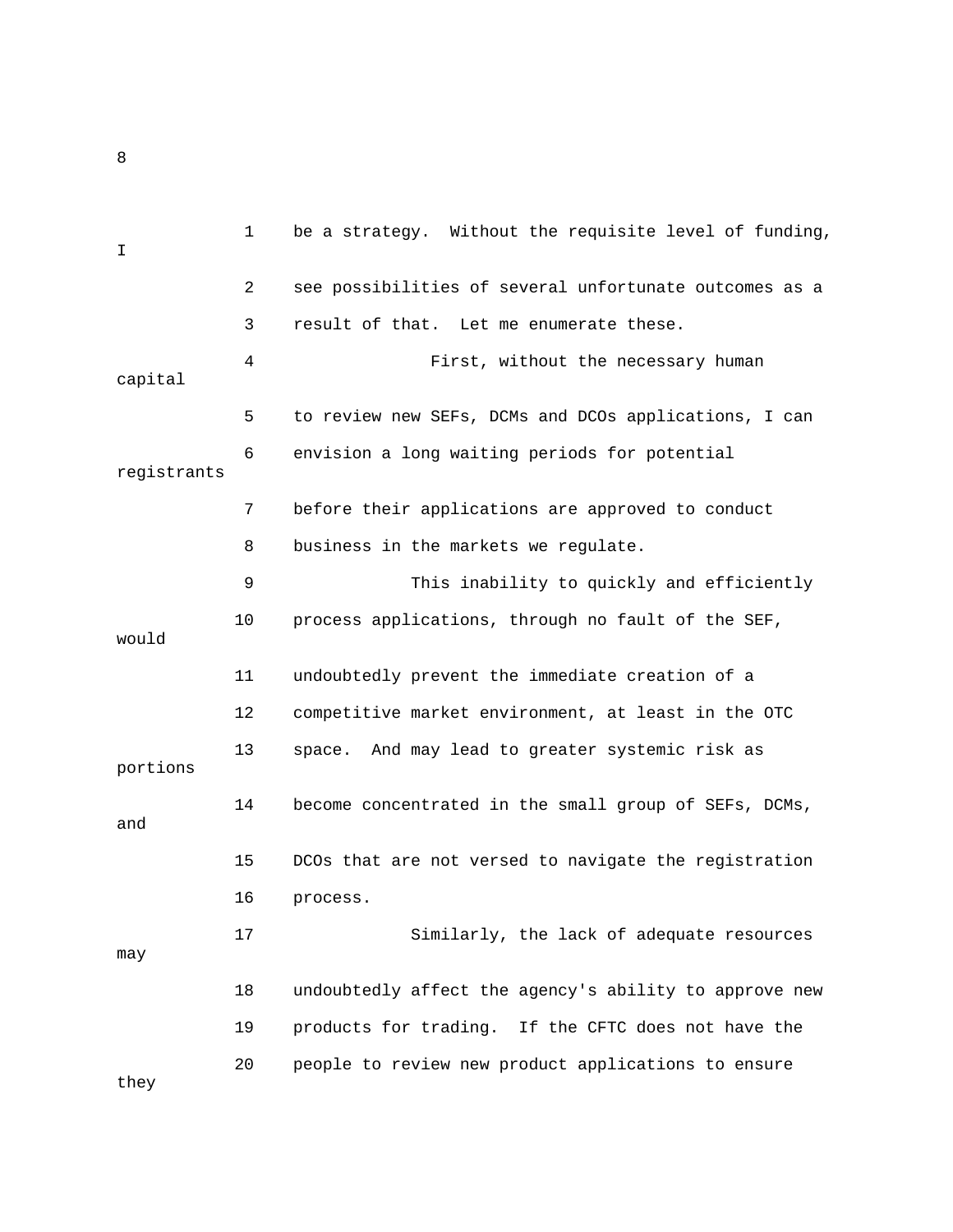be a strategy. Without the requisite level of funding, I see possibilities of several unfortunate outcomes as a result of that. Let me enumerate these.

First, without the necessary human capital to review new SEFs, DCMs and DCOs applications, I can envision a long waiting periods for potential registrants before their applications are approved to conduct business in the markets we regulate.

This inability to quickly and efficiently process applications, through no fault of the SEF, would undoubtedly prevent the immediate creation of a competitive market environment, at least in the OTC space. And may lead to greater systemic risk as portions become concentrated in the small group of SEFs, DCMs, and DCOs that are not versed to navigate the registration process.

Similarly, the lack of adequate resources may undoubtedly affect the agency's ability to approve new products for trading. If the CFTC does not have the people to review new product applications to ensure they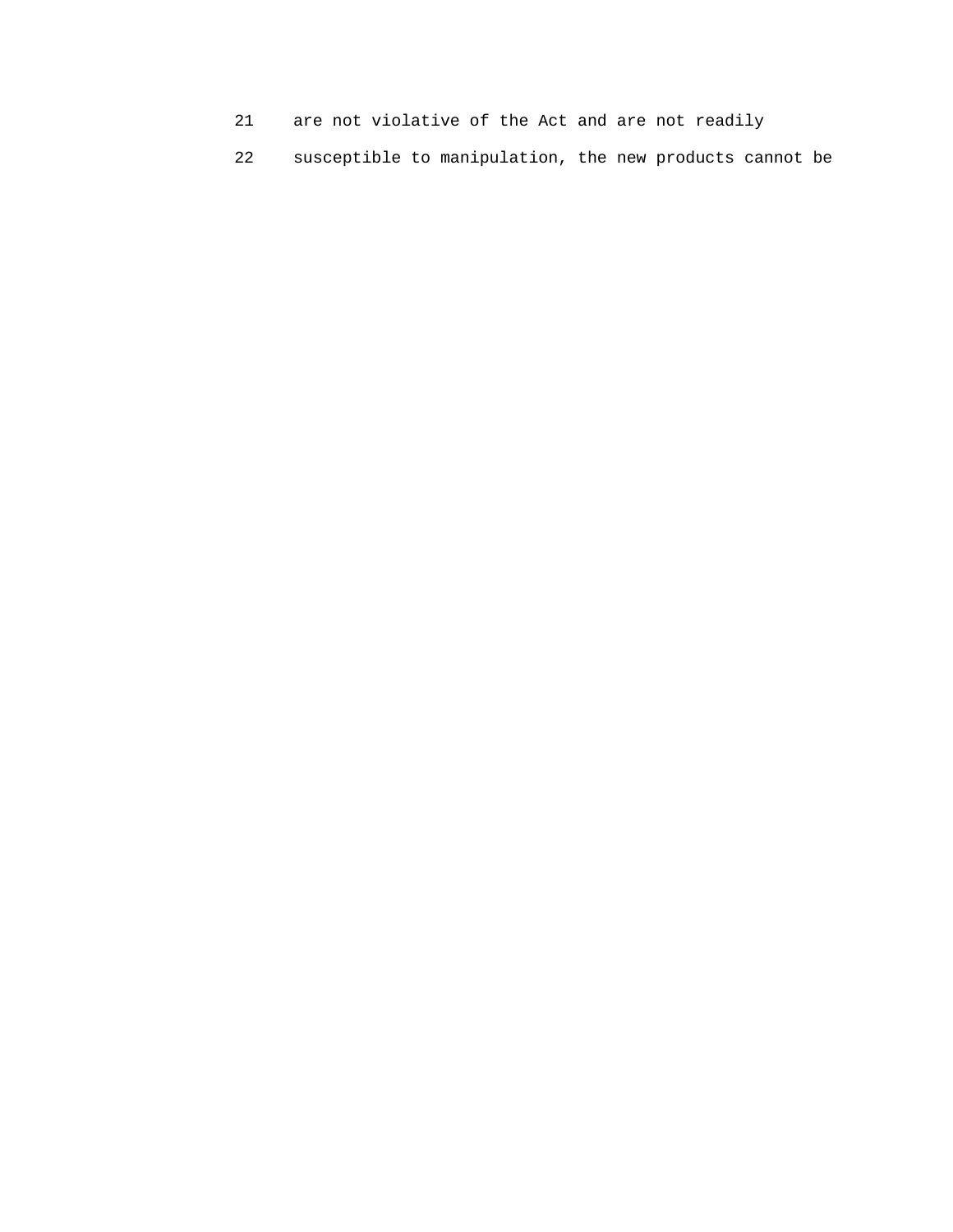are not violative of the Act and are not readily

susceptible to manipulation, the new products cannot be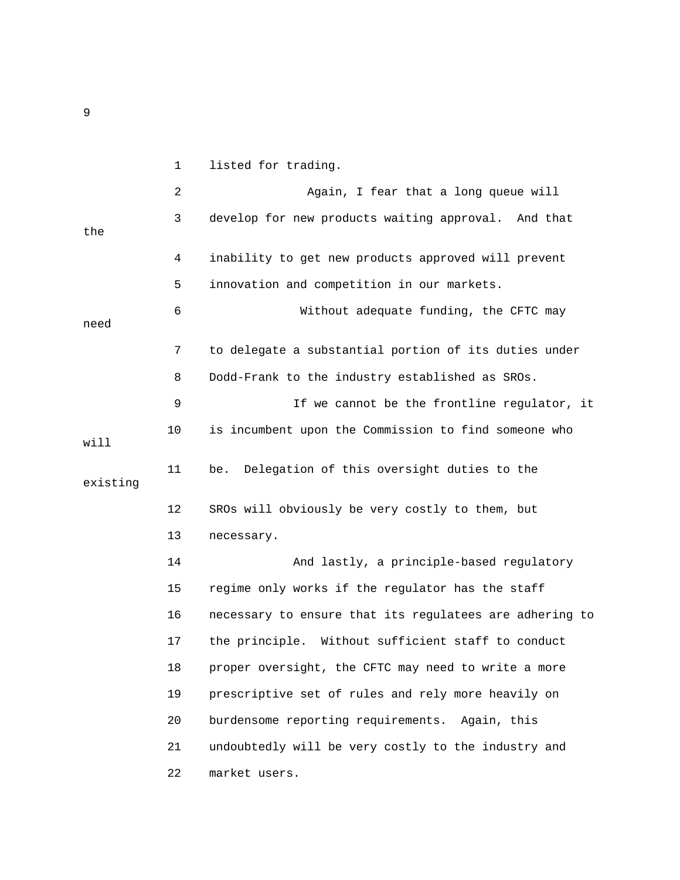listed for trading.

Again, I fear that a long queue will develop for new products waiting approval. And that the inability to get new products approved will prevent innovation and competition in our markets.

Without adequate funding, the CFTC may need to delegate a substantial portion of its duties under Dodd-Frank to the industry established as SROs.

If we cannot be the frontline regulator, it is incumbent upon the Commission to find someone who will be. Delegation of this oversight duties to the existing SROs will obviously be very costly to them, but necessary.

And lastly, a principle-based regulatory regime only works if the regulator has the staff necessary to ensure that its regulatees are adhering to the principle. Without sufficient staff to conduct proper oversight, the CFTC may need to write a more prescriptive set of rules and rely more heavily on burdensome reporting requirements. Again, this undoubtedly will be very costly to the industry and market users.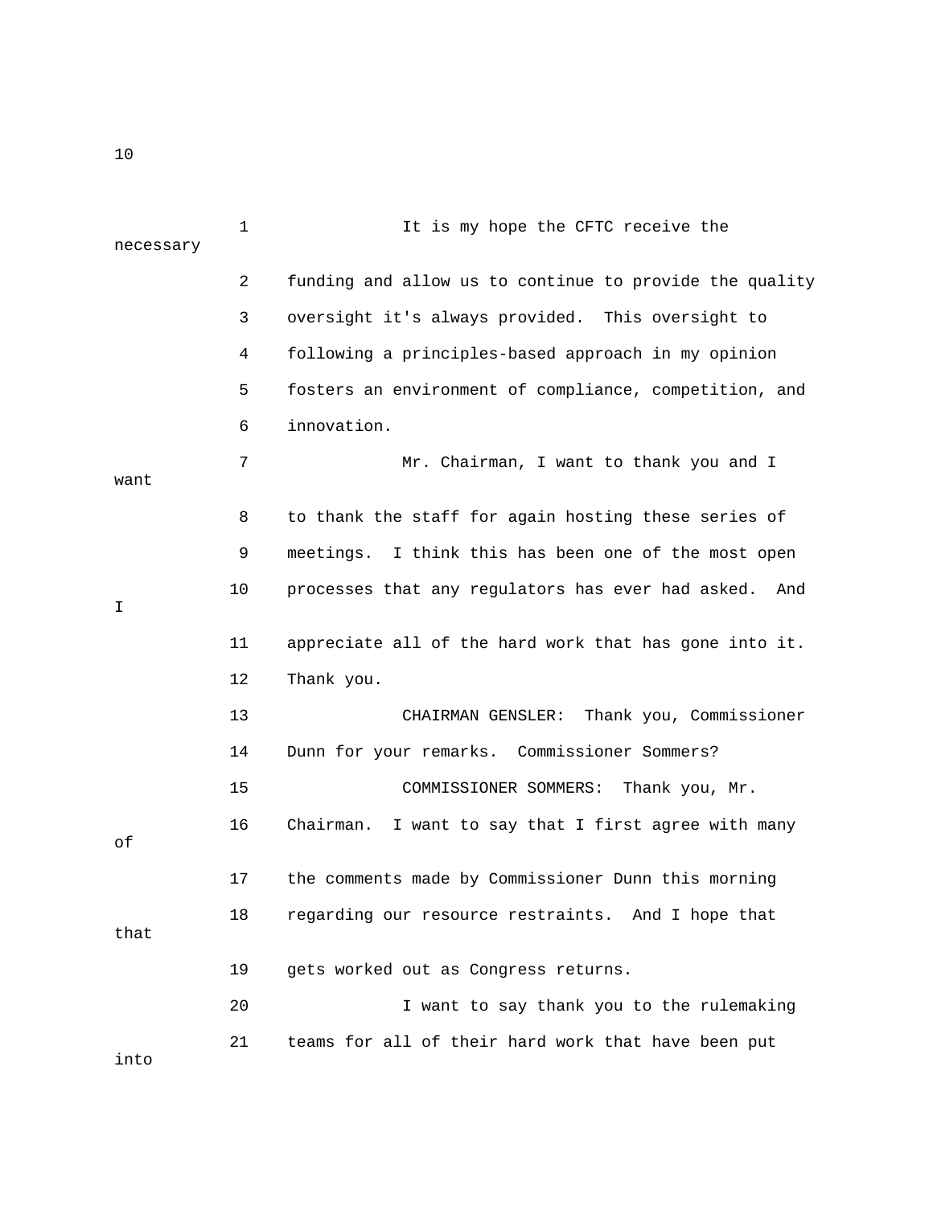It is my hope the CFTC receive the necessary funding and allow us to continue to provide the quality oversight it's always provided. This oversight to following a principles-based approach in my opinion fosters an environment of compliance, competition, and innovation.

Mr. Chairman, I want to thank you and I want to thank the staff for again hosting these series of meetings. I think this has been one of the most open processes that any regulators has ever had asked. And I appreciate all of the hard work that has gone into it. Thank you.

CHAIRMAN GENSLER: Thank you, Commissioner Dunn for your remarks. Commissioner Sommers?

COMMISSIONER SOMMERS: Thank you, Mr. Chairman. I want to say that I first agree with many of the comments made by Commissioner Dunn this morning regarding our resource restraints. And I hope that that gets worked out as Congress returns.

I want to say thank you to the rulemaking teams for all of their hard work that have been put into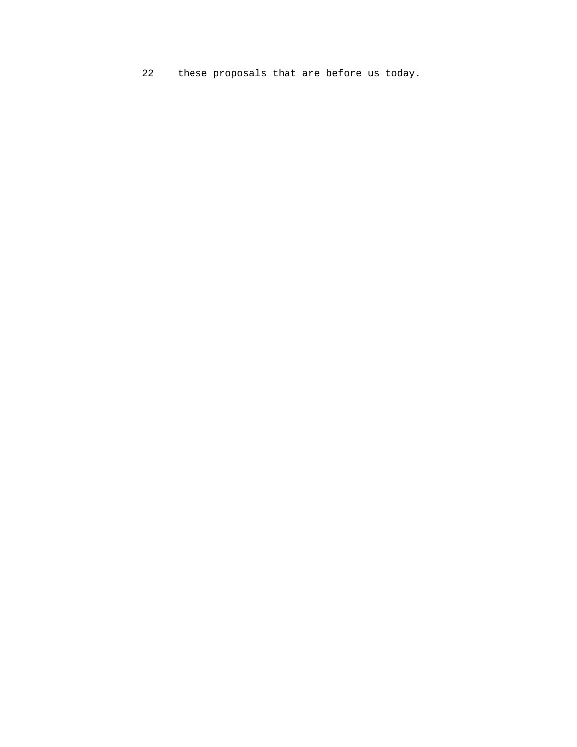22 these proposals that are before us today.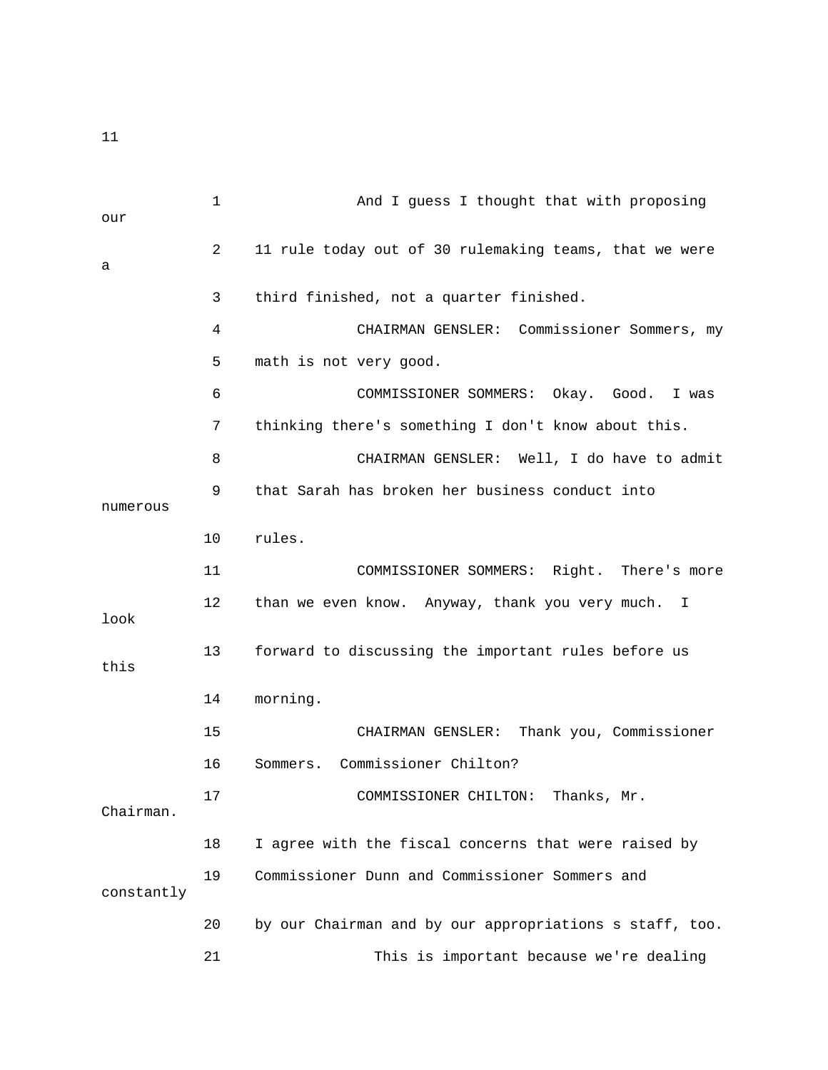And I guess I thought that with proposing our 11 rule today out of 30 rulemaking teams, that we were a third finished, not a quarter finished.

CHAIRMAN GENSLER: Commissioner Sommers, my math is not very good.

COMMISSIONER SOMMERS: Okay. Good. I was thinking there's something I don't know about this.

CHAIRMAN GENSLER: Well, I do have to admit that Sarah has broken her business conduct into numerous rules.

COMMISSIONER SOMMERS: Right. There's more than we even know. Anyway, thank you very much. I look forward to discussing the important rules before us this morning.

CHAIRMAN GENSLER: Thank you, Commissioner Sommers. Commissioner Chilton?

COMMISSIONER CHILTON: Thanks, Mr. Chairman. I agree with the fiscal concerns that were raised by Commissioner Dunn and Commissioner Sommers and constantly by our Chairman and by our appropriations s staff, too.

This is important because we're dealing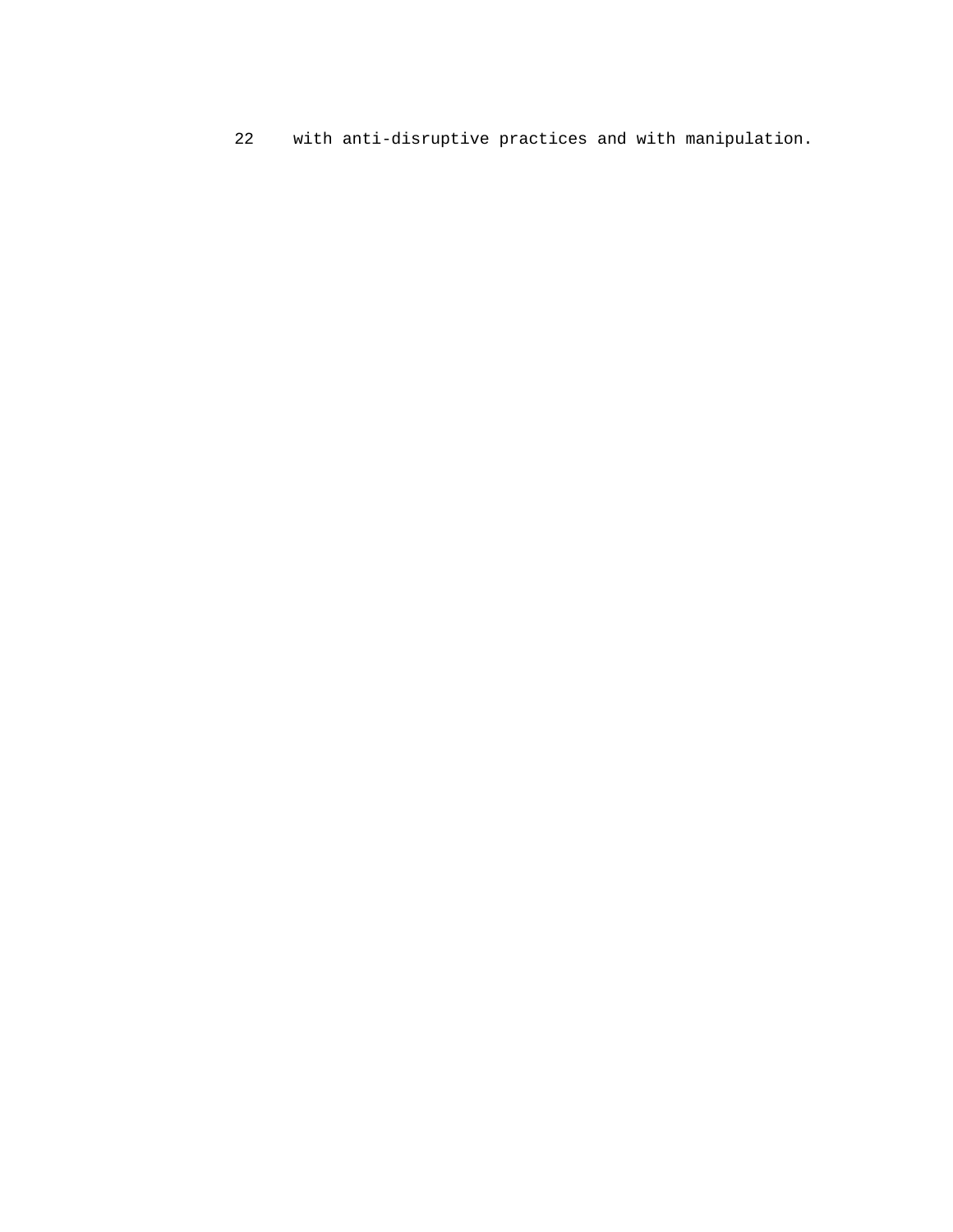with anti-disruptive practices and with manipulation.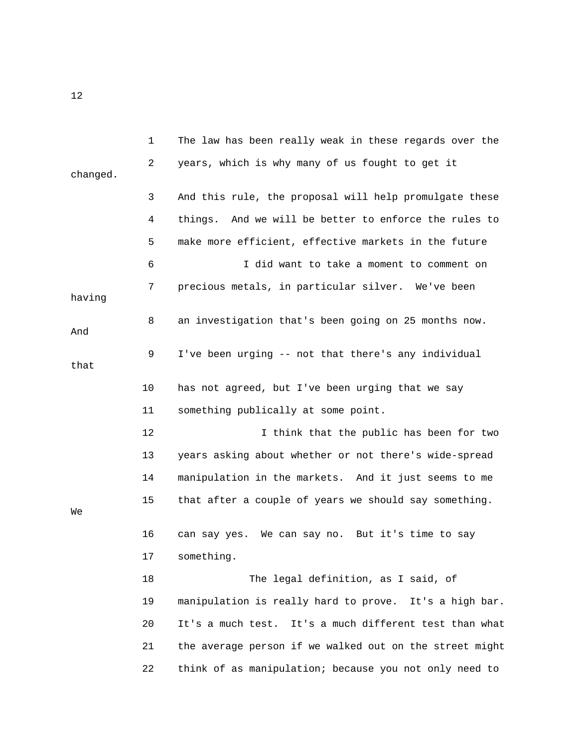The law has been really weak in these regards over the years, which is why many of us fought to get it changed. And this rule, the proposal will help promulgate these things. And we will be better to enforce the rules to make more efficient, effective markets in the future

I did want to take a moment to comment on precious metals, in particular silver. We've been having an investigation that's been going on 25 months now. And I've been urging -- not that there's any individual that has not agreed, but I've been urging that we say something publically at some point.

I think that the public has been for two years asking about whether or not there's wide-spread manipulation in the markets. And it just seems to me that after a couple of years we should say something. We can say yes. We can say no. But it's time to say something.

The legal definition, as I said, of manipulation is really hard to prove. It's a high bar. It's a much test. It's a much different test than what the average person if we walked out on the street might think of as manipulation; because you not only need to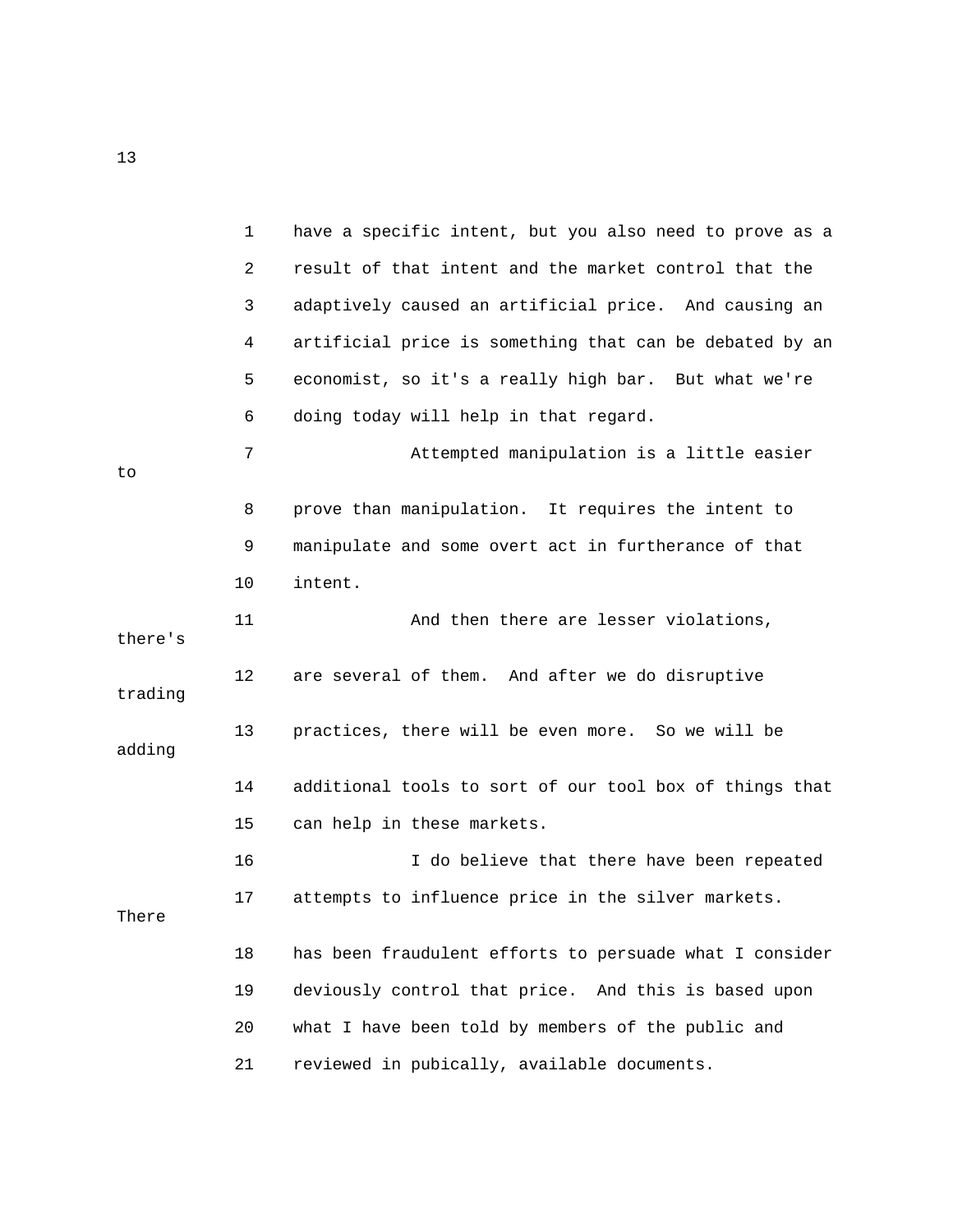have a specific intent, but you also need to prove as a result of that intent and the market control that the adaptively caused an artificial price. And causing an artificial price is something that can be debated by an economist, so it's a really high bar. But what we're doing today will help in that regard.

Attempted manipulation is a little easier to prove than manipulation. It requires the intent to manipulate and some overt act in furtherance of that intent.

And then there are lesser violations, there's are several of them. And after we do disruptive trading practices, there will be even more. So we will be adding additional tools to sort of our tool box of things that can help in these markets.

I do believe that there have been repeated attempts to influence price in the silver markets. There has been fraudulent efforts to persuade what I consider deviously control that price. And this is based upon what I have been told by members of the public and reviewed in pubically, available documents.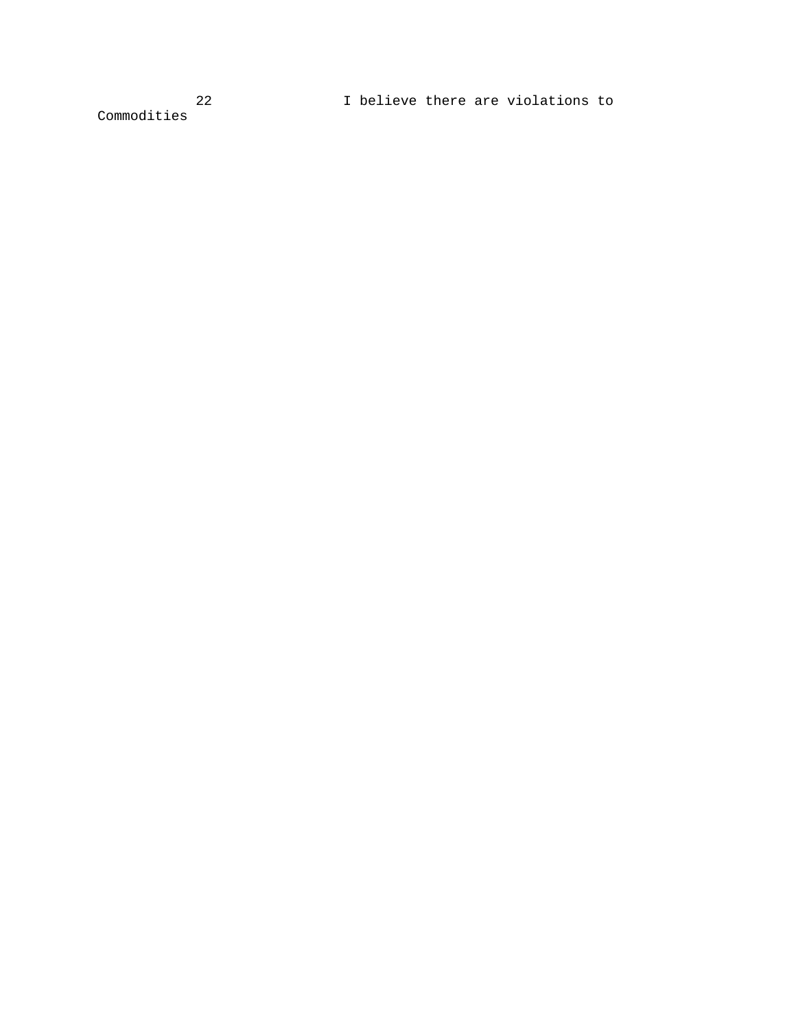22 I believe there are violations to Commodities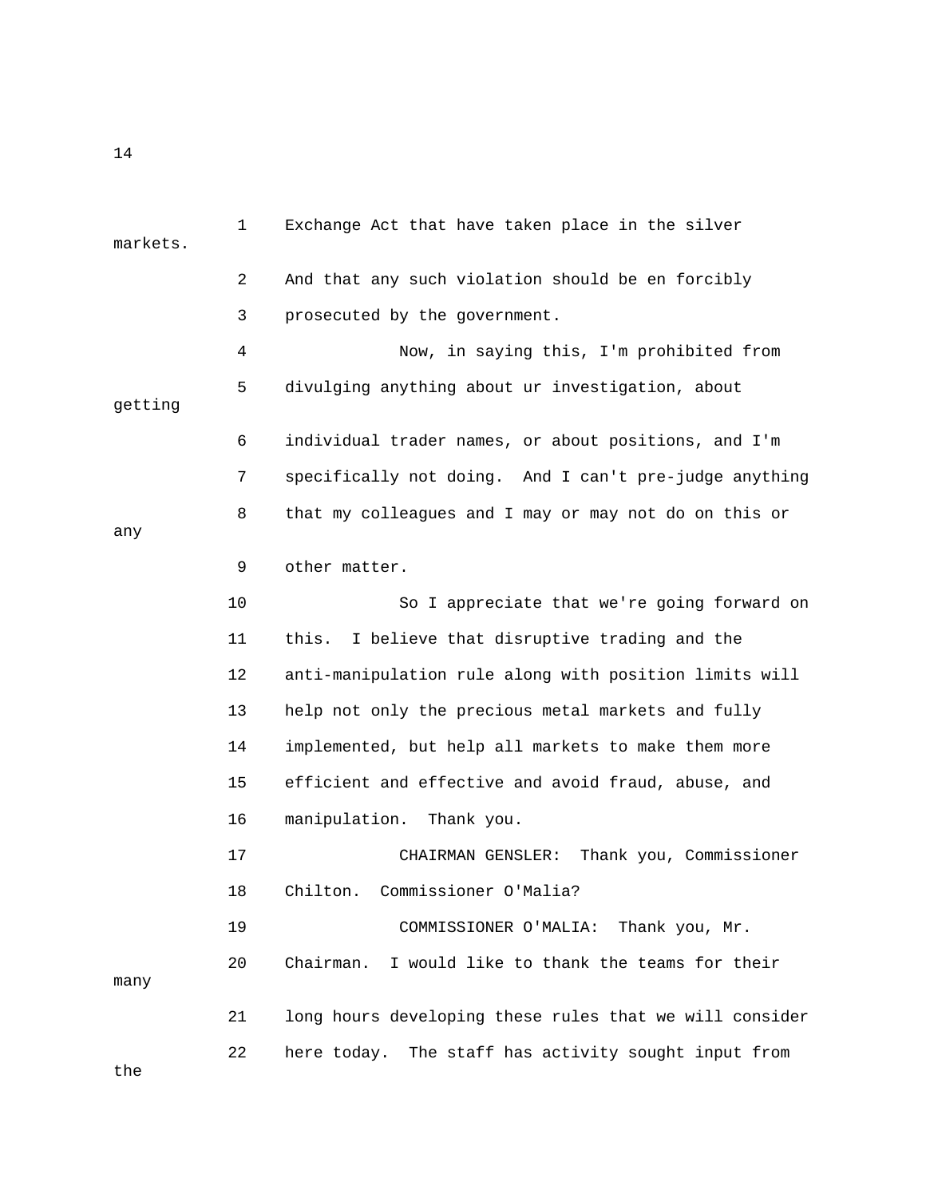Exchange Act that have taken place in the silver markets.
And that any such violation should be en forcibly prosecuted by the government.

Now, in saying this, I'm prohibited from divulging anything about ur investigation, about getting individual trader names, or about positions, and I'm specifically not doing. And I can't pre-judge anything that my colleagues and I may or may not do on this or any other matter.

So I appreciate that we're going forward on this. I believe that disruptive trading and the anti-manipulation rule along with position limits will help not only the precious metal markets and fully implemented, but help all markets to make them more efficient and effective and avoid fraud, abuse, and manipulation. Thank you.

CHAIRMAN GENSLER: Thank you, Commissioner Chilton. Commissioner O'Malia?

COMMISSIONER O'MALIA: Thank you, Mr. Chairman. I would like to thank the teams for their many long hours developing these rules that we will consider here today. The staff has activity sought input from the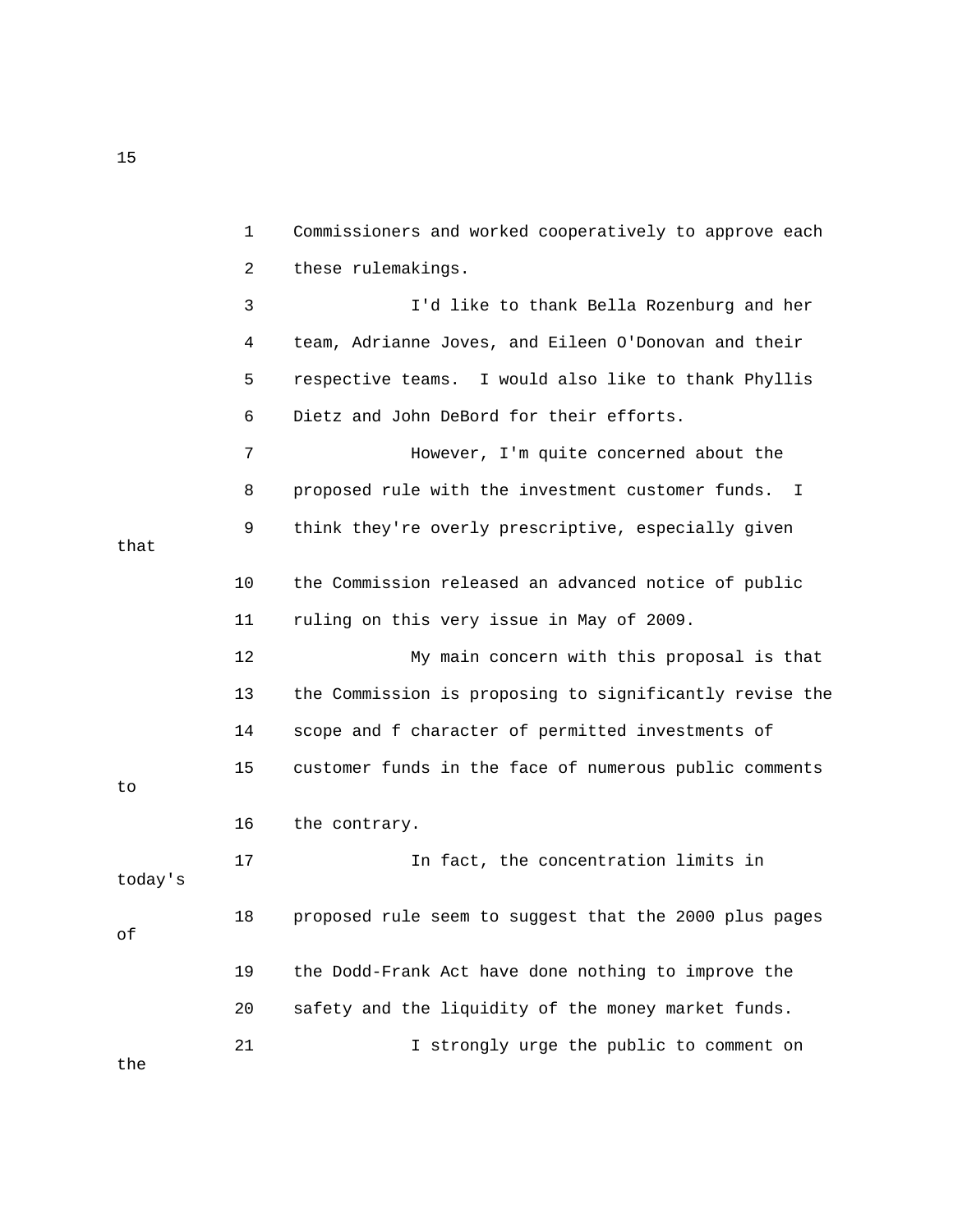1 Commissioners and worked cooperatively to approve each
2 these rulemakings.
3 I'd like to thank Bella Rozenburg and her
4 team, Adrianne Joves, and Eileen O'Donovan and their
5 respective teams. I would also like to thank Phyllis
6 Dietz and John DeBord for their efforts.
7 However, I'm quite concerned about the
8 proposed rule with the investment customer funds. I
9 think they're overly prescriptive, especially given that
10 the Commission released an advanced notice of public
11 ruling on this very issue in May of 2009.
12 My main concern with this proposal is that
13 the Commission is proposing to significantly revise the
14 scope and f character of permitted investments of
15 customer funds in the face of numerous public comments to
16 the contrary.
17 In fact, the concentration limits in today's
18 proposed rule seem to suggest that the 2000 plus pages of
19 the Dodd-Frank Act have done nothing to improve the
20 safety and the liquidity of the money market funds.
21 I strongly urge the public to comment on the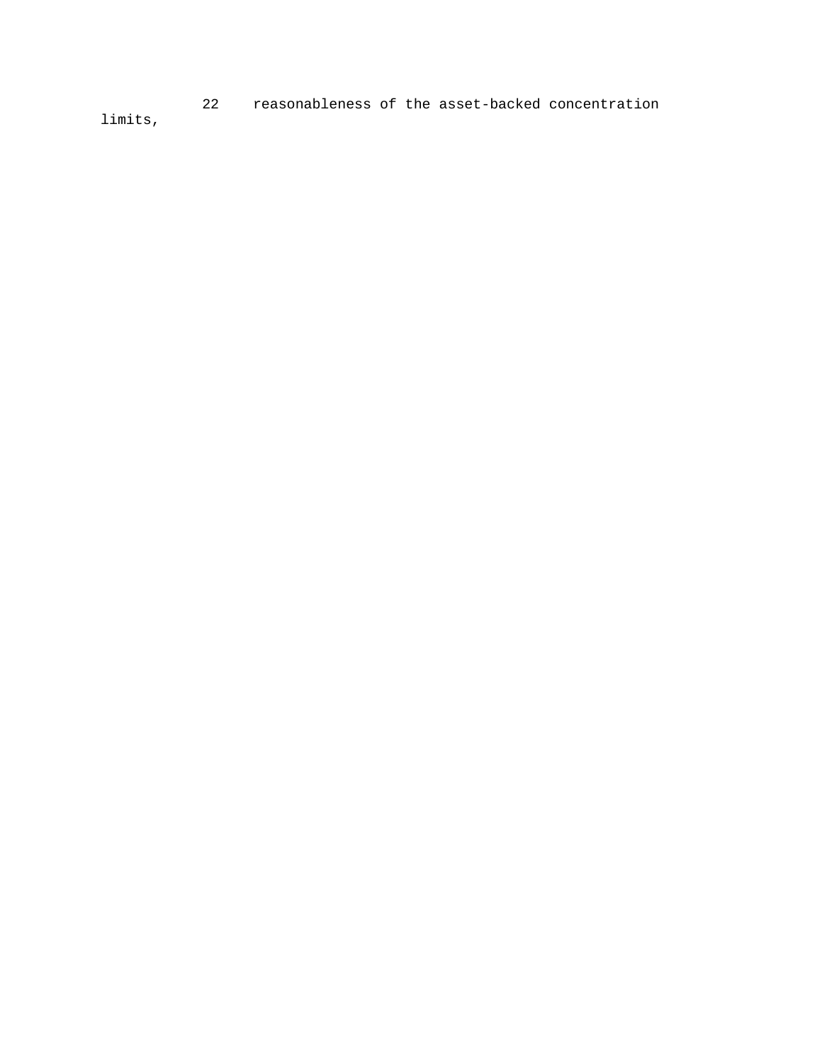22 reasonableness of the asset-backed concentration limits,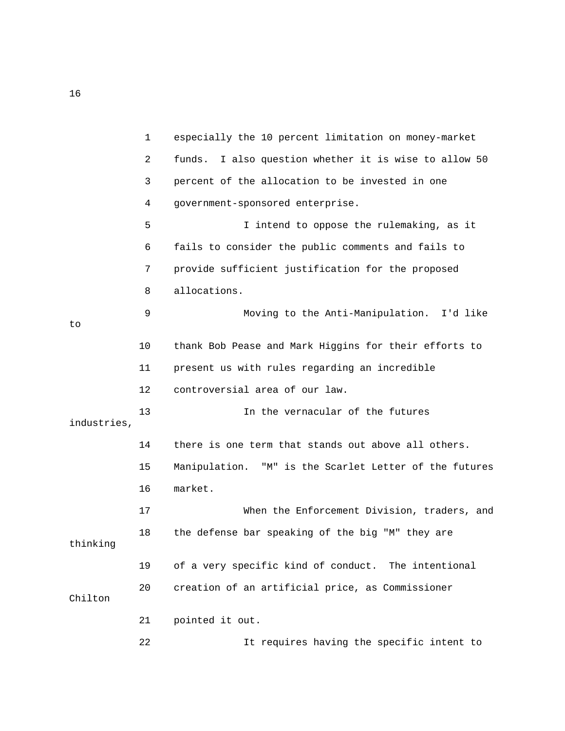especially the 10 percent limitation on money-market funds. I also question whether it is wise to allow 50 percent of the allocation to be invested in one government-sponsored enterprise.

I intend to oppose the rulemaking, as it fails to consider the public comments and fails to provide sufficient justification for the proposed allocations.

Moving to the Anti-Manipulation. I'd like to thank Bob Pease and Mark Higgins for their efforts to present us with rules regarding an incredible controversial area of our law.

In the vernacular of the futures industries, there is one term that stands out above all others. Manipulation. "M" is the Scarlet Letter of the futures market.

When the Enforcement Division, traders, and the defense bar speaking of the big "M" they are thinking of a very specific kind of conduct. The intentional creation of an artificial price, as Commissioner Chilton pointed it out.

It requires having the specific intent to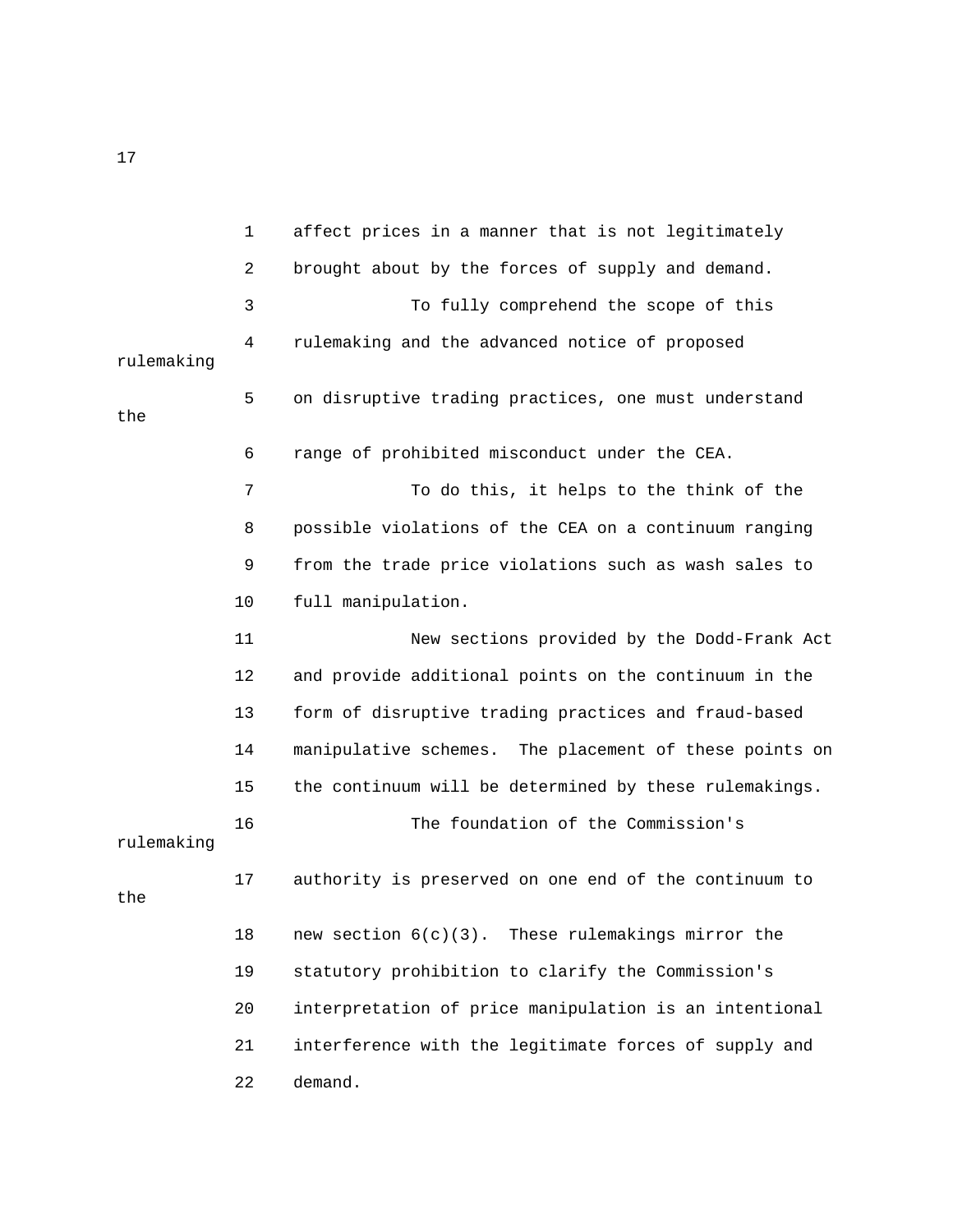affect prices in a manner that is not legitimately brought about by the forces of supply and demand.

To fully comprehend the scope of this rulemaking and the advanced notice of proposed rulemaking on disruptive trading practices, one must understand the range of prohibited misconduct under the CEA.

To do this, it helps to the think of the possible violations of the CEA on a continuum ranging from the trade price violations such as wash sales to full manipulation.

New sections provided by the Dodd-Frank Act and provide additional points on the continuum in the form of disruptive trading practices and fraud-based manipulative schemes. The placement of these points on the continuum will be determined by these rulemakings.

The foundation of the Commission's rulemaking authority is preserved on one end of the continuum to the new section 6(c)(3). These rulemakings mirror the statutory prohibition to clarify the Commission's interpretation of price manipulation is an intentional interference with the legitimate forces of supply and demand.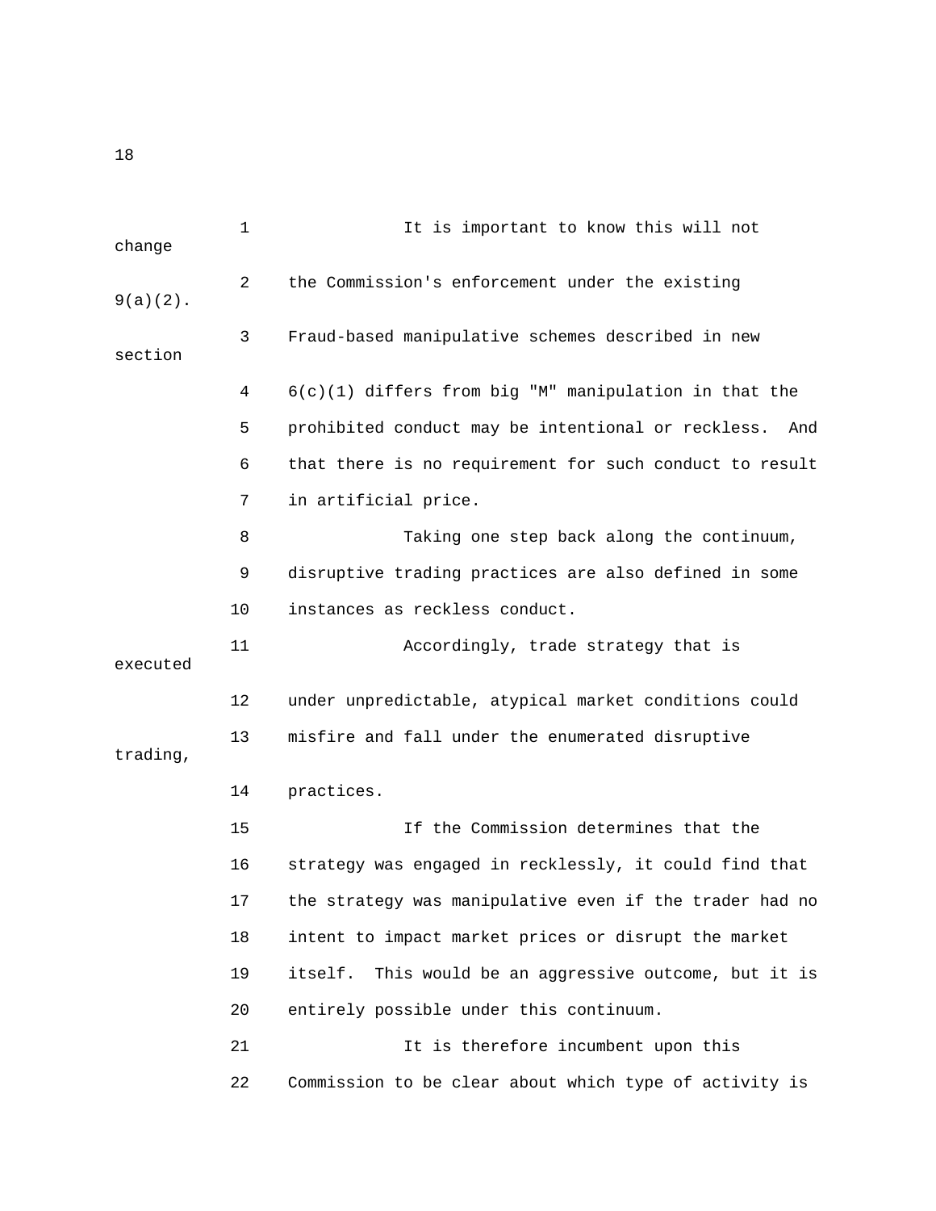It is important to know this will not change the Commission's enforcement under the existing 9(a)(2).

Fraud-based manipulative schemes described in new section 6(c)(1) differs from big "M" manipulation in that the prohibited conduct may be intentional or reckless. And that there is no requirement for such conduct to result in artificial price.

Taking one step back along the continuum, disruptive trading practices are also defined in some instances as reckless conduct.

Accordingly, trade strategy that is executed under unpredictable, atypical market conditions could misfire and fall under the enumerated disruptive trading, practices.

If the Commission determines that the strategy was engaged in recklessly, it could find that the strategy was manipulative even if the trader had no intent to impact market prices or disrupt the market itself. This would be an aggressive outcome, but it is entirely possible under this continuum.

It is therefore incumbent upon this Commission to be clear about which type of activity is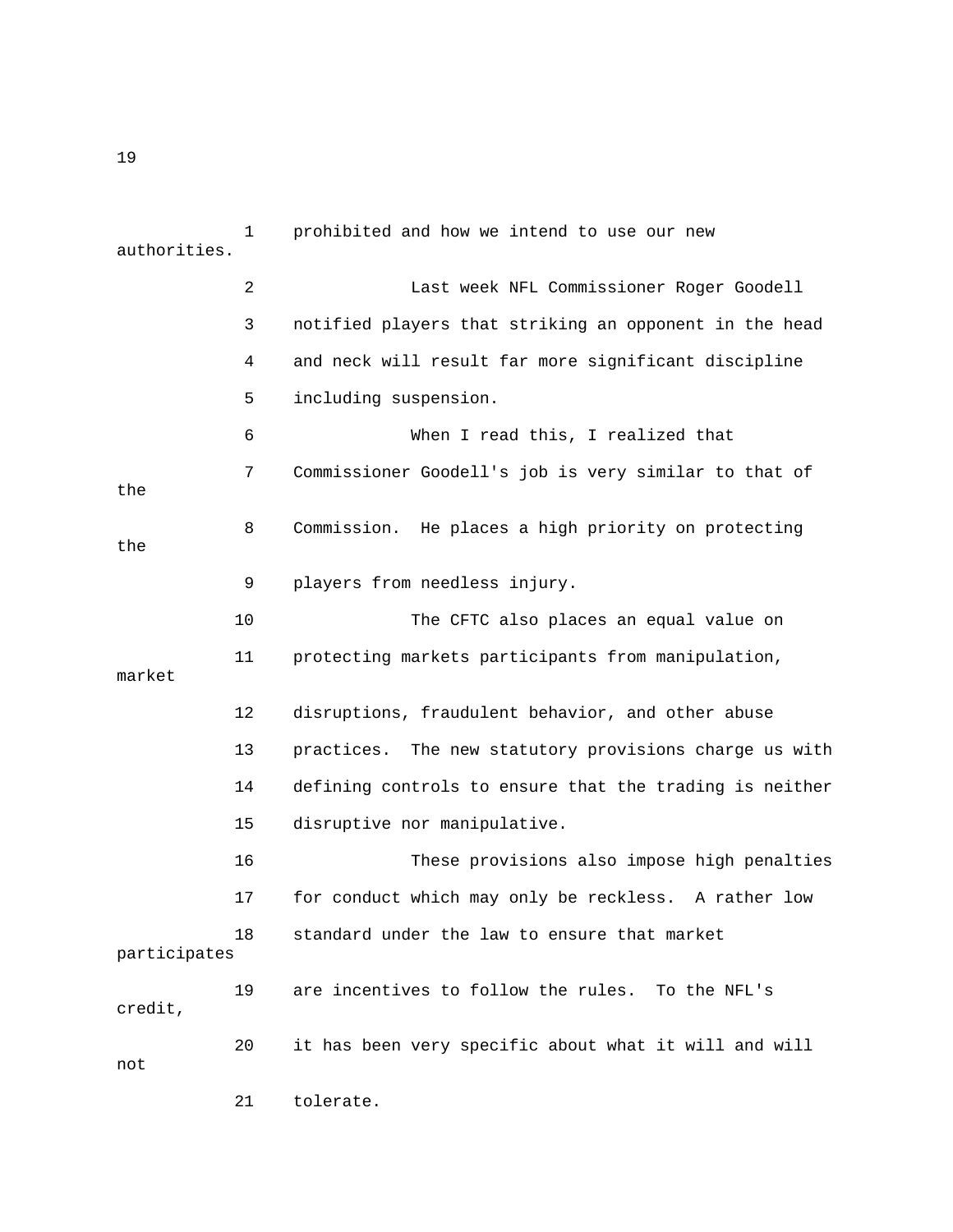prohibited and how we intend to use our new authorities.

Last week NFL Commissioner Roger Goodell notified players that striking an opponent in the head and neck will result far more significant discipline including suspension.

When I read this, I realized that Commissioner Goodell's job is very similar to that of the Commission. He places a high priority on protecting the players from needless injury.

The CFTC also places an equal value on protecting markets participants from manipulation, market disruptions, fraudulent behavior, and other abuse practices. The new statutory provisions charge us with defining controls to ensure that the trading is neither disruptive nor manipulative.

These provisions also impose high penalties for conduct which may only be reckless. A rather low standard under the law to ensure that market participates are incentives to follow the rules. To the NFL's credit, it has been very specific about what it will and will not tolerate.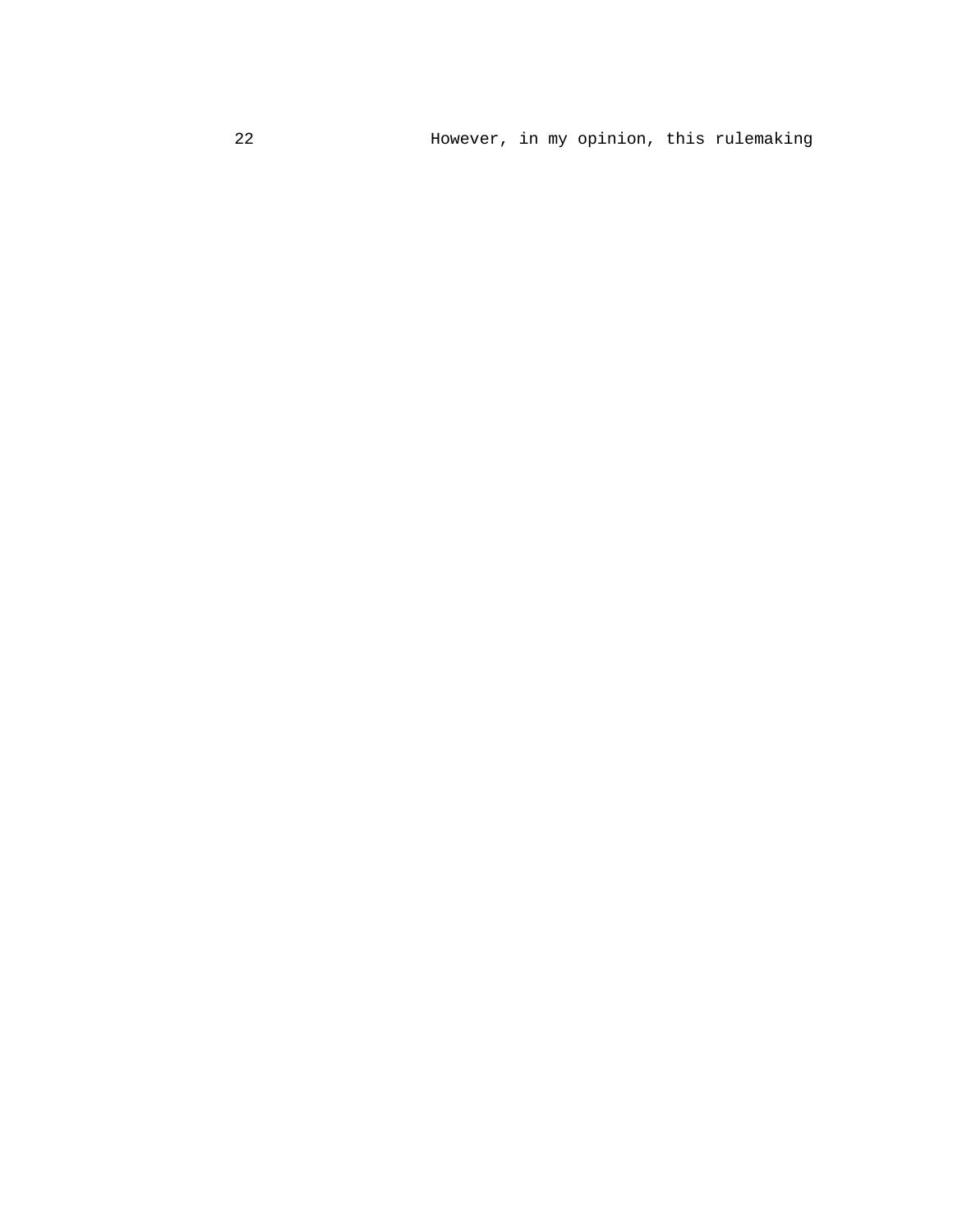22 However, in my opinion, this rulemaking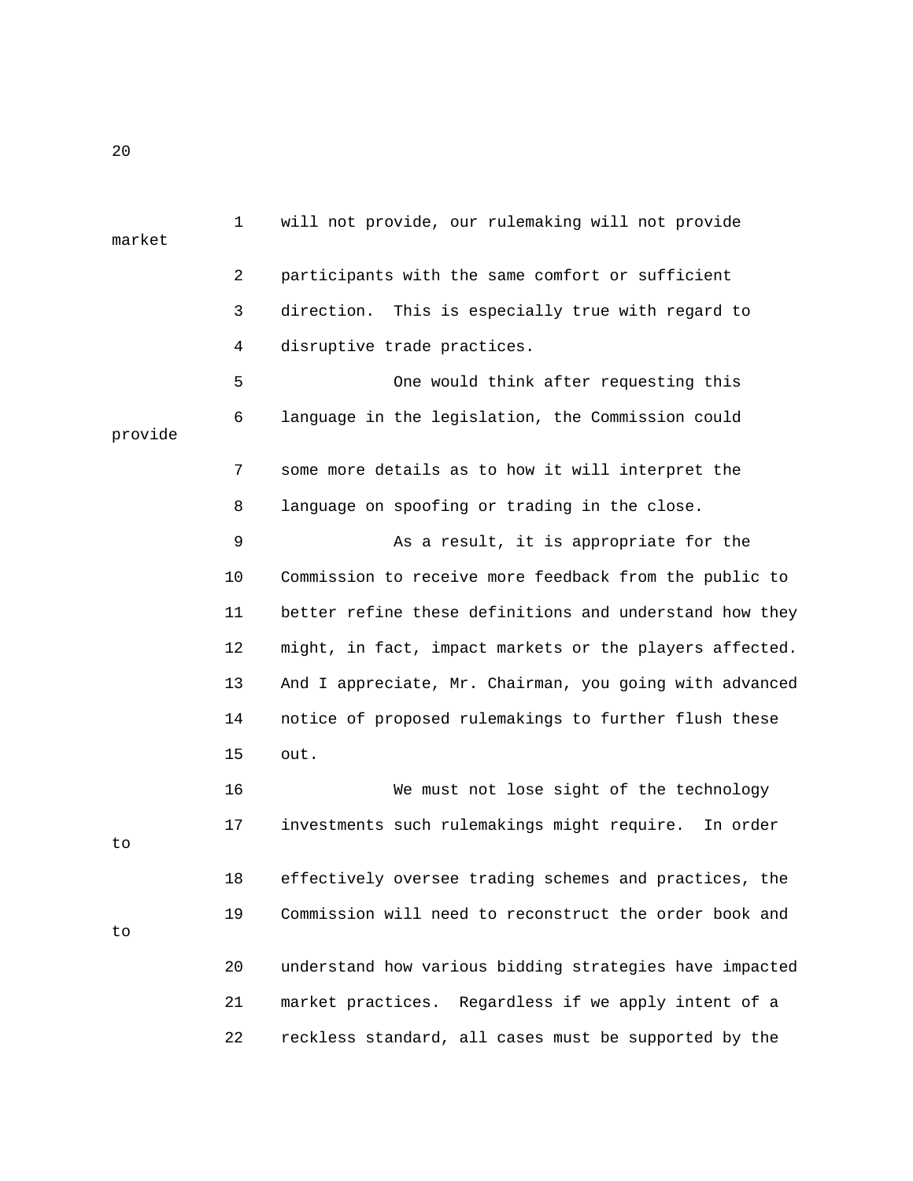will not provide, our rulemaking will not provide market participants with the same comfort or sufficient direction. This is especially true with regard to disruptive trade practices.

One would think after requesting this language in the legislation, the Commission could provide some more details as to how it will interpret the language on spoofing or trading in the close.

As a result, it is appropriate for the Commission to receive more feedback from the public to better refine these definitions and understand how they might, in fact, impact markets or the players affected. And I appreciate, Mr. Chairman, you going with advanced notice of proposed rulemakings to further flush these out.

We must not lose sight of the technology investments such rulemakings might require. In order to effectively oversee trading schemes and practices, the Commission will need to reconstruct the order book and to understand how various bidding strategies have impacted market practices. Regardless if we apply intent of a reckless standard, all cases must be supported by the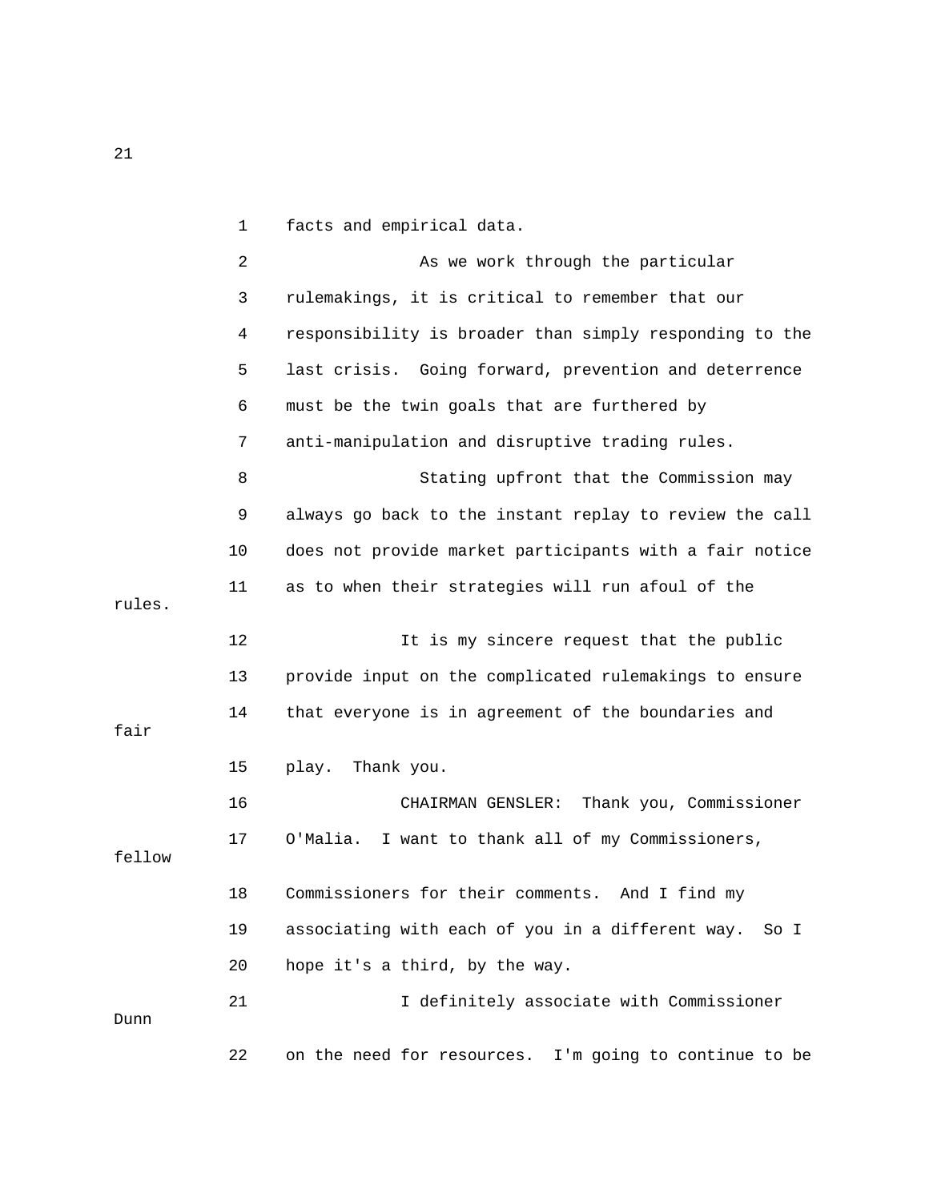facts and empirical data.

As we work through the particular rulemakings, it is critical to remember that our responsibility is broader than simply responding to the last crisis. Going forward, prevention and deterrence must be the twin goals that are furthered by anti-manipulation and disruptive trading rules.

Stating upfront that the Commission may always go back to the instant replay to review the call does not provide market participants with a fair notice as to when their strategies will run afoul of the rules.

It is my sincere request that the public provide input on the complicated rulemakings to ensure that everyone is in agreement of the boundaries and fair play. Thank you.

CHAIRMAN GENSLER: Thank you, Commissioner O'Malia. I want to thank all of my Commissioners, fellow Commissioners for their comments. And I find my associating with each of you in a different way. So I hope it's a third, by the way.

I definitely associate with Commissioner Dunn on the need for resources. I'm going to continue to be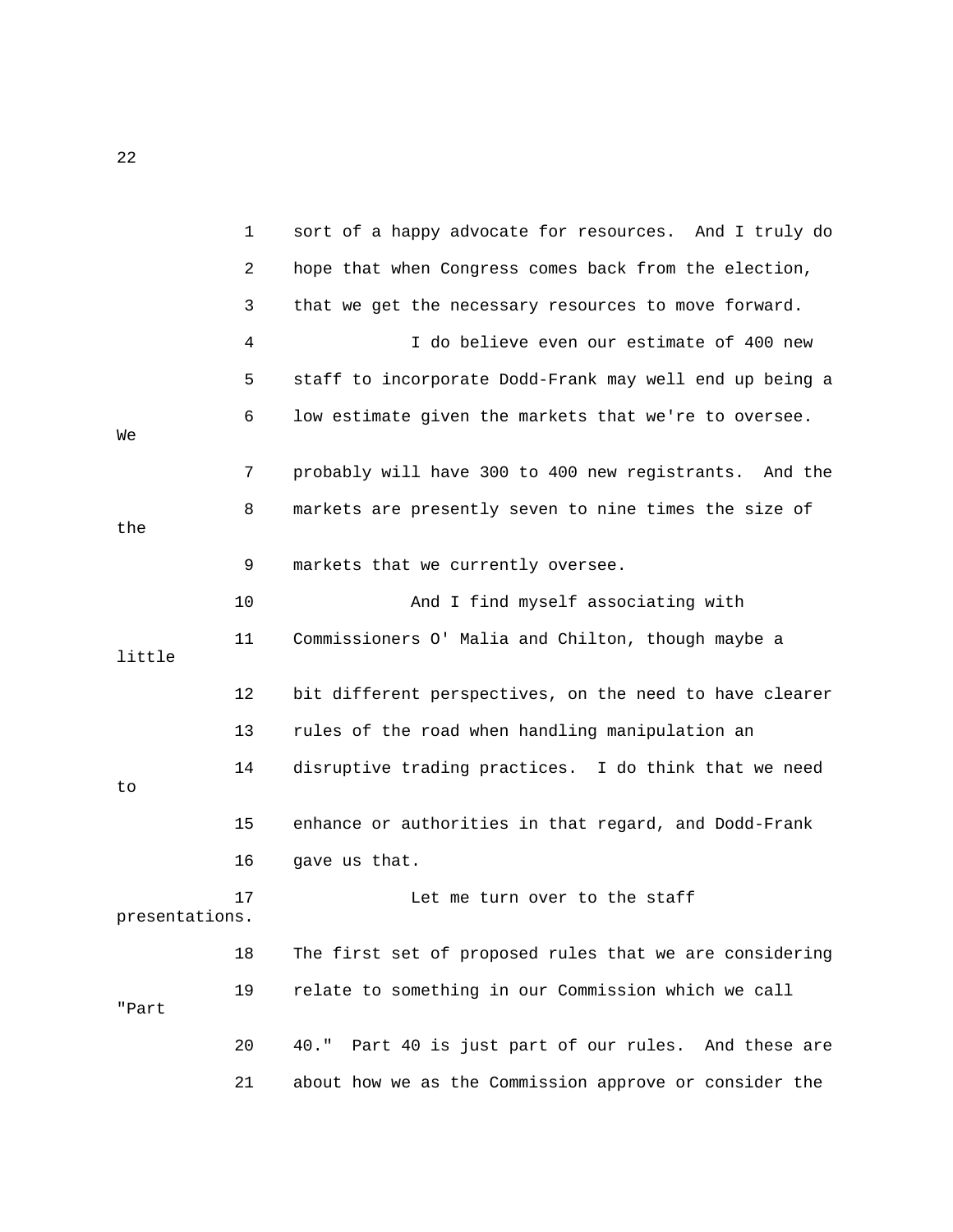sort of a happy advocate for resources. And I truly do hope that when Congress comes back from the election, that we get the necessary resources to move forward.

I do believe even our estimate of 400 new staff to incorporate Dodd-Frank may well end up being a low estimate given the markets that we're to oversee. We probably will have 300 to 400 new registrants. And the markets are presently seven to nine times the size of the markets that we currently oversee.

And I find myself associating with Commissioners O' Malia and Chilton, though maybe a little bit different perspectives, on the need to have clearer rules of the road when handling manipulation an disruptive trading practices. I do think that we need to enhance or authorities in that regard, and Dodd-Frank gave us that.

Let me turn over to the staff presentations. The first set of proposed rules that we are considering relate to something in our Commission which we call "Part 40." Part 40 is just part of our rules. And these are about how we as the Commission approve or consider the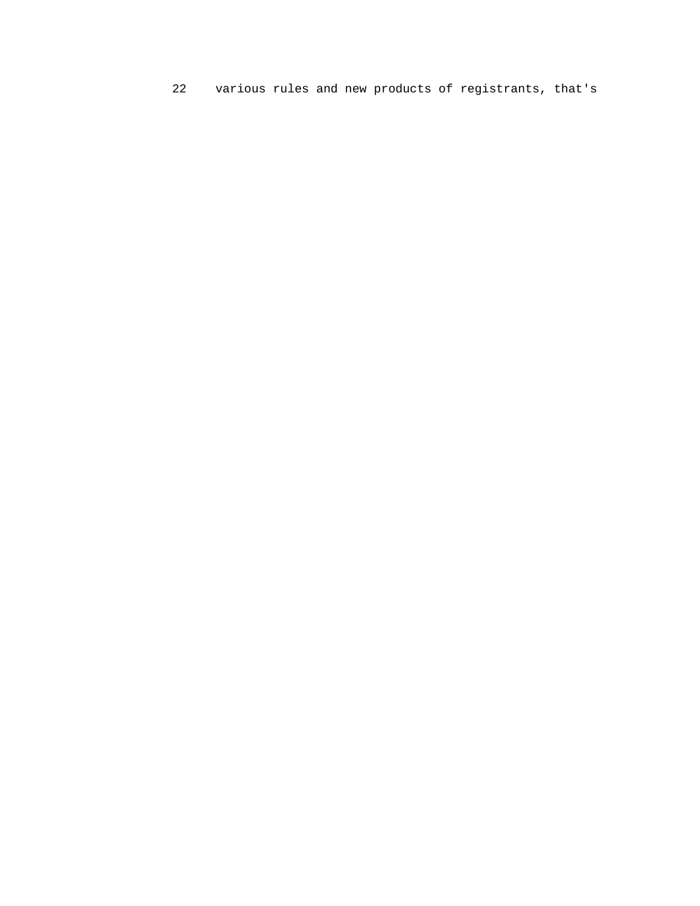22 various rules and new products of registrants, that's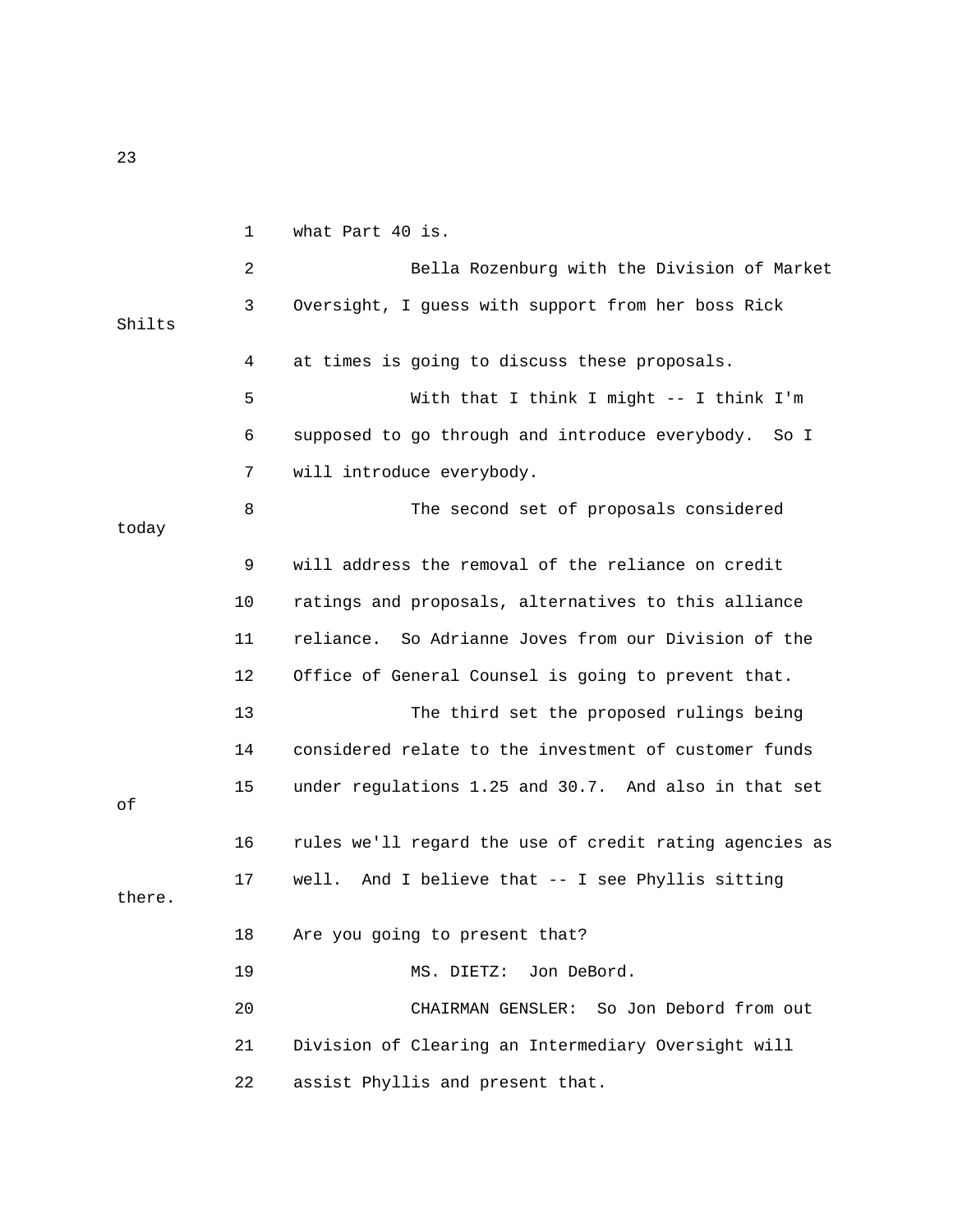1 what Part 40 is.

2 Bella Rozenburg with the Division of Market

3 Oversight, I guess with support from her boss Rick Shilts

4 at times is going to discuss these proposals.

5 With that I think I might -- I think I'm

6 supposed to go through and introduce everybody. So I

7 will introduce everybody.

8 The second set of proposals considered today

9 will address the removal of the reliance on credit

10 ratings and proposals, alternatives to this alliance

11 reliance. So Adrianne Joves from our Division of the

12 Office of General Counsel is going to prevent that.

13 The third set the proposed rulings being

14 considered relate to the investment of customer funds

15 under regulations 1.25 and 30.7. And also in that set of

16 rules we'll regard the use of credit rating agencies as

17 well. And I believe that -- I see Phyllis sitting there.

18 Are you going to present that?

19 MS. DIETZ: Jon DeBord.

20 CHAIRMAN GENSLER: So Jon Debord from out

21 Division of Clearing an Intermediary Oversight will

22 assist Phyllis and present that.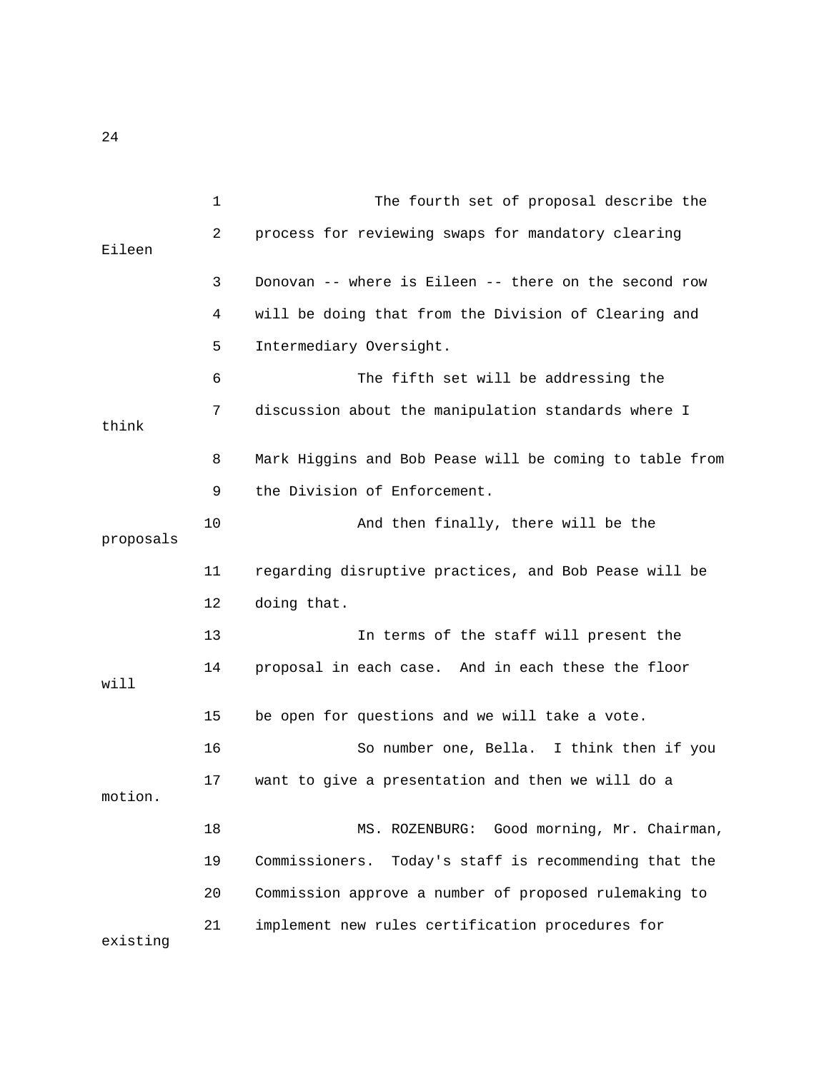1 The fourth set of proposal describe the

2 process for reviewing swaps for mandatory clearing Eileen

3 Donovan -- where is Eileen -- there on the second row

4 will be doing that from the Division of Clearing and

5 Intermediary Oversight.

6 The fifth set will be addressing the

7 discussion about the manipulation standards where I think

8 Mark Higgins and Bob Pease will be coming to table from

9 the Division of Enforcement.

10 And then finally, there will be the proposals

11 regarding disruptive practices, and Bob Pease will be

12 doing that.

13 In terms of the staff will present the

14 proposal in each case. And in each these the floor will

15 be open for questions and we will take a vote.

16 So number one, Bella. I think then if you

17 want to give a presentation and then we will do a motion.

18 MS. ROZENBURG: Good morning, Mr. Chairman,

19 Commissioners. Today's staff is recommending that the

20 Commission approve a number of proposed rulemaking to

21 implement new rules certification procedures for existing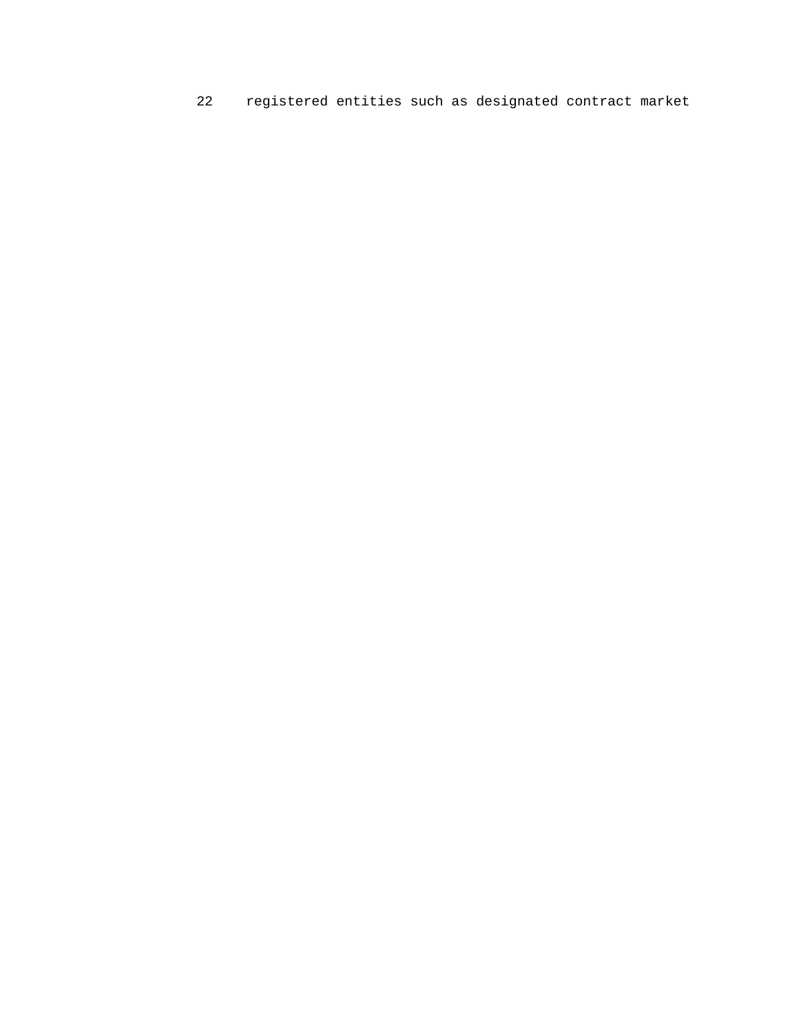22 registered entities such as designated contract market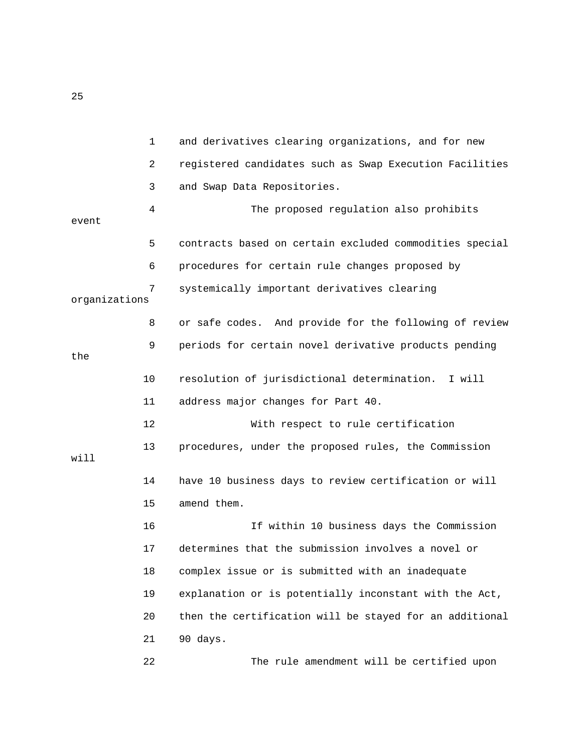1 and derivatives clearing organizations, and for new
2 registered candidates such as Swap Execution Facilities
3 and Swap Data Repositories.

4 The proposed regulation also prohibits event
5 contracts based on certain excluded commodities special
6 procedures for certain rule changes proposed by
7 systemically important derivatives clearing organizations
8 or safe codes. And provide for the following of review
9 periods for certain novel derivative products pending the
10 resolution of jurisdictional determination. I will
11 address major changes for Part 40.

12 With respect to rule certification
13 procedures, under the proposed rules, the Commission will
14 have 10 business days to review certification or will
15 amend them.

16 If within 10 business days the Commission
17 determines that the submission involves a novel or
18 complex issue or is submitted with an inadequate
19 explanation or is potentially inconstant with the Act,
20 then the certification will be stayed for an additional
21 90 days.

22 The rule amendment will be certified upon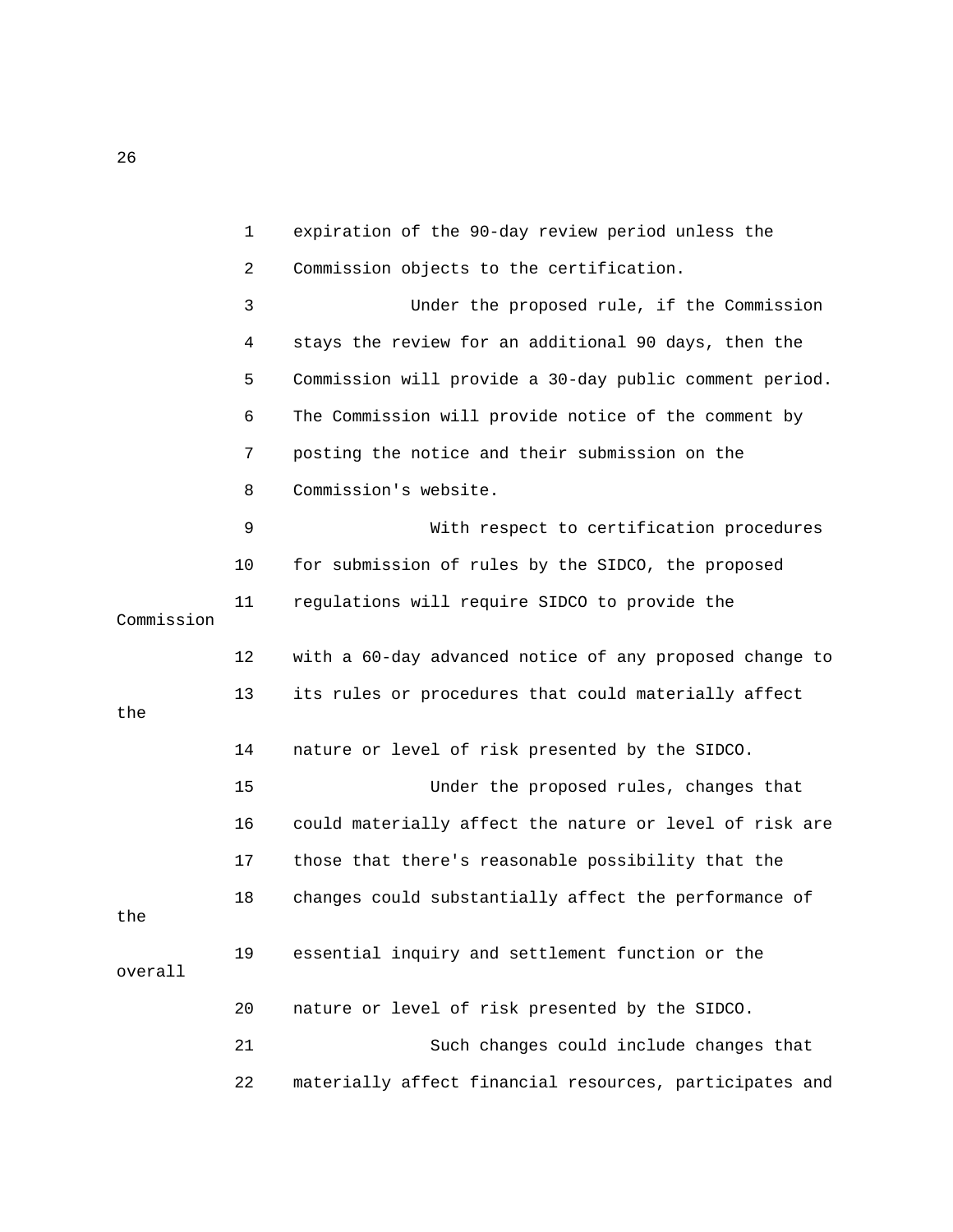expiration of the 90-day review period unless the Commission objects to the certification.

Under the proposed rule, if the Commission stays the review for an additional 90 days, then the Commission will provide a 30-day public comment period. The Commission will provide notice of the comment by posting the notice and their submission on the Commission's website.

With respect to certification procedures for submission of rules by the SIDCO, the proposed regulations will require SIDCO to provide the Commission with a 60-day advanced notice of any proposed change to its rules or procedures that could materially affect the nature or level of risk presented by the SIDCO.

Under the proposed rules, changes that could materially affect the nature or level of risk are those that there's reasonable possibility that the changes could substantially affect the performance of the essential inquiry and settlement function or the overall nature or level of risk presented by the SIDCO.

Such changes could include changes that materially affect financial resources, participates and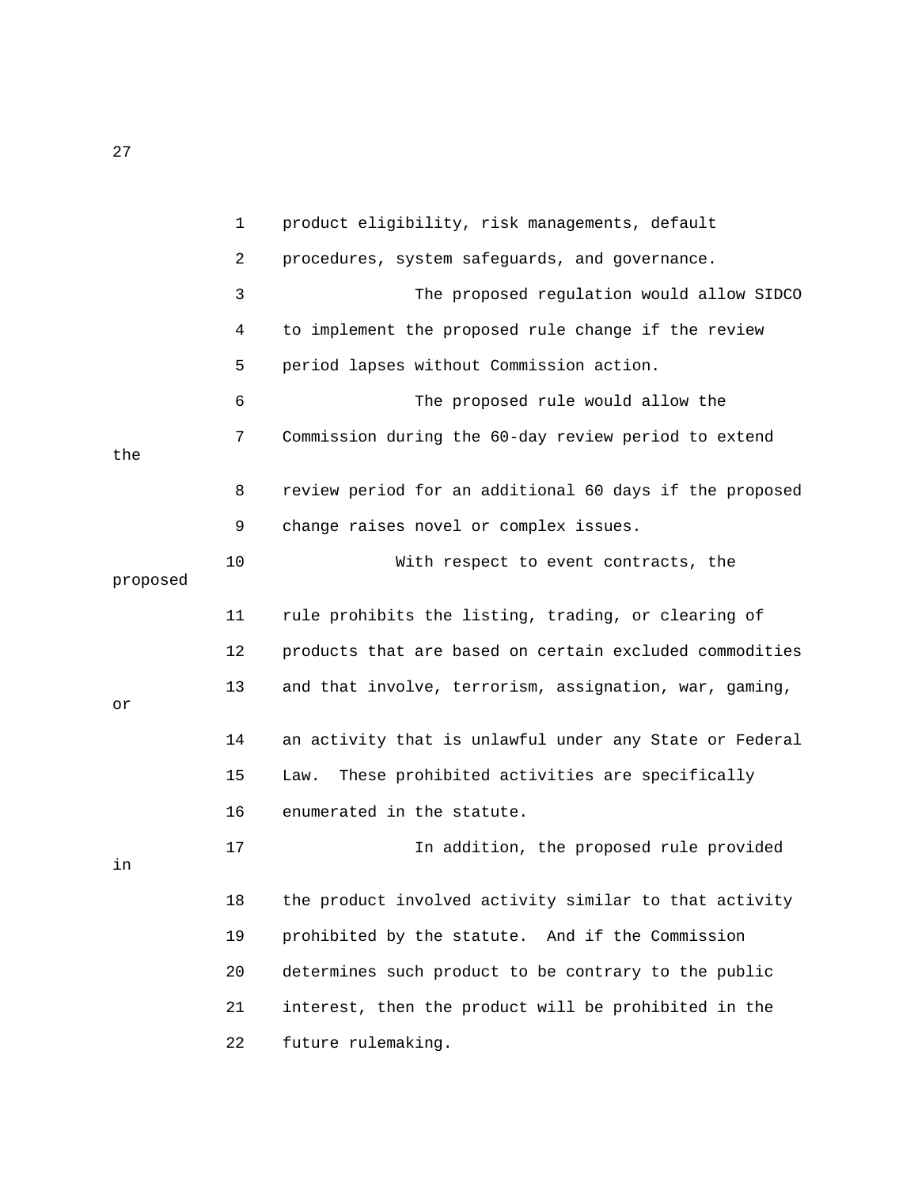1 product eligibility, risk managements, default
2 procedures, system safeguards, and governance.
3 The proposed regulation would allow SIDCO
4 to implement the proposed rule change if the review
5 period lapses without Commission action.
6 The proposed rule would allow the
7 Commission during the 60-day review period to extend the
8 review period for an additional 60 days if the proposed
9 change raises novel or complex issues.
10 With respect to event contracts, the proposed
11 rule prohibits the listing, trading, or clearing of
12 products that are based on certain excluded commodities
13 and that involve, terrorism, assignation, war, gaming, or
14 an activity that is unlawful under any State or Federal
15 Law. These prohibited activities are specifically
16 enumerated in the statute.
17 In addition, the proposed rule provided in
18 the product involved activity similar to that activity
19 prohibited by the statute. And if the Commission
20 determines such product to be contrary to the public
21 interest, then the product will be prohibited in the
22 future rulemaking.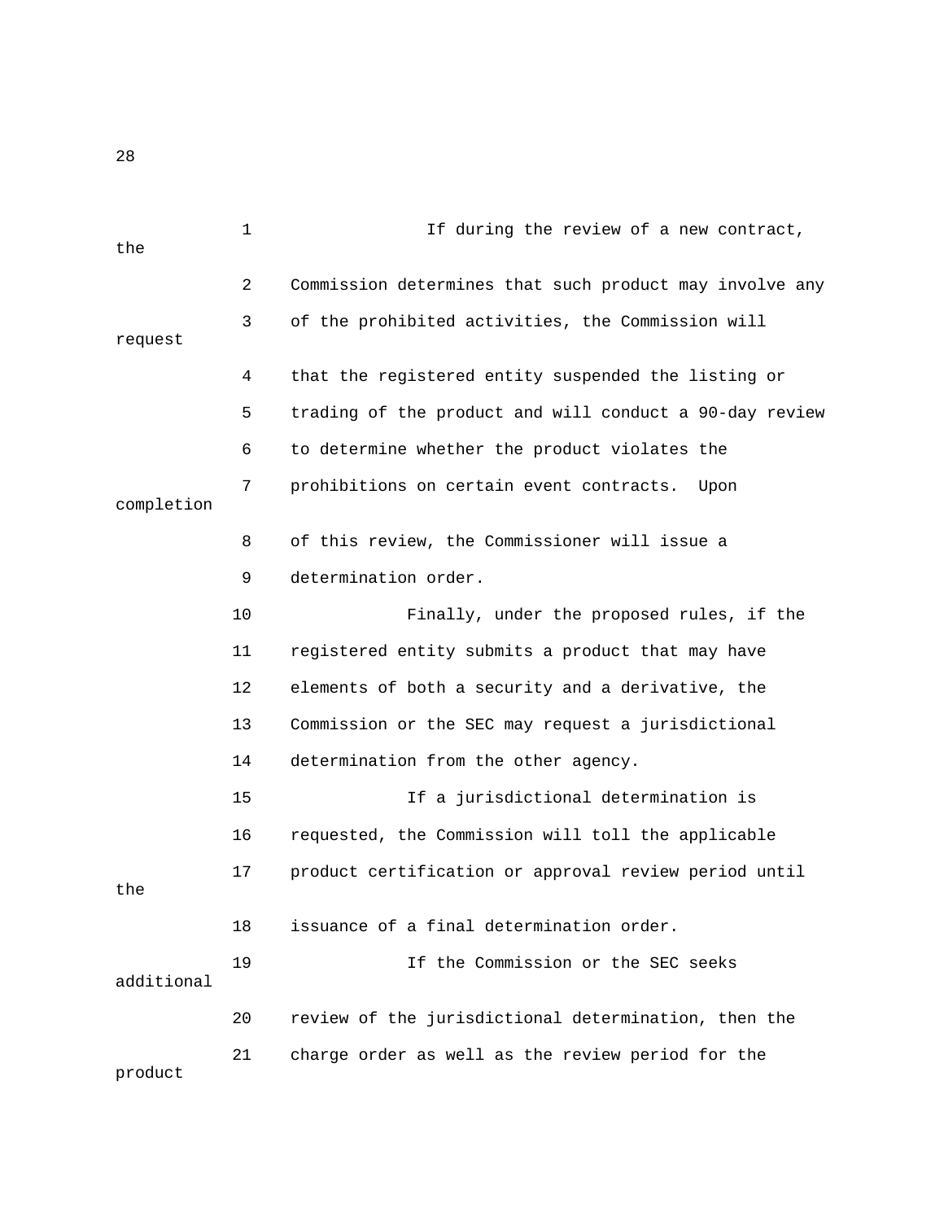If during the review of a new contract, the Commission determines that such product may involve any of the prohibited activities, the Commission will request that the registered entity suspended the listing or trading of the product and will conduct a 90-day review to determine whether the product violates the prohibitions on certain event contracts. Upon completion of this review, the Commissioner will issue a determination order.

Finally, under the proposed rules, if the registered entity submits a product that may have elements of both a security and a derivative, the Commission or the SEC may request a jurisdictional determination from the other agency.

If a jurisdictional determination is requested, the Commission will toll the applicable product certification or approval review period until the issuance of a final determination order.

If the Commission or the SEC seeks additional review of the jurisdictional determination, then the charge order as well as the review period for the product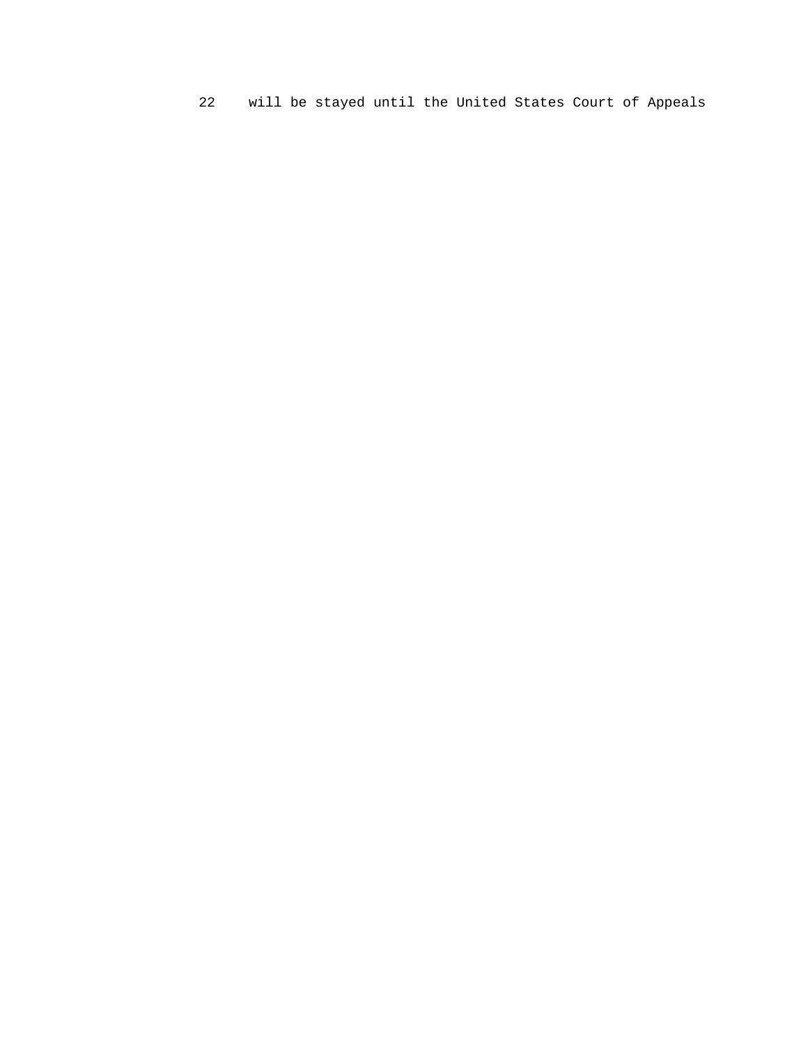22 will be stayed until the United States Court of Appeals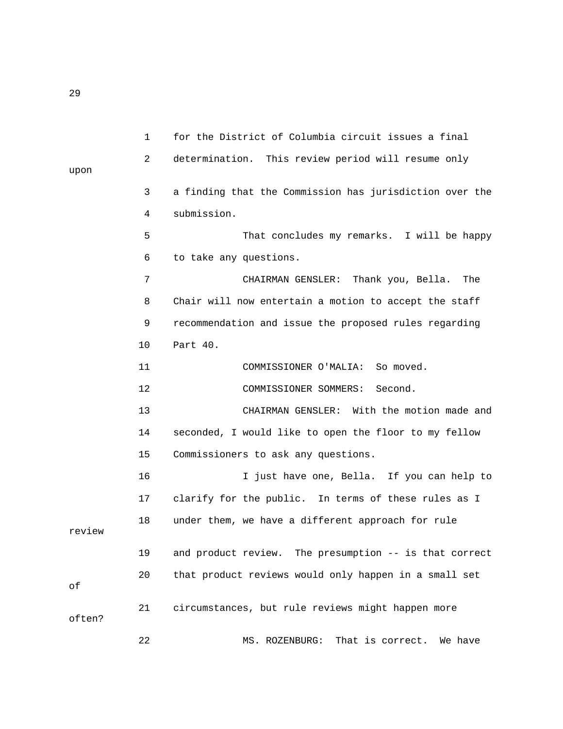1 for the District of Columbia circuit issues a final

2 determination. This review period will resume only upon

3 a finding that the Commission has jurisdiction over the

4 submission.

5 That concludes my remarks. I will be happy

6 to take any questions.

7 CHAIRMAN GENSLER: Thank you, Bella. The

8 Chair will now entertain a motion to accept the staff

9 recommendation and issue the proposed rules regarding

10 Part 40.

11 COMMISSIONER O'MALIA: So moved.

12 COMMISSIONER SOMMERS: Second.

13 CHAIRMAN GENSLER: With the motion made and

14 seconded, I would like to open the floor to my fellow

15 Commissioners to ask any questions.

16 I just have one, Bella. If you can help to

17 clarify for the public. In terms of these rules as I

18 under them, we have a different approach for rule review

19 and product review. The presumption -- is that correct

20 that product reviews would only happen in a small set of

21 circumstances, but rule reviews might happen more often?

22 MS. ROZENBURG: That is correct. We have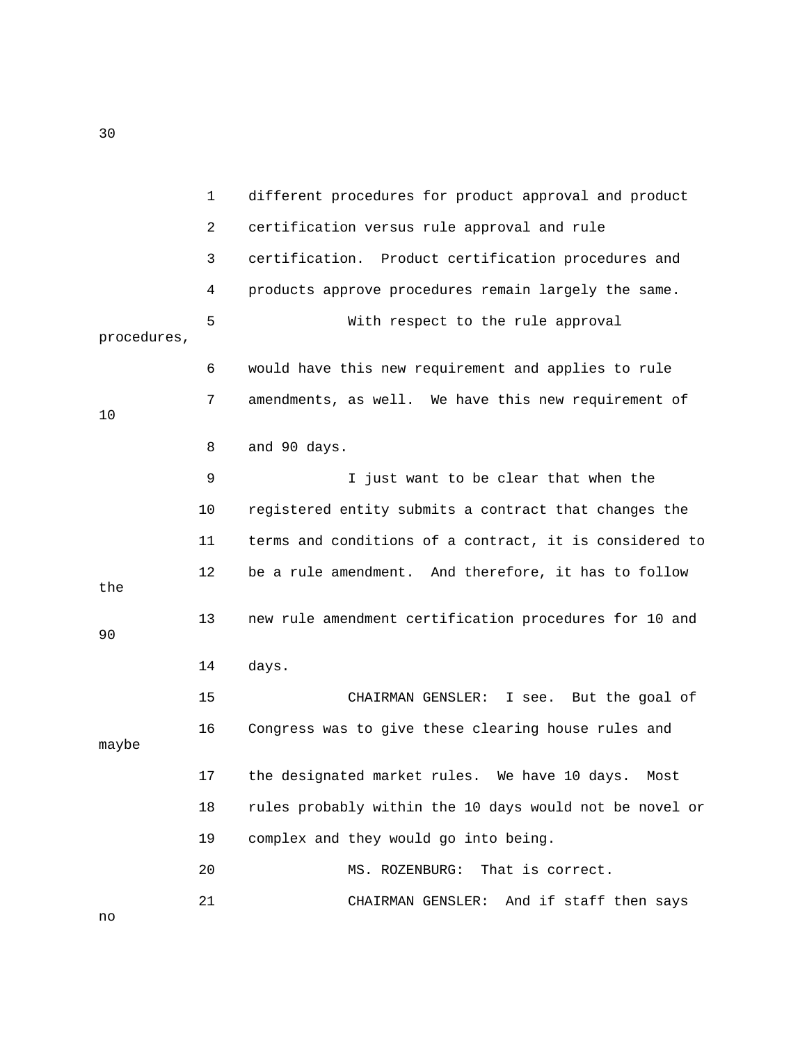different procedures for product approval and product certification versus rule approval and rule certification. Product certification procedures and products approve procedures remain largely the same.

With respect to the rule approval procedures, would have this new requirement and applies to rule amendments, as well. We have this new requirement of 10 and 90 days.

I just want to be clear that when the registered entity submits a contract that changes the terms and conditions of a contract, it is considered to be a rule amendment. And therefore, it has to follow the new rule amendment certification procedures for 10 and 90 days.

CHAIRMAN GENSLER: I see. But the goal of Congress was to give these clearing house rules and maybe the designated market rules. We have 10 days. Most rules probably within the 10 days would not be novel or complex and they would go into being.

MS. ROZENBURG: That is correct.

CHAIRMAN GENSLER: And if staff then says no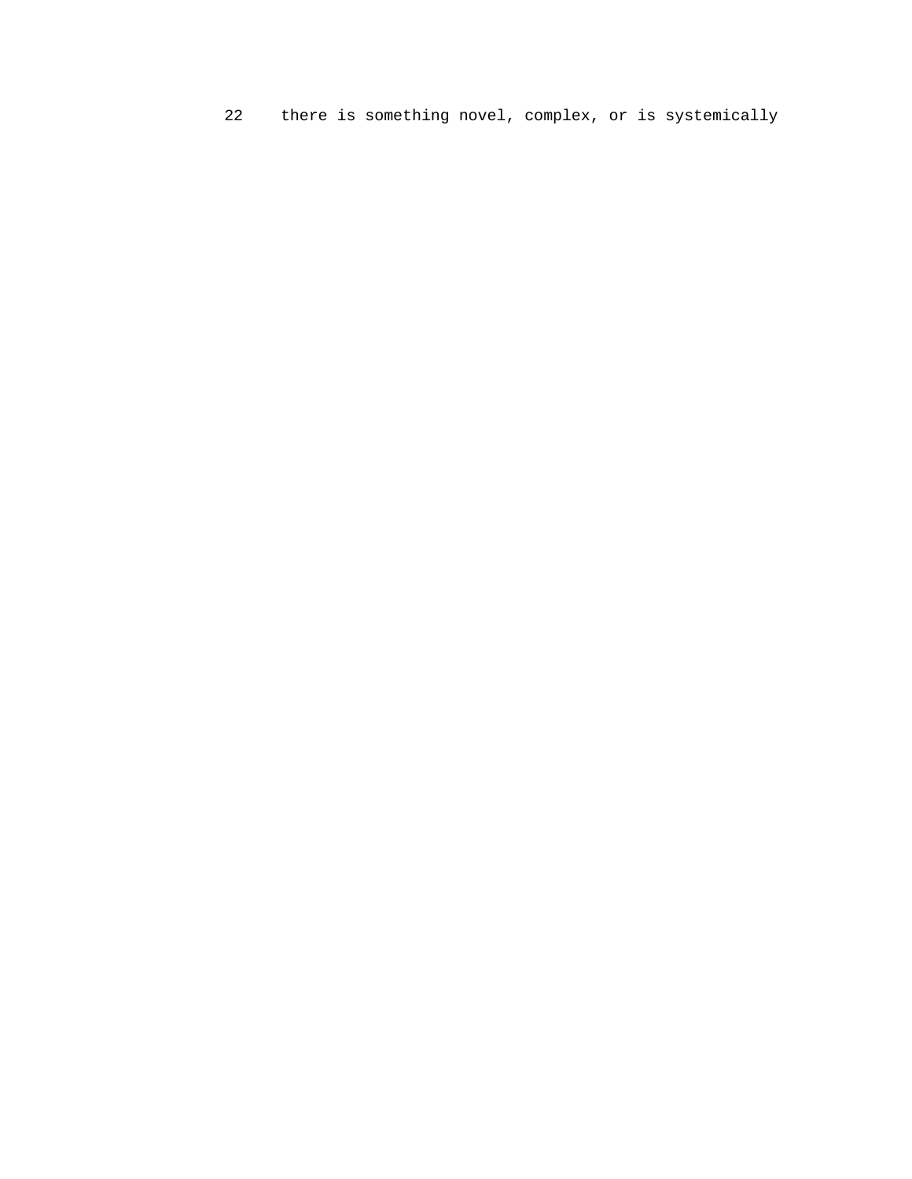22 there is something novel, complex, or is systemically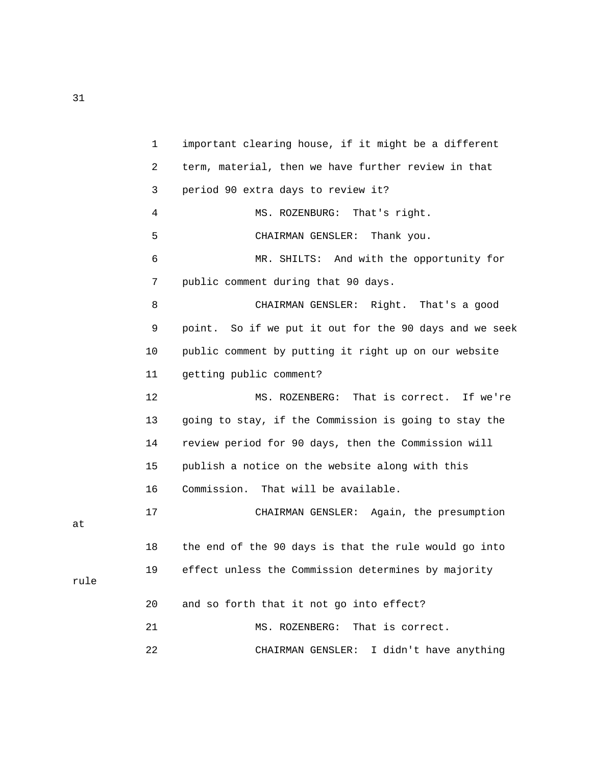1 important clearing house, if it might be a different
2 term, material, then we have further review in that
3 period 90 extra days to review it?
4 MS. ROZENBURG: That's right.
5 CHAIRMAN GENSLER: Thank you.
6 MR. SHILTS: And with the opportunity for
7 public comment during that 90 days.
8 CHAIRMAN GENSLER: Right. That's a good
9 point. So if we put it out for the 90 days and we seek
10 public comment by putting it right up on our website
11 getting public comment?
12 MS. ROZENBERG: That is correct. If we're
13 going to stay, if the Commission is going to stay the
14 review period for 90 days, then the Commission will
15 publish a notice on the website along with this
16 Commission. That will be available.
17 CHAIRMAN GENSLER: Again, the presumption at
18 the end of the 90 days is that the rule would go into
19 effect unless the Commission determines by majority rule
20 and so forth that it not go into effect?
21 MS. ROZENBERG: That is correct.
22 CHAIRMAN GENSLER: I didn't have anything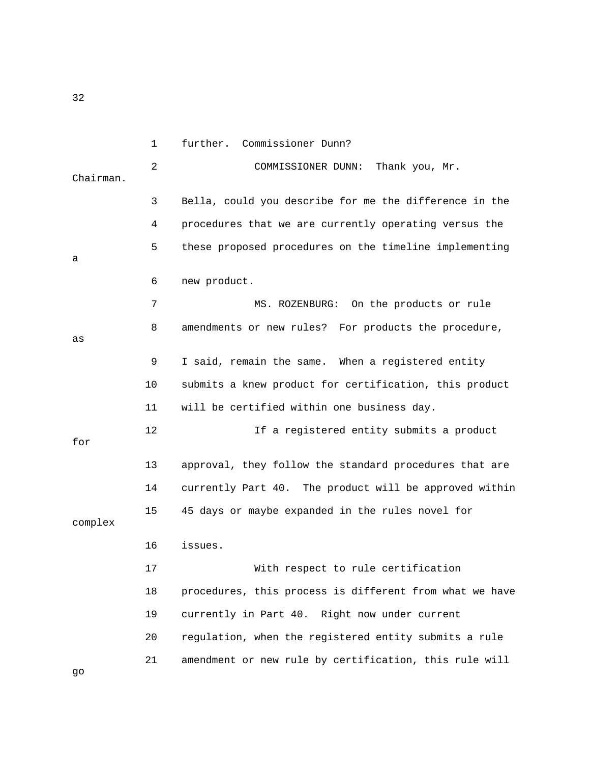further. Commissioner Dunn?

COMMISSIONER DUNN: Thank you, Mr. Chairman. Bella, could you describe for me the difference in the procedures that we are currently operating versus the these proposed procedures on the timeline implementing a new product.

MS. ROZENBURG: On the products or rule amendments or new rules? For products the procedure, as I said, remain the same. When a registered entity submits a knew product for certification, this product will be certified within one business day.

If a registered entity submits a product for approval, they follow the standard procedures that are currently Part 40. The product will be approved within 45 days or maybe expanded in the rules novel for complex issues.

With respect to rule certification procedures, this process is different from what we have currently in Part 40. Right now under current regulation, when the registered entity submits a rule amendment or new rule by certification, this rule will go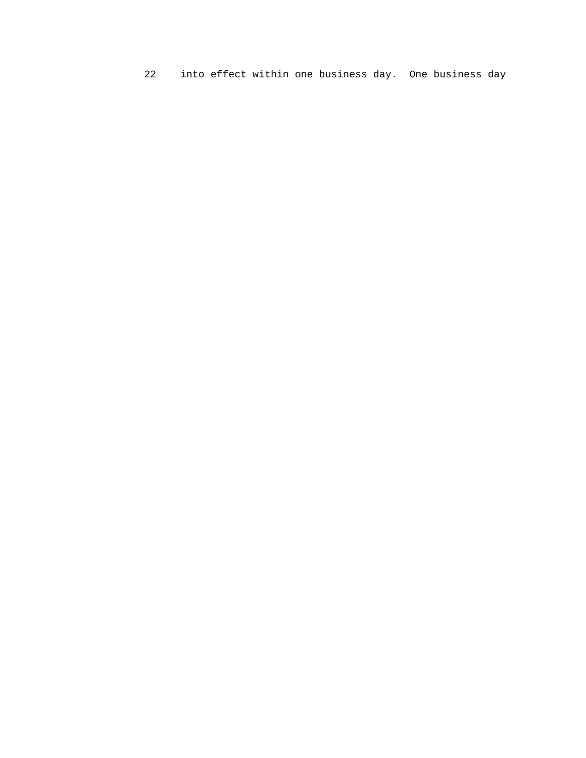22    into effect within one business day.  One business day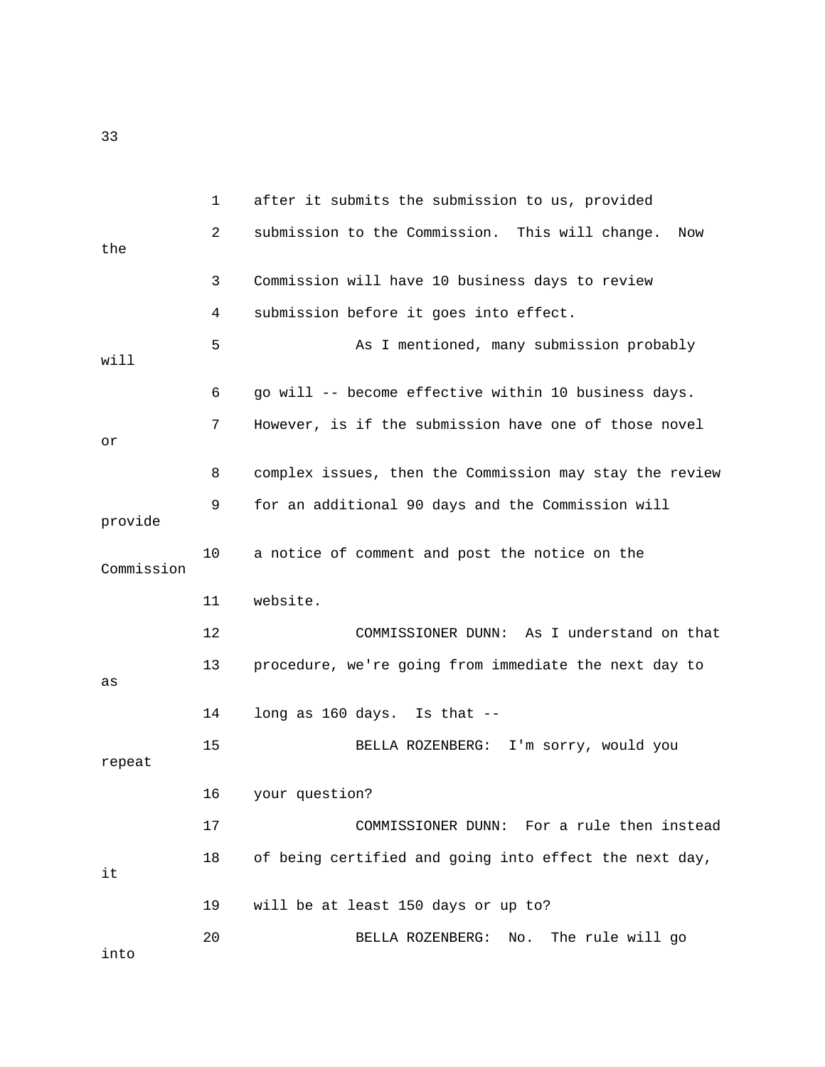1 after it submits the submission to us, provided
2 submission to the Commission. This will change. Now the
3 Commission will have 10 business days to review
4 submission before it goes into effect.
5 As I mentioned, many submission probably will
6 go will -- become effective within 10 business days.
7 However, is if the submission have one of those novel or
8 complex issues, then the Commission may stay the review
9 for an additional 90 days and the Commission will provide
10 a notice of comment and post the notice on the Commission
11 website.
12 COMMISSIONER DUNN: As I understand on that
13 procedure, we're going from immediate the next day to as
14 long as 160 days. Is that --
15 BELLA ROZENBERG: I'm sorry, would you repeat
16 your question?
17 COMMISSIONER DUNN: For a rule then instead
18 of being certified and going into effect the next day, it
19 will be at least 150 days or up to?
20 BELLA ROZENBERG: No. The rule will go into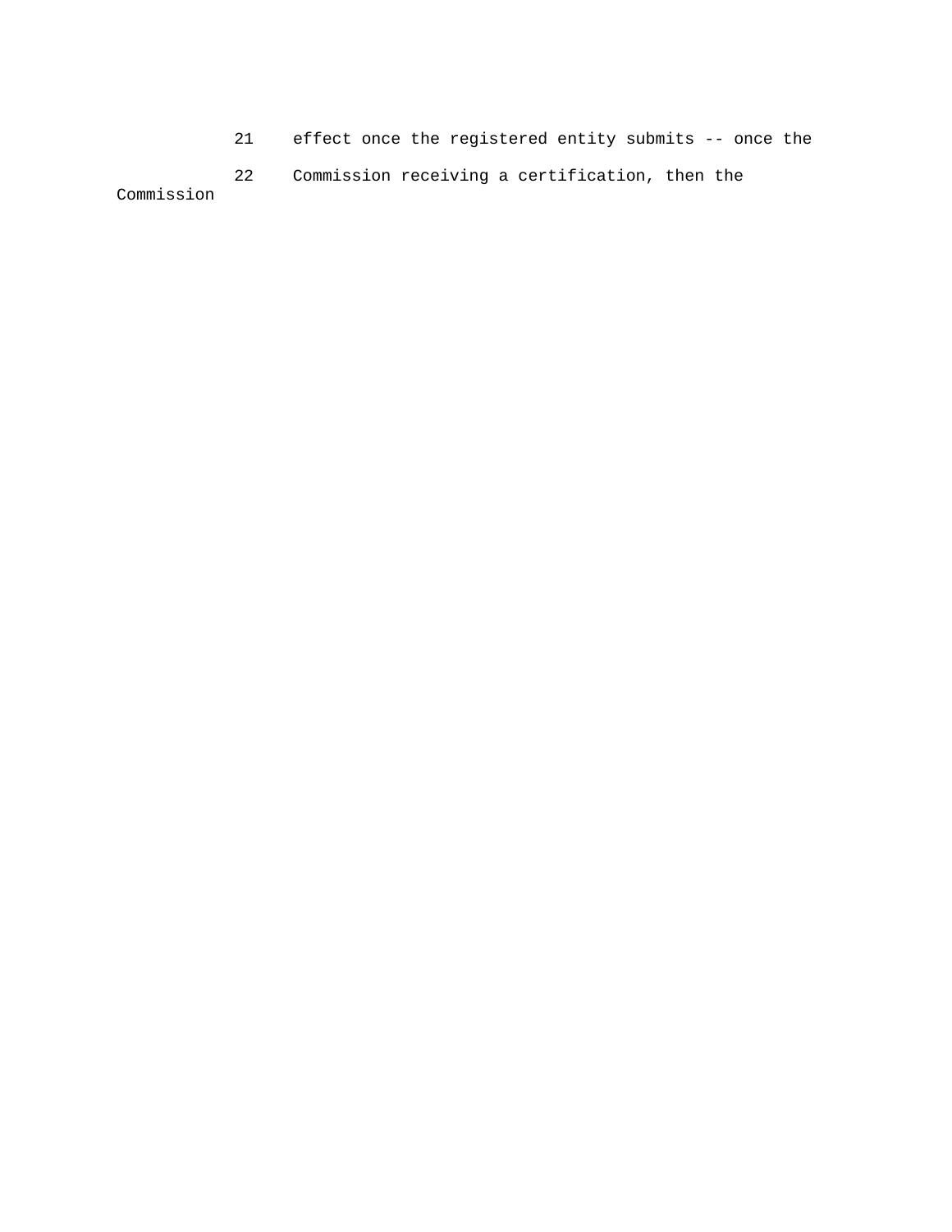21 effect once the registered entity submits -- once the

22 Commission receiving a certification, then the Commission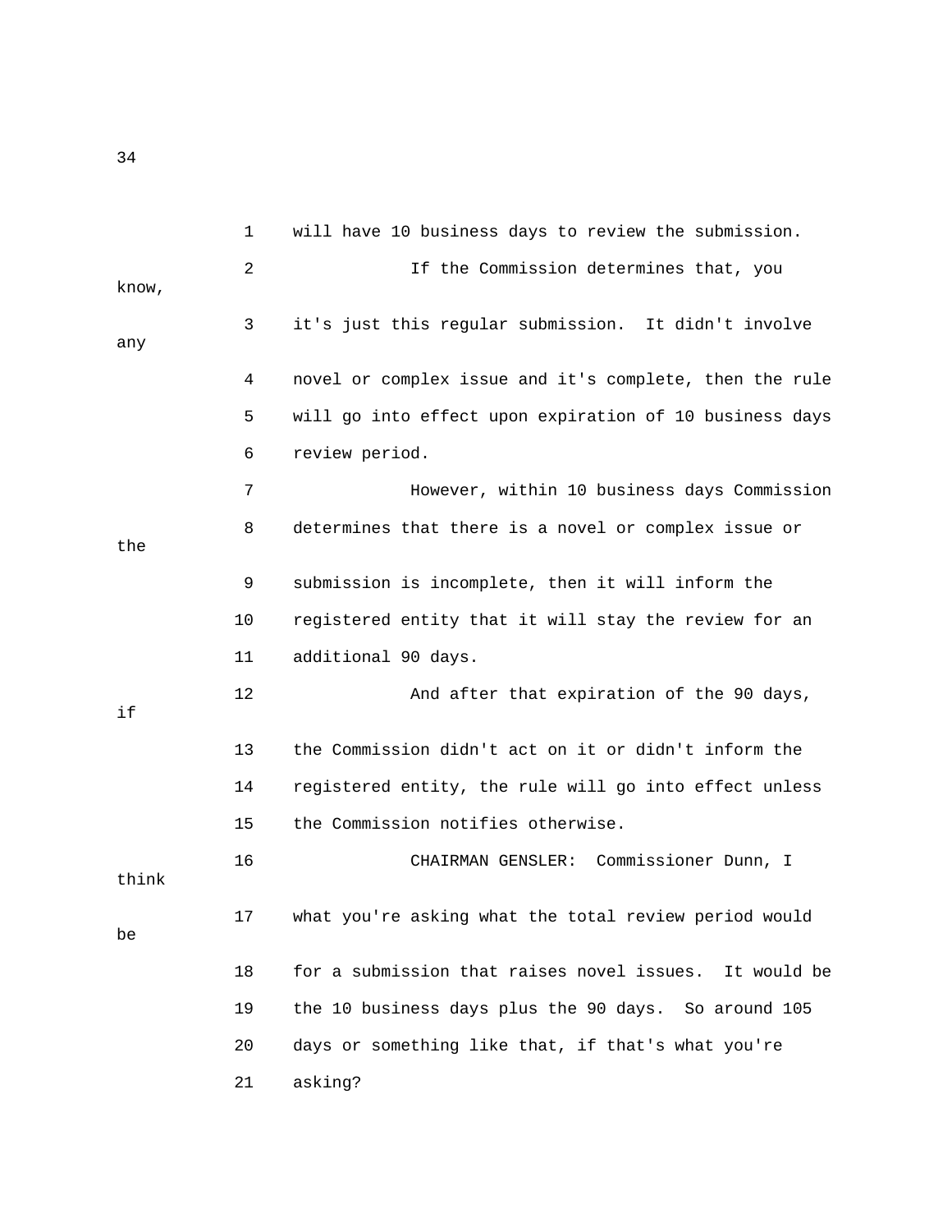will have 10 business days to review the submission.

If the Commission determines that, you know, it's just this regular submission. It didn't involve any novel or complex issue and it's complete, then the rule will go into effect upon expiration of 10 business days review period.

However, within 10 business days Commission determines that there is a novel or complex issue or the submission is incomplete, then it will inform the registered entity that it will stay the review for an additional 90 days.

And after that expiration of the 90 days, if the Commission didn't act on it or didn't inform the registered entity, the rule will go into effect unless the Commission notifies otherwise.

CHAIRMAN GENSLER: Commissioner Dunn, I think what you're asking what the total review period would be for a submission that raises novel issues. It would be the 10 business days plus the 90 days. So around 105 days or something like that, if that's what you're asking?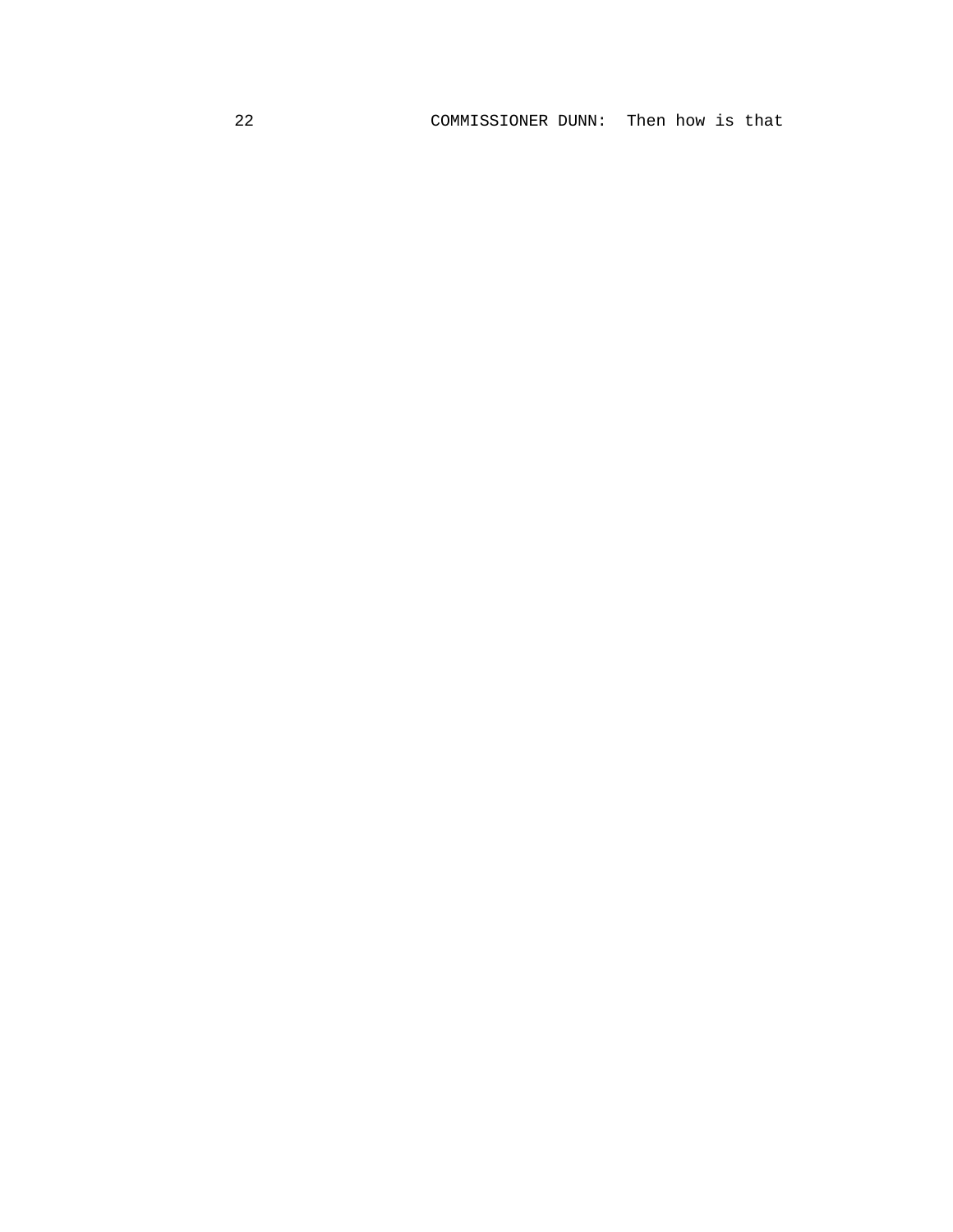22 COMMISSIONER DUNN: Then how is that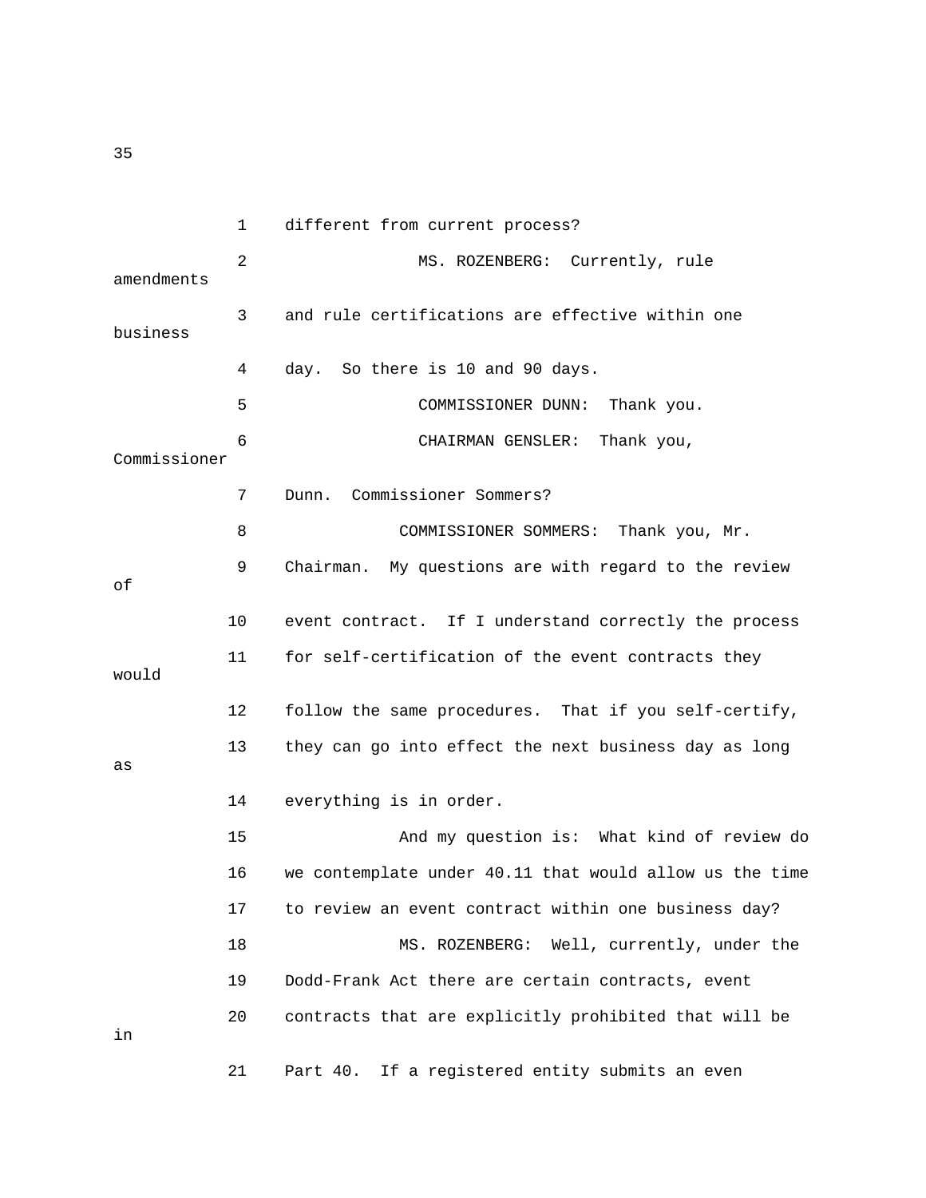different from current process?

MS. ROZENBERG: Currently, rule amendments and rule certifications are effective within one business day. So there is 10 and 90 days.

COMMISSIONER DUNN: Thank you.

CHAIRMAN GENSLER: Thank you, Commissioner Dunn. Commissioner Sommers?

COMMISSIONER SOMMERS: Thank you, Mr. Chairman. My questions are with regard to the review of event contract. If I understand correctly the process for self-certification of the event contracts they would follow the same procedures. That if you self-certify, they can go into effect the next business day as long as everything is in order.

And my question is: What kind of review do we contemplate under 40.11 that would allow us the time to review an event contract within one business day?

MS. ROZENBERG: Well, currently, under the Dodd-Frank Act there are certain contracts, event contracts that are explicitly prohibited that will be in Part 40. If a registered entity submits an even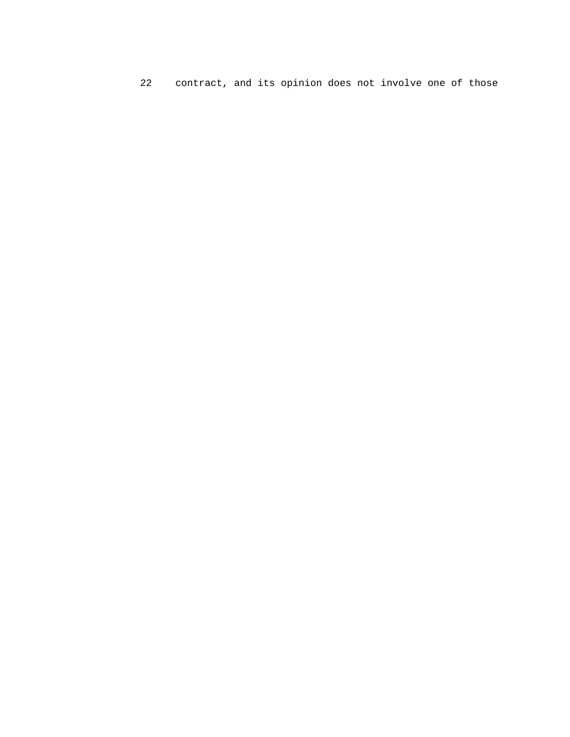22 contract, and its opinion does not involve one of those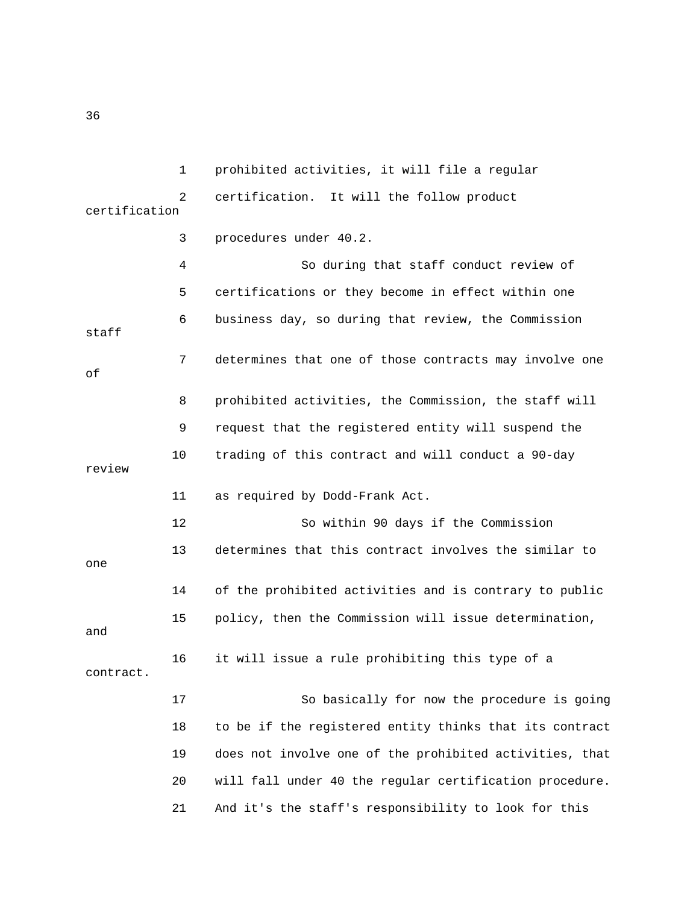prohibited activities, it will file a regular certification. It will the follow product certification procedures under 40.2.

So during that staff conduct review of certifications or they become in effect within one business day, so during that review, the Commission staff determines that one of those contracts may involve one of prohibited activities, the Commission, the staff will request that the registered entity will suspend the trading of this contract and will conduct a 90-day review as required by Dodd-Frank Act.

So within 90 days if the Commission determines that this contract involves the similar to one of the prohibited activities and is contrary to public policy, then the Commission will issue determination, and it will issue a rule prohibiting this type of a contract.

So basically for now the procedure is going to be if the registered entity thinks that its contract does not involve one of the prohibited activities, that will fall under 40 the regular certification procedure. And it's the staff's responsibility to look for this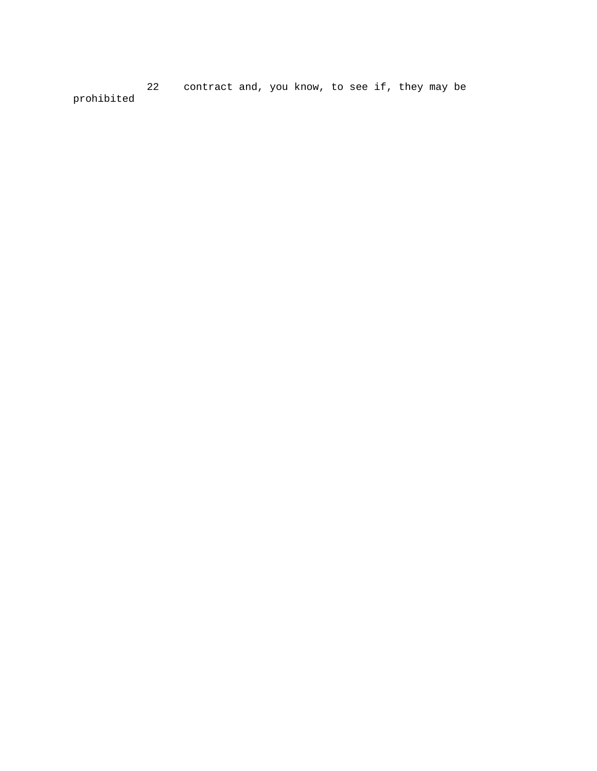22 contract and, you know, to see if, they may be prohibited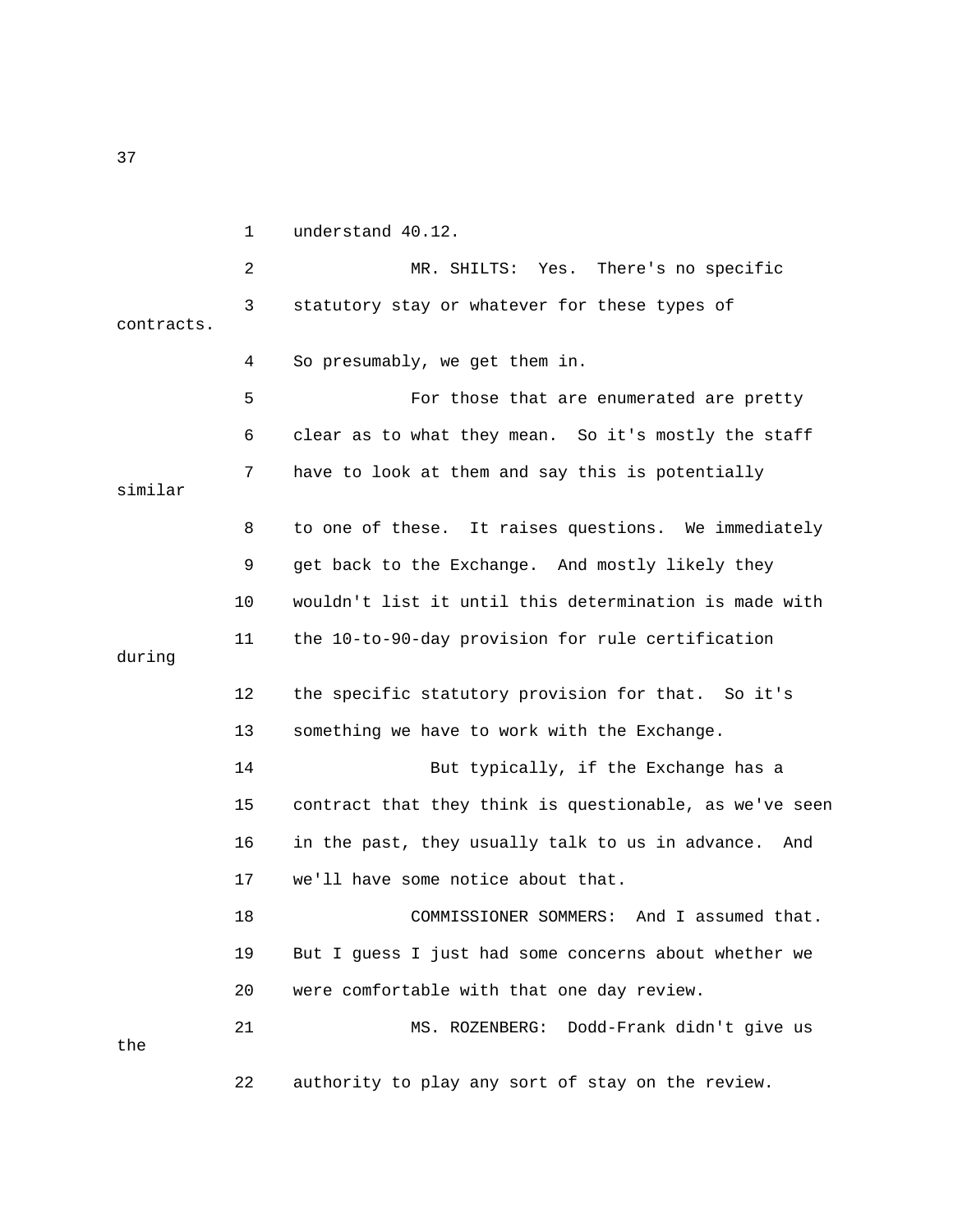understand 40.12.

MR. SHILTS: Yes. There's no specific statutory stay or whatever for these types of contracts. So presumably, we get them in.

For those that are enumerated are pretty clear as to what they mean. So it's mostly the staff have to look at them and say this is potentially similar to one of these. It raises questions. We immediately get back to the Exchange. And mostly likely they wouldn't list it until this determination is made with the 10-to-90-day provision for rule certification during the specific statutory provision for that. So it's something we have to work with the Exchange.

But typically, if the Exchange has a contract that they think is questionable, as we've seen in the past, they usually talk to us in advance. And we'll have some notice about that.

COMMISSIONER SOMMERS: And I assumed that. But I guess I just had some concerns about whether we were comfortable with that one day review.

MS. ROZENBERG: Dodd-Frank didn't give us the authority to play any sort of stay on the review.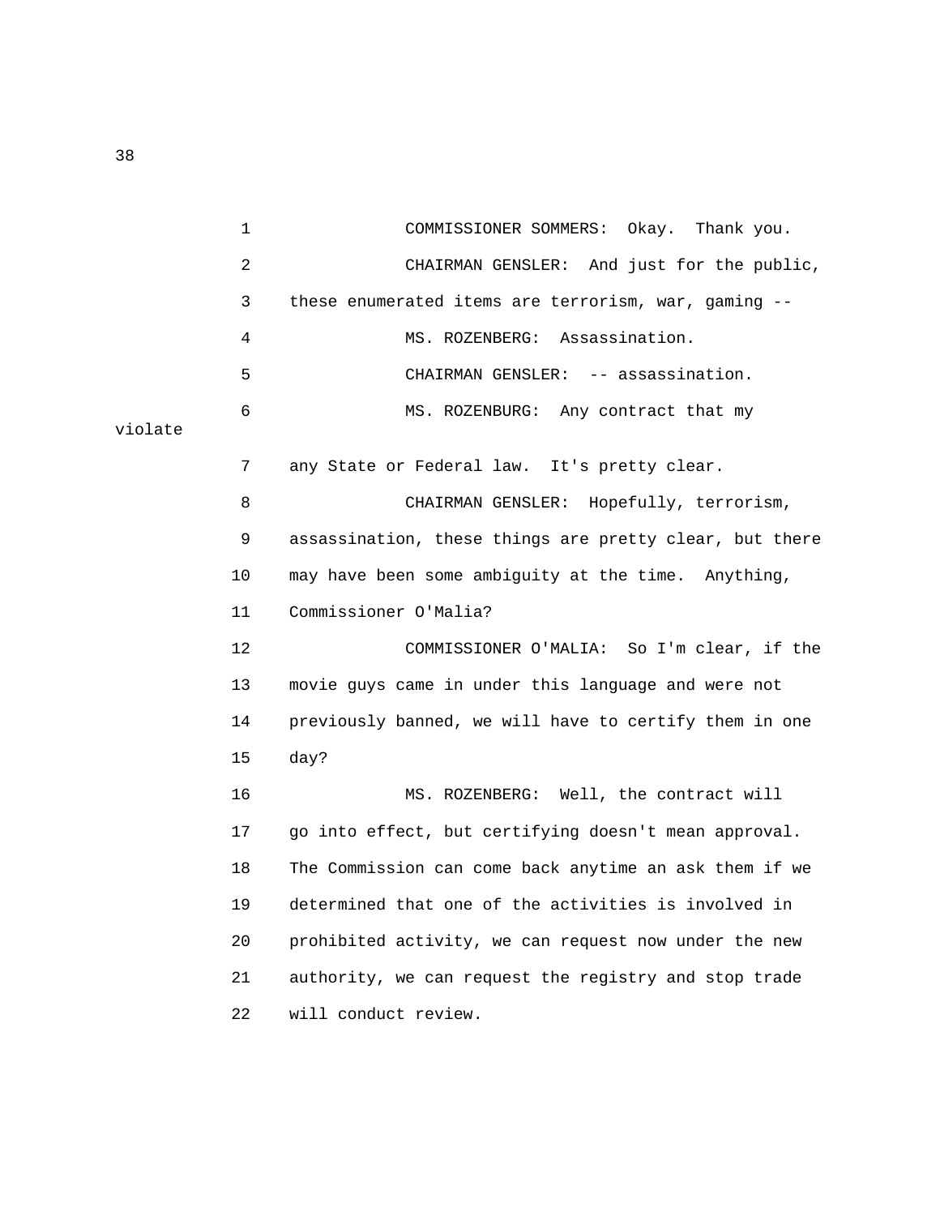1 COMMISSIONER SOMMERS: Okay. Thank you.

2 CHAIRMAN GENSLER: And just for the public,

3 these enumerated items are terrorism, war, gaming --

4 MS. ROZENBERG: Assassination.

5 CHAIRMAN GENSLER: -- assassination.

6 MS. ROZENBURG: Any contract that my violate

7 any State or Federal law. It's pretty clear.

8 CHAIRMAN GENSLER: Hopefully, terrorism,

9 assassination, these things are pretty clear, but there

10 may have been some ambiguity at the time. Anything,

11 Commissioner O'Malia?

12 COMMISSIONER O'MALIA: So I'm clear, if the

13 movie guys came in under this language and were not

14 previously banned, we will have to certify them in one

15 day?

16 MS. ROZENBERG: Well, the contract will

17 go into effect, but certifying doesn't mean approval.

18 The Commission can come back anytime an ask them if we

19 determined that one of the activities is involved in

20 prohibited activity, we can request now under the new

21 authority, we can request the registry and stop trade

22 will conduct review.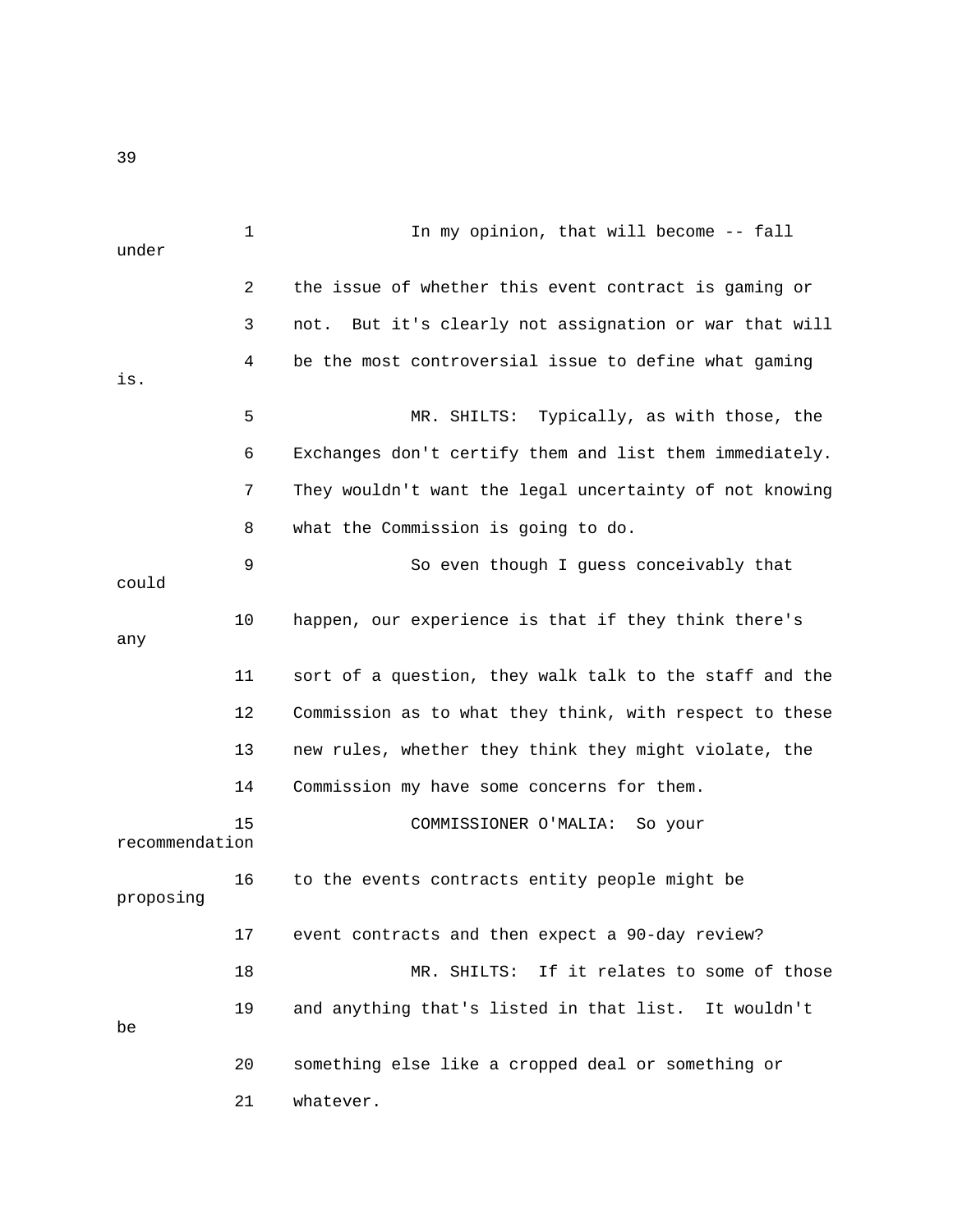In my opinion, that will become -- fall under the issue of whether this event contract is gaming or not. But it's clearly not assignation or war that will be the most controversial issue to define what gaming is.

MR. SHILTS: Typically, as with those, the Exchanges don't certify them and list them immediately. They wouldn't want the legal uncertainty of not knowing what the Commission is going to do.

So even though I guess conceivably that could happen, our experience is that if they think there's any sort of a question, they walk talk to the staff and the Commission as to what they think, with respect to these new rules, whether they think they might violate, the Commission my have some concerns for them.

COMMISSIONER O'MALIA: So your recommendation to the events contracts entity people might be proposing event contracts and then expect a 90-day review?

MR. SHILTS: If it relates to some of those and anything that's listed in that list. It wouldn't be something else like a cropped deal or something or whatever.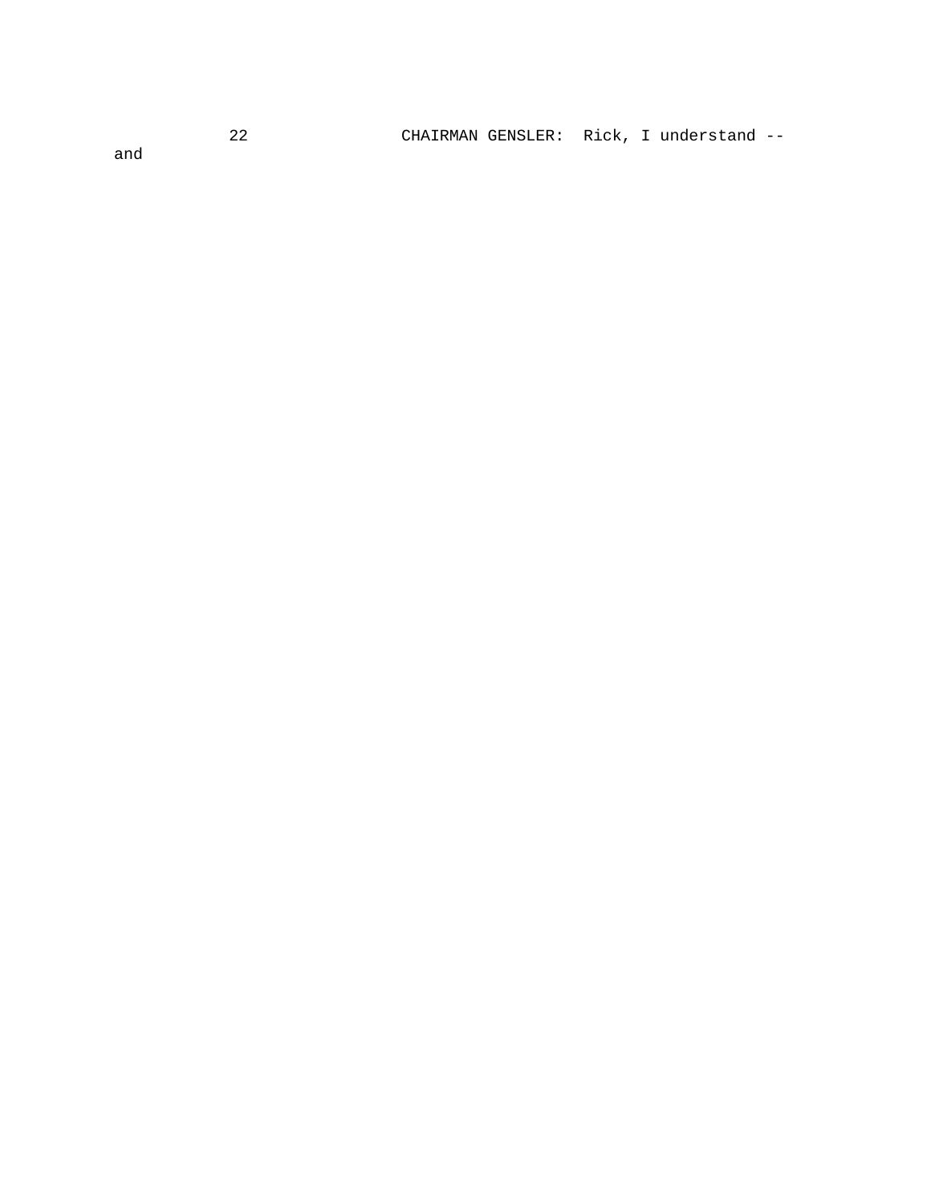22 CHAIRMAN GENSLER: Rick, I understand -- and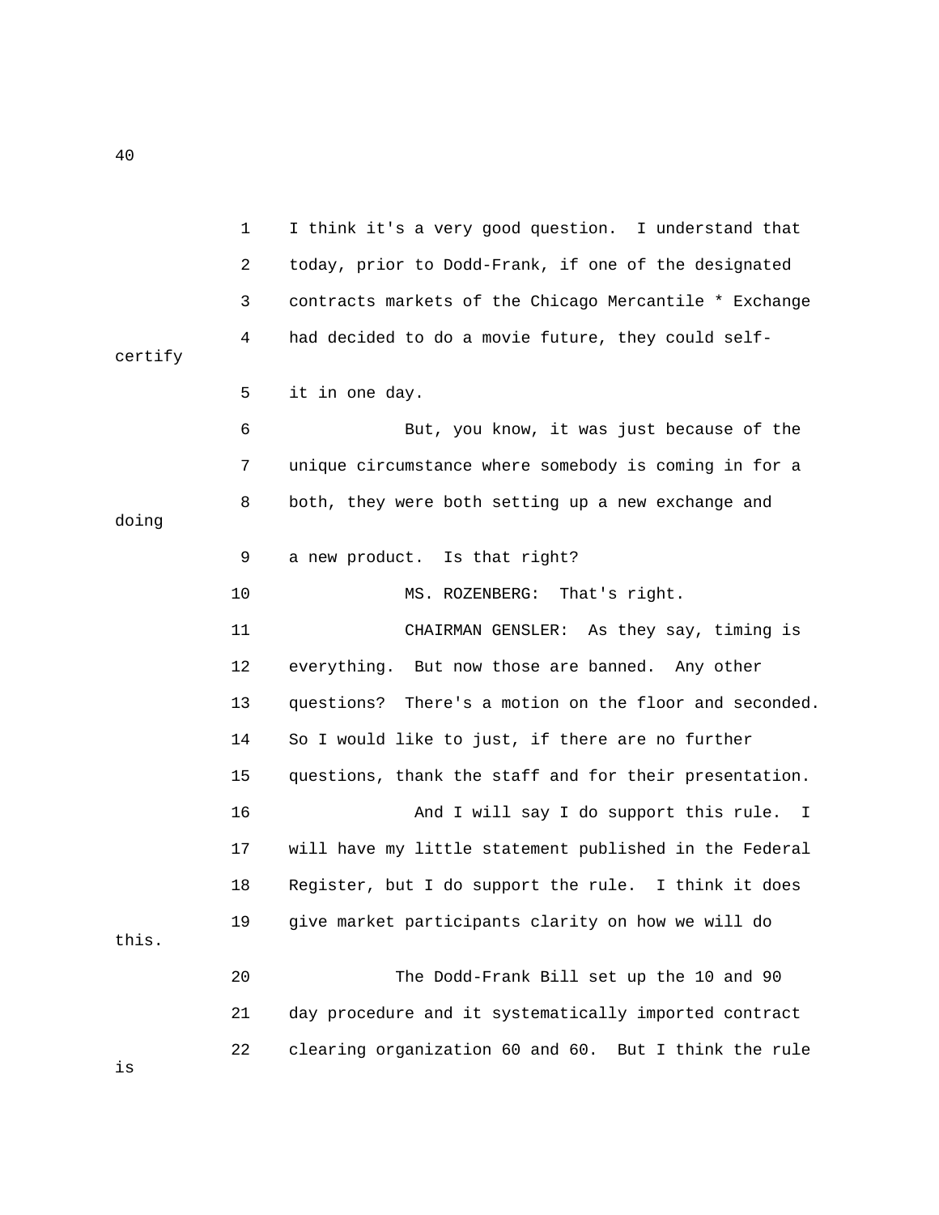I think it's a very good question. I understand that today, prior to Dodd-Frank, if one of the designated contracts markets of the Chicago Mercantile * Exchange had decided to do a movie future, they could self-certify it in one day.

But, you know, it was just because of the unique circumstance where somebody is coming in for a both, they were both setting up a new exchange and doing a new product. Is that right?

MS. ROZENBERG: That's right.

CHAIRMAN GENSLER: As they say, timing is everything. But now those are banned. Any other questions? There's a motion on the floor and seconded. So I would like to just, if there are no further questions, thank the staff and for their presentation.

And I will say I do support this rule. I will have my little statement published in the Federal Register, but I do support the rule. I think it does give market participants clarity on how we will do this.

The Dodd-Frank Bill set up the 10 and 90 day procedure and it systematically imported contract clearing organization 60 and 60. But I think the rule is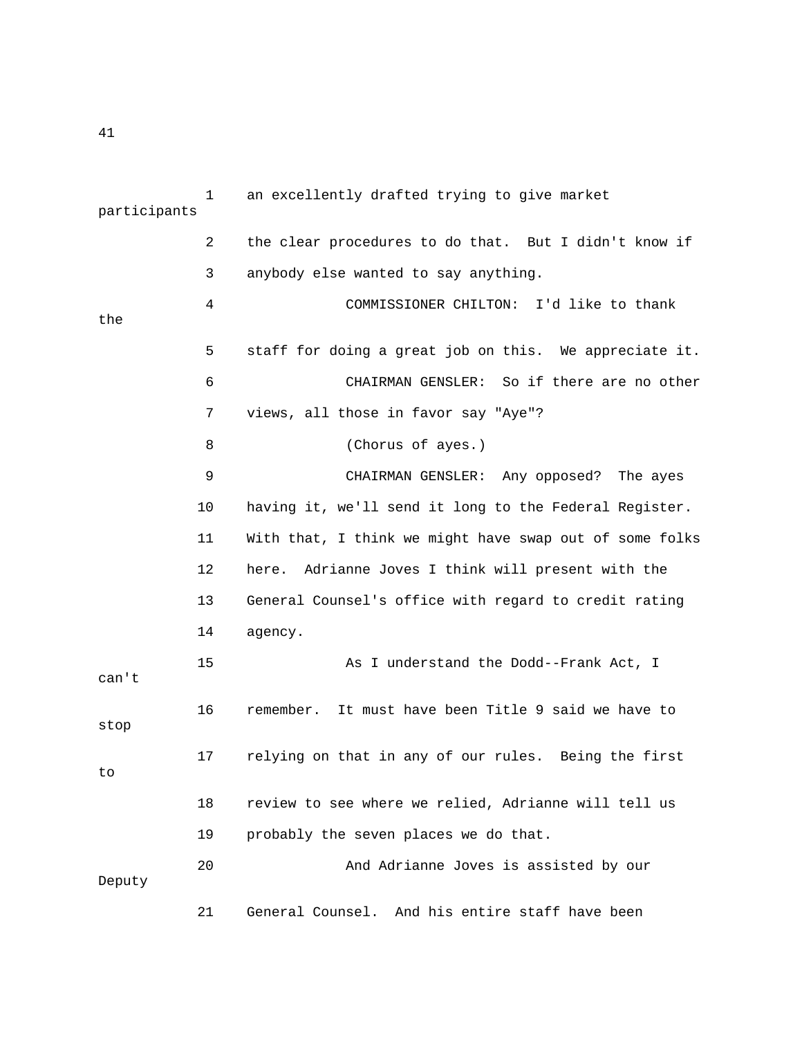1 an excellently drafted trying to give market participants

2 the clear procedures to do that. But I didn't know if

3 anybody else wanted to say anything.

4 COMMISSIONER CHILTON: I'd like to thank the

5 staff for doing a great job on this. We appreciate it.

6 CHAIRMAN GENSLER: So if there are no other

7 views, all those in favor say "Aye"?

8 (Chorus of ayes.)

9 CHAIRMAN GENSLER: Any opposed? The ayes

10 having it, we'll send it long to the Federal Register.

11 With that, I think we might have swap out of some folks

12 here. Adrianne Joves I think will present with the

13 General Counsel's office with regard to credit rating

14 agency.

15 As I understand the Dodd--Frank Act, I can't

16 remember. It must have been Title 9 said we have to stop

17 relying on that in any of our rules. Being the first to

18 review to see where we relied, Adrianne will tell us

19 probably the seven places we do that.

20 And Adrianne Joves is assisted by our Deputy

21 General Counsel. And his entire staff have been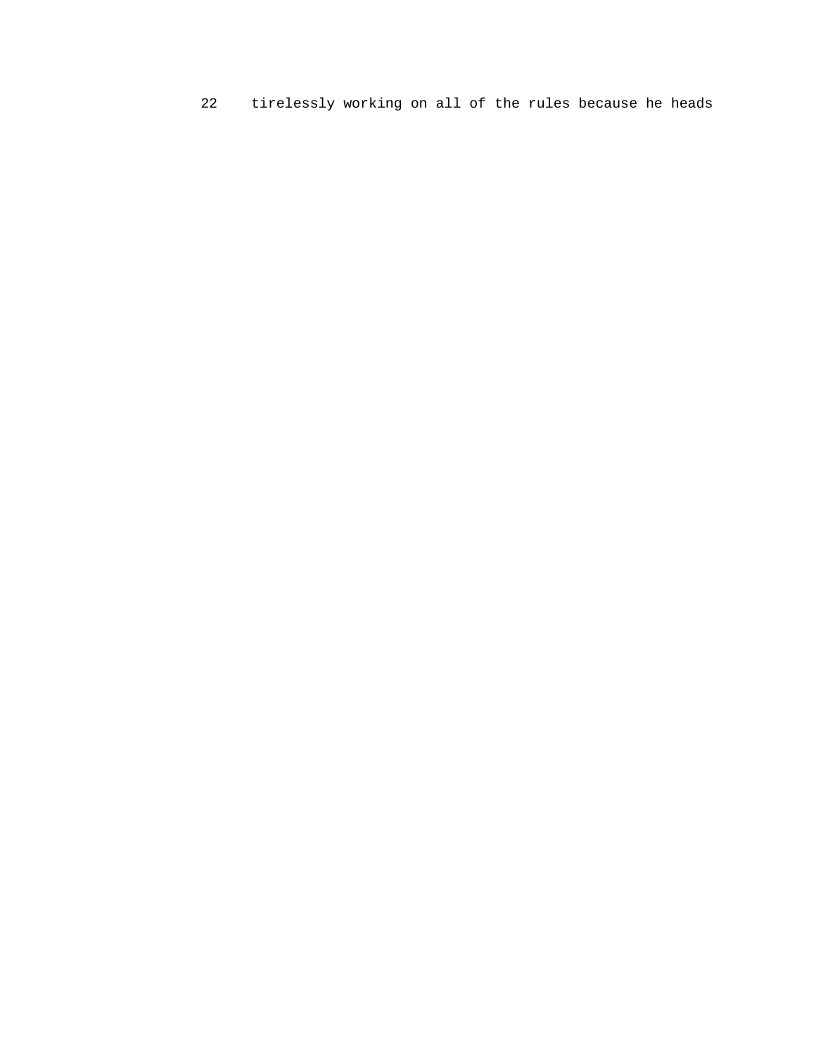22     tirelessly working on all of the rules because he heads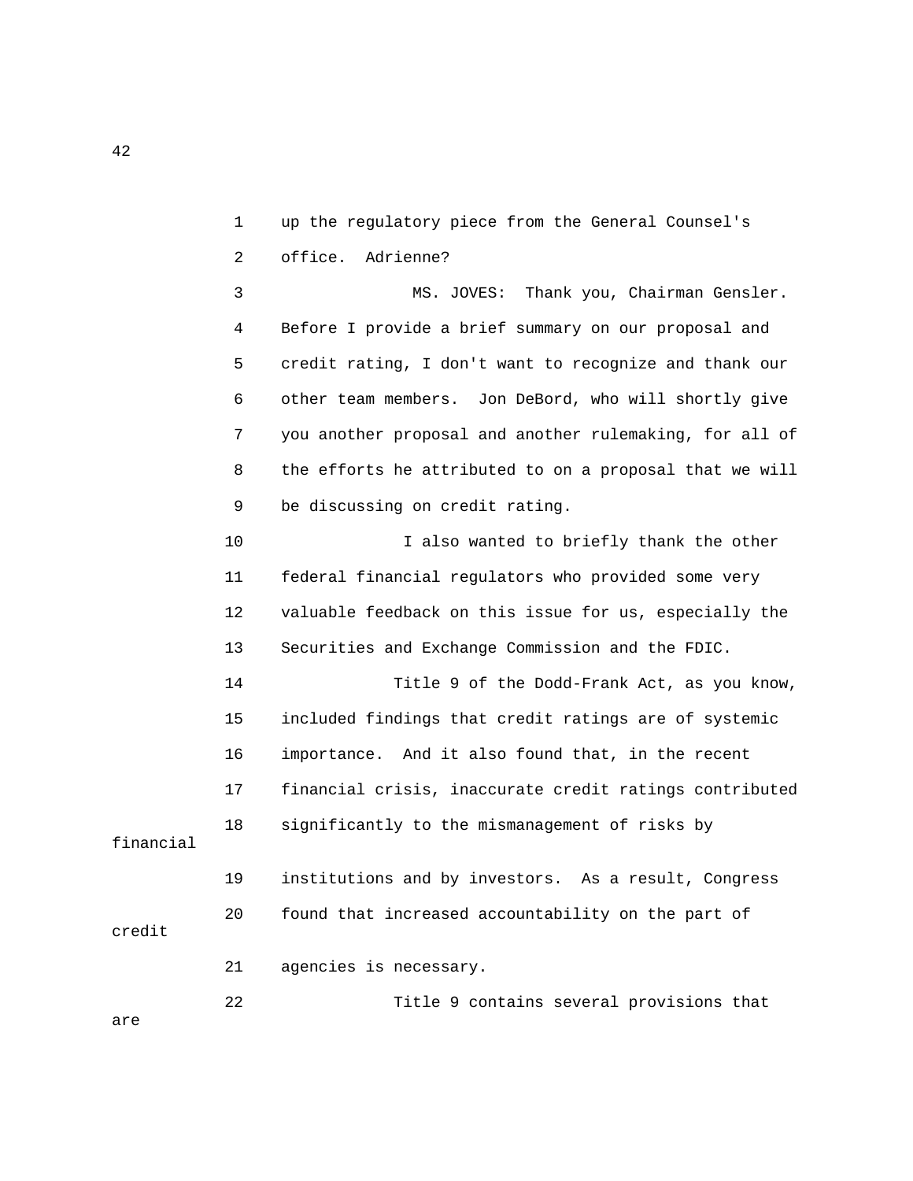up the regulatory piece from the General Counsel's office. Adrienne?

MS. JOVES: Thank you, Chairman Gensler. Before I provide a brief summary on our proposal and credit rating, I don't want to recognize and thank our other team members. Jon DeBord, who will shortly give you another proposal and another rulemaking, for all of the efforts he attributed to on a proposal that we will be discussing on credit rating.

I also wanted to briefly thank the other federal financial regulators who provided some very valuable feedback on this issue for us, especially the Securities and Exchange Commission and the FDIC.

Title 9 of the Dodd-Frank Act, as you know, included findings that credit ratings are of systemic importance. And it also found that, in the recent financial crisis, inaccurate credit ratings contributed significantly to the mismanagement of risks by financial institutions and by investors. As a result, Congress found that increased accountability on the part of credit agencies is necessary.

Title 9 contains several provisions that are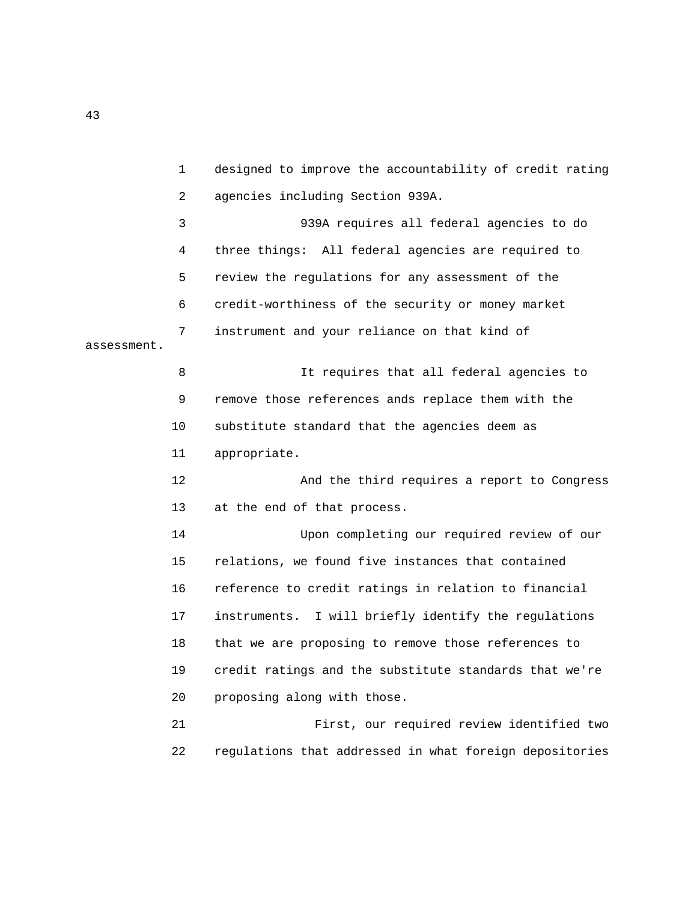designed to improve the accountability of credit rating agencies including Section 939A.

939A requires all federal agencies to do three things: All federal agencies are required to review the regulations for any assessment of the credit-worthiness of the security or money market instrument and your reliance on that kind of assessment.

It requires that all federal agencies to remove those references ands replace them with the substitute standard that the agencies deem as appropriate.

And the third requires a report to Congress at the end of that process.

Upon completing our required review of our relations, we found five instances that contained reference to credit ratings in relation to financial instruments. I will briefly identify the regulations that we are proposing to remove those references to credit ratings and the substitute standards that we're proposing along with those.

First, our required review identified two regulations that addressed in what foreign depositories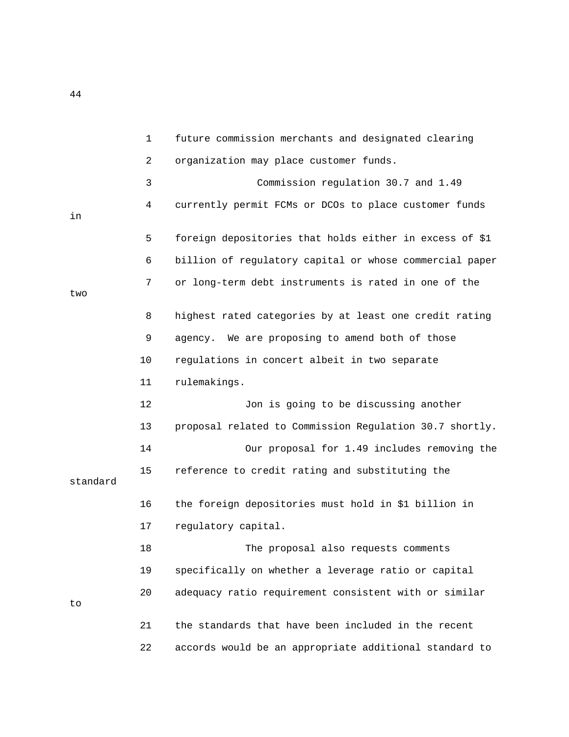future commission merchants and designated clearing organization may place customer funds.

Commission regulation 30.7 and 1.49 currently permit FCMs or DCOs to place customer funds in foreign depositories that holds either in excess of $1 billion of regulatory capital or whose commercial paper or long-term debt instruments is rated in one of the two highest rated categories by at least one credit rating agency. We are proposing to amend both of those regulations in concert albeit in two separate rulemakings.

Jon is going to be discussing another proposal related to Commission Regulation 30.7 shortly.

Our proposal for 1.49 includes removing the reference to credit rating and substituting the standard the foreign depositories must hold in $1 billion in regulatory capital.

The proposal also requests comments specifically on whether a leverage ratio or capital adequacy ratio requirement consistent with or similar to the standards that have been included in the recent accords would be an appropriate additional standard to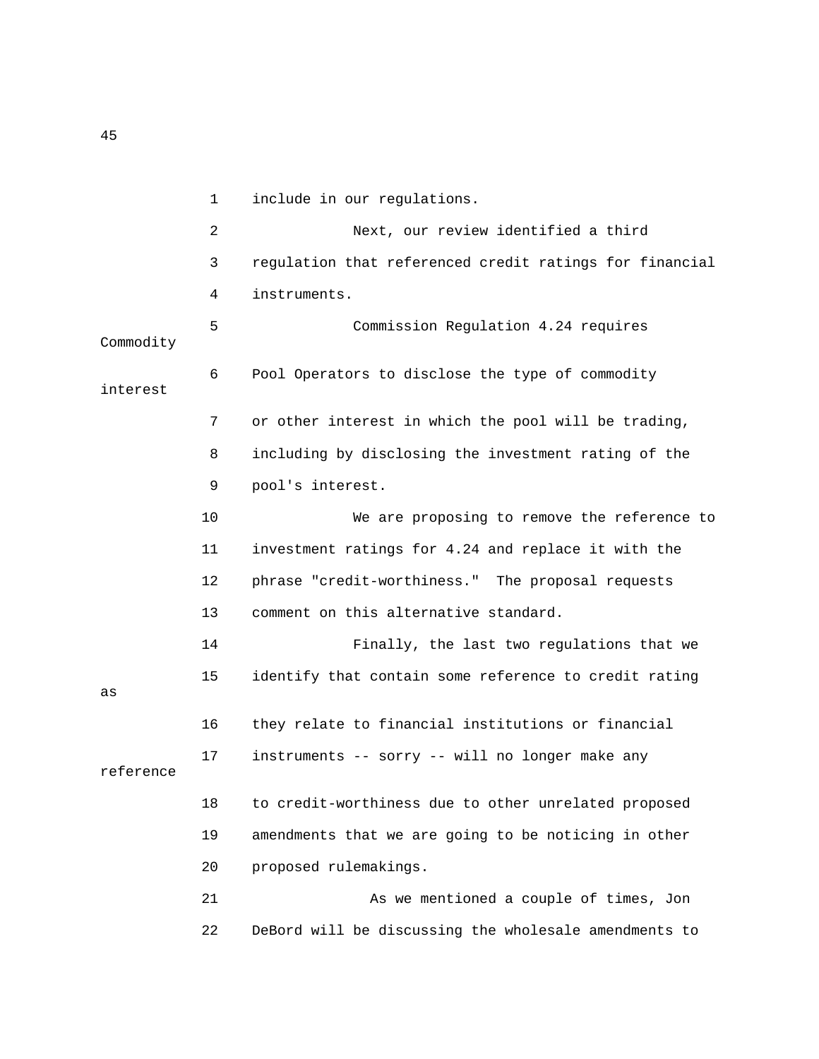include in our regulations.

Next, our review identified a third regulation that referenced credit ratings for financial instruments.

Commission Regulation 4.24 requires Commodity Pool Operators to disclose the type of commodity interest or other interest in which the pool will be trading, including by disclosing the investment rating of the pool's interest.

We are proposing to remove the reference to investment ratings for 4.24 and replace it with the phrase "credit-worthiness." The proposal requests comment on this alternative standard.

Finally, the last two regulations that we identify that contain some reference to credit rating as they relate to financial institutions or financial instruments -- sorry -- will no longer make any reference to credit-worthiness due to other unrelated proposed amendments that we are going to be noticing in other proposed rulemakings.

As we mentioned a couple of times, Jon DeBord will be discussing the wholesale amendments to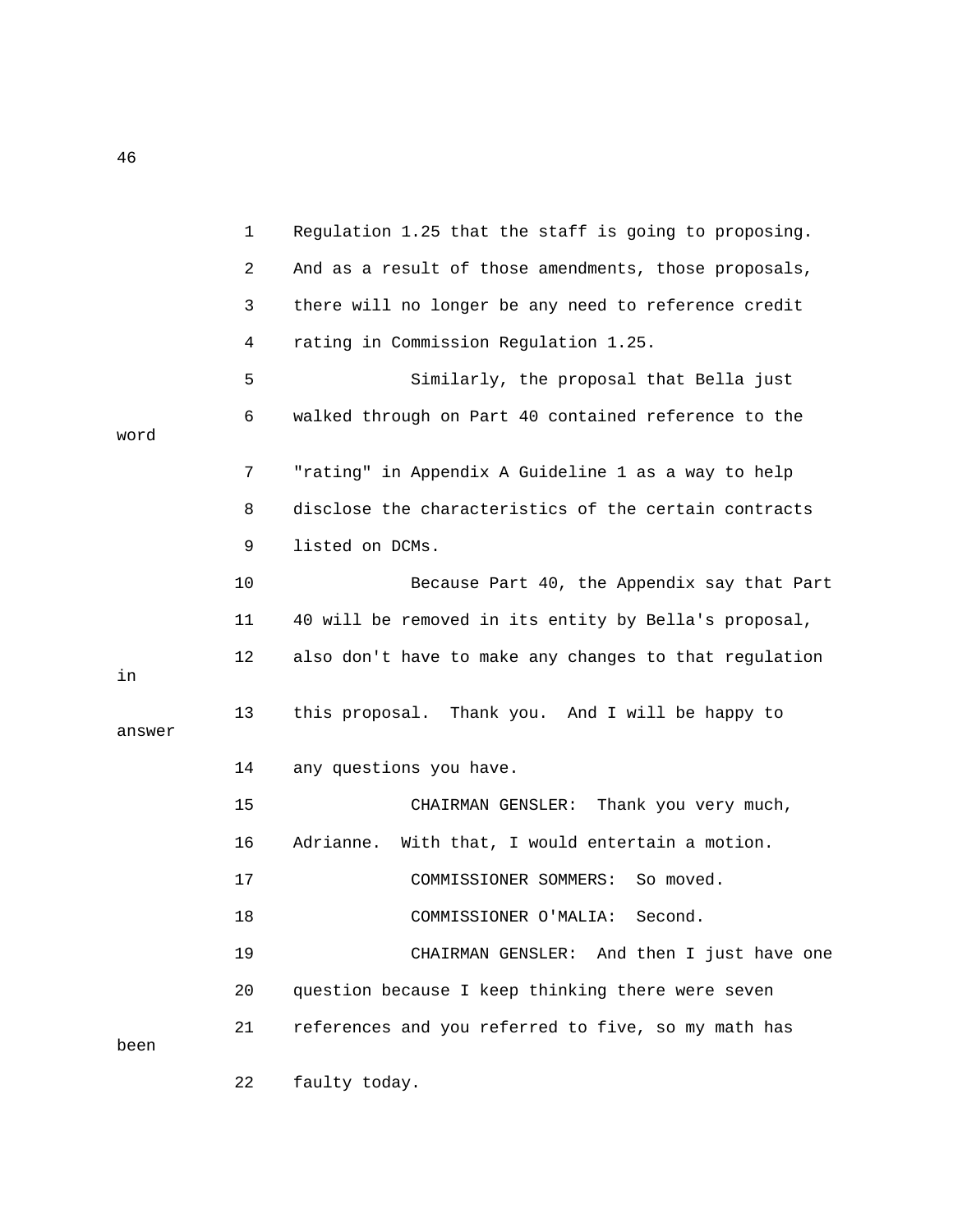1 Regulation 1.25 that the staff is going to proposing.

2 And as a result of those amendments, those proposals,

3 there will no longer be any need to reference credit

4 rating in Commission Regulation 1.25.

5 Similarly, the proposal that Bella just

6 walked through on Part 40 contained reference to the word

7 "rating" in Appendix A Guideline 1 as a way to help

8 disclose the characteristics of the certain contracts

9 listed on DCMs.

10 Because Part 40, the Appendix say that Part

11 40 will be removed in its entity by Bella's proposal,

12 also don't have to make any changes to that regulation in

13 this proposal. Thank you. And I will be happy to answer

14 any questions you have.

15 CHAIRMAN GENSLER: Thank you very much,

16 Adrianne. With that, I would entertain a motion.

17 COMMISSIONER SOMMERS: So moved.

18 COMMISSIONER O'MALIA: Second.

19 CHAIRMAN GENSLER: And then I just have one

20 question because I keep thinking there were seven

21 references and you referred to five, so my math has been

22 faulty today.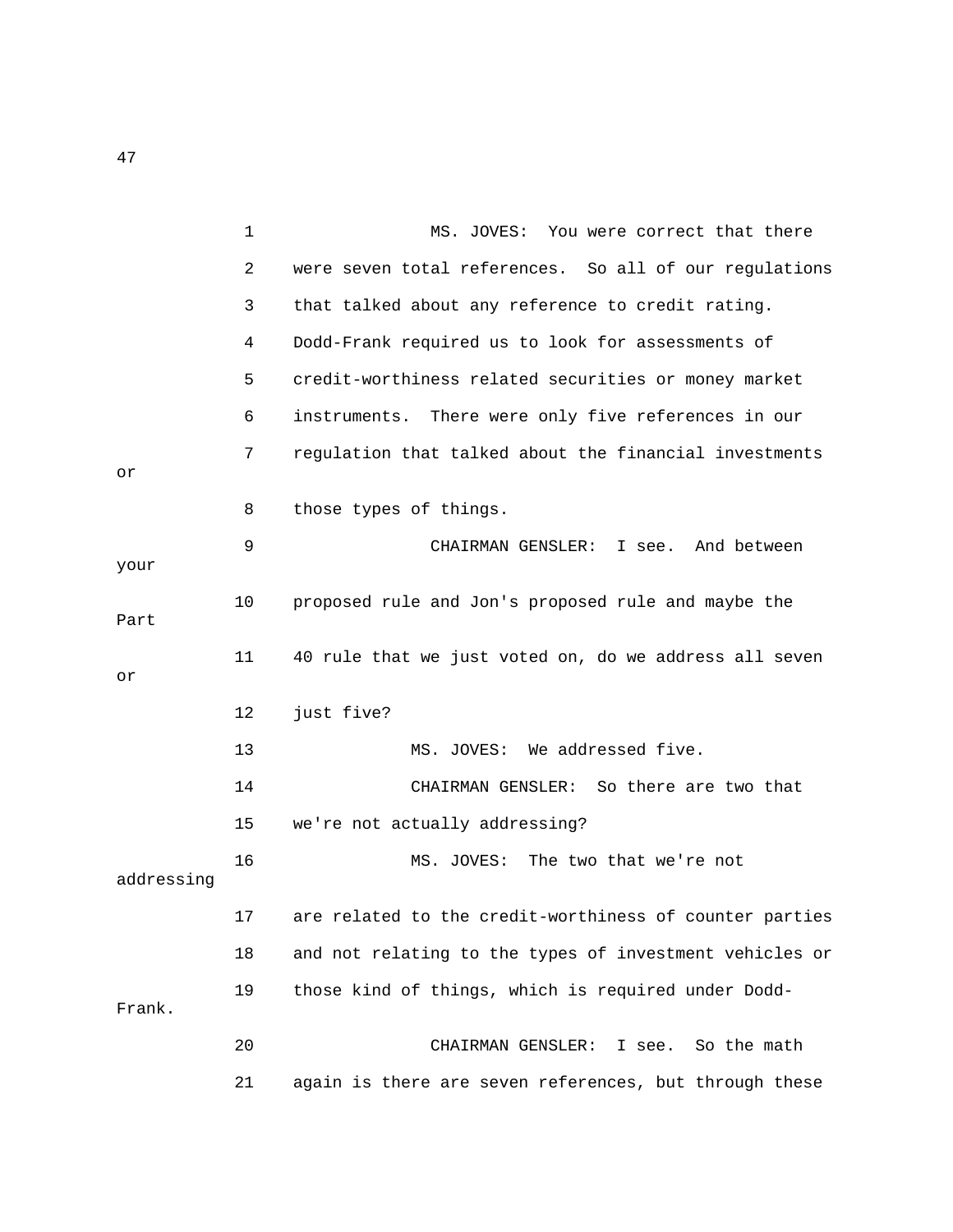MS. JOVES: You were correct that there were seven total references. So all of our regulations that talked about any reference to credit rating. Dodd-Frank required us to look for assessments of credit-worthiness related securities or money market instruments. There were only five references in our regulation that talked about the financial investments or those types of things.

CHAIRMAN GENSLER: I see. And between your proposed rule and Jon's proposed rule and maybe the Part 40 rule that we just voted on, do we address all seven or just five?

MS. JOVES: We addressed five.

CHAIRMAN GENSLER: So there are two that we're not actually addressing?

MS. JOVES: The two that we're not addressing are related to the credit-worthiness of counter parties and not relating to the types of investment vehicles or those kind of things, which is required under Dodd-Frank.

CHAIRMAN GENSLER: I see. So the math again is there are seven references, but through these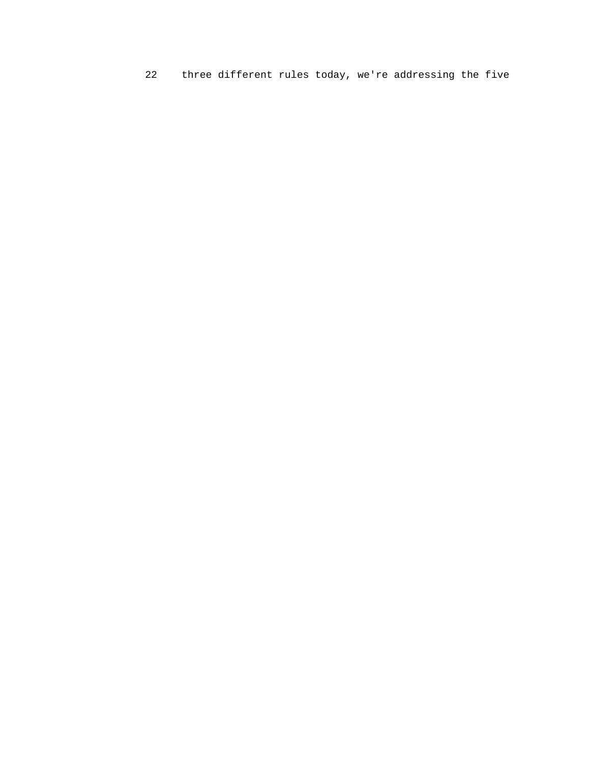22 three different rules today, we're addressing the five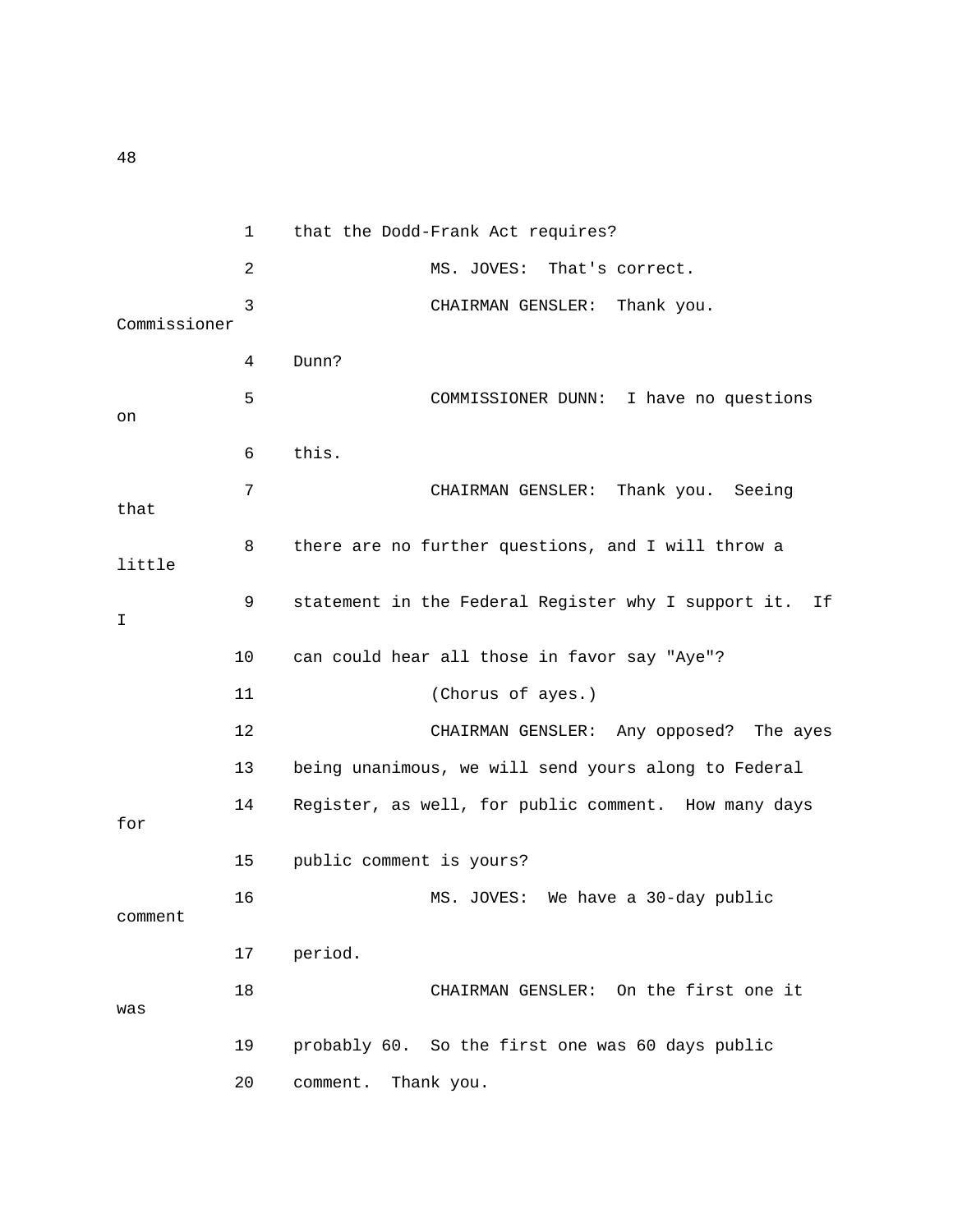that the Dodd-Frank Act requires?

MS. JOVES: That's correct.

CHAIRMAN GENSLER: Thank you. Commissioner Dunn?

COMMISSIONER DUNN: I have no questions on this.

CHAIRMAN GENSLER: Thank you. Seeing that there are no further questions, and I will throw a little statement in the Federal Register why I support it. If I can could hear all those in favor say "Aye"?

(Chorus of ayes.)

CHAIRMAN GENSLER: Any opposed? The ayes being unanimous, we will send yours along to Federal Register, as well, for public comment. How many days for public comment is yours?

MS. JOVES: We have a 30-day public comment period.

CHAIRMAN GENSLER: On the first one it was probably 60. So the first one was 60 days public comment. Thank you.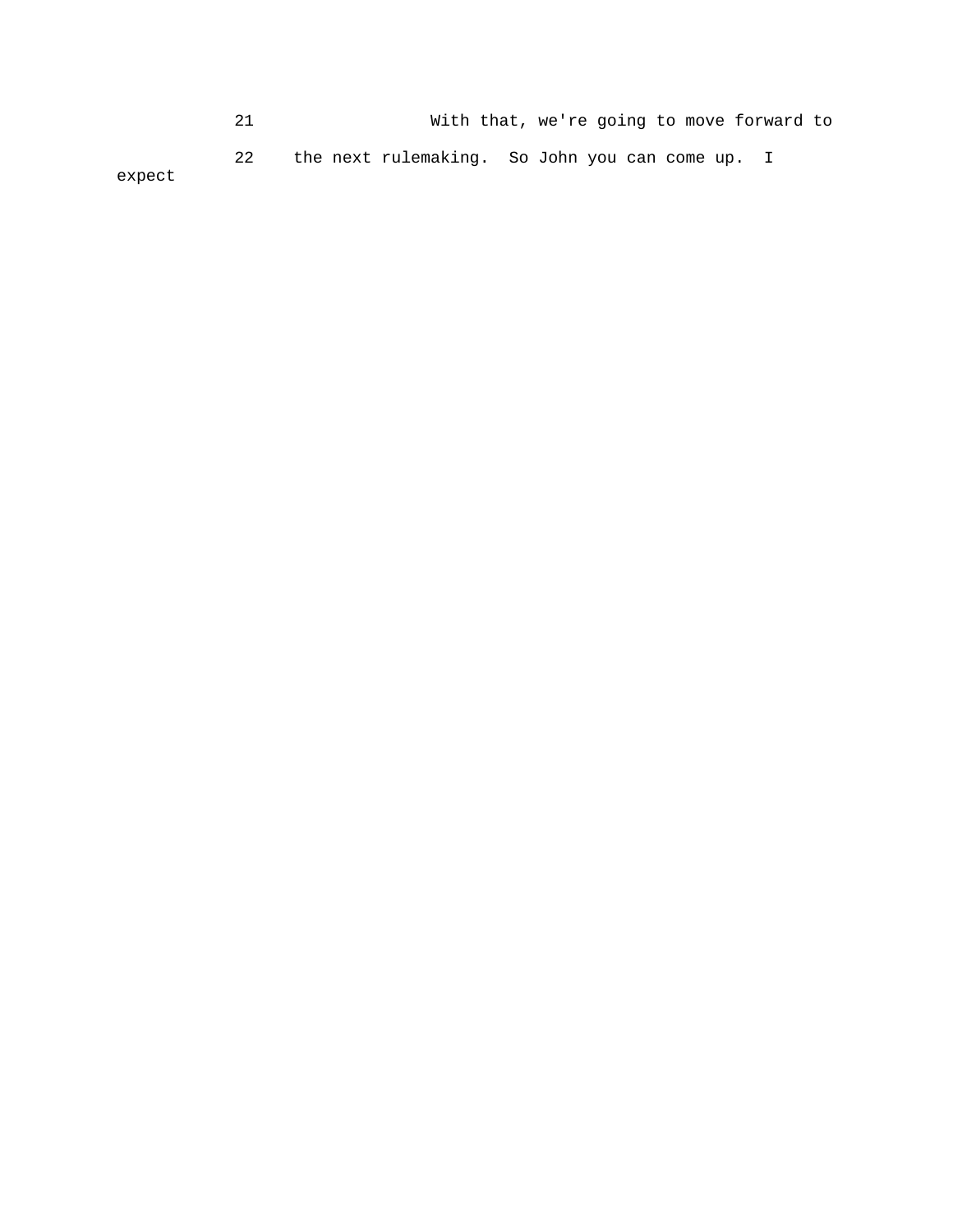21 With that, we're going to move forward to

22 the next rulemaking. So John you can come up. I expect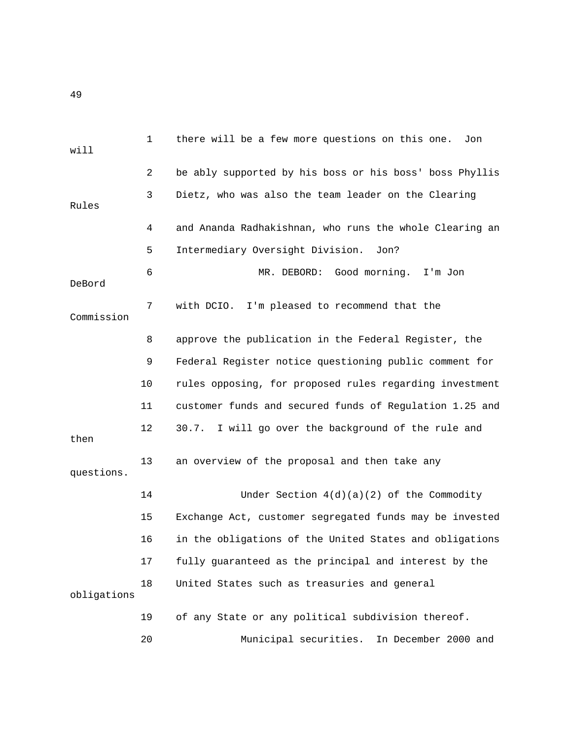there will be a few more questions on this one. Jon will be ably supported by his boss or his boss' boss Phyllis Dietz, who was also the team leader on the Clearing Rules and Ananda Radhakishnan, who runs the whole Clearing an Intermediary Oversight Division. Jon?

MR. DEBORD: Good morning. I'm Jon DeBord with DCIO. I'm pleased to recommend that the Commission approve the publication in the Federal Register, the Federal Register notice questioning public comment for rules opposing, for proposed rules regarding investment customer funds and secured funds of Regulation 1.25 and 30.7. I will go over the background of the rule and then an overview of the proposal and then take any questions.

Under Section 4(d)(a)(2) of the Commodity Exchange Act, customer segregated funds may be invested in the obligations of the United States and obligations fully guaranteed as the principal and interest by the United States such as treasuries and general obligations of any State or any political subdivision thereof.

Municipal securities. In December 2000 and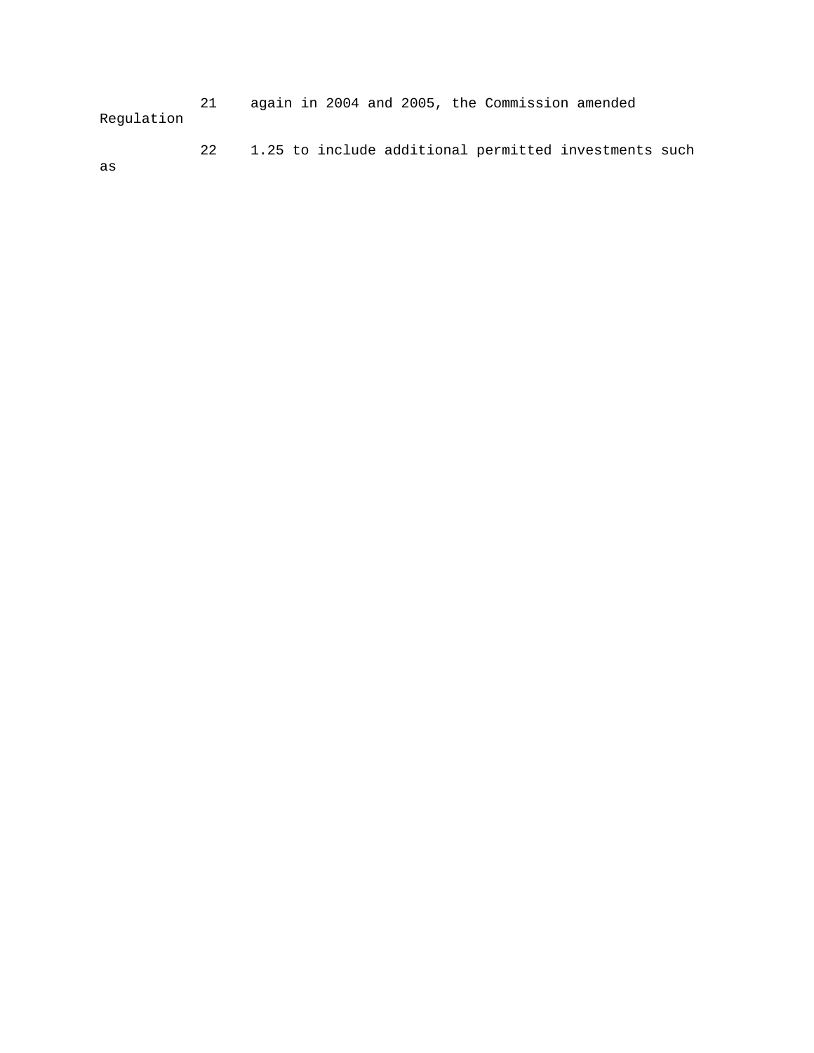21    again in 2004 and 2005, the Commission amended Regulation

22    1.25 to include additional permitted investments such as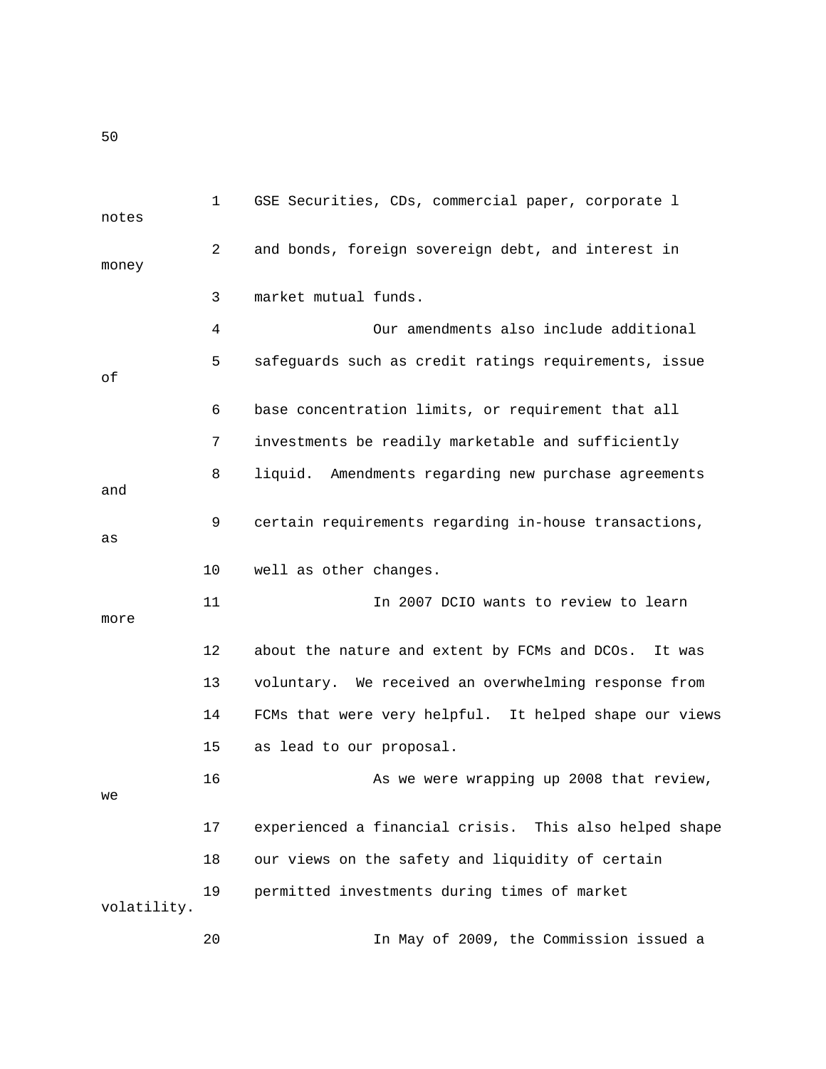GSE Securities, CDs, commercial paper, corporate l notes and bonds, foreign sovereign debt, and interest in money market mutual funds.

Our amendments also include additional safeguards such as credit ratings requirements, issue of base concentration limits, or requirement that all investments be readily marketable and sufficiently liquid. Amendments regarding new purchase agreements and certain requirements regarding in-house transactions, as well as other changes.

In 2007 DCIO wants to review to learn more about the nature and extent by FCMs and DCOs. It was voluntary. We received an overwhelming response from FCMs that were very helpful. It helped shape our views as lead to our proposal.

As we were wrapping up 2008 that review, we experienced a financial crisis. This also helped shape our views on the safety and liquidity of certain permitted investments during times of market volatility.

In May of 2009, the Commission issued a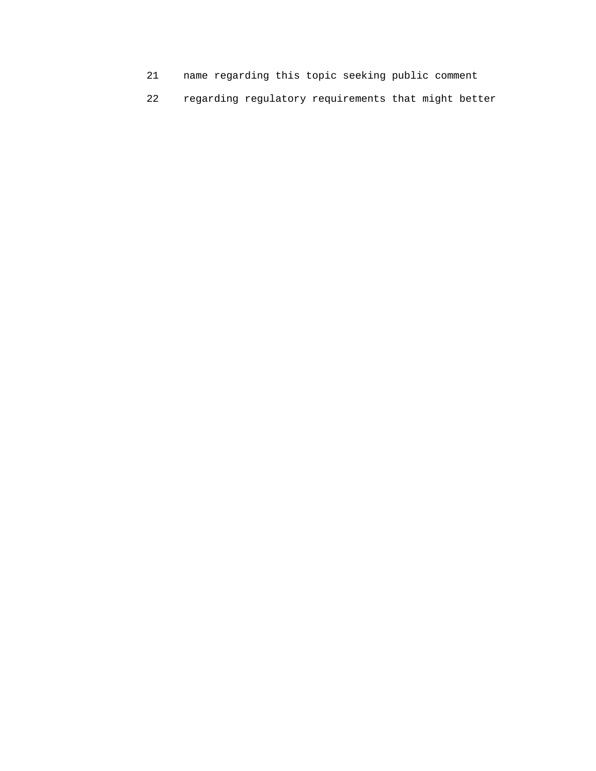21 name regarding this topic seeking public comment

22 regarding regulatory requirements that might better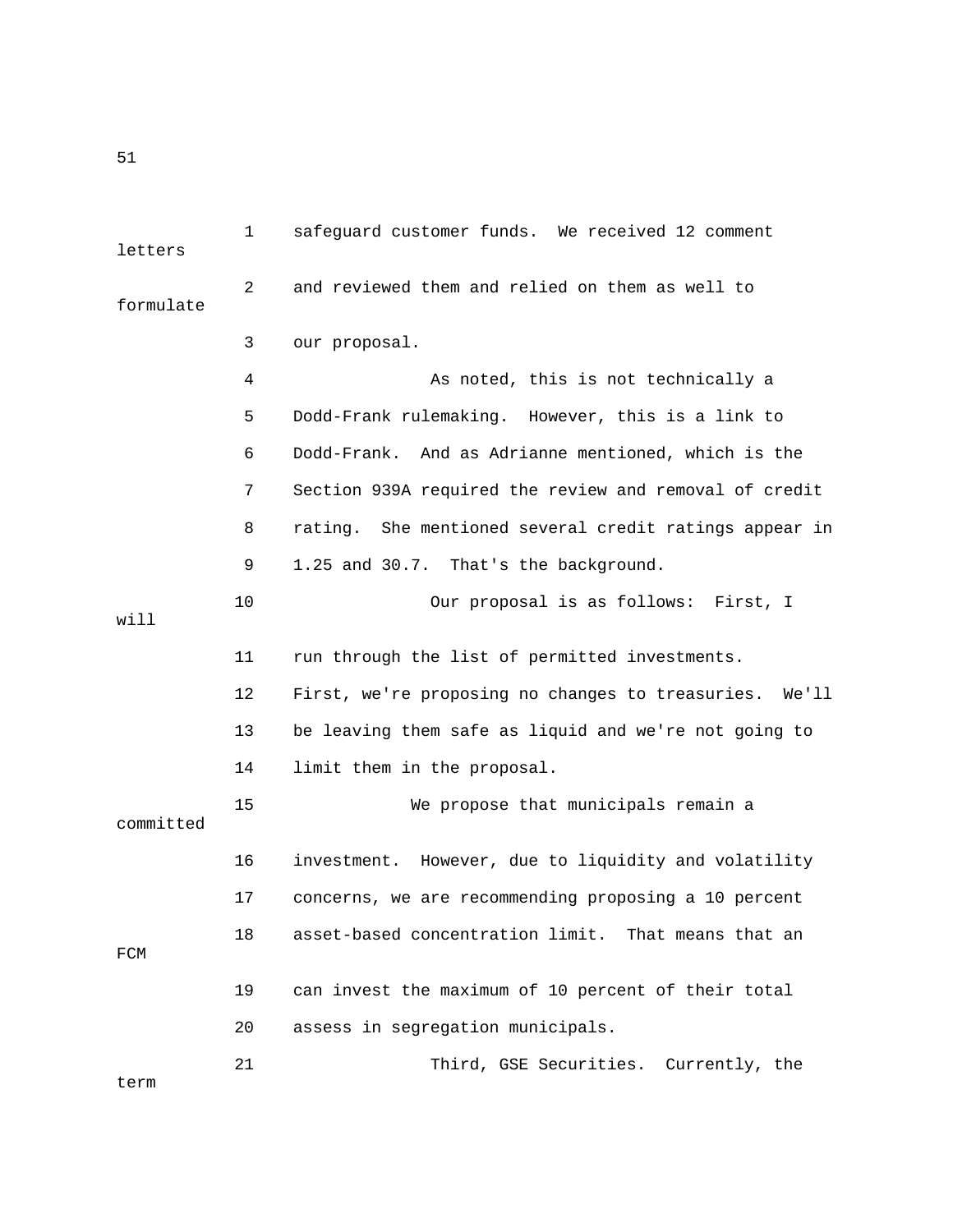safeguard customer funds. We received 12 comment letters and reviewed them and relied on them as well to formulate our proposal.

As noted, this is not technically a Dodd-Frank rulemaking. However, this is a link to Dodd-Frank. And as Adrianne mentioned, which is the Section 939A required the review and removal of credit rating. She mentioned several credit ratings appear in 1.25 and 30.7. That's the background.

Our proposal is as follows: First, I will run through the list of permitted investments. First, we're proposing no changes to treasuries. We'll be leaving them safe as liquid and we're not going to limit them in the proposal.

We propose that municipals remain a committed investment. However, due to liquidity and volatility concerns, we are recommending proposing a 10 percent asset-based concentration limit. That means that an FCM can invest the maximum of 10 percent of their total assess in segregation municipals.

Third, GSE Securities. Currently, the term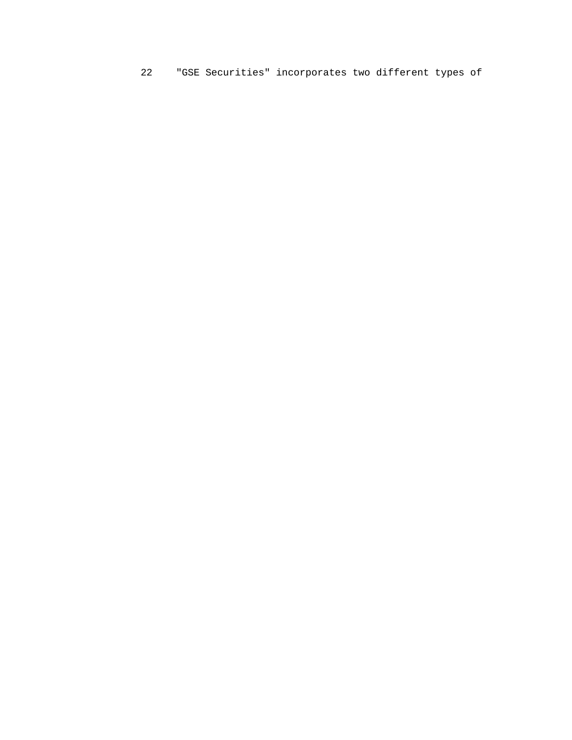22 "GSE Securities" incorporates two different types of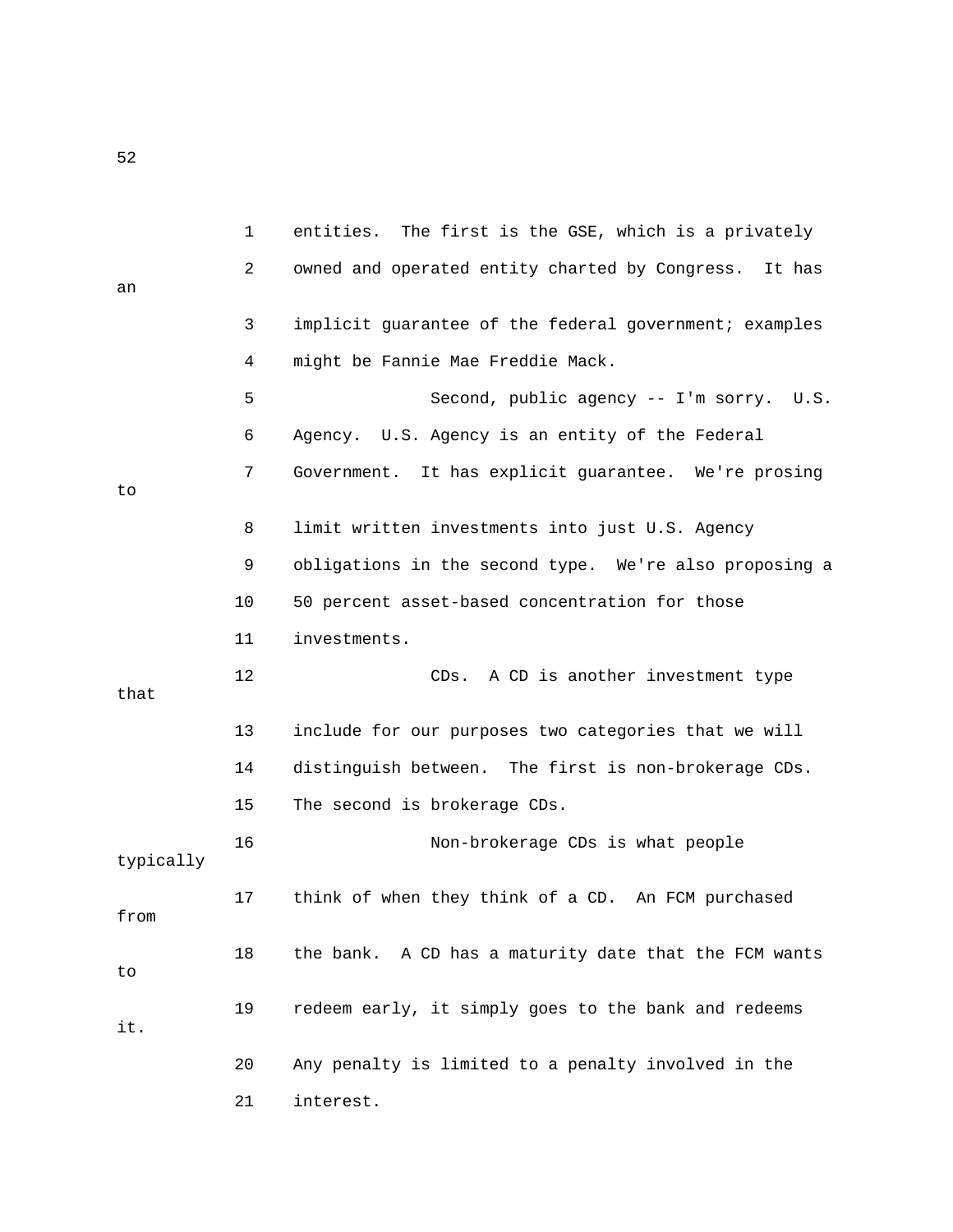entities. The first is the GSE, which is a privately owned and operated entity charted by Congress. It has an implicit guarantee of the federal government; examples might be Fannie Mae Freddie Mack.

Second, public agency -- I'm sorry. U.S. Agency. U.S. Agency is an entity of the Federal Government. It has explicit guarantee. We're prosing to limit written investments into just U.S. Agency obligations in the second type. We're also proposing a 50 percent asset-based concentration for those investments.

CDs. A CD is another investment type that include for our purposes two categories that we will distinguish between. The first is non-brokerage CDs. The second is brokerage CDs.

Non-brokerage CDs is what people typically think of when they think of a CD. An FCM purchased from the bank. A CD has a maturity date that the FCM wants to redeem early, it simply goes to the bank and redeems it. Any penalty is limited to a penalty involved in the interest.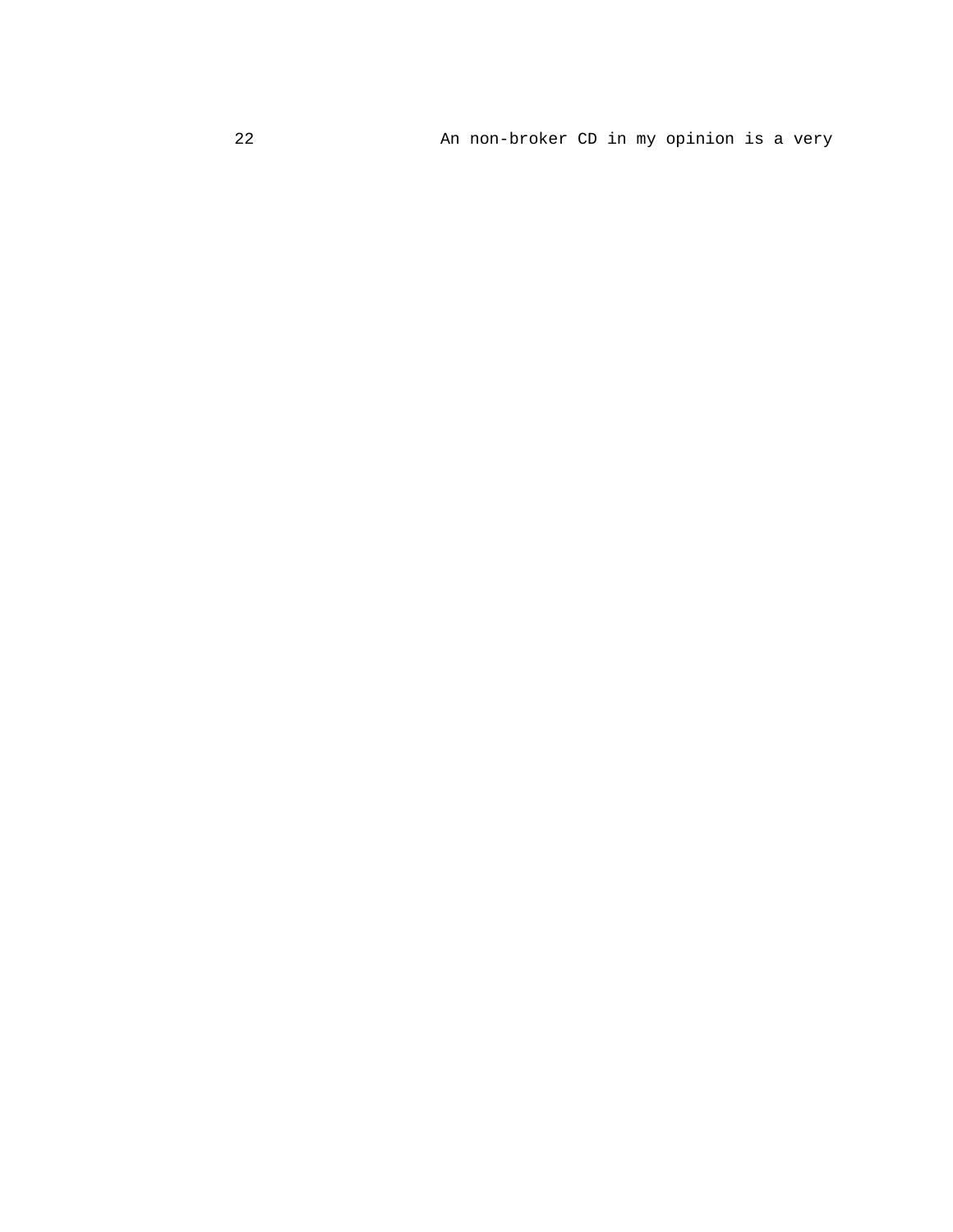22 An non-broker CD in my opinion is a very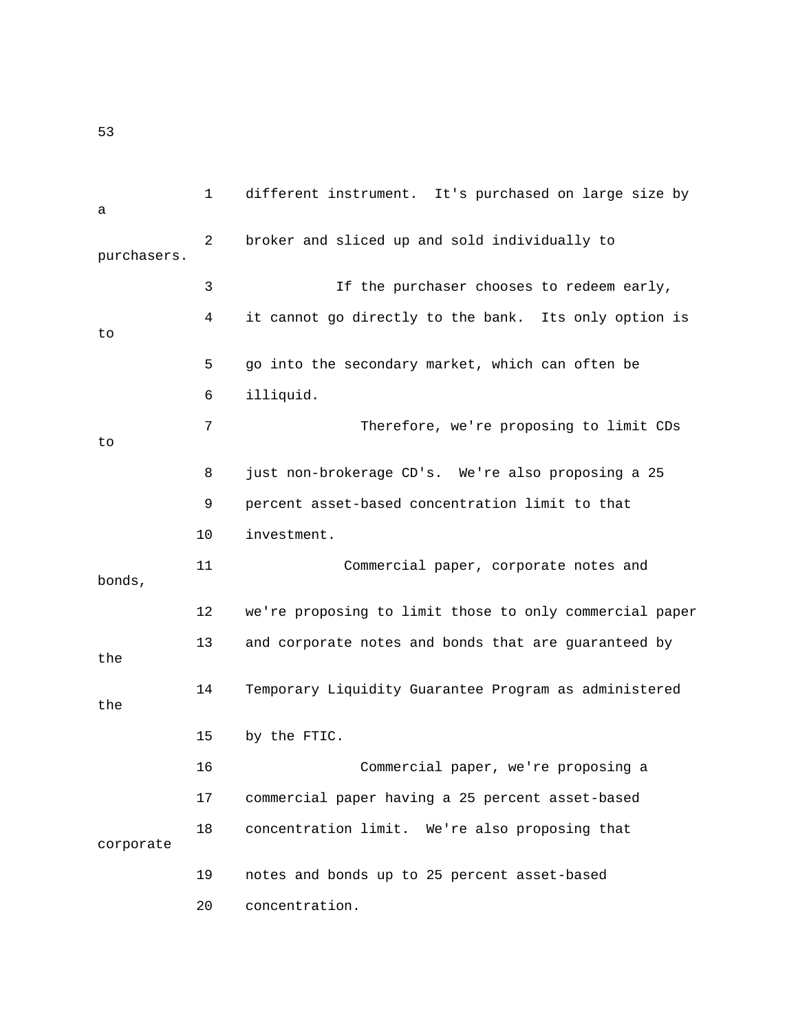different instrument. It's purchased on large size by a broker and sliced up and sold individually to purchasers.

If the purchaser chooses to redeem early, it cannot go directly to the bank. Its only option is to go into the secondary market, which can often be illiquid.

Therefore, we're proposing to limit CDs to just non-brokerage CD's. We're also proposing a 25 percent asset-based concentration limit to that investment.

Commercial paper, corporate notes and bonds, we're proposing to limit those to only commercial paper and corporate notes and bonds that are guaranteed by the the Temporary Liquidity Guarantee Program as administered the by the FTIC.

Commercial paper, we're proposing a commercial paper having a 25 percent asset-based concentration limit. We're also proposing that corporate notes and bonds up to 25 percent asset-based concentration.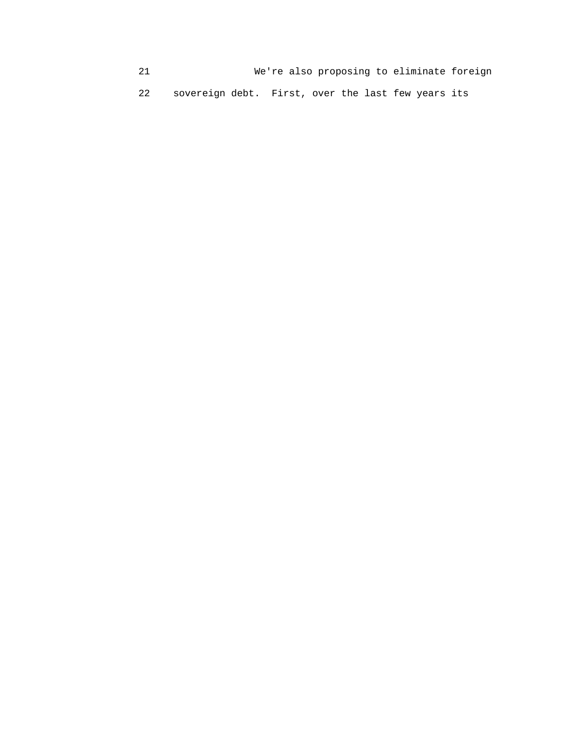21 We're also proposing to eliminate foreign

22 sovereign debt. First, over the last few years its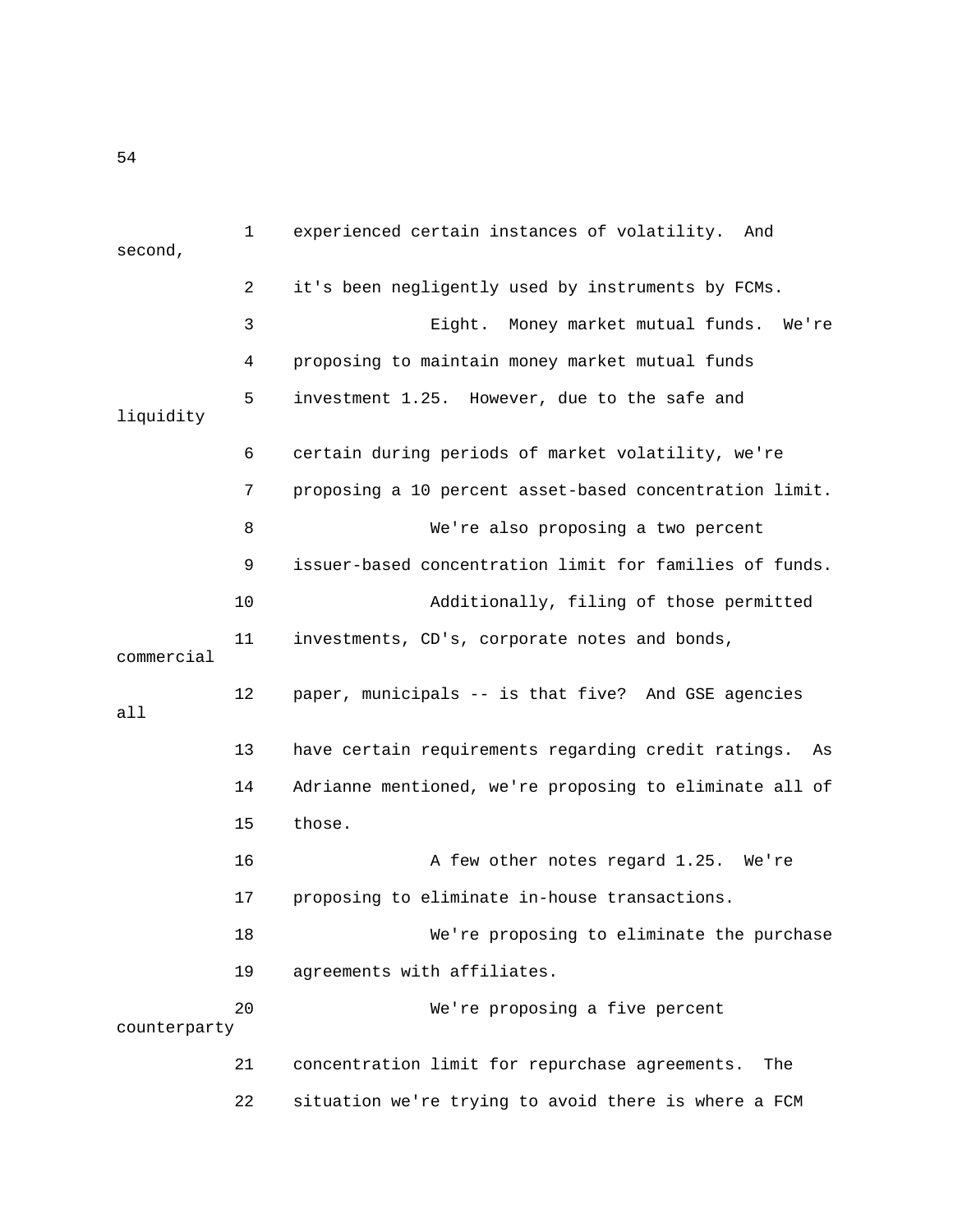experienced certain instances of volatility. And second, it's been negligently used by instruments by FCMs.

Eight. Money market mutual funds. We're proposing to maintain money market mutual funds investment 1.25. However, due to the safe and liquidity certain during periods of market volatility, we're proposing a 10 percent asset-based concentration limit.

We're also proposing a two percent issuer-based concentration limit for families of funds.

Additionally, filing of those permitted investments, CD's, corporate notes and bonds, commercial paper, municipals -- is that five? And GSE agencies all have certain requirements regarding credit ratings. As Adrianne mentioned, we're proposing to eliminate all of those.

A few other notes regard 1.25. We're proposing to eliminate in-house transactions.

We're proposing to eliminate the purchase agreements with affiliates.

We're proposing a five percent counterparty concentration limit for repurchase agreements. The situation we're trying to avoid there is where a FCM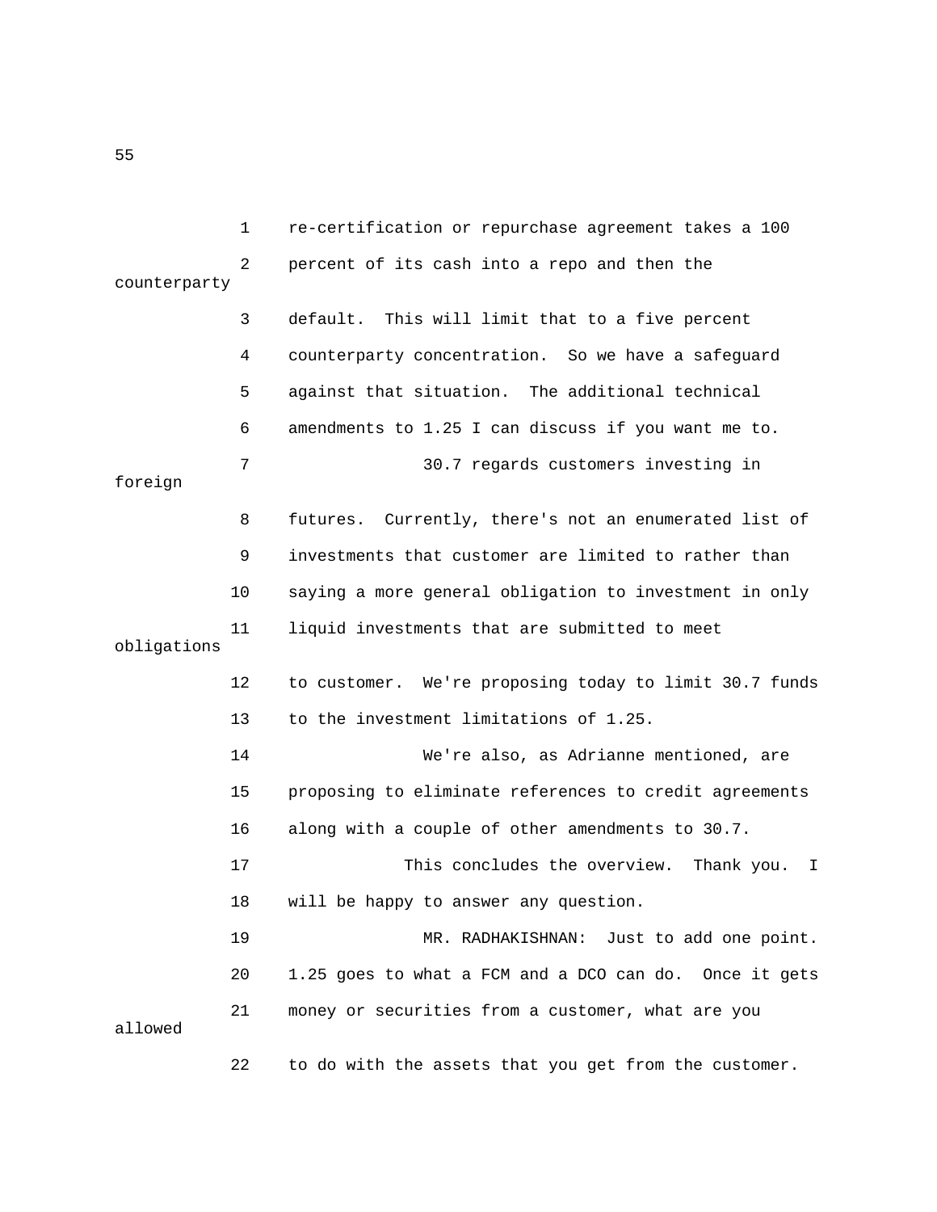re-certification or repurchase agreement takes a 100 percent of its cash into a repo and then the counterparty default. This will limit that to a five percent counterparty concentration. So we have a safeguard against that situation. The additional technical amendments to 1.25 I can discuss if you want me to.

30.7 regards customers investing in foreign futures. Currently, there's not an enumerated list of investments that customer are limited to rather than saying a more general obligation to investment in only liquid investments that are submitted to meet obligations to customer. We're proposing today to limit 30.7 funds to the investment limitations of 1.25.

We're also, as Adrianne mentioned, are proposing to eliminate references to credit agreements along with a couple of other amendments to 30.7.

This concludes the overview. Thank you. I will be happy to answer any question.

MR. RADHAKISHNAN: Just to add one point. 1.25 goes to what a FCM and a DCO can do. Once it gets money or securities from a customer, what are you allowed to do with the assets that you get from the customer.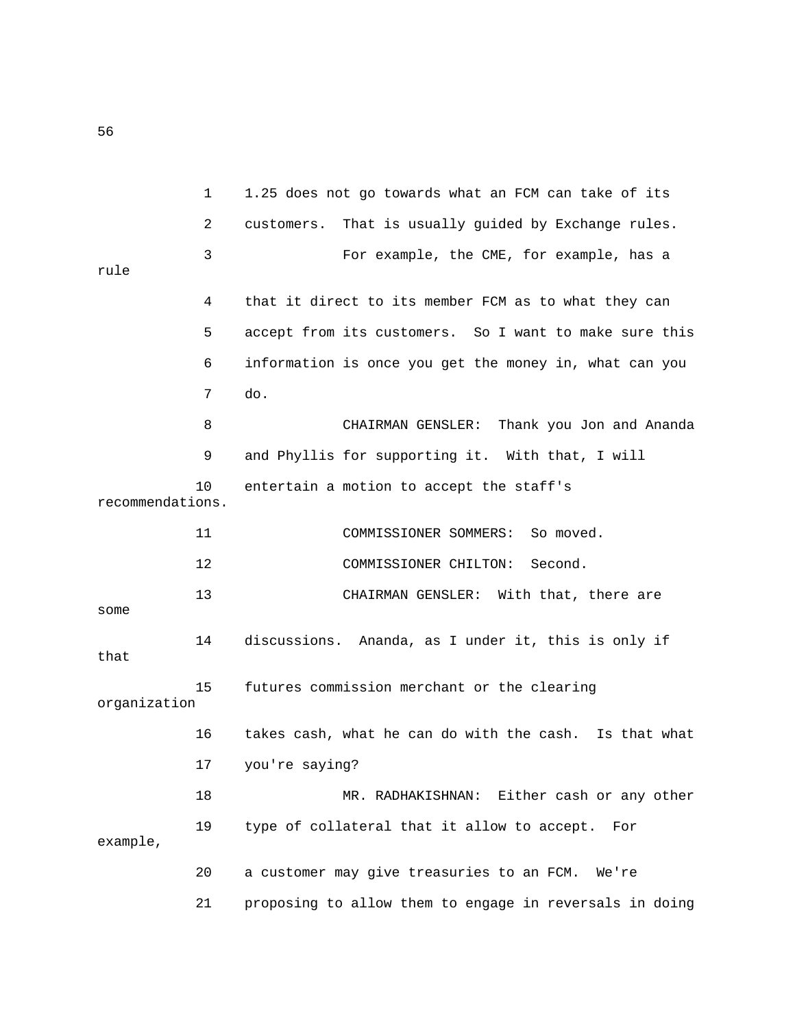1.25 does not go towards what an FCM can take of its customers. That is usually guided by Exchange rules.

For example, the CME, for example, has a rule that it direct to its member FCM as to what they can accept from its customers. So I want to make sure this information is once you get the money in, what can you do.

CHAIRMAN GENSLER: Thank you Jon and Ananda and Phyllis for supporting it. With that, I will entertain a motion to accept the staff's recommendations.

COMMISSIONER SOMMERS: So moved.

COMMISSIONER CHILTON: Second.

CHAIRMAN GENSLER: With that, there are some discussions. Ananda, as I under it, this is only if that futures commission merchant or the clearing organization takes cash, what he can do with the cash. Is that what you're saying?

MR. RADHAKISHNAN: Either cash or any other type of collateral that it allow to accept. For example, a customer may give treasuries to an FCM. We're proposing to allow them to engage in reversals in doing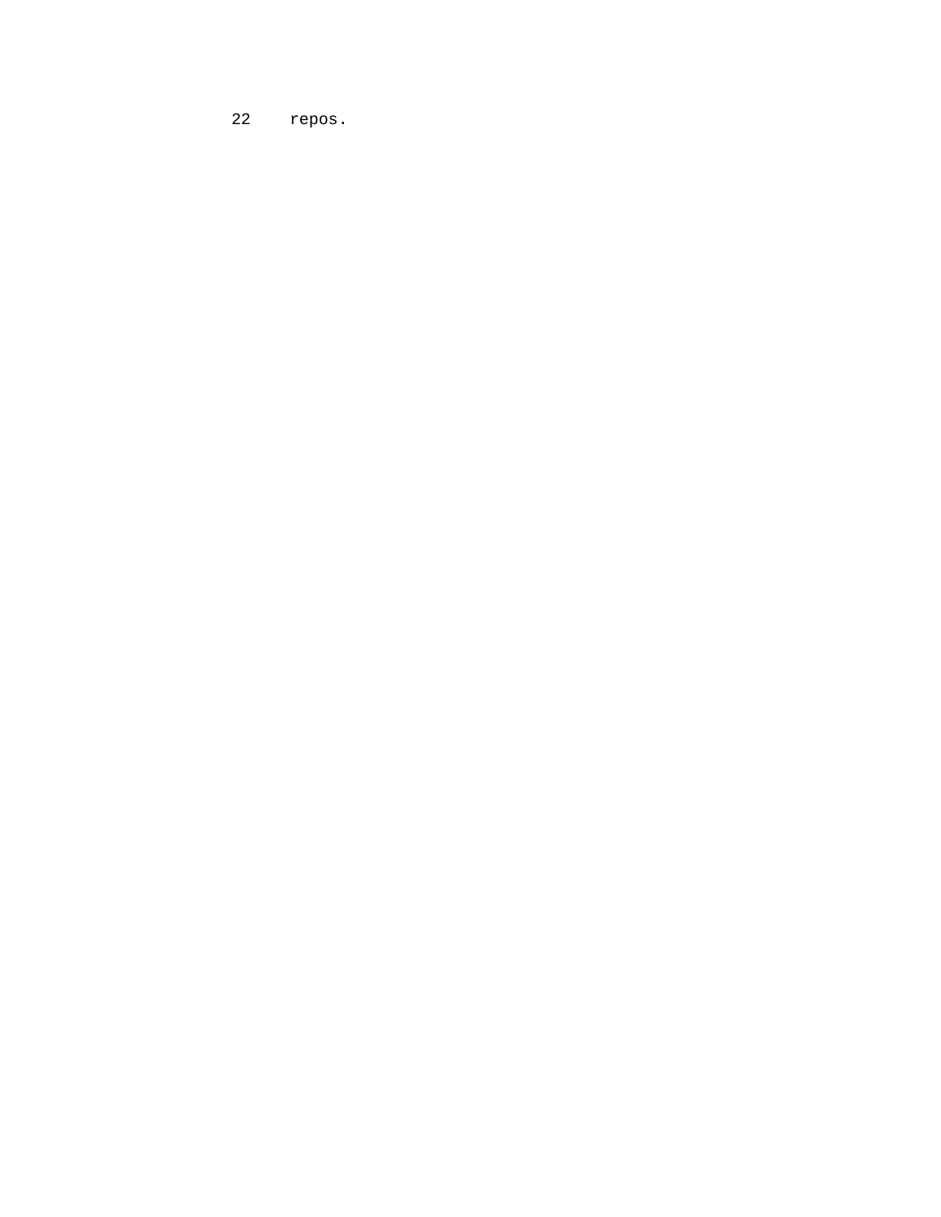22 repos.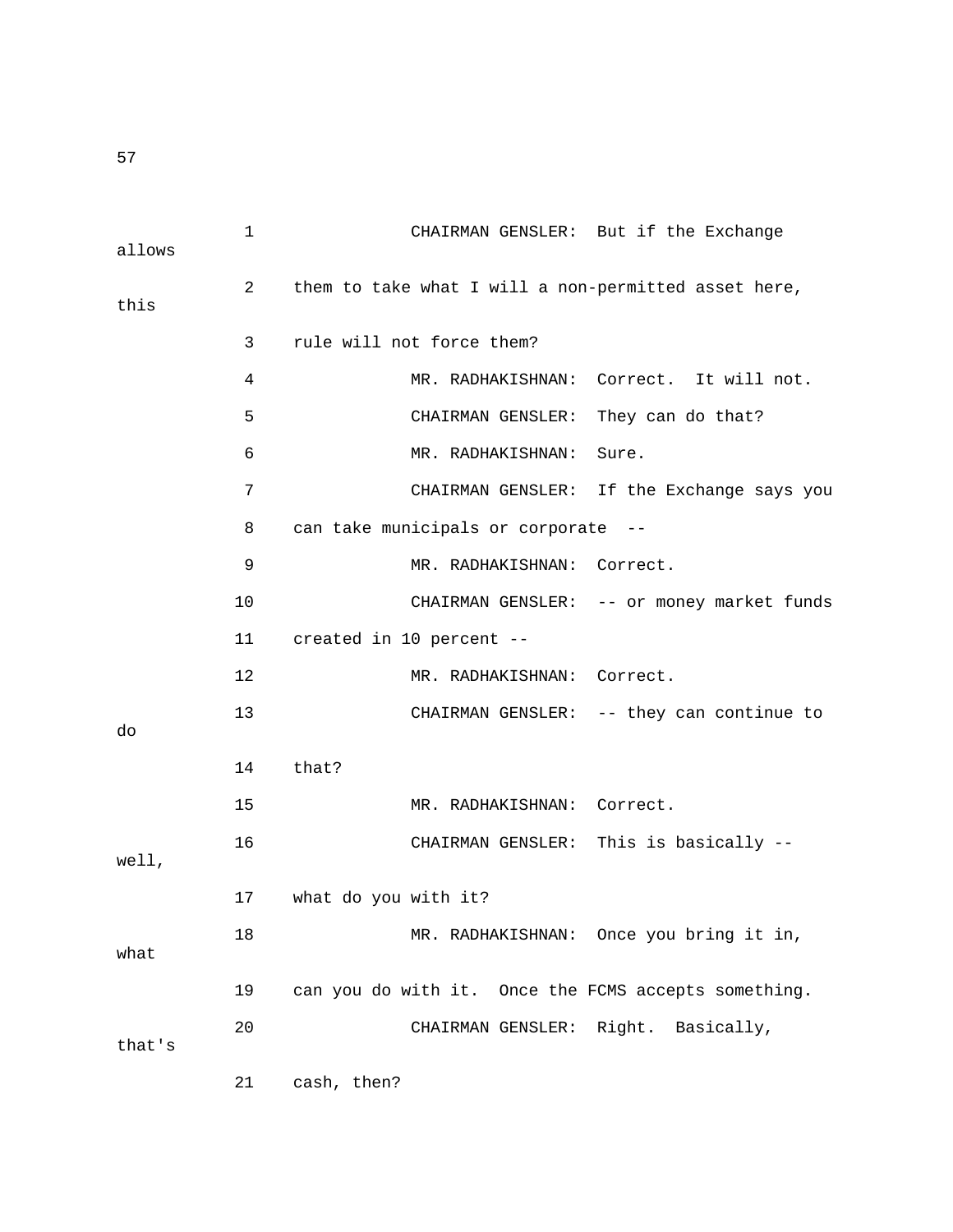1 CHAIRMAN GENSLER: But if the Exchange allows

2 them to take what I will a non-permitted asset here, this

3 rule will not force them?

4 MR. RADHAKISHNAN: Correct. It will not.

5 CHAIRMAN GENSLER: They can do that?

6 MR. RADHAKISHNAN: Sure.

7 CHAIRMAN GENSLER: If the Exchange says you

8 can take municipals or corporate --

9 MR. RADHAKISHNAN: Correct.

10 CHAIRMAN GENSLER: -- or money market funds

11 created in 10 percent --

12 MR. RADHAKISHNAN: Correct.

13 CHAIRMAN GENSLER: -- they can continue to do

14 that?

15 MR. RADHAKISHNAN: Correct.

16 CHAIRMAN GENSLER: This is basically -- well,

17 what do you with it?

18 MR. RADHAKISHNAN: Once you bring it in, what

19 can you do with it. Once the FCMS accepts something.

20 CHAIRMAN GENSLER: Right. Basically, that's

21 cash, then?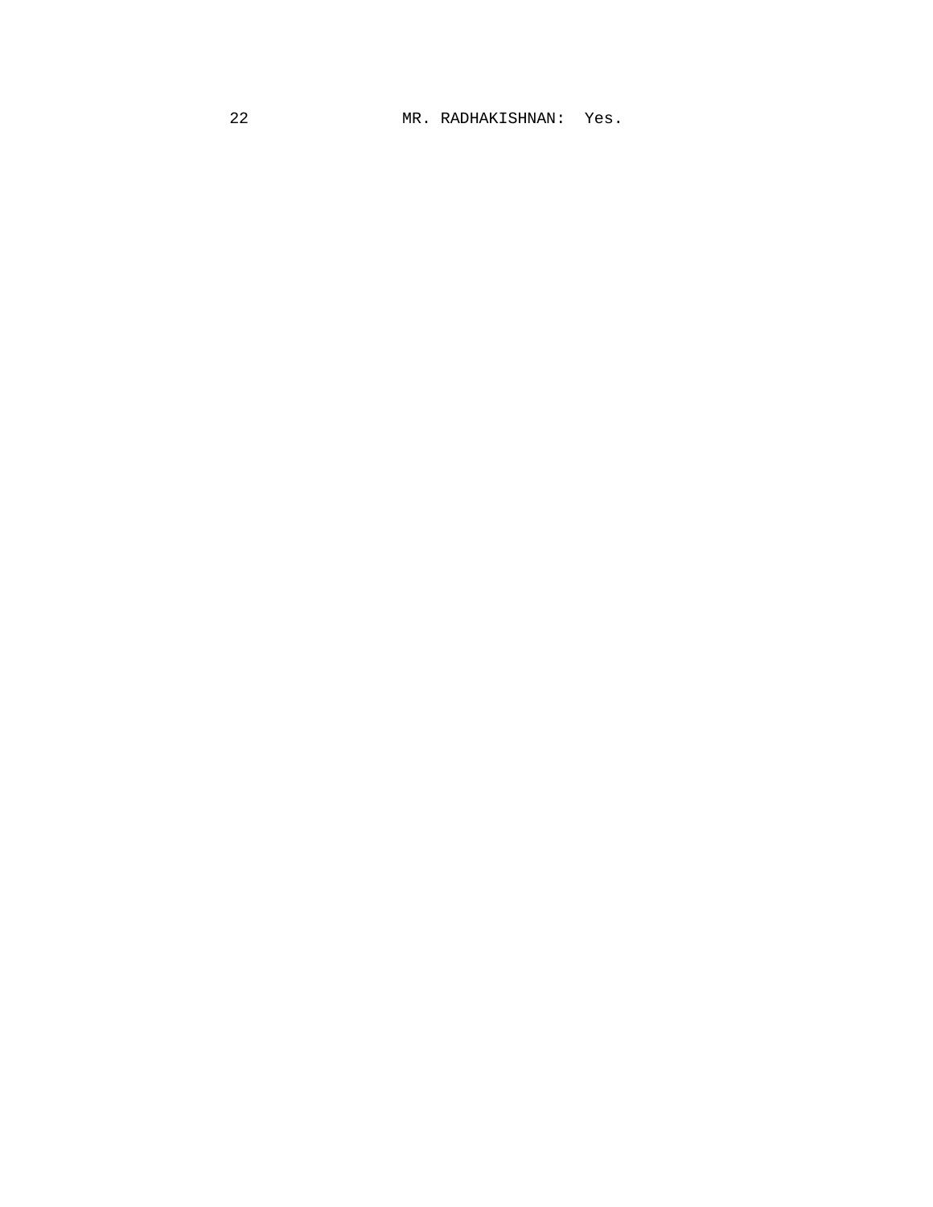22 MR. RADHAKISHNAN: Yes.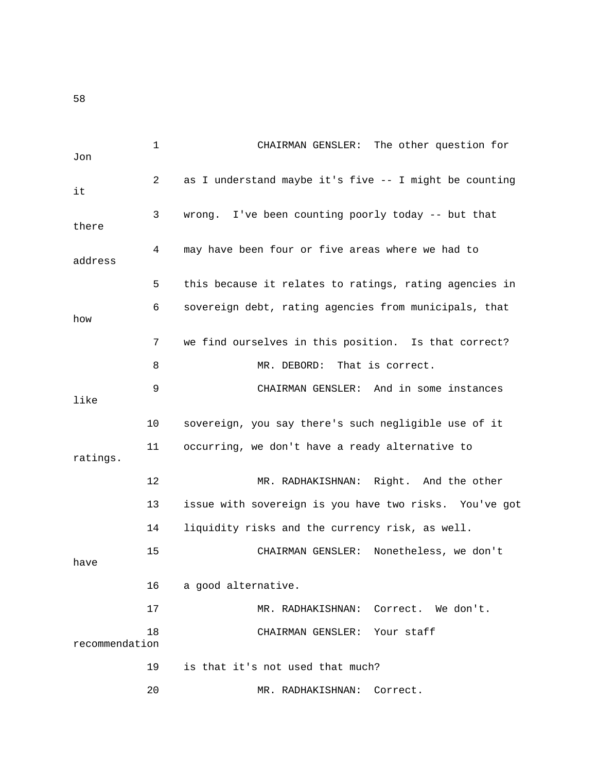CHAIRMAN GENSLER: The other question for Jon as I understand maybe it's five -- I might be counting it wrong. I've been counting poorly today -- but that there may have been four or five areas where we had to address this because it relates to ratings, rating agencies in sovereign debt, rating agencies from municipals, that how we find ourselves in this position. Is that correct?

MR. DEBORD: That is correct.

CHAIRMAN GENSLER: And in some instances like sovereign, you say there's such negligible use of it occurring, we don't have a ready alternative to ratings.

MR. RADHAKISHNAN: Right. And the other issue with sovereign is you have two risks. You've got liquidity risks and the currency risk, as well.

CHAIRMAN GENSLER: Nonetheless, we don't have a good alternative.

MR. RADHAKISHNAN: Correct. We don't.

CHAIRMAN GENSLER: Your staff recommendation is that it's not used that much?

MR. RADHAKISHNAN: Correct.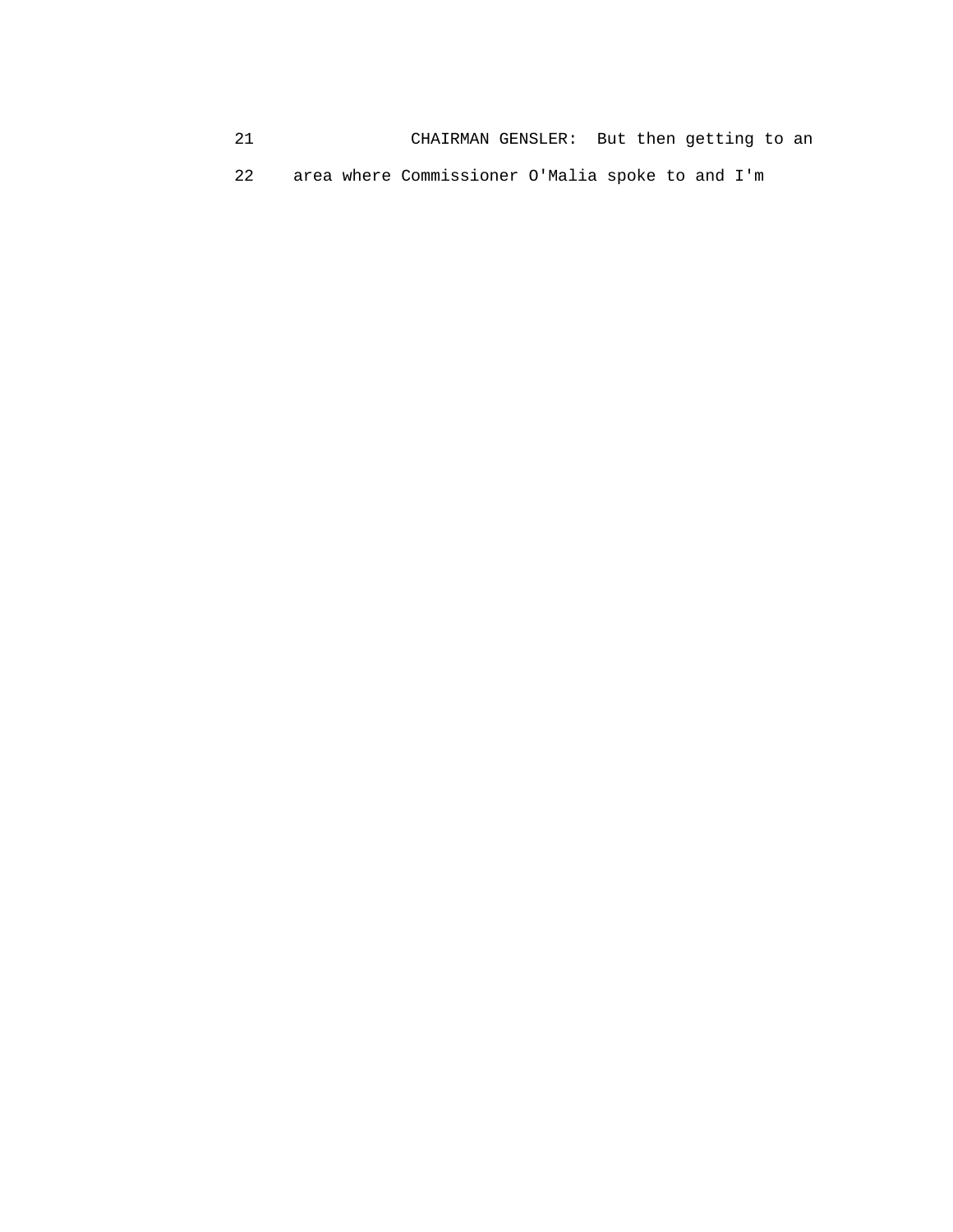21 CHAIRMAN GENSLER: But then getting to an

22 area where Commissioner O'Malia spoke to and I'm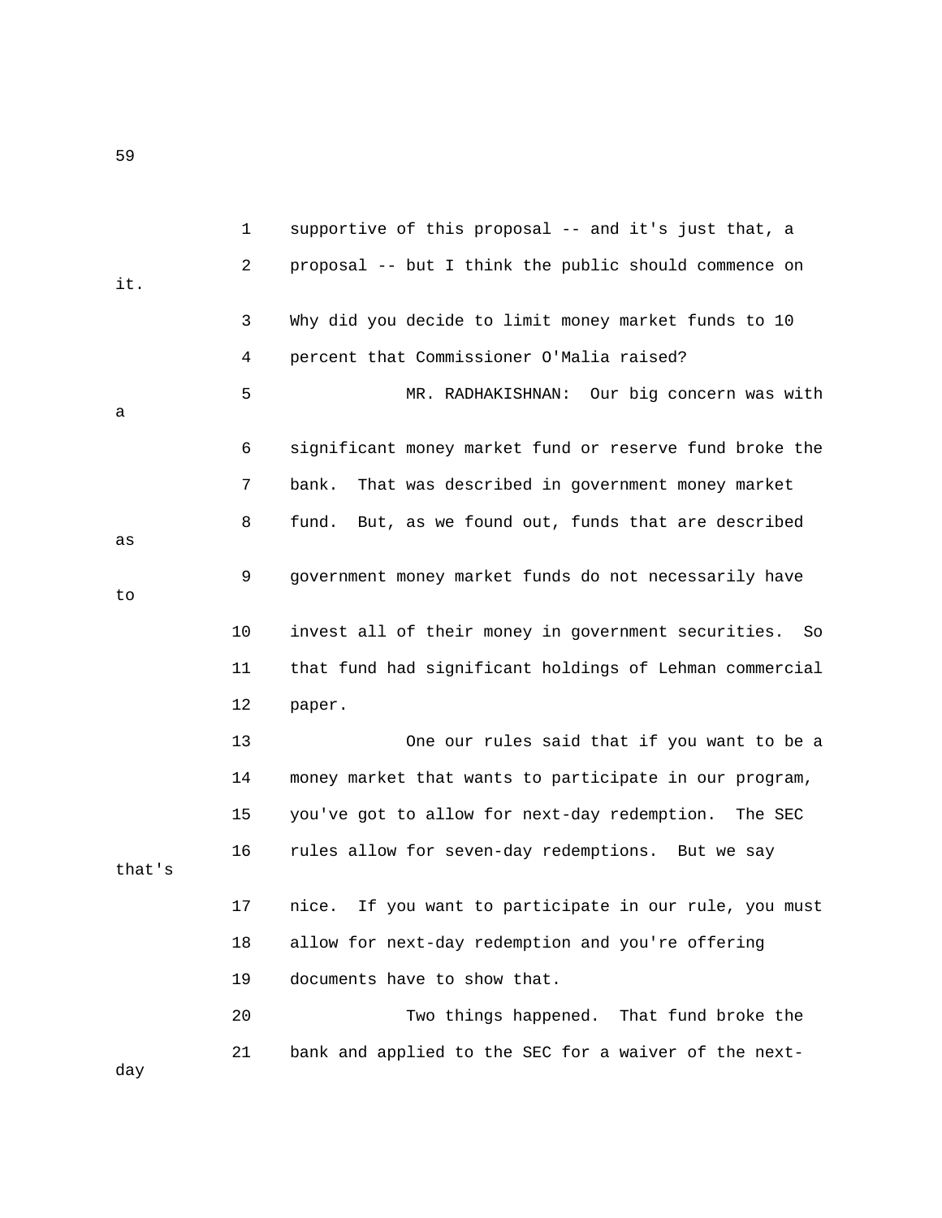supportive of this proposal -- and it's just that, a proposal -- but I think the public should commence on it.

Why did you decide to limit money market funds to 10 percent that Commissioner O'Malia raised?

MR. RADHAKISHNAN: Our big concern was with a significant money market fund or reserve fund broke the bank. That was described in government money market fund. But, as we found out, funds that are described as government money market funds do not necessarily have to invest all of their money in government securities. So that fund had significant holdings of Lehman commercial paper.

One our rules said that if you want to be a money market that wants to participate in our program, you've got to allow for next-day redemption. The SEC rules allow for seven-day redemptions. But we say that's nice. If you want to participate in our rule, you must allow for next-day redemption and you're offering documents have to show that.

Two things happened. That fund broke the bank and applied to the SEC for a waiver of the next-day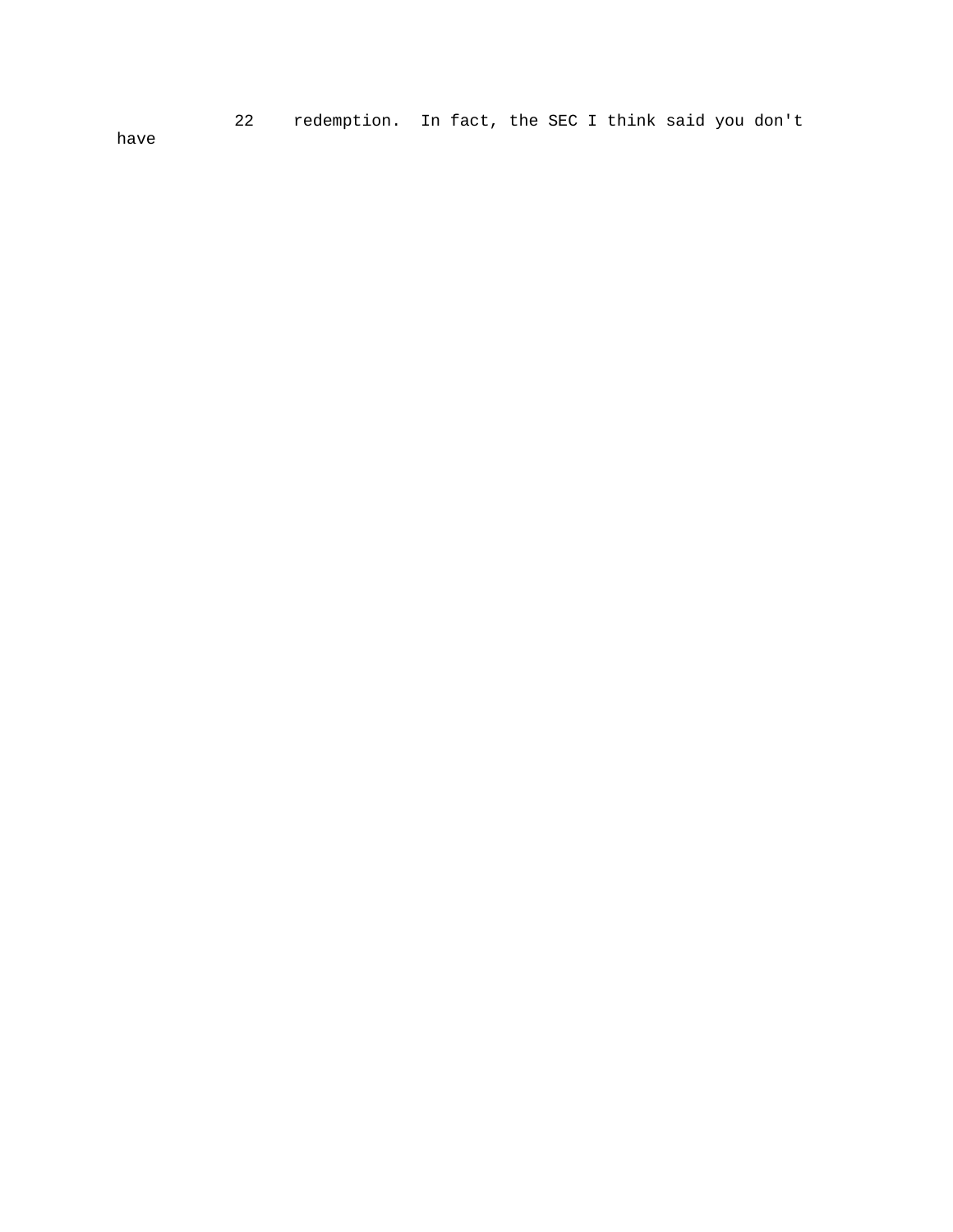22     redemption.  In fact, the SEC I think said you don't have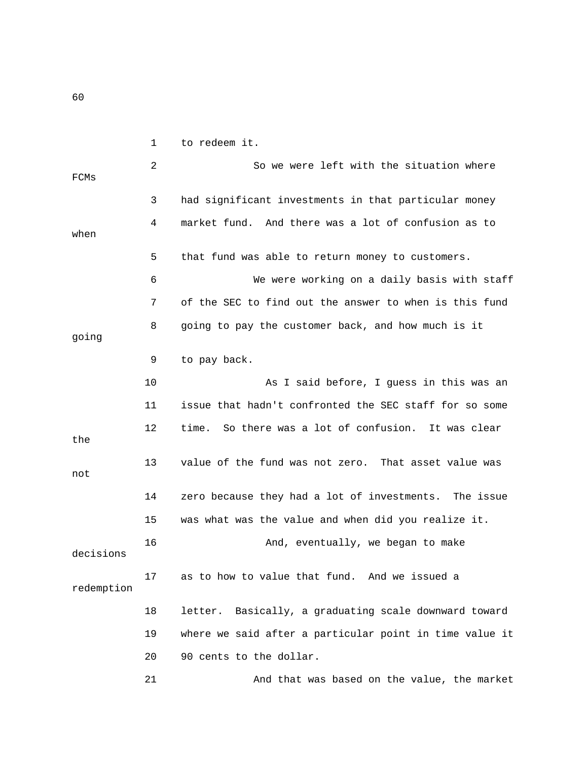to redeem it.

So we were left with the situation where FCMs had significant investments in that particular money market fund. And there was a lot of confusion as to when that fund was able to return money to customers.

We were working on a daily basis with staff of the SEC to find out the answer to when is this fund going to pay the customer back, and how much is it going to pay back.

As I said before, I guess in this was an issue that hadn't confronted the SEC staff for so some time. So there was a lot of confusion. It was clear the value of the fund was not zero. That asset value was not zero because they had a lot of investments. The issue was what was the value and when did you realize it.

And, eventually, we began to make decisions as to how to value that fund. And we issued a redemption letter. Basically, a graduating scale downward toward where we said after a particular point in time value it 90 cents to the dollar.

And that was based on the value, the market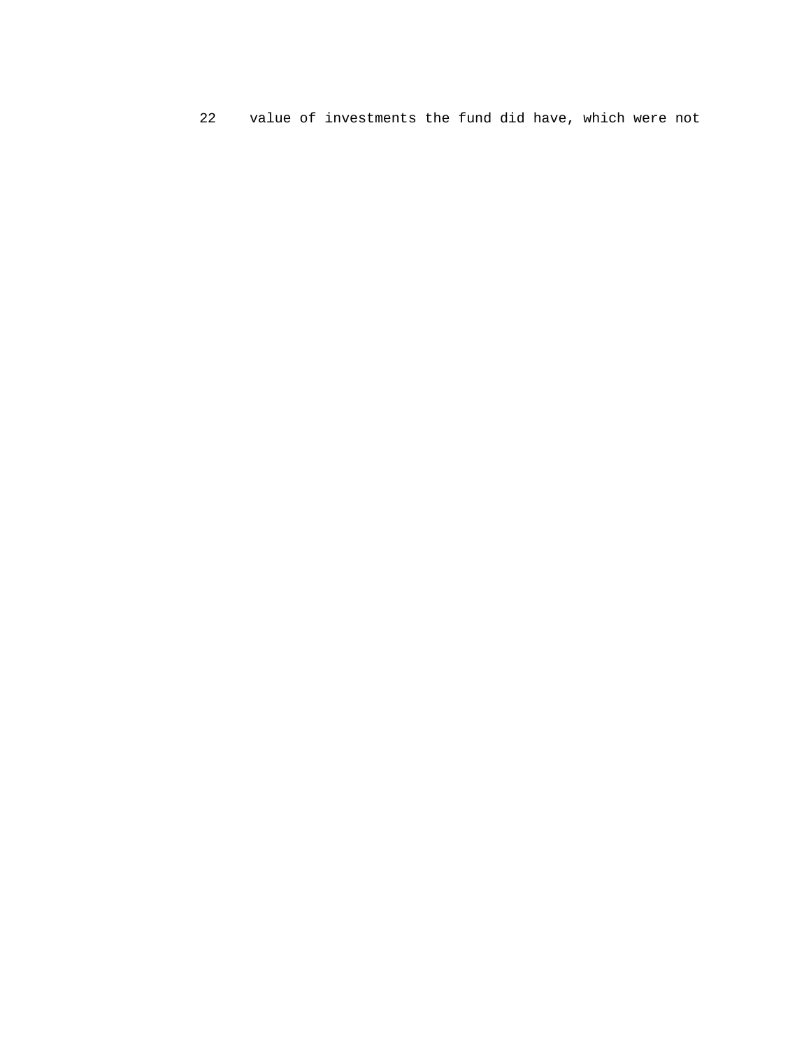22 value of investments the fund did have, which were not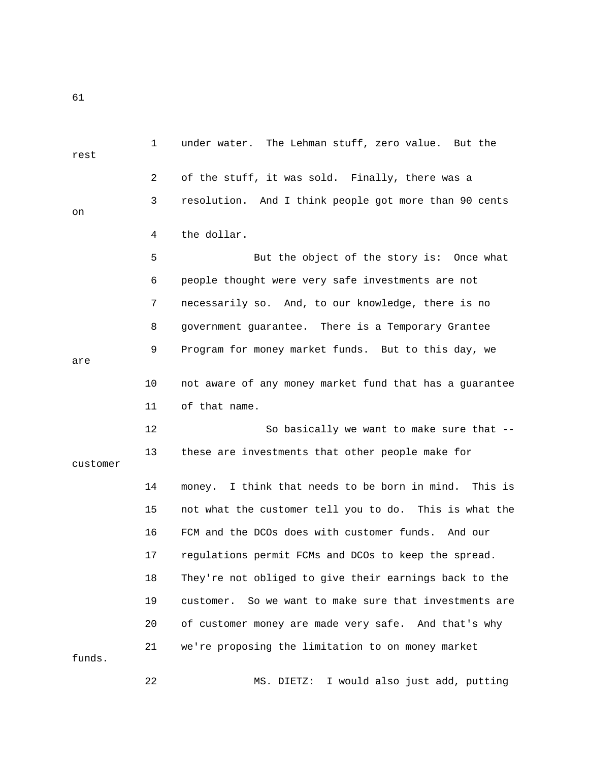under water. The Lehman stuff, zero value. But the rest of the stuff, it was sold. Finally, there was a resolution. And I think people got more than 90 cents on the dollar.

But the object of the story is: Once what people thought were very safe investments are not necessarily so. And, to our knowledge, there is no government guarantee. There is a Temporary Grantee Program for money market funds. But to this day, we are not aware of any money market fund that has a guarantee of that name.

So basically we want to make sure that -- these are investments that other people make for customer money. I think that needs to be born in mind. This is not what the customer tell you to do. This is what the FCM and the DCOs does with customer funds. And our regulations permit FCMs and DCOs to keep the spread. They're not obliged to give their earnings back to the customer. So we want to make sure that investments are of customer money are made very safe. And that's why we're proposing the limitation to on money market funds.

MS. DIETZ: I would also just add, putting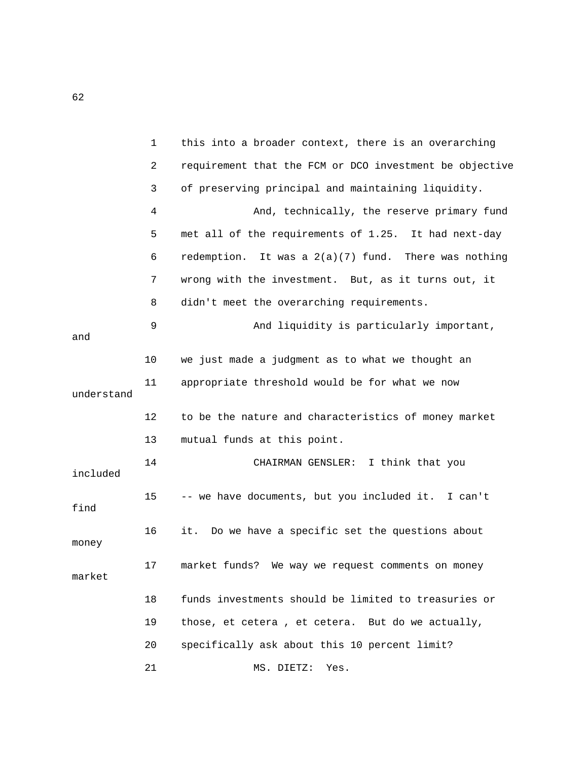this into a broader context, there is an overarching requirement that the FCM or DCO investment be objective of preserving principal and maintaining liquidity.

And, technically, the reserve primary fund met all of the requirements of 1.25. It had next-day redemption. It was a 2(a)(7) fund. There was nothing wrong with the investment. But, as it turns out, it didn't meet the overarching requirements.

And liquidity is particularly important, and we just made a judgment as to what we thought an appropriate threshold would be for what we now understand to be the nature and characteristics of money market mutual funds at this point.

CHAIRMAN GENSLER: I think that you included -- we have documents, but you included it. I can't find it. Do we have a specific set the questions about money market funds? We way we request comments on money market funds investments should be limited to treasuries or those, et cetera , et cetera. But do we actually, specifically ask about this 10 percent limit?

MS. DIETZ: Yes.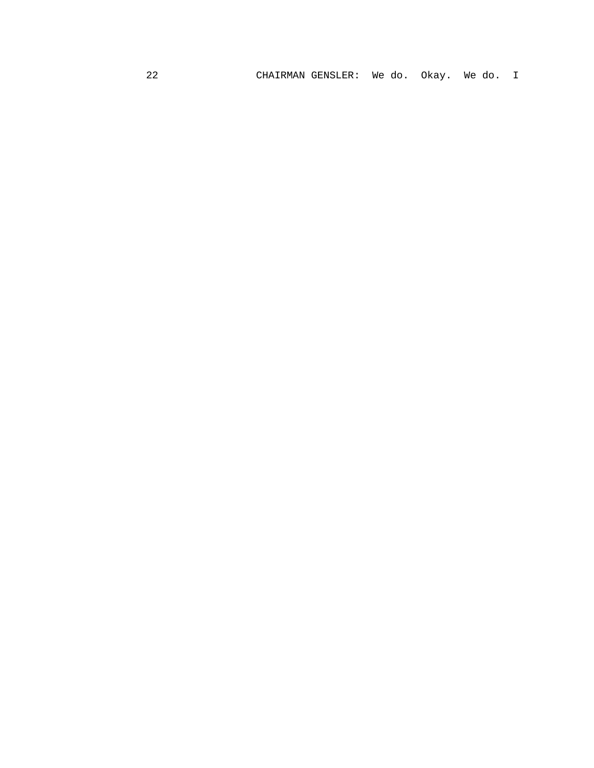22 CHAIRMAN GENSLER: We do. Okay. We do. I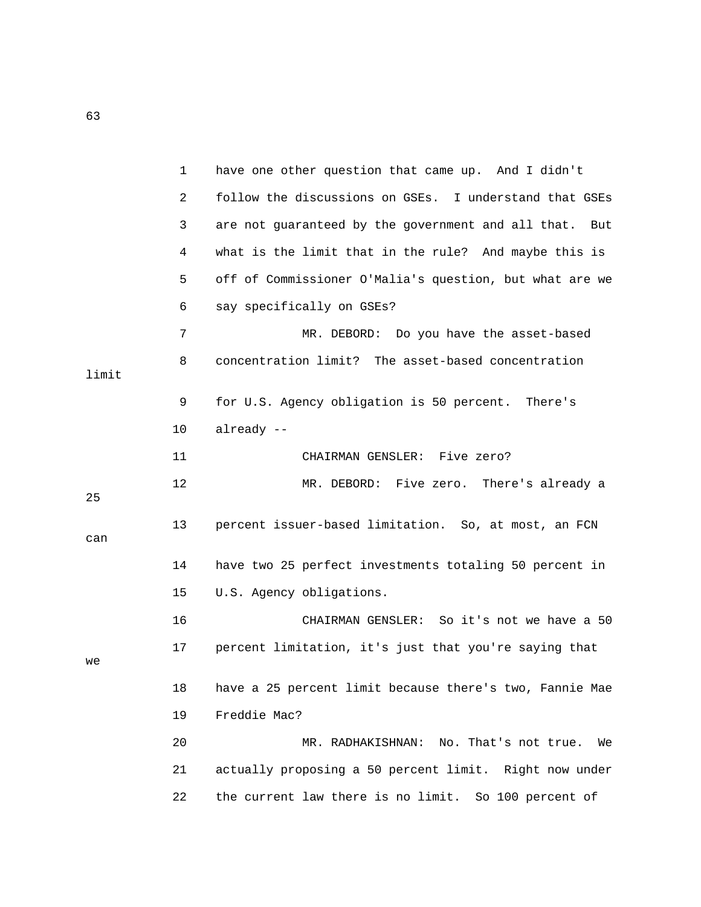have one other question that came up. And I didn't follow the discussions on GSEs. I understand that GSEs are not guaranteed by the government and all that. But what is the limit that in the rule? And maybe this is off of Commissioner O'Malia's question, but what are we say specifically on GSEs?

MR. DEBORD: Do you have the asset-based concentration limit? The asset-based concentration limit for U.S. Agency obligation is 50 percent. There's already --

CHAIRMAN GENSLER: Five zero?

MR. DEBORD: Five zero. There's already a 25 percent issuer-based limitation. So, at most, an FCN can have two 25 perfect investments totaling 50 percent in U.S. Agency obligations.

CHAIRMAN GENSLER: So it's not we have a 50 percent limitation, it's just that you're saying that we have a 25 percent limit because there's two, Fannie Mae Freddie Mac?

MR. RADHAKISHNAN: No. That's not true. We actually proposing a 50 percent limit. Right now under the current law there is no limit. So 100 percent of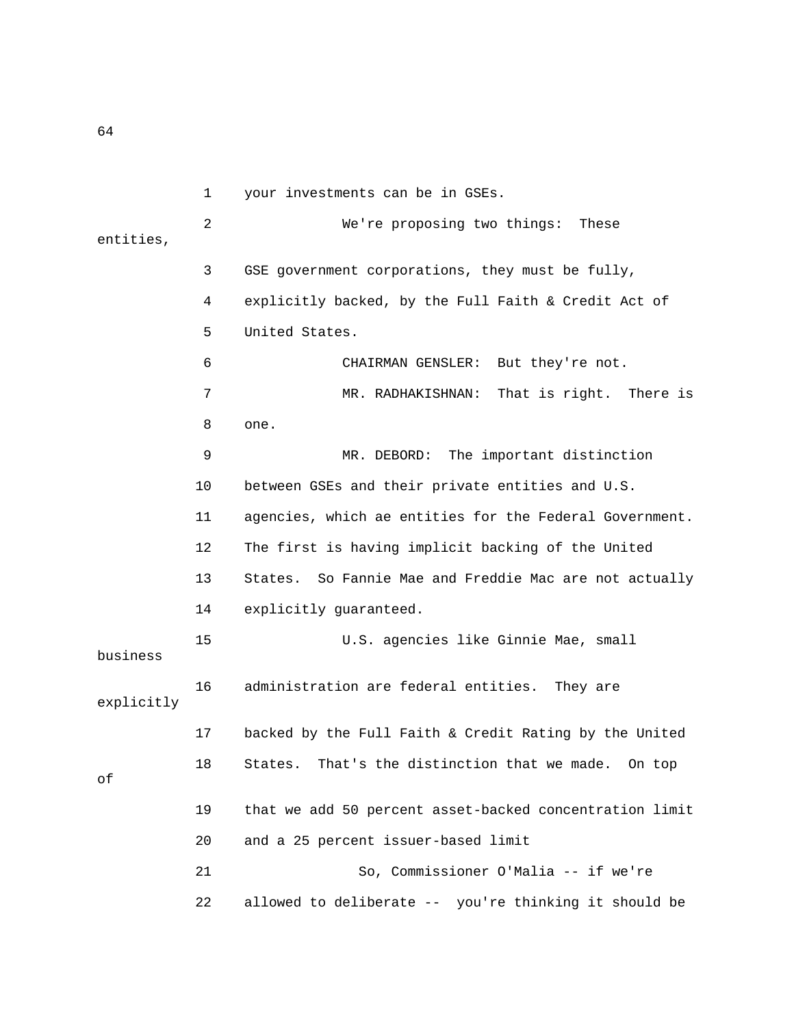1 your investments can be in GSEs.

2 We're proposing two things: These entities,

3 GSE government corporations, they must be fully,

4 explicitly backed, by the Full Faith & Credit Act of

5 United States.

6 CHAIRMAN GENSLER: But they're not.

7 MR. RADHAKISHNAN: That is right. There is

8 one.

9 MR. DEBORD: The important distinction

10 between GSEs and their private entities and U.S.

11 agencies, which ae entities for the Federal Government.

12 The first is having implicit backing of the United

13 States. So Fannie Mae and Freddie Mac are not actually

14 explicitly guaranteed.

15 U.S. agencies like Ginnie Mae, small business

16 administration are federal entities. They are explicitly

17 backed by the Full Faith & Credit Rating by the United

18 States. That's the distinction that we made. On top of

19 that we add 50 percent asset-backed concentration limit

20 and a 25 percent issuer-based limit

21 So, Commissioner O'Malia -- if we're

22 allowed to deliberate -- you're thinking it should be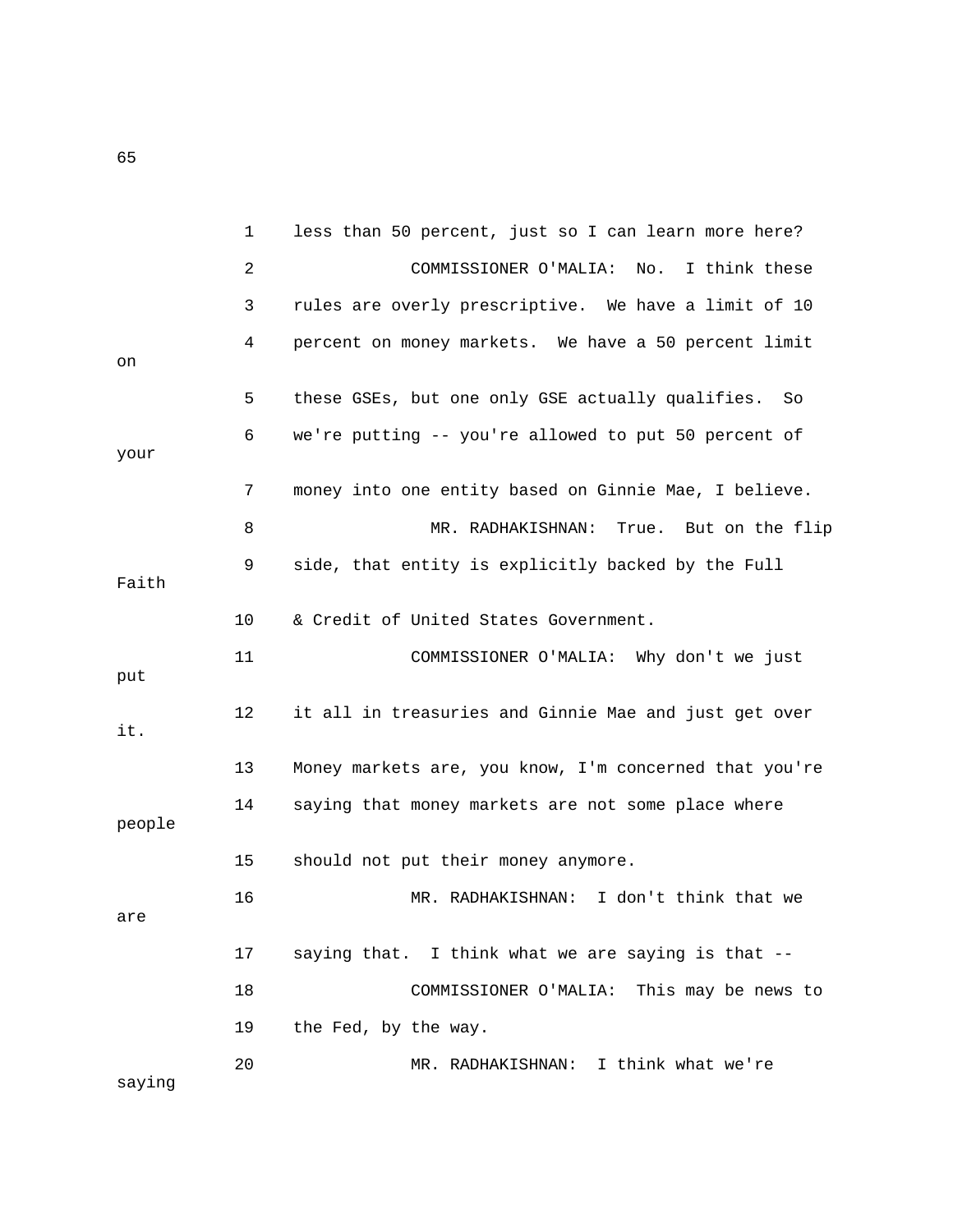1 less than 50 percent, just so I can learn more here?

2 COMMISSIONER O'MALIA: No. I think these

3 rules are overly prescriptive. We have a limit of 10

4 percent on money markets. We have a 50 percent limit on

5 these GSEs, but one only GSE actually qualifies. So

6 we're putting -- you're allowed to put 50 percent of your

7 money into one entity based on Ginnie Mae, I believe.

8 MR. RADHAKISHNAN: True. But on the flip

9 side, that entity is explicitly backed by the Full Faith

10 & Credit of United States Government.

11 COMMISSIONER O'MALIA: Why don't we just put

12 it all in treasuries and Ginnie Mae and just get over it.

13 Money markets are, you know, I'm concerned that you're

14 saying that money markets are not some place where people

15 should not put their money anymore.

16 MR. RADHAKISHNAN: I don't think that we are

17 saying that. I think what we are saying is that --

18 COMMISSIONER O'MALIA: This may be news to

19 the Fed, by the way.

20 MR. RADHAKISHNAN: I think what we're saying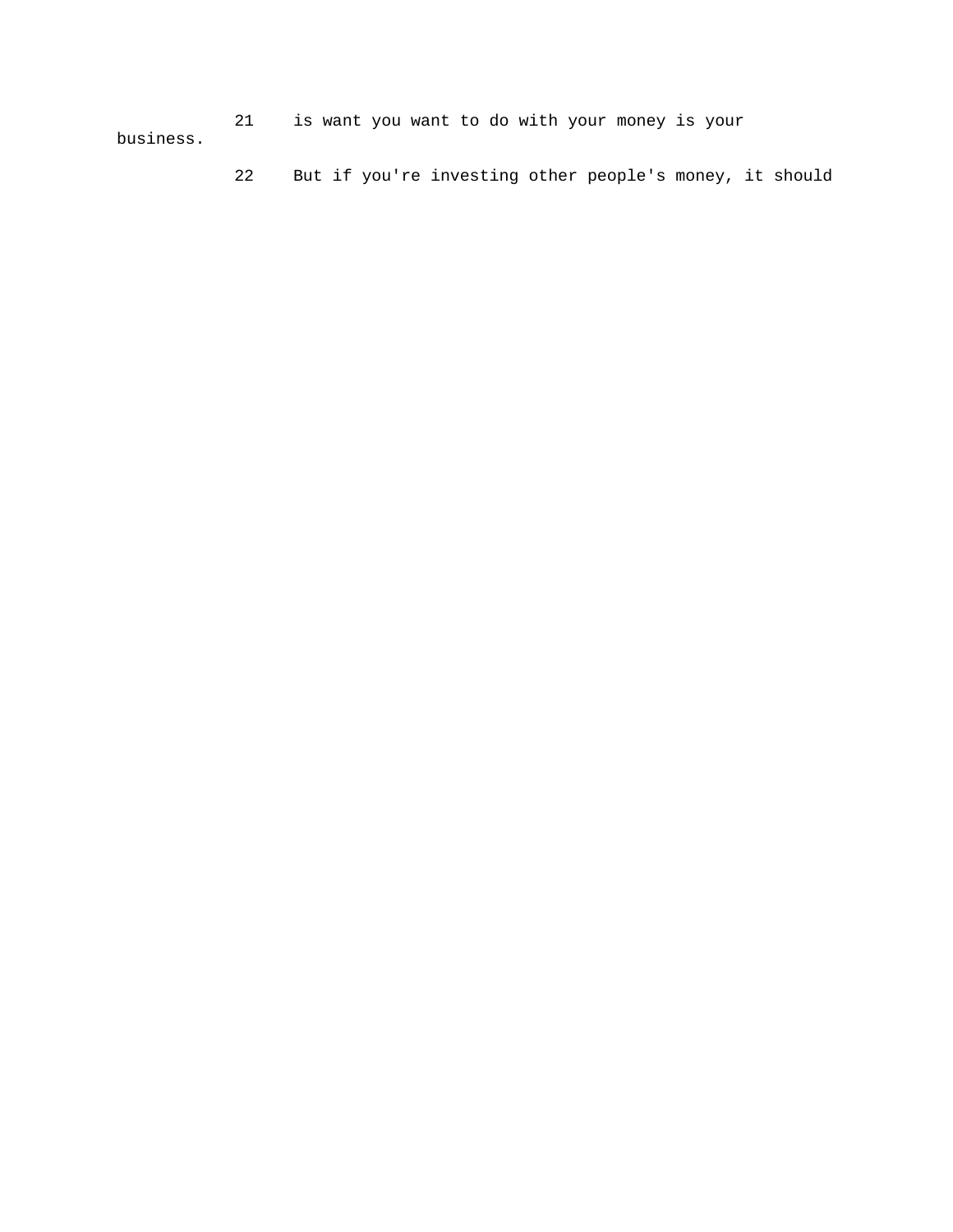21 is want you want to do with your money is your business.

22 But if you're investing other people's money, it should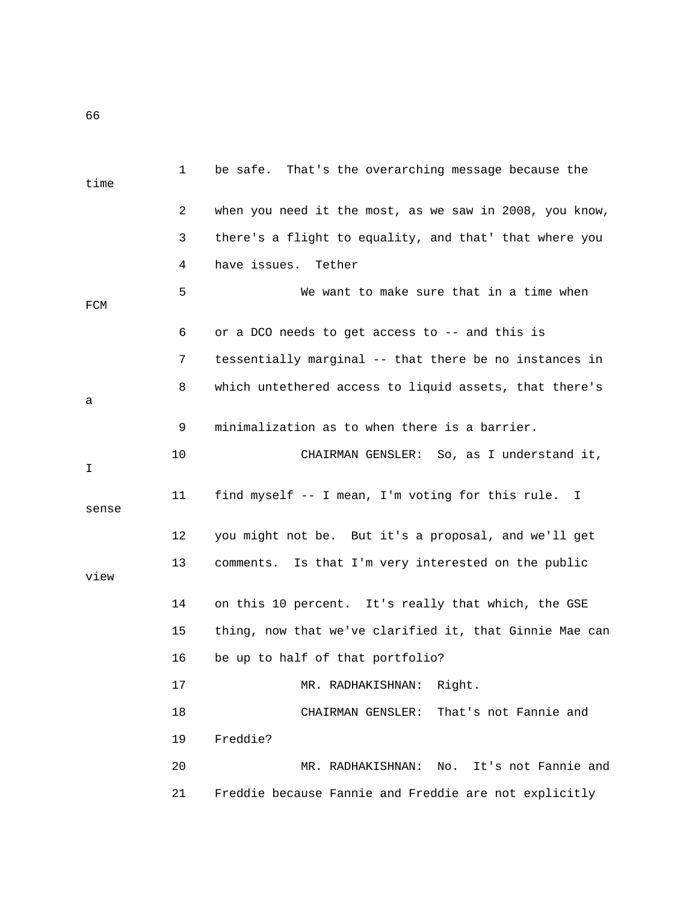1 be safe. That's the overarching message because the time

2 when you need it the most, as we saw in 2008, you know,

3 there's a flight to equality, and that' that where you

4 have issues. Tether

5 We want to make sure that in a time when FCM

6 or a DCO needs to get access to -- and this is

7 tessentially marginal -- that there be no instances in

8 which untethered access to liquid assets, that there's a

9 minimalization as to when there is a barrier.

10 CHAIRMAN GENSLER: So, as I understand it, I

11 find myself -- I mean, I'm voting for this rule. I sense

12 you might not be. But it's a proposal, and we'll get

13 comments. Is that I'm very interested on the public view

14 on this 10 percent. It's really that which, the GSE

15 thing, now that we've clarified it, that Ginnie Mae can

16 be up to half of that portfolio?

17 MR. RADHAKISHNAN: Right.

18 CHAIRMAN GENSLER: That's not Fannie and

19 Freddie?

20 MR. RADHAKISHNAN: No. It's not Fannie and

21 Freddie because Fannie and Freddie are not explicitly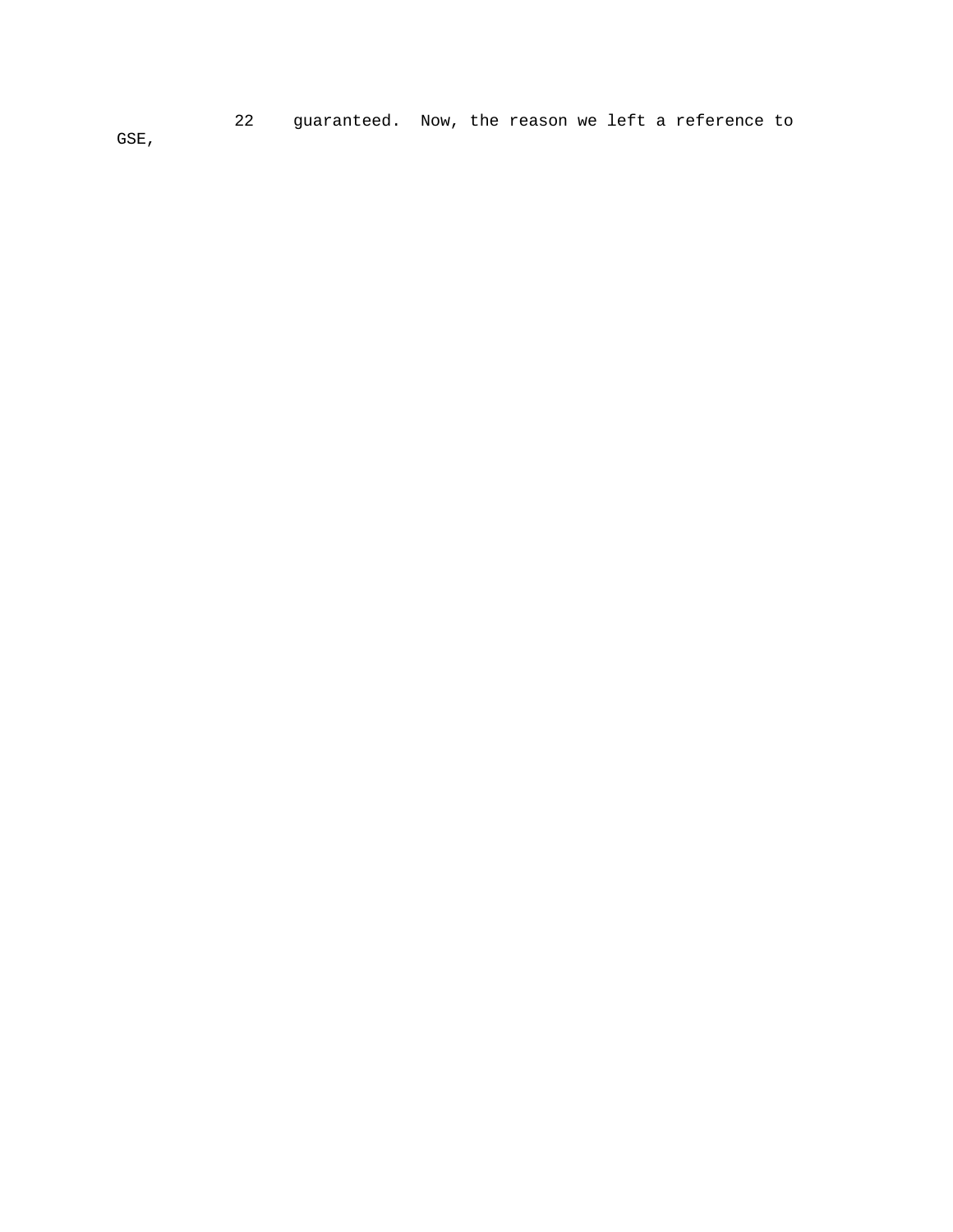22 guaranteed. Now, the reason we left a reference to GSE,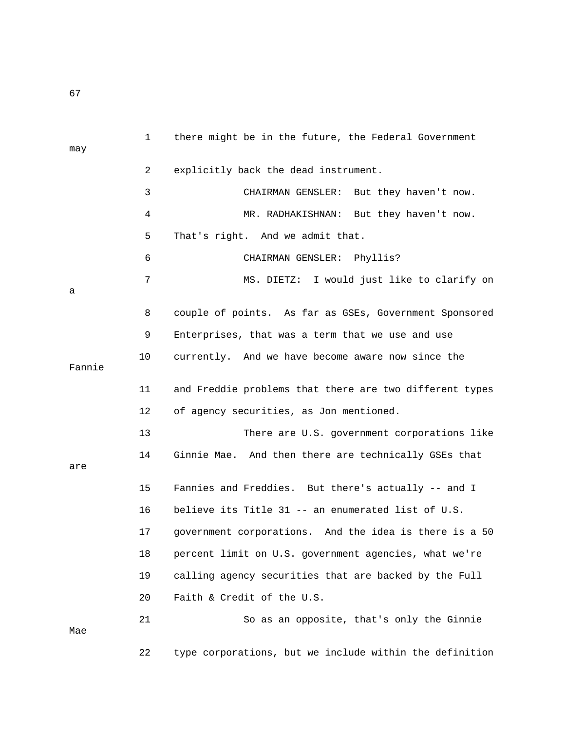there might be in the future, the Federal Government may explicitly back the dead instrument.

CHAIRMAN GENSLER: But they haven't now.

MR. RADHAKISHNAN: But they haven't now. That's right. And we admit that.

CHAIRMAN GENSLER: Phyllis?

MS. DIETZ: I would just like to clarify on a couple of points. As far as GSEs, Government Sponsored Enterprises, that was a term that we use and use currently. And we have become aware now since the Fannie and Freddie problems that there are two different types of agency securities, as Jon mentioned.

There are U.S. government corporations like Ginnie Mae. And then there are technically GSEs that are Fannies and Freddies. But there's actually -- and I believe its Title 31 -- an enumerated list of U.S. government corporations. And the idea is there is a 50 percent limit on U.S. government agencies, what we're calling agency securities that are backed by the Full Faith & Credit of the U.S.

So as an opposite, that's only the Ginnie Mae type corporations, but we include within the definition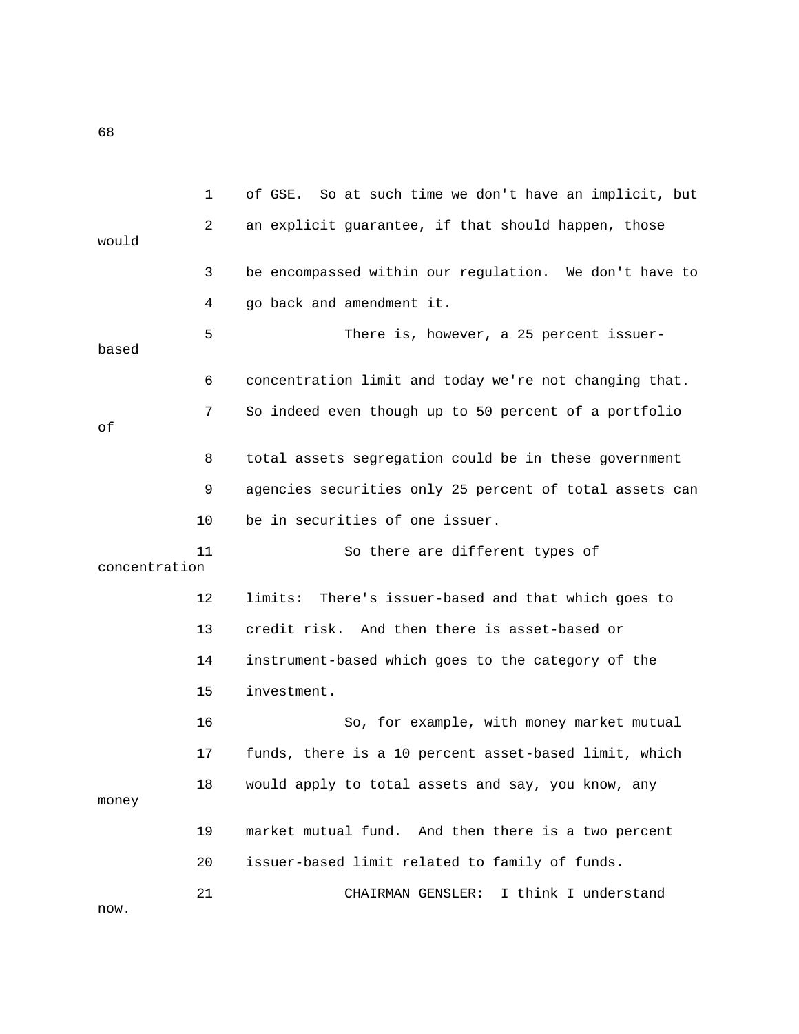of GSE. So at such time we don't have an implicit, but an explicit guarantee, if that should happen, those would be encompassed within our regulation. We don't have to go back and amendment it.

There is, however, a 25 percent issuer-based concentration limit and today we're not changing that. So indeed even though up to 50 percent of a portfolio of total assets segregation could be in these government agencies securities only 25 percent of total assets can be in securities of one issuer.

So there are different types of concentration limits: There's issuer-based and that which goes to credit risk. And then there is asset-based or instrument-based which goes to the category of the investment.

So, for example, with money market mutual funds, there is a 10 percent asset-based limit, which would apply to total assets and say, you know, any money market mutual fund. And then there is a two percent issuer-based limit related to family of funds.

CHAIRMAN GENSLER: I think I understand now.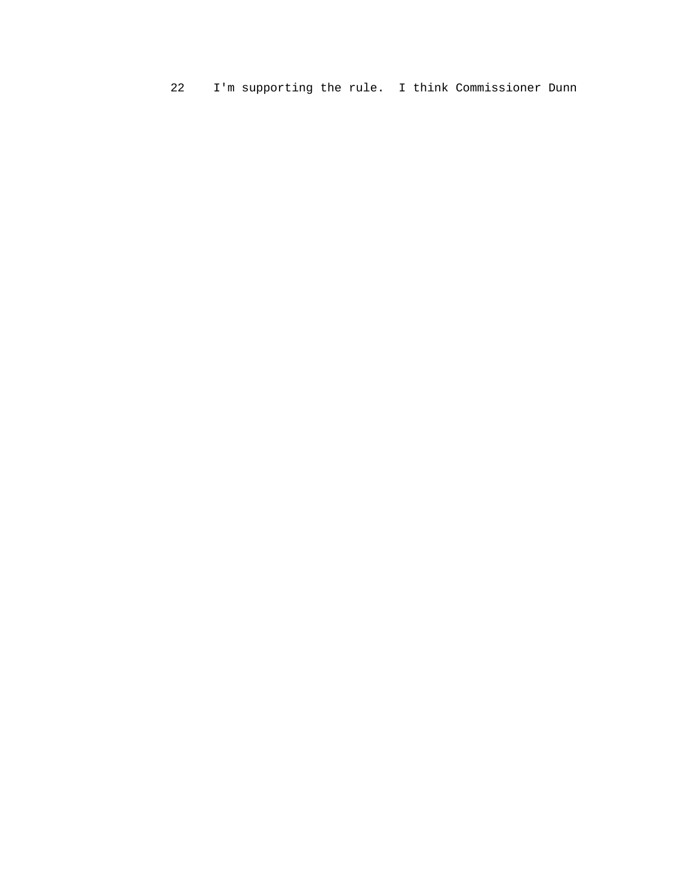22    I'm supporting the rule.  I think Commissioner Dunn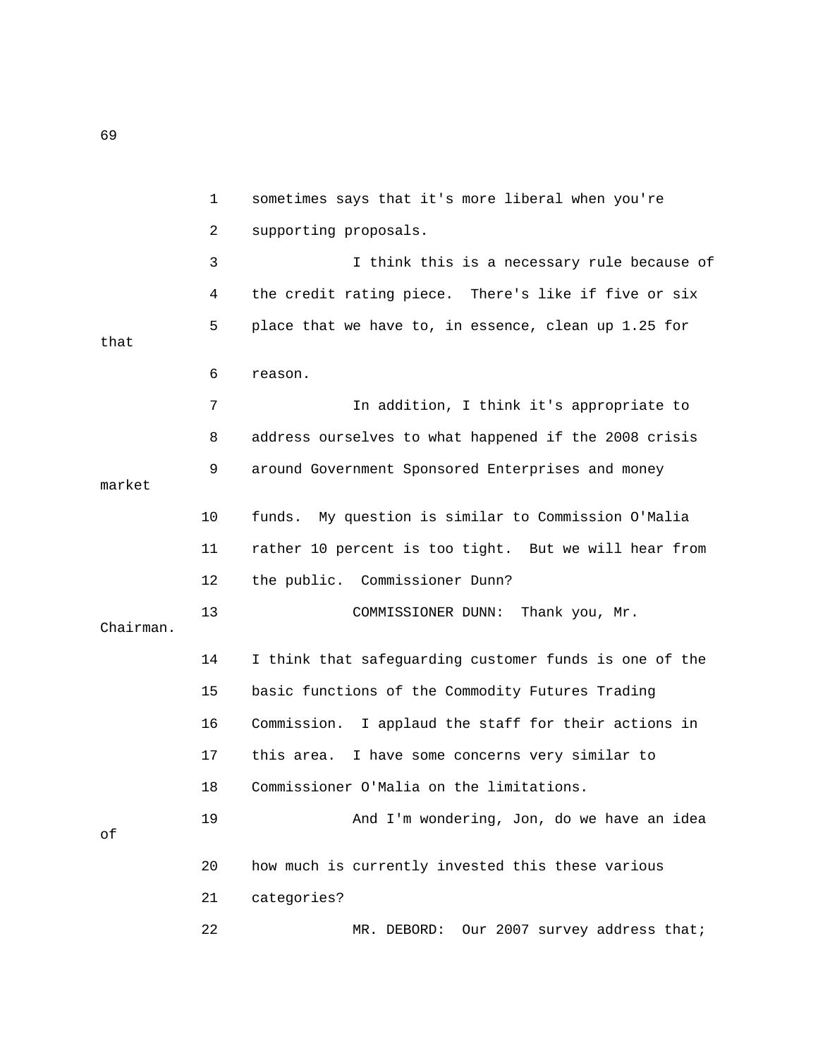sometimes says that it's more liberal when you're supporting proposals.

I think this is a necessary rule because of the credit rating piece. There's like if five or six place that we have to, in essence, clean up 1.25 for that reason.

In addition, I think it's appropriate to address ourselves to what happened if the 2008 crisis around Government Sponsored Enterprises and money market funds. My question is similar to Commission O'Malia rather 10 percent is too tight. But we will hear from the public. Commissioner Dunn?

COMMISSIONER DUNN: Thank you, Mr. Chairman. I think that safeguarding customer funds is one of the basic functions of the Commodity Futures Trading Commission. I applaud the staff for their actions in this area. I have some concerns very similar to Commissioner O'Malia on the limitations.

And I'm wondering, Jon, do we have an idea of how much is currently invested this these various categories?

MR. DEBORD: Our 2007 survey address that;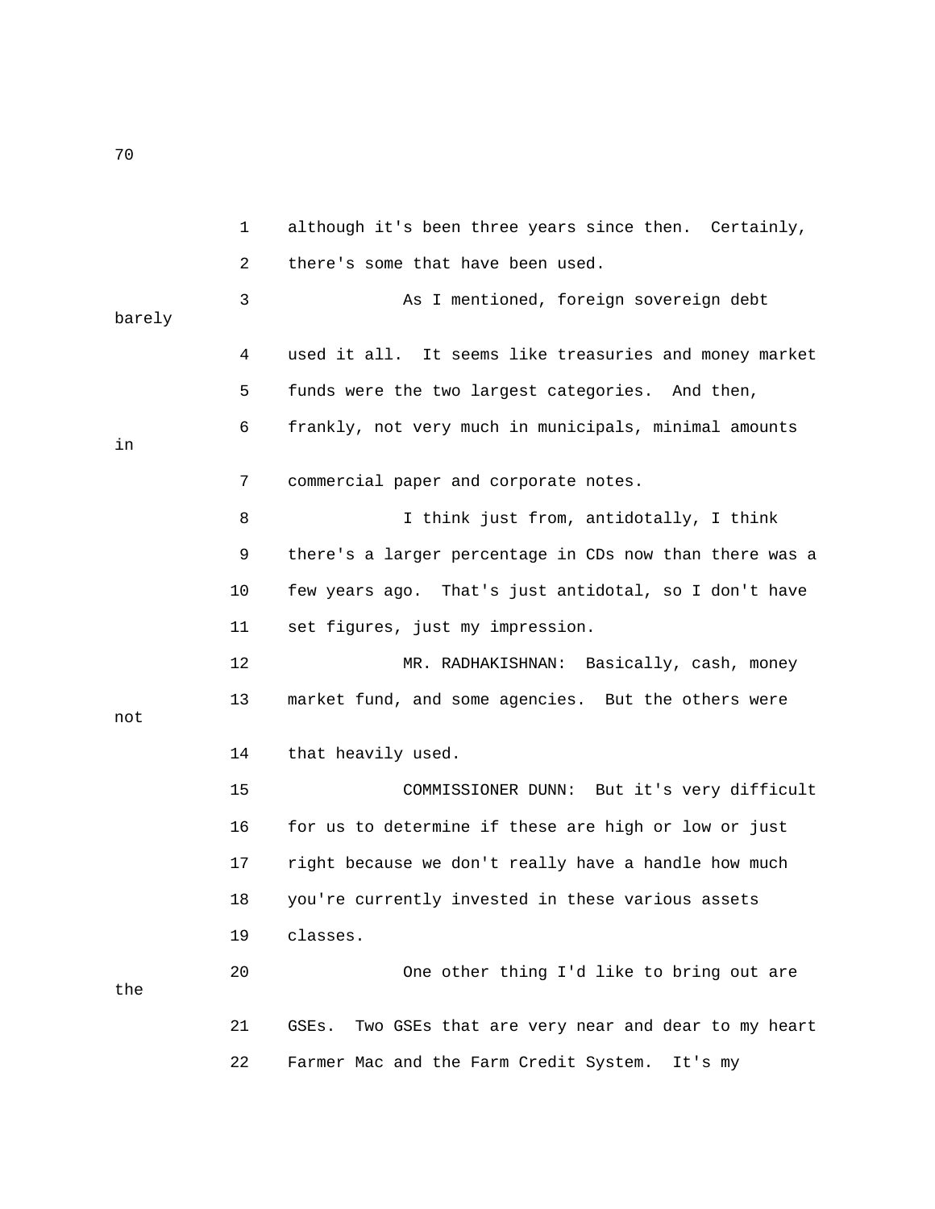although it's been three years since then. Certainly, there's some that have been used.

As I mentioned, foreign sovereign debt barely used it all. It seems like treasuries and money market funds were the two largest categories. And then, frankly, not very much in municipals, minimal amounts in commercial paper and corporate notes.

I think just from, antidotally, I think there's a larger percentage in CDs now than there was a few years ago. That's just antidotal, so I don't have set figures, just my impression.

MR. RADHAKISHNAN: Basically, cash, money market fund, and some agencies. But the others were not that heavily used.

COMMISSIONER DUNN: But it's very difficult for us to determine if these are high or low or just right because we don't really have a handle how much you're currently invested in these various assets classes.

One other thing I'd like to bring out are the GSEs. Two GSEs that are very near and dear to my heart Farmer Mac and the Farm Credit System. It's my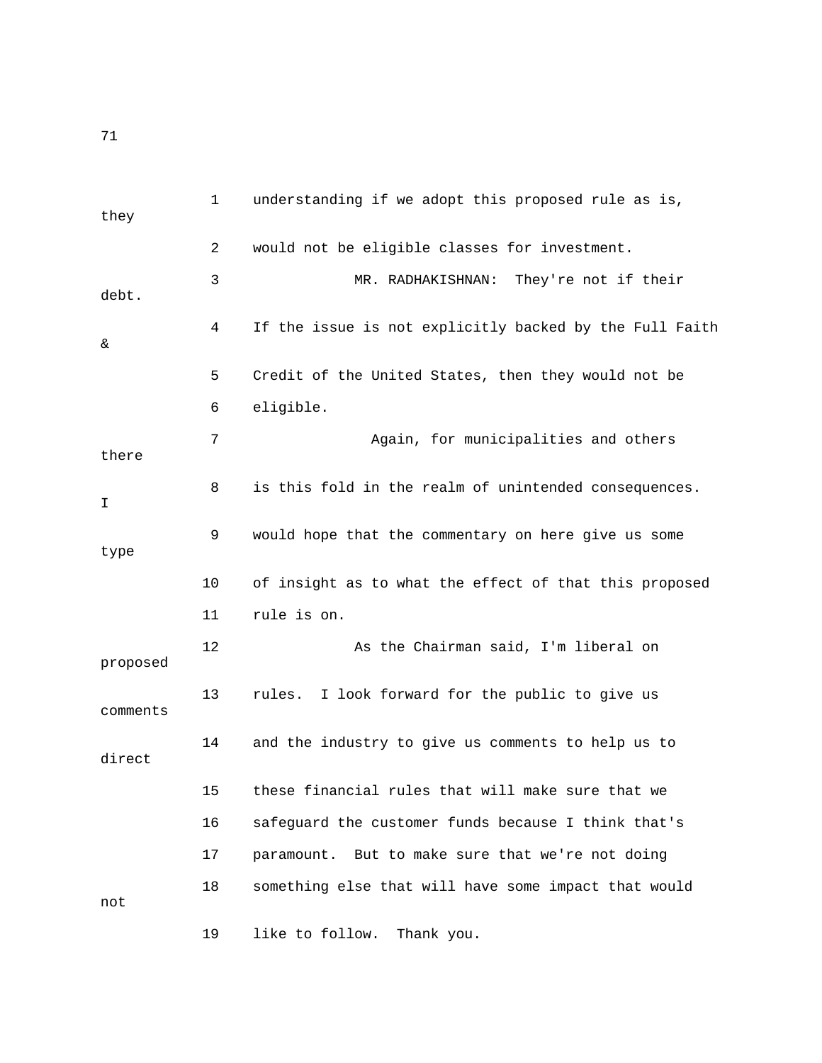1 understanding if we adopt this proposed rule as is, they

2 would not be eligible classes for investment.

3 MR. RADHAKISHNAN: They're not if their debt.

4 If the issue is not explicitly backed by the Full Faith &

5 Credit of the United States, then they would not be

6 eligible.

7 Again, for municipalities and others there

8 is this fold in the realm of unintended consequences. I

9 would hope that the commentary on here give us some type

10 of insight as to what the effect of that this proposed

11 rule is on.

12 As the Chairman said, I'm liberal on proposed

13 rules. I look forward for the public to give us comments

14 and the industry to give us comments to help us to direct

15 these financial rules that will make sure that we

16 safeguard the customer funds because I think that's

17 paramount. But to make sure that we're not doing

18 something else that will have some impact that would not

19 like to follow. Thank you.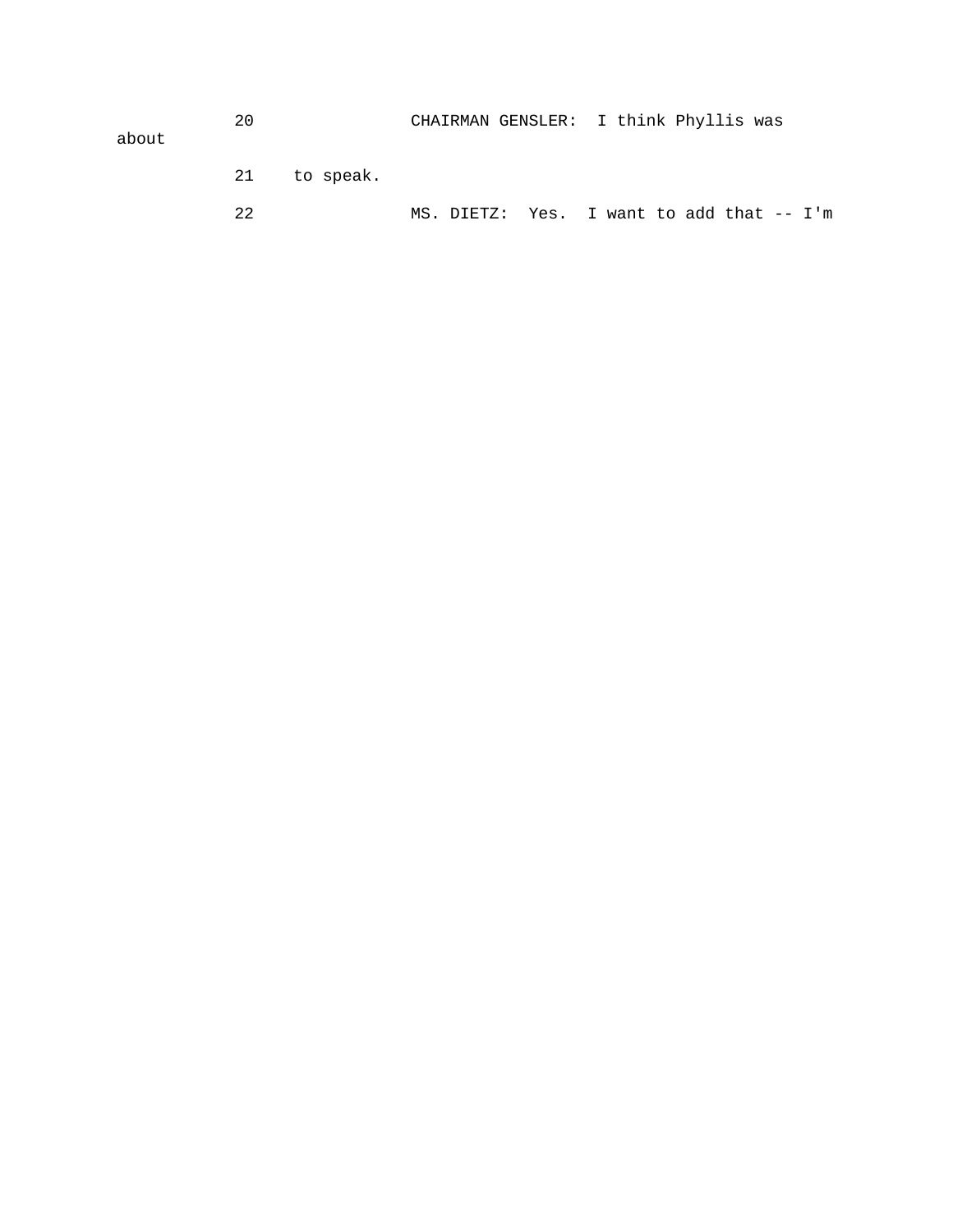20 CHAIRMAN GENSLER: I think Phyllis was about

21 to speak.

22 MS. DIETZ: Yes. I want to add that -- I'm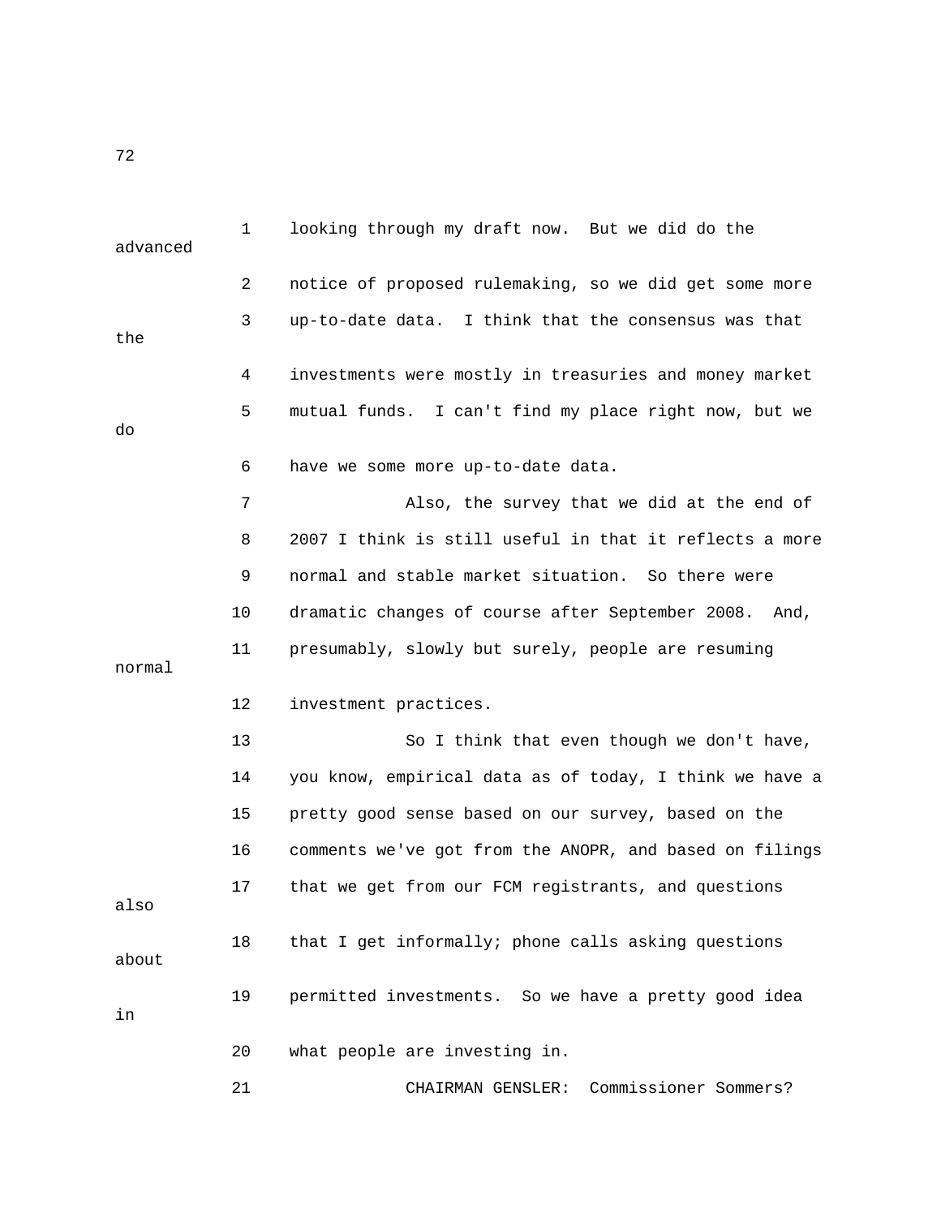looking through my draft now. But we did do the advanced notice of proposed rulemaking, so we did get some more up-to-date data. I think that the consensus was that the investments were mostly in treasuries and money market mutual funds. I can't find my place right now, but we do have we some more up-to-date data.

Also, the survey that we did at the end of 2007 I think is still useful in that it reflects a more normal and stable market situation. So there were dramatic changes of course after September 2008. And, presumably, slowly but surely, people are resuming normal investment practices.

So I think that even though we don't have, you know, empirical data as of today, I think we have a pretty good sense based on our survey, based on the comments we've got from the ANOPR, and based on filings that we get from our FCM registrants, and questions also that I get informally; phone calls asking questions about permitted investments. So we have a pretty good idea in what people are investing in.

CHAIRMAN GENSLER: Commissioner Sommers?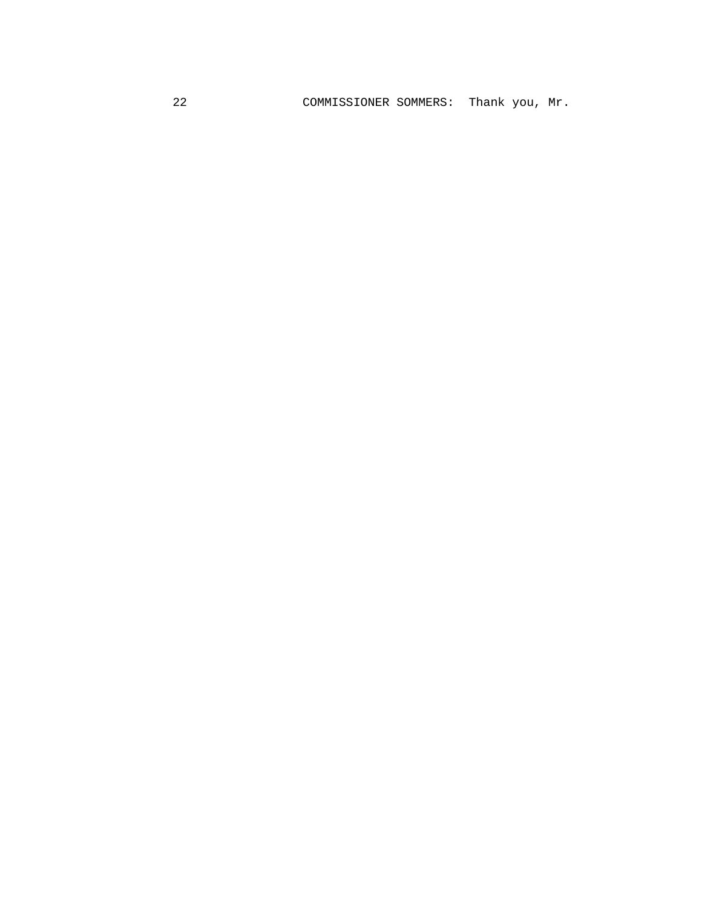22 COMMISSIONER SOMMERS: Thank you, Mr.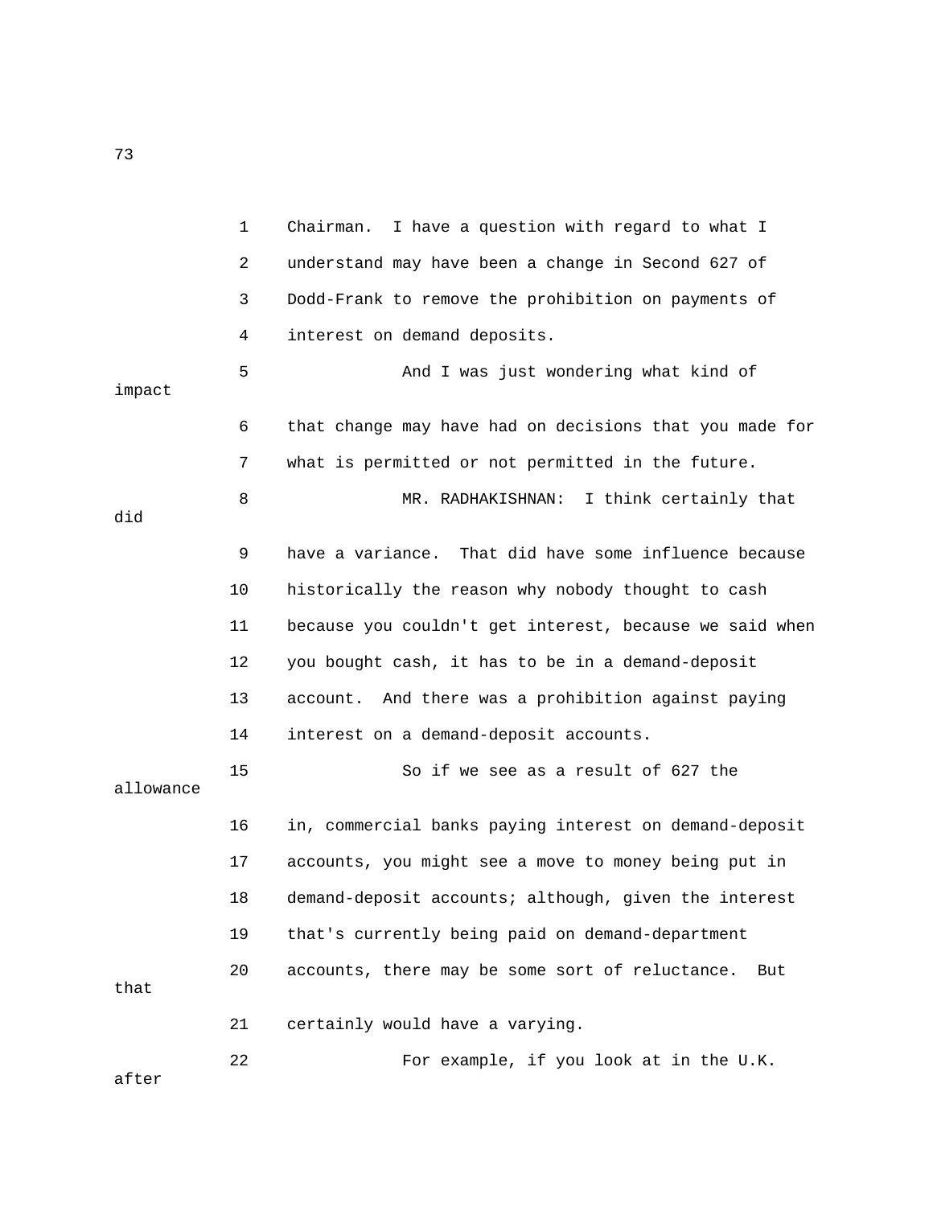1 Chairman. I have a question with regard to what I
2 understand may have been a change in Second 627 of
3 Dodd-Frank to remove the prohibition on payments of
4 interest on demand deposits.
5 And I was just wondering what kind of impact
6 that change may have had on decisions that you made for
7 what is permitted or not permitted in the future.
8 MR. RADHAKISHNAN: I think certainly that did
9 have a variance. That did have some influence because
10 historically the reason why nobody thought to cash
11 because you couldn't get interest, because we said when
12 you bought cash, it has to be in a demand-deposit
13 account. And there was a prohibition against paying
14 interest on a demand-deposit accounts.
15 So if we see as a result of 627 the allowance
16 in, commercial banks paying interest on demand-deposit
17 accounts, you might see a move to money being put in
18 demand-deposit accounts; although, given the interest
19 that's currently being paid on demand-department
20 accounts, there may be some sort of reluctance. But that
21 certainly would have a varying.
22 For example, if you look at in the U.K. after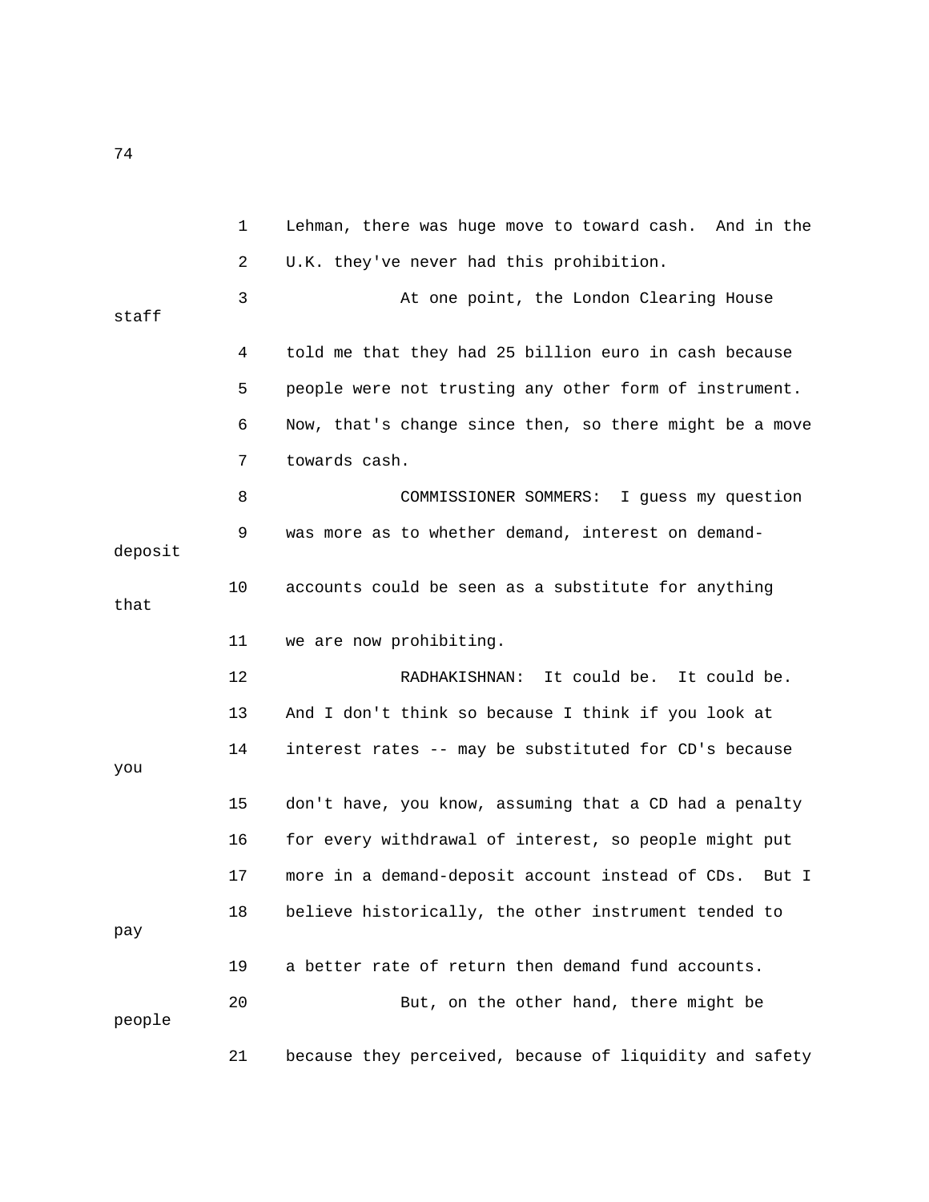Lehman, there was huge move to toward cash. And in the U.K. they've never had this prohibition.

At one point, the London Clearing House staff told me that they had 25 billion euro in cash because people were not trusting any other form of instrument. Now, that's change since then, so there might be a move towards cash.

COMMISSIONER SOMMERS: I guess my question was more as to whether demand, interest on demand-deposit accounts could be seen as a substitute for anything that we are now prohibiting.

RADHAKISHNAN: It could be. It could be. And I don't think so because I think if you look at interest rates -- may be substituted for CD's because you don't have, you know, assuming that a CD had a penalty for every withdrawal of interest, so people might put more in a demand-deposit account instead of CDs. But I believe historically, the other instrument tended to pay a better rate of return then demand fund accounts.

But, on the other hand, there might be people because they perceived, because of liquidity and safety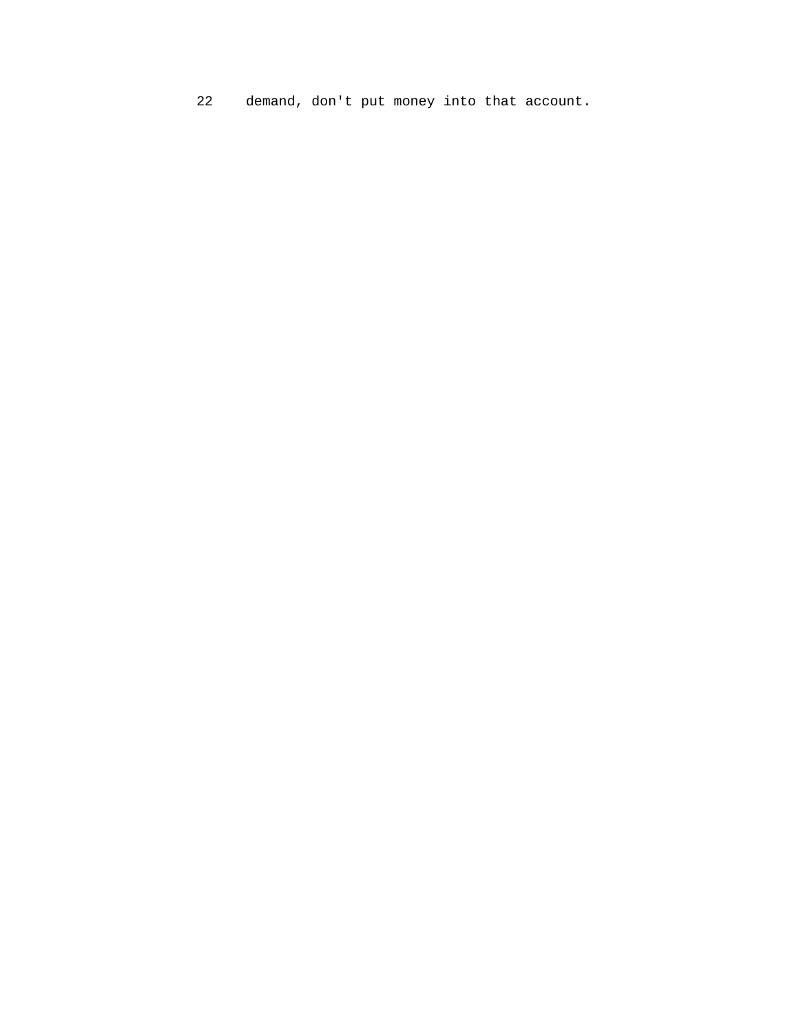22 demand, don't put money into that account.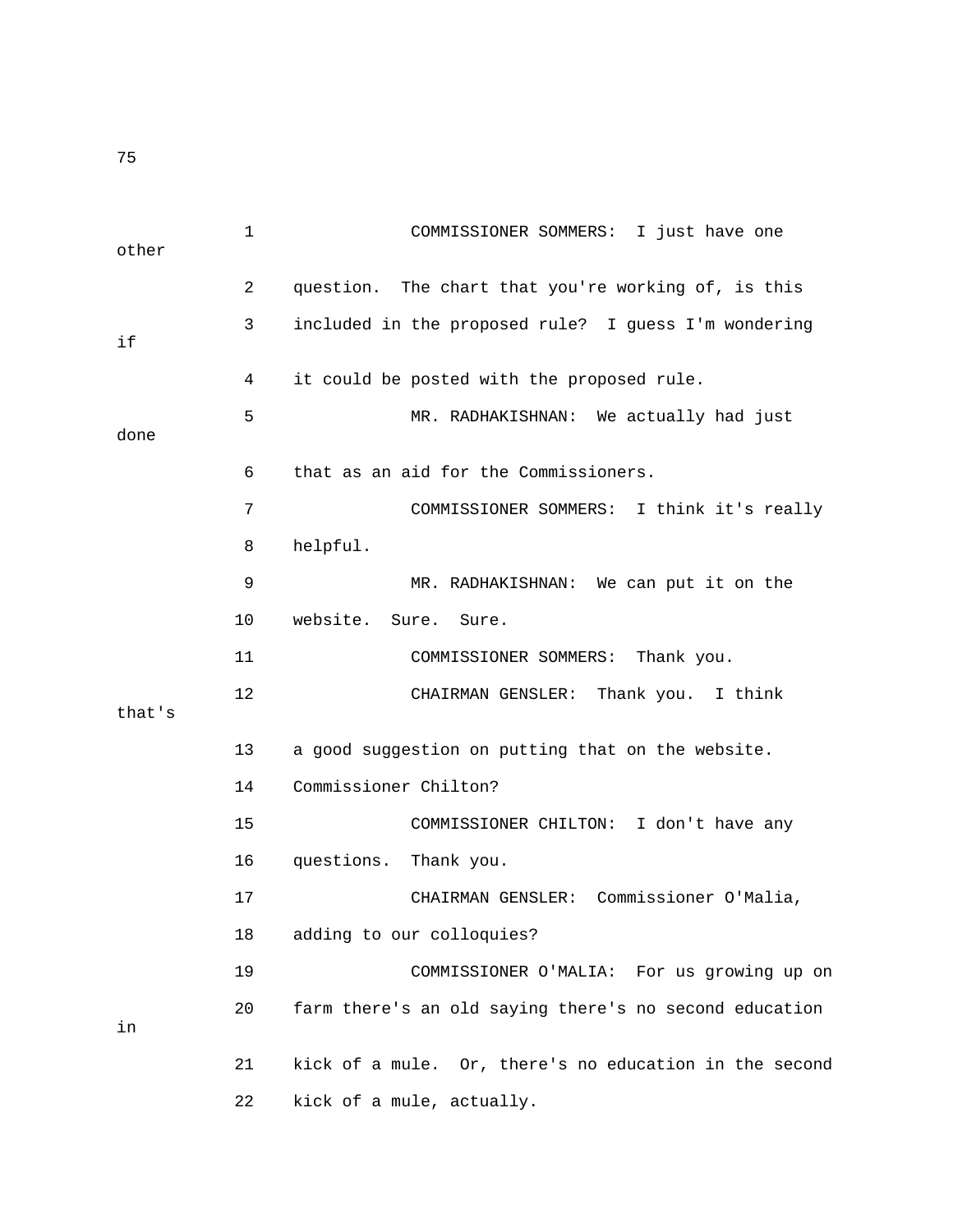COMMISSIONER SOMMERS: I just have one other question. The chart that you're working of, is this included in the proposed rule? I guess I'm wondering if it could be posted with the proposed rule.

MR. RADHAKISHNAN: We actually had just done that as an aid for the Commissioners.

COMMISSIONER SOMMERS: I think it's really helpful.

MR. RADHAKISHNAN: We can put it on the website. Sure. Sure.

COMMISSIONER SOMMERS: Thank you.

CHAIRMAN GENSLER: Thank you. I think that's a good suggestion on putting that on the website. Commissioner Chilton?

COMMISSIONER CHILTON: I don't have any questions. Thank you.

CHAIRMAN GENSLER: Commissioner O'Malia, adding to our colloquies?

COMMISSIONER O'MALIA: For us growing up on farm there's an old saying there's no second education in kick of a mule. Or, there's no education in the second kick of a mule, actually.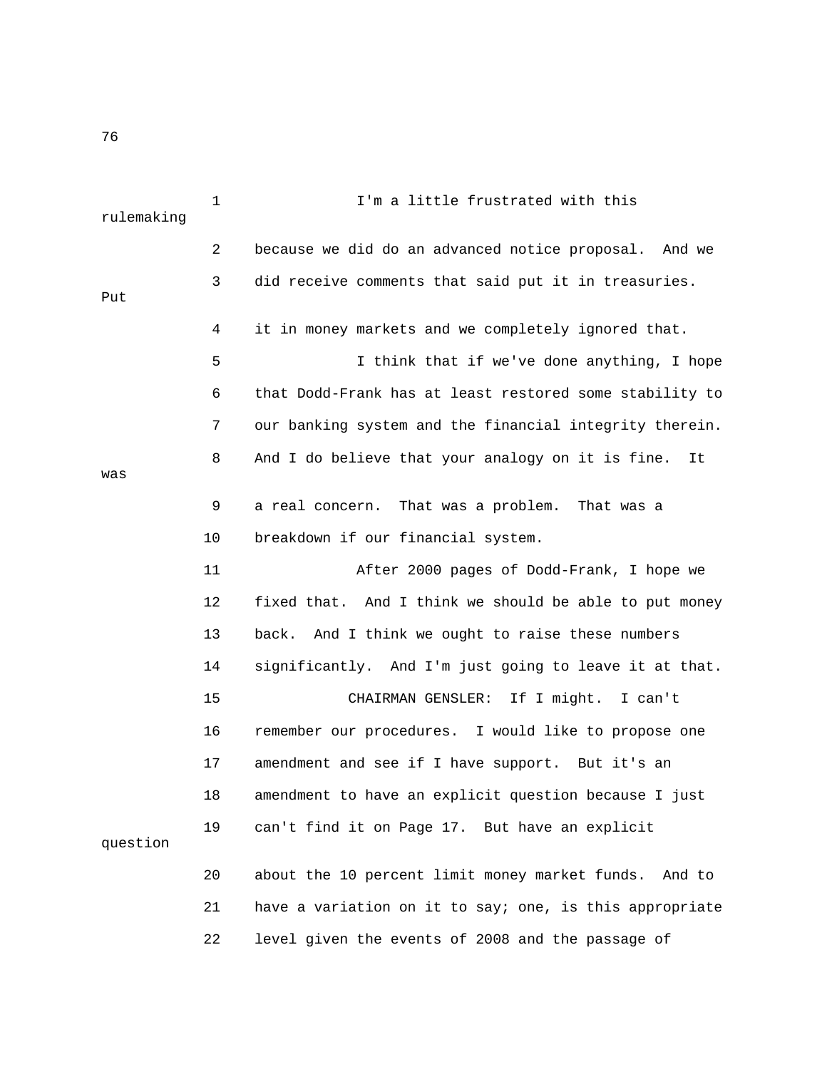I'm a little frustrated with this rulemaking because we did do an advanced notice proposal. And we did receive comments that said put it in treasuries. Put it in money markets and we completely ignored that.

I think that if we've done anything, I hope that Dodd-Frank has at least restored some stability to our banking system and the financial integrity therein. And I do believe that your analogy on it is fine. It was a real concern. That was a problem. That was a breakdown if our financial system.

After 2000 pages of Dodd-Frank, I hope we fixed that. And I think we should be able to put money back. And I think we ought to raise these numbers significantly. And I'm just going to leave it at that.

CHAIRMAN GENSLER: If I might. I can't remember our procedures. I would like to propose one amendment and see if I have support. But it's an amendment to have an explicit question because I just can't find it on Page 17. But have an explicit question about the 10 percent limit money market funds. And to have a variation on it to say; one, is this appropriate level given the events of 2008 and the passage of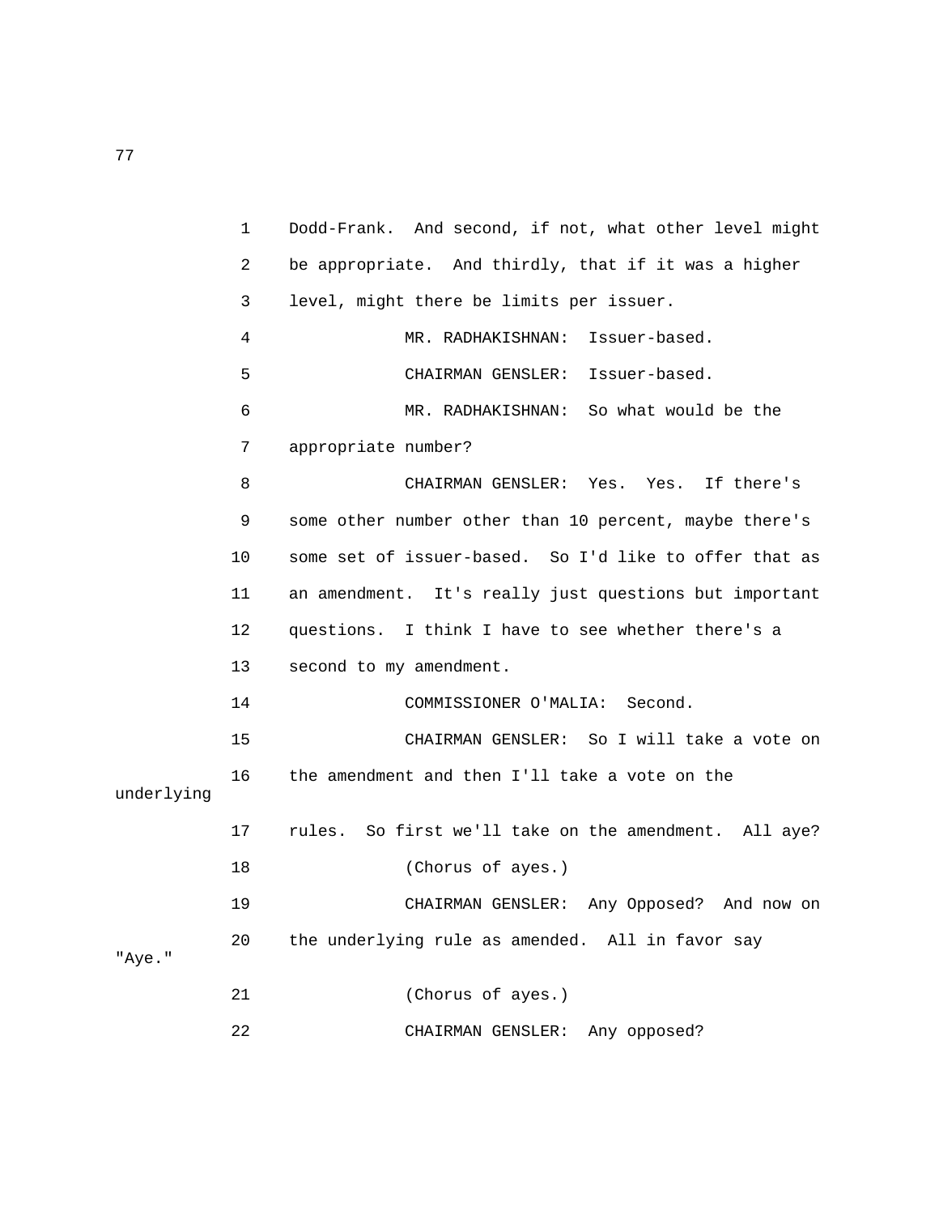Dodd-Frank. And second, if not, what other level might be appropriate. And thirdly, that if it was a higher level, might there be limits per issuer.

MR. RADHAKISHNAN: Issuer-based.

CHAIRMAN GENSLER: Issuer-based.

MR. RADHAKISHNAN: So what would be the appropriate number?

CHAIRMAN GENSLER: Yes. Yes. If there's some other number other than 10 percent, maybe there's some set of issuer-based. So I'd like to offer that as an amendment. It's really just questions but important questions. I think I have to see whether there's a second to my amendment.

COMMISSIONER O'MALIA: Second.

CHAIRMAN GENSLER: So I will take a vote on the amendment and then I'll take a vote on the underlying rules. So first we'll take on the amendment. All aye?

(Chorus of ayes.)

CHAIRMAN GENSLER: Any Opposed? And now on the underlying rule as amended. All in favor say "Aye."

(Chorus of ayes.)

CHAIRMAN GENSLER: Any opposed?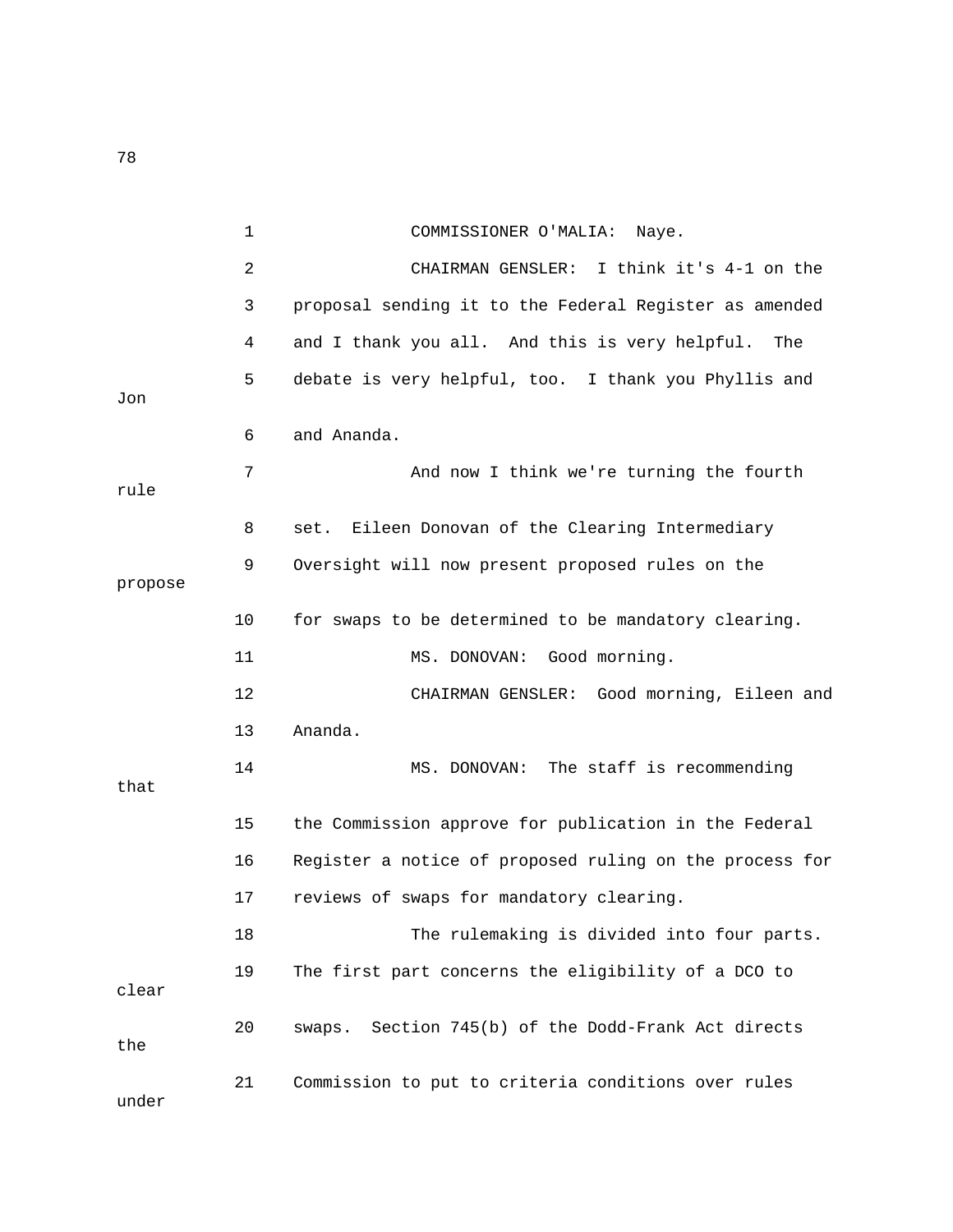COMMISSIONER O'MALIA: Naye.

CHAIRMAN GENSLER: I think it's 4-1 on the proposal sending it to the Federal Register as amended and I thank you all. And this is very helpful. The debate is very helpful, too. I thank you Phyllis and Jon and Ananda.

And now I think we're turning the fourth rule set. Eileen Donovan of the Clearing Intermediary Oversight will now present proposed rules on the propose for swaps to be determined to be mandatory clearing.

MS. DONOVAN: Good morning.

CHAIRMAN GENSLER: Good morning, Eileen and Ananda.

MS. DONOVAN: The staff is recommending that the Commission approve for publication in the Federal Register a notice of proposed ruling on the process for reviews of swaps for mandatory clearing.

The rulemaking is divided into four parts. The first part concerns the eligibility of a DCO to clear swaps. Section 745(b) of the Dodd-Frank Act directs the Commission to put to criteria conditions over rules under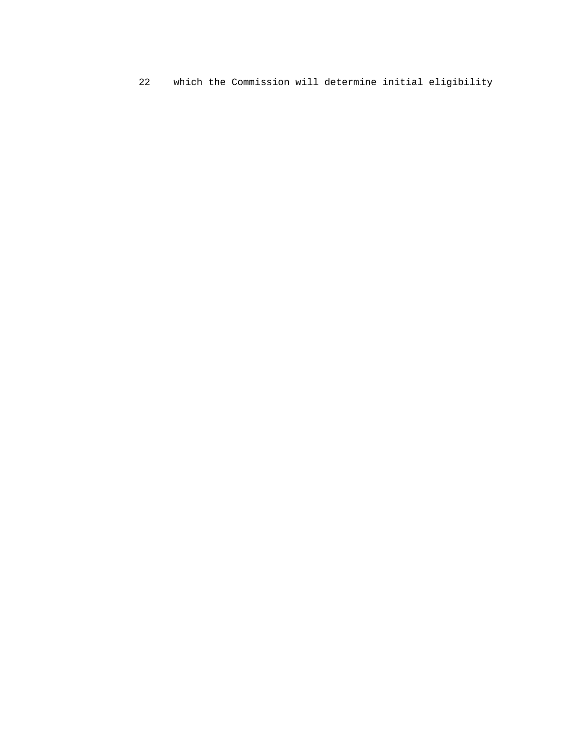22 which the Commission will determine initial eligibility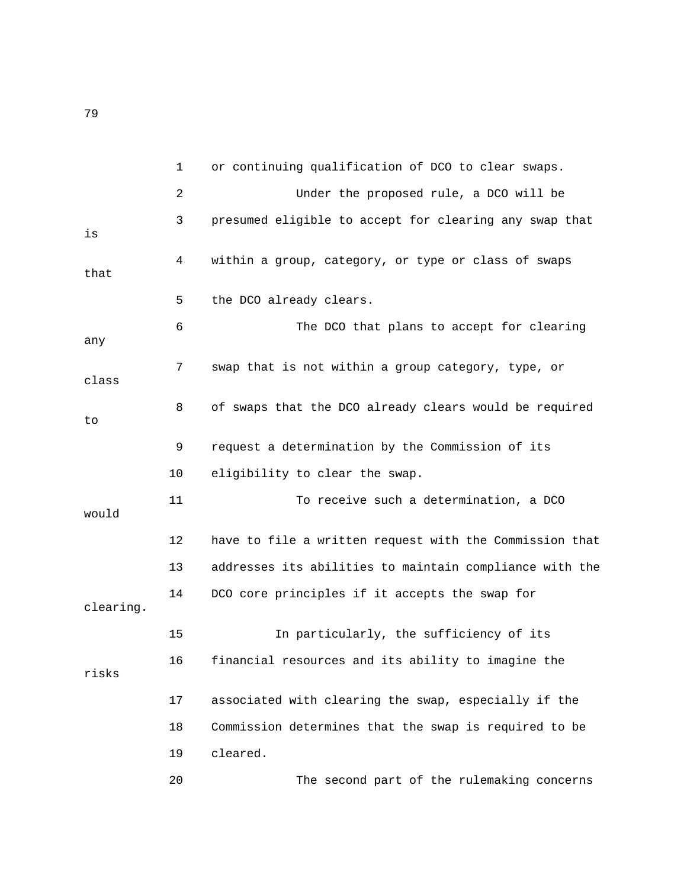or continuing qualification of DCO to clear swaps.

Under the proposed rule, a DCO will be presumed eligible to accept for clearing any swap that is within a group, category, or type or class of swaps that the DCO already clears.

The DCO that plans to accept for clearing any swap that is not within a group category, type, or class of swaps that the DCO already clears would be required to request a determination by the Commission of its eligibility to clear the swap.

To receive such a determination, a DCO would have to file a written request with the Commission that addresses its abilities to maintain compliance with the DCO core principles if it accepts the swap for clearing.

In particularly, the sufficiency of its financial resources and its ability to imagine the risks associated with clearing the swap, especially if the Commission determines that the swap is required to be cleared.

The second part of the rulemaking concerns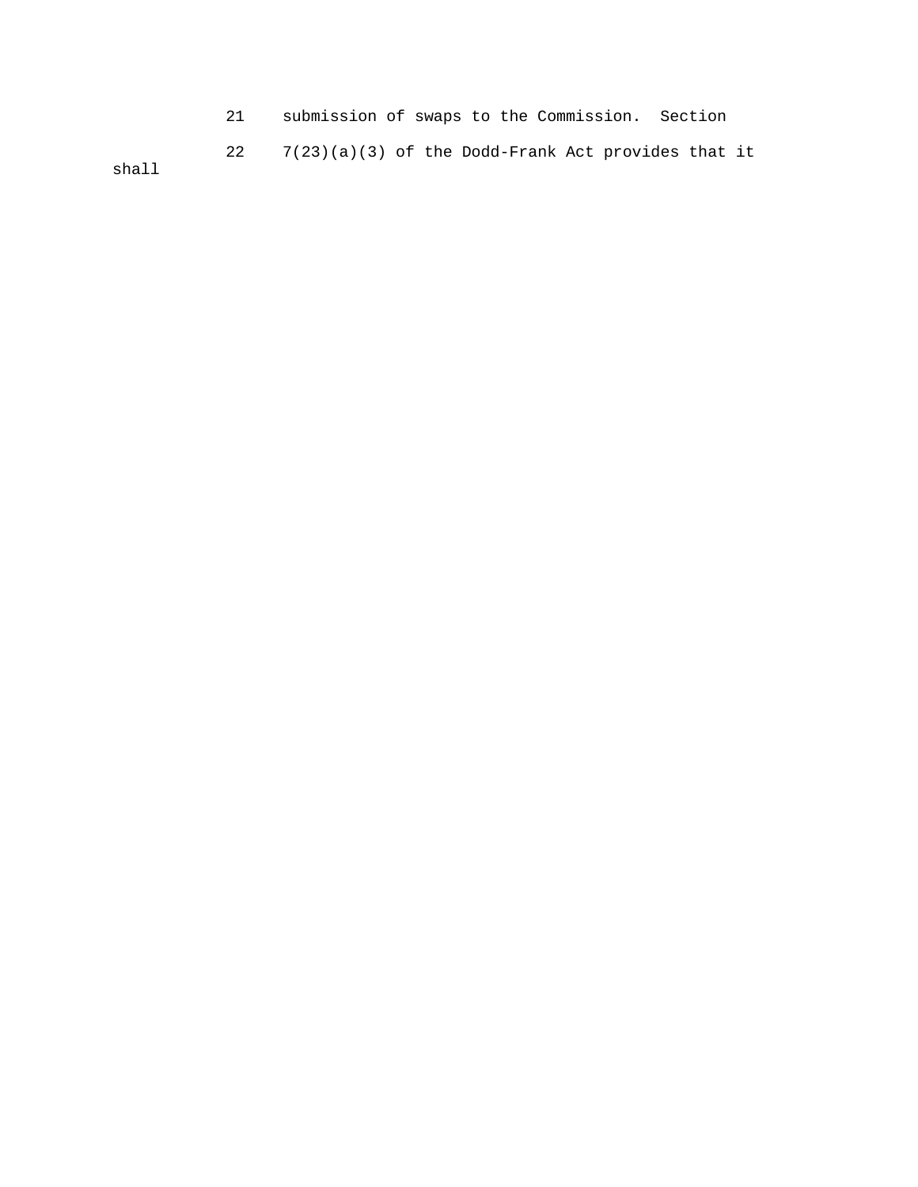21 submission of swaps to the Commission. Section

22 7(23)(a)(3) of the Dodd-Frank Act provides that it shall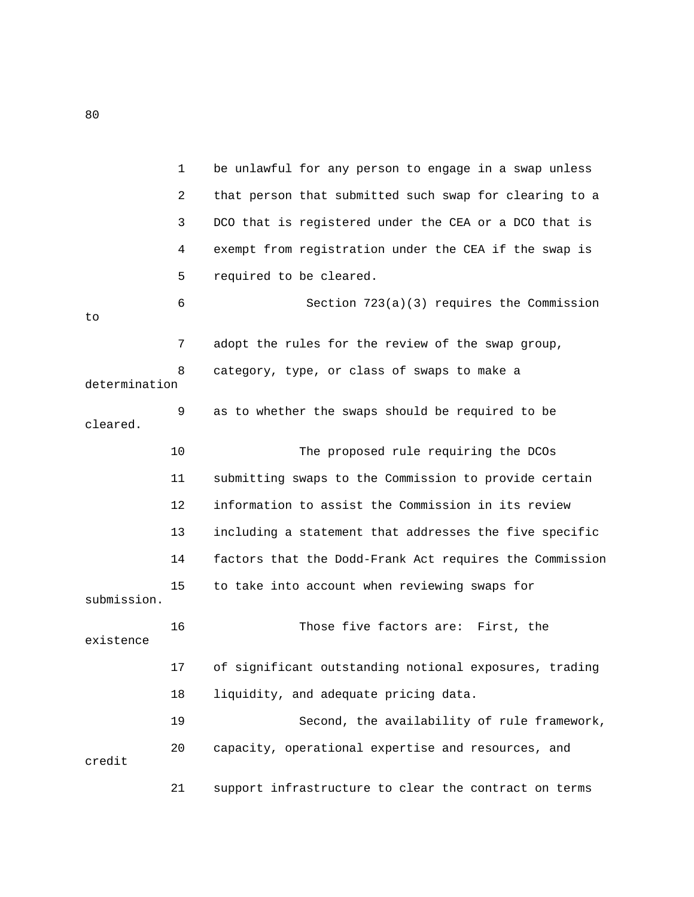be unlawful for any person to engage in a swap unless that person that submitted such swap for clearing to a DCO that is registered under the CEA or a DCO that is exempt from registration under the CEA if the swap is required to be cleared.

Section 723(a)(3) requires the Commission to adopt the rules for the review of the swap group, category, type, or class of swaps to make a determination as to whether the swaps should be required to be cleared.

The proposed rule requiring the DCOs submitting swaps to the Commission to provide certain information to assist the Commission in its review including a statement that addresses the five specific factors that the Dodd-Frank Act requires the Commission to take into account when reviewing swaps for submission.

Those five factors are: First, the existence of significant outstanding notional exposures, trading liquidity, and adequate pricing data.

Second, the availability of rule framework, capacity, operational expertise and resources, and credit support infrastructure to clear the contract on terms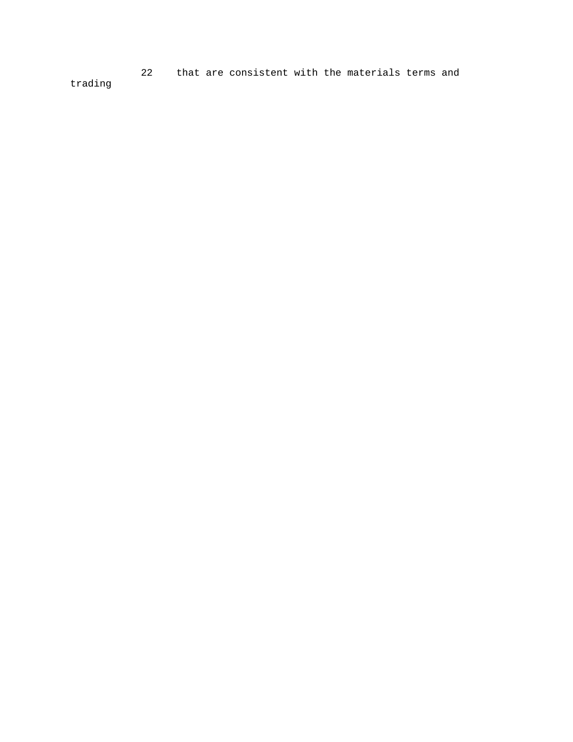22 that are consistent with the materials terms and trading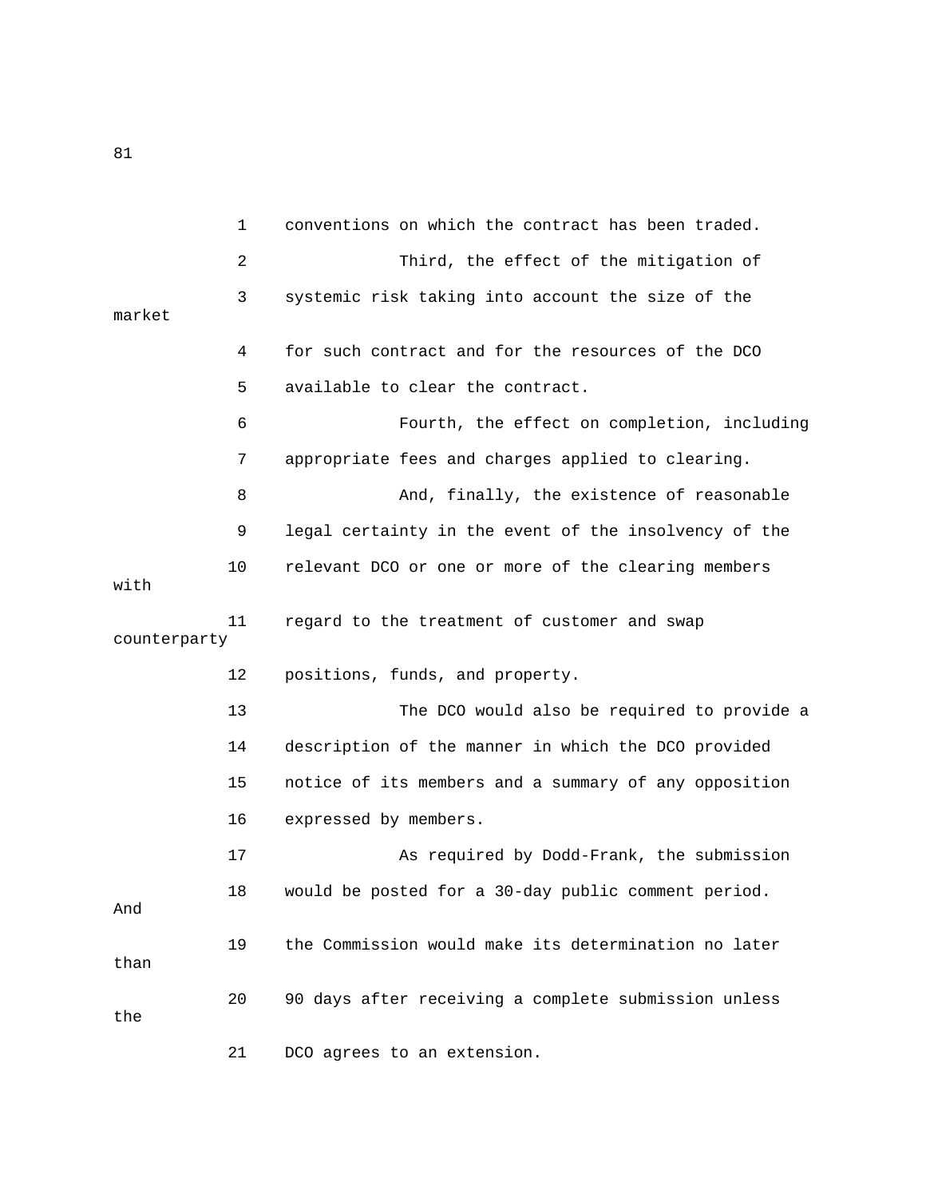conventions on which the contract has been traded.

Third, the effect of the mitigation of systemic risk taking into account the size of the market for such contract and for the resources of the DCO available to clear the contract.

Fourth, the effect on completion, including appropriate fees and charges applied to clearing.

And, finally, the existence of reasonable legal certainty in the event of the insolvency of the relevant DCO or one or more of the clearing members with regard to the treatment of customer and swap counterparty positions, funds, and property.

The DCO would also be required to provide a description of the manner in which the DCO provided notice of its members and a summary of any opposition expressed by members.

As required by Dodd-Frank, the submission would be posted for a 30-day public comment period. And the Commission would make its determination no later than 90 days after receiving a complete submission unless the DCO agrees to an extension.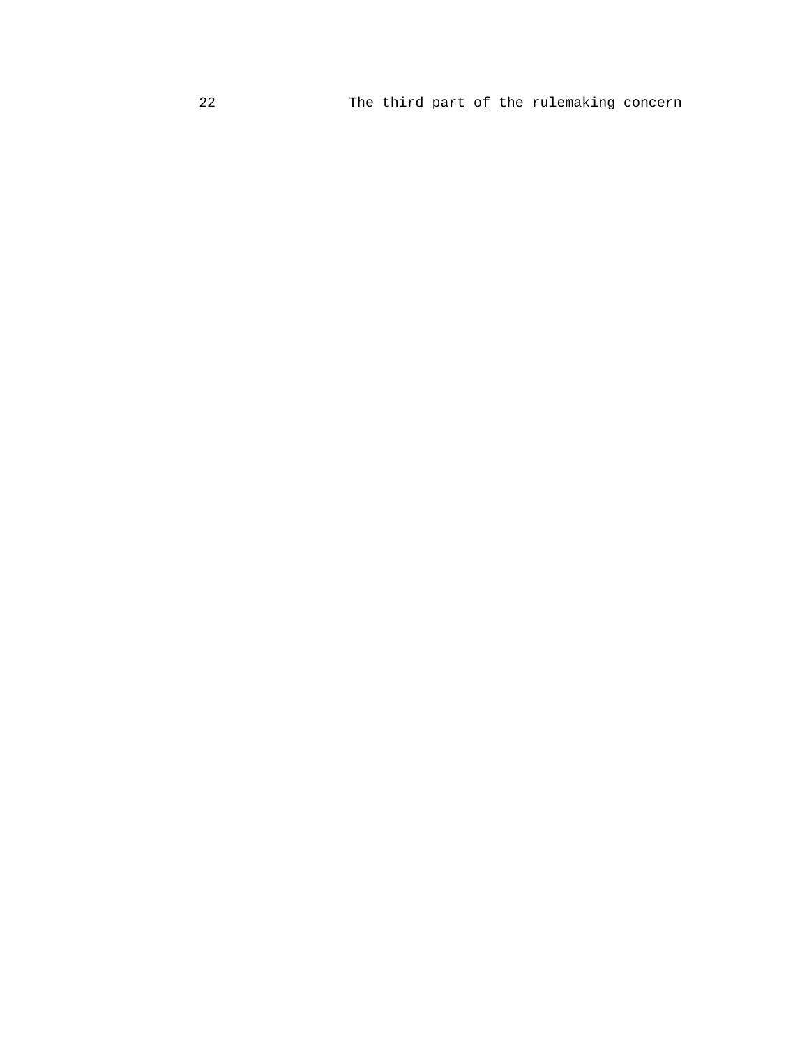22 The third part of the rulemaking concern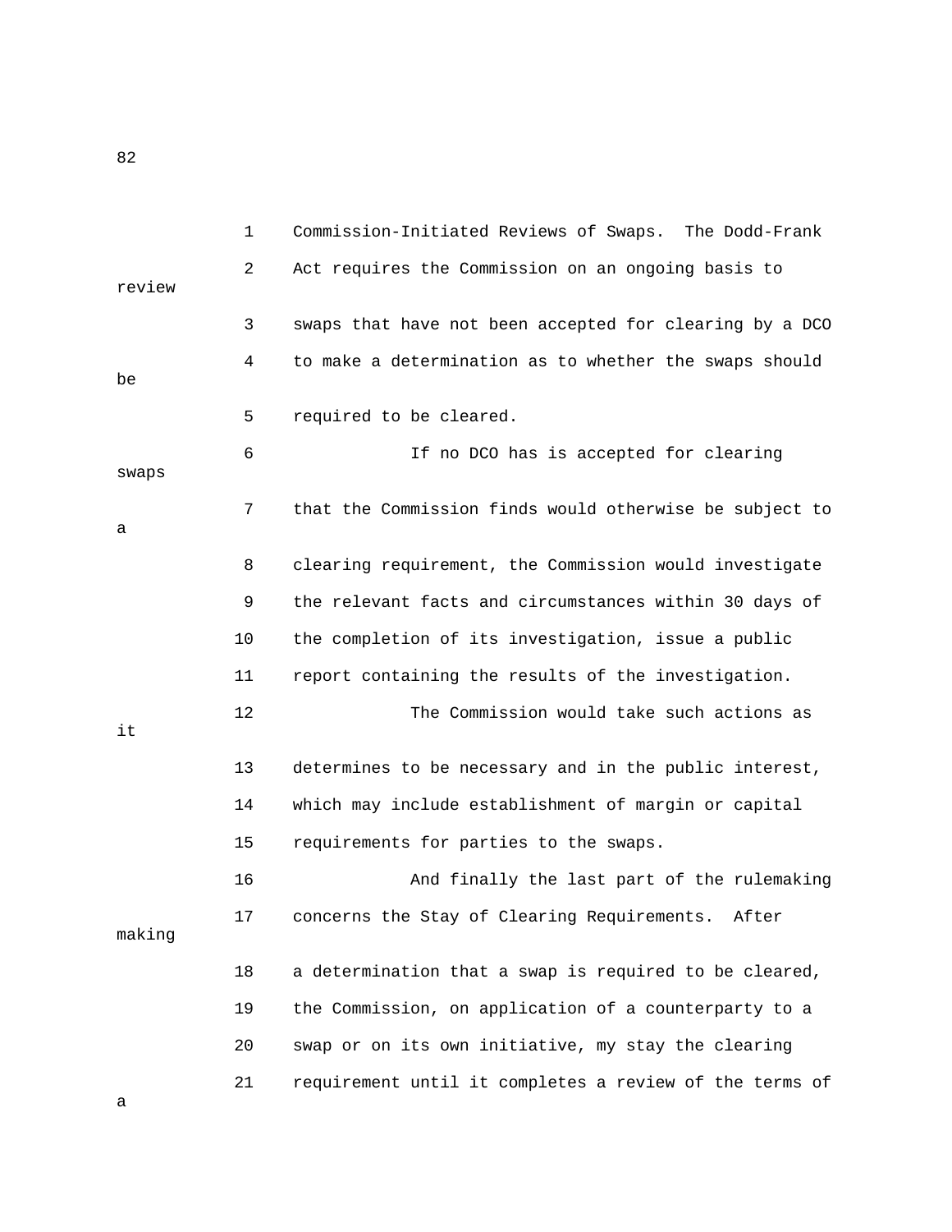1 Commission-Initiated Reviews of Swaps. The Dodd-Frank

2 Act requires the Commission on an ongoing basis to review

3 swaps that have not been accepted for clearing by a DCO

4 to make a determination as to whether the swaps should be

5 required to be cleared.

6 If no DCO has is accepted for clearing swaps

7 that the Commission finds would otherwise be subject to a

8 clearing requirement, the Commission would investigate

9 the relevant facts and circumstances within 30 days of

10 the completion of its investigation, issue a public

11 report containing the results of the investigation.

12 The Commission would take such actions as it

13 determines to be necessary and in the public interest,

14 which may include establishment of margin or capital

15 requirements for parties to the swaps.

16 And finally the last part of the rulemaking

17 concerns the Stay of Clearing Requirements. After making

18 a determination that a swap is required to be cleared,

19 the Commission, on application of a counterparty to a

20 swap or on its own initiative, my stay the clearing

21 requirement until it completes a review of the terms of a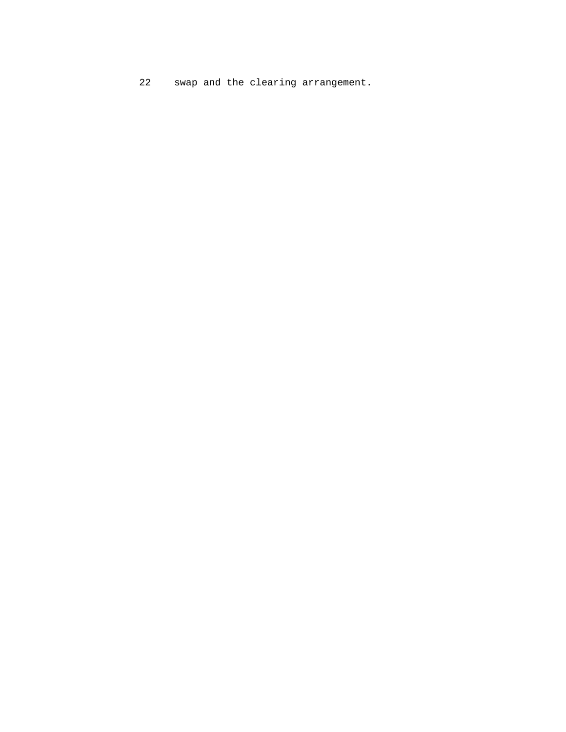22 swap and the clearing arrangement.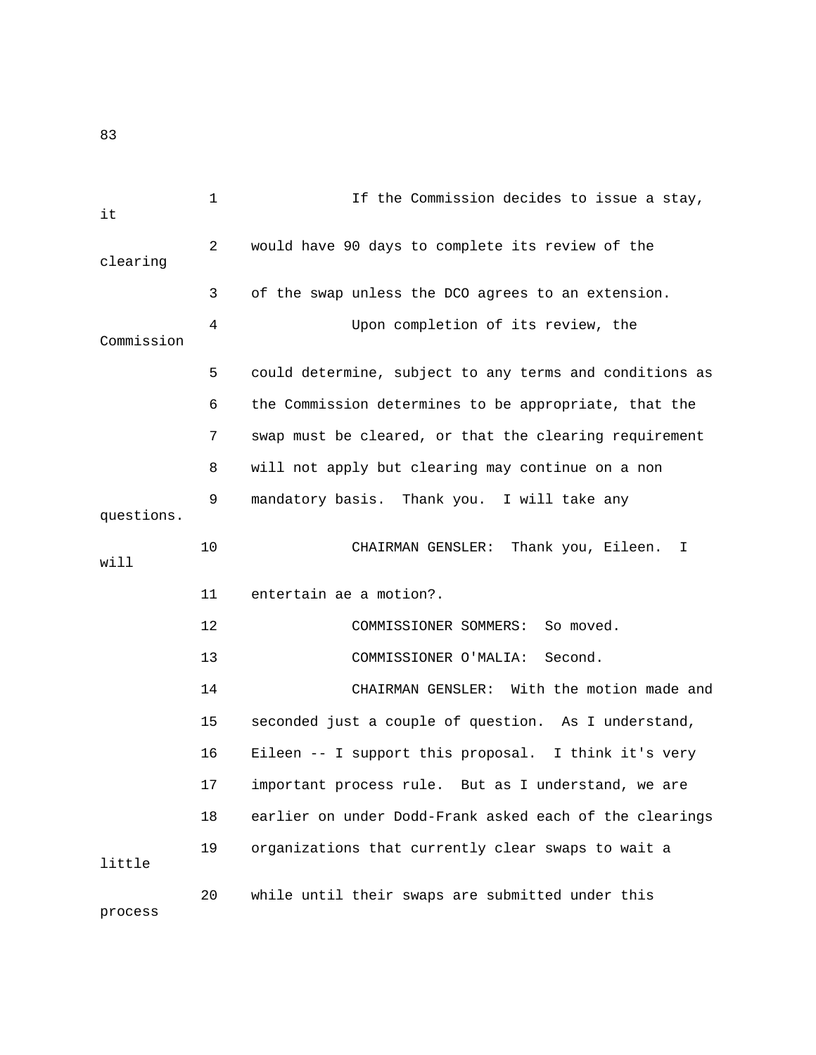If the Commission decides to issue a stay, it would have 90 days to complete its review of the clearing of the swap unless the DCO agrees to an extension.

Upon completion of its review, the Commission could determine, subject to any terms and conditions as the Commission determines to be appropriate, that the swap must be cleared, or that the clearing requirement will not apply but clearing may continue on a non mandatory basis. Thank you. I will take any questions.

CHAIRMAN GENSLER: Thank you, Eileen. I will entertain ae a motion?.

COMMISSIONER SOMMERS: So moved.

COMMISSIONER O'MALIA: Second.

CHAIRMAN GENSLER: With the motion made and seconded just a couple of question. As I understand, Eileen -- I support this proposal. I think it's very important process rule. But as I understand, we are earlier on under Dodd-Frank asked each of the clearings organizations that currently clear swaps to wait a little while until their swaps are submitted under this process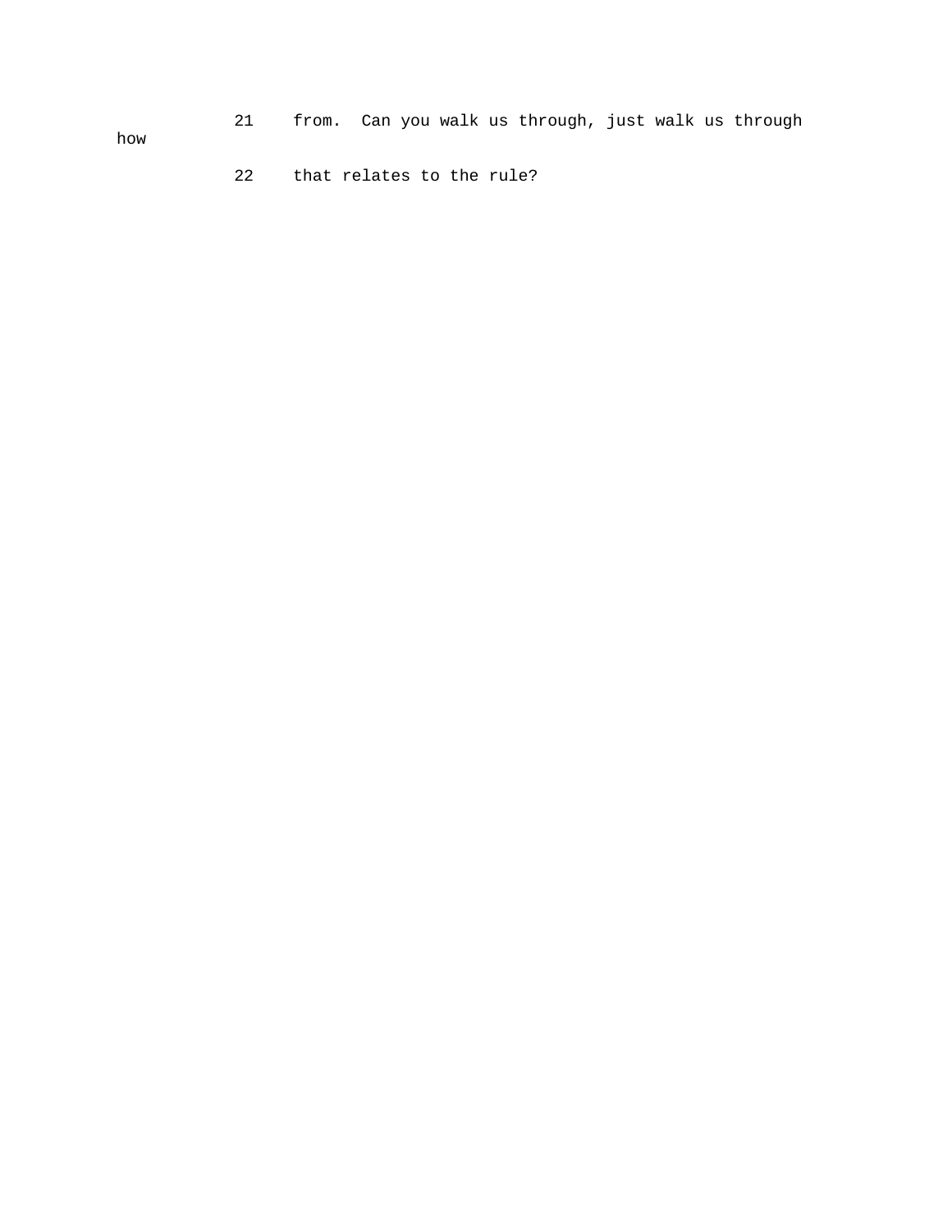21 from. Can you walk us through, just walk us through how

22 that relates to the rule?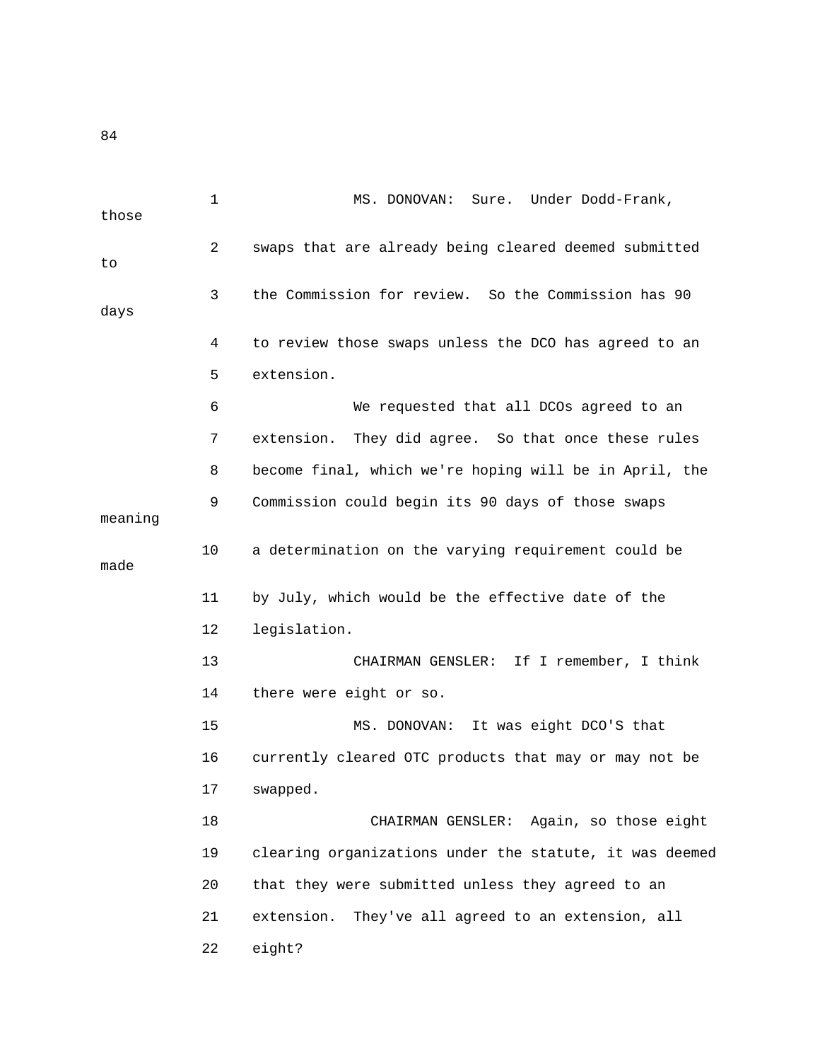MS. DONOVAN: Sure. Under Dodd-Frank, those swaps that are already being cleared deemed submitted to the Commission for review. So the Commission has 90 days to review those swaps unless the DCO has agreed to an extension.

We requested that all DCOs agreed to an extension. They did agree. So that once these rules become final, which we're hoping will be in April, the Commission could begin its 90 days of those swaps meaning a determination on the varying requirement could be made by July, which would be the effective date of the legislation.

CHAIRMAN GENSLER: If I remember, I think there were eight or so.

MS. DONOVAN: It was eight DCO'S that currently cleared OTC products that may or may not be swapped.

CHAIRMAN GENSLER: Again, so those eight clearing organizations under the statute, it was deemed that they were submitted unless they agreed to an extension. They've all agreed to an extension, all eight?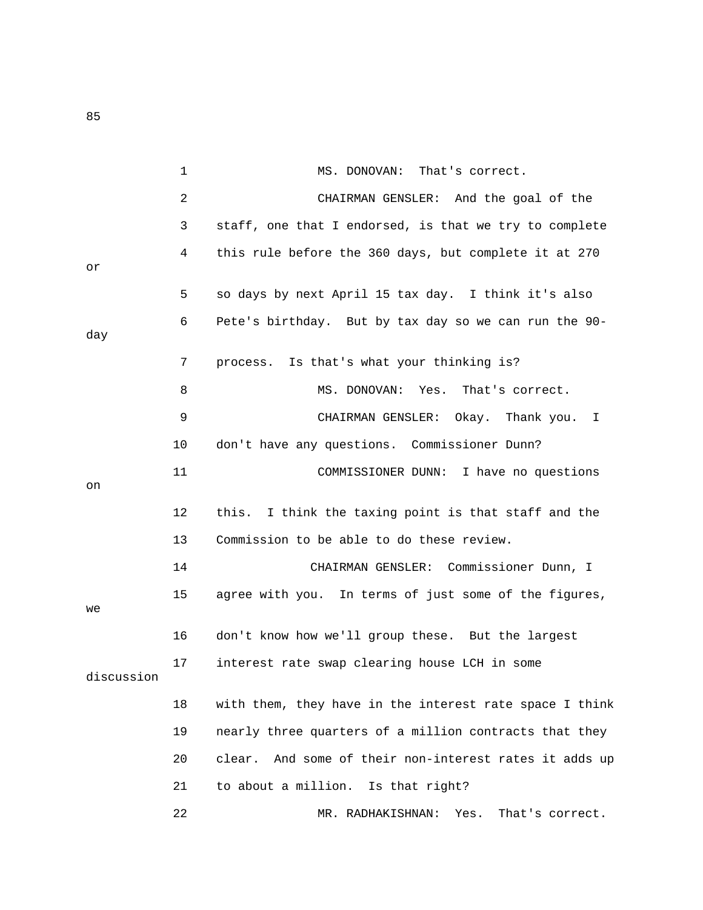MS. DONOVAN: That's correct.

CHAIRMAN GENSLER: And the goal of the staff, one that I endorsed, is that we try to complete this rule before the 360 days, but complete it at 270 or so days by next April 15 tax day. I think it's also Pete's birthday. But by tax day so we can run the 90-day process. Is that's what your thinking is?

MS. DONOVAN: Yes. That's correct.

CHAIRMAN GENSLER: Okay. Thank you. I don't have any questions. Commissioner Dunn?

COMMISSIONER DUNN: I have no questions on this. I think the taxing point is that staff and the Commission to be able to do these review.

CHAIRMAN GENSLER: Commissioner Dunn, I agree with you. In terms of just some of the figures, we don't know how we'll group these. But the largest interest rate swap clearing house LCH in some discussion with them, they have in the interest rate space I think nearly three quarters of a million contracts that they clear. And some of their non-interest rates it adds up to about a million. Is that right?

MR. RADHAKISHNAN: Yes. That's correct.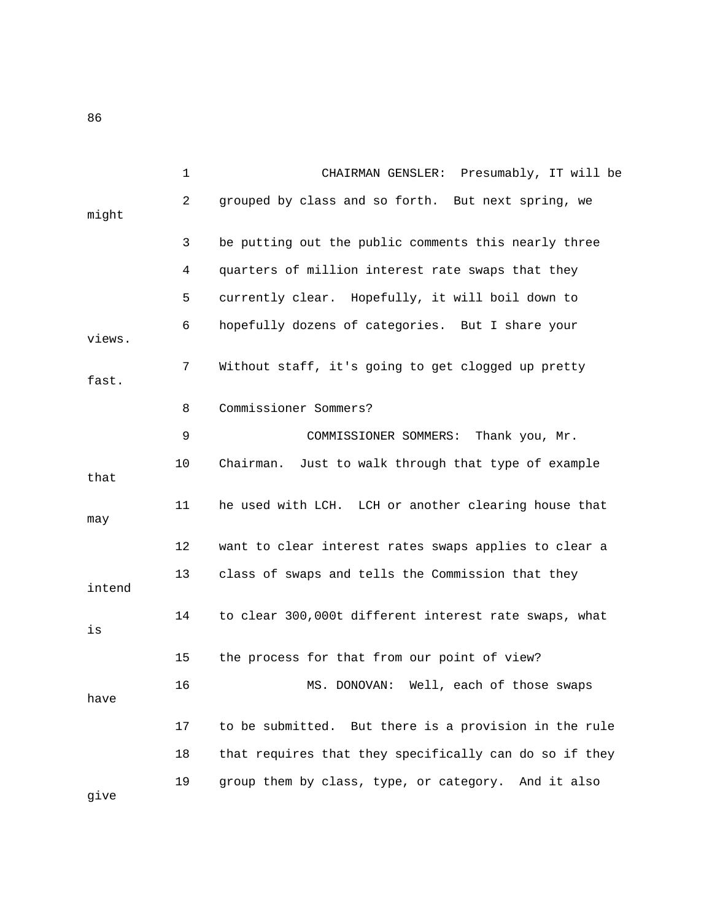CHAIRMAN GENSLER: Presumably, IT will be grouped by class and so forth. But next spring, we might be putting out the public comments this nearly three quarters of million interest rate swaps that they currently clear. Hopefully, it will boil down to hopefully dozens of categories. But I share your views. Without staff, it's going to get clogged up pretty fast.

Commissioner Sommers?

COMMISSIONER SOMMERS: Thank you, Mr. Chairman. Just to walk through that type of example that he used with LCH. LCH or another clearing house that may want to clear interest rates swaps applies to clear a class of swaps and tells the Commission that they intend to clear 300,000t different interest rate swaps, what is the process for that from our point of view?

MS. DONOVAN: Well, each of those swaps have to be submitted. But there is a provision in the rule that requires that they specifically can do so if they group them by class, type, or category. And it also give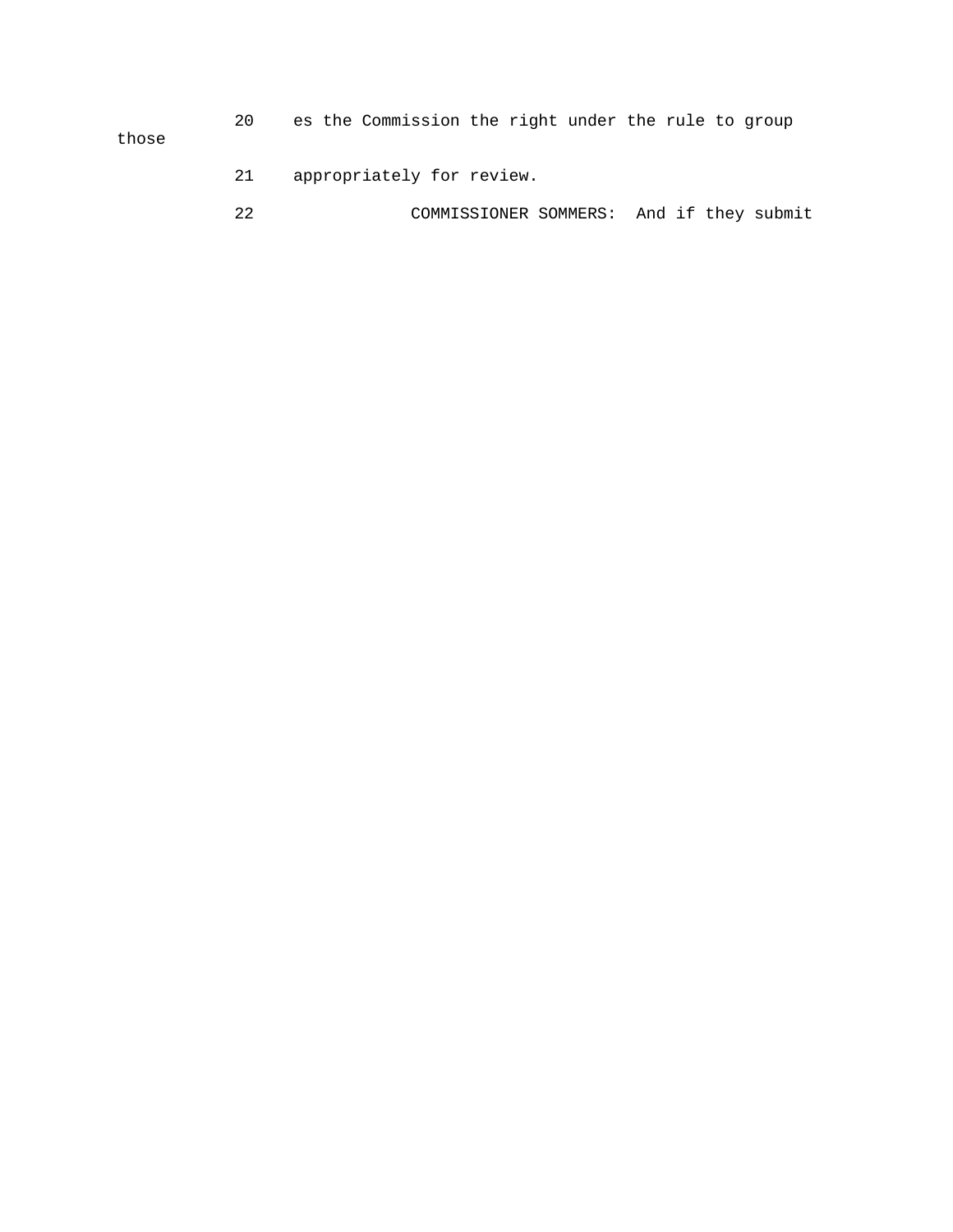20 es the Commission the right under the rule to group those

21 appropriately for review.

22 COMMISSIONER SOMMERS: And if they submit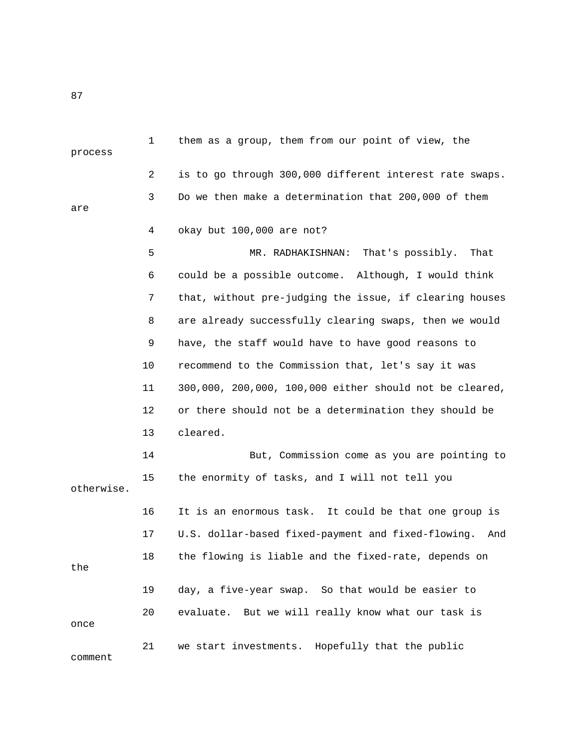them as a group, them from our point of view, the process is to go through 300,000 different interest rate swaps. Do we then make a determination that 200,000 of them are okay but 100,000 are not?

MR. RADHAKISHNAN: That's possibly. That could be a possible outcome. Although, I would think that, without pre-judging the issue, if clearing houses are already successfully clearing swaps, then we would have, the staff would have to have good reasons to recommend to the Commission that, let's say it was 300,000, 200,000, 100,000 either should not be cleared, or there should not be a determination they should be cleared.

But, Commission come as you are pointing to the enormity of tasks, and I will not tell you otherwise. It is an enormous task. It could be that one group is U.S. dollar-based fixed-payment and fixed-flowing. And the flowing is liable and the fixed-rate, depends on the day, a five-year swap. So that would be easier to evaluate. But we will really know what our task is once we start investments. Hopefully that the public comment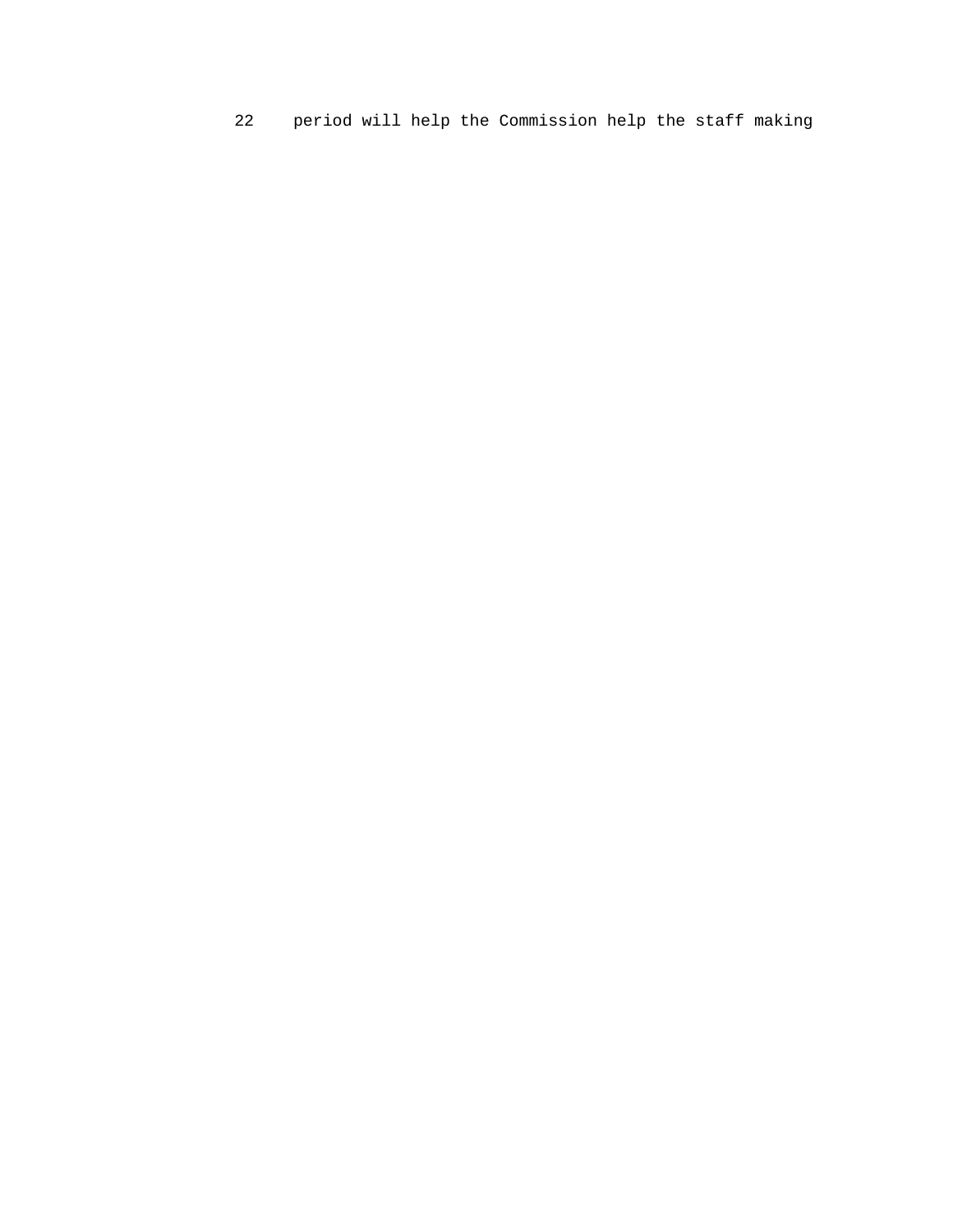22 period will help the Commission help the staff making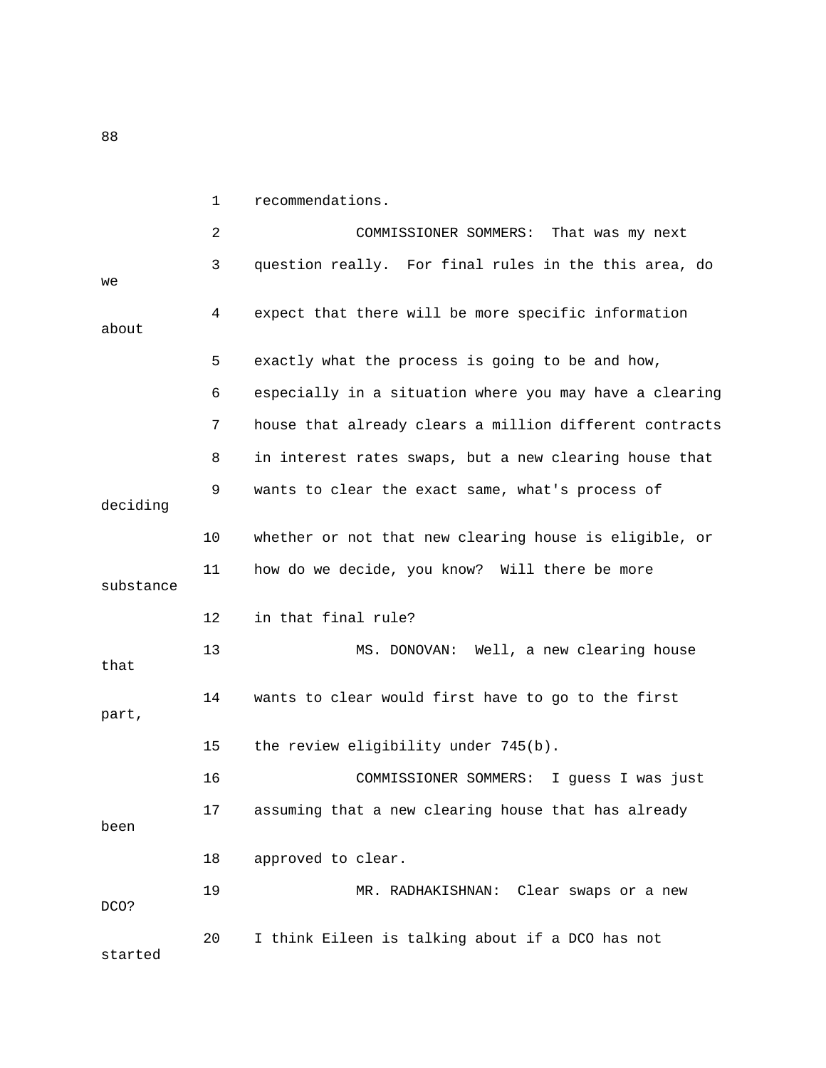1 recommendations.

2 COMMISSIONER SOMMERS: That was my next

3 question really. For final rules in the this area, do we

4 expect that there will be more specific information about

5 exactly what the process is going to be and how,

6 especially in a situation where you may have a clearing

7 house that already clears a million different contracts

8 in interest rates swaps, but a new clearing house that

9 wants to clear the exact same, what's process of deciding

10 whether or not that new clearing house is eligible, or

11 how do we decide, you know? Will there be more substance

12 in that final rule?

13 MS. DONOVAN: Well, a new clearing house that

14 wants to clear would first have to go to the first part,

15 the review eligibility under 745(b).

16 COMMISSIONER SOMMERS: I guess I was just

17 assuming that a new clearing house that has already been

18 approved to clear.

19 MR. RADHAKISHNAN: Clear swaps or a new DCO?

20 I think Eileen is talking about if a DCO has not started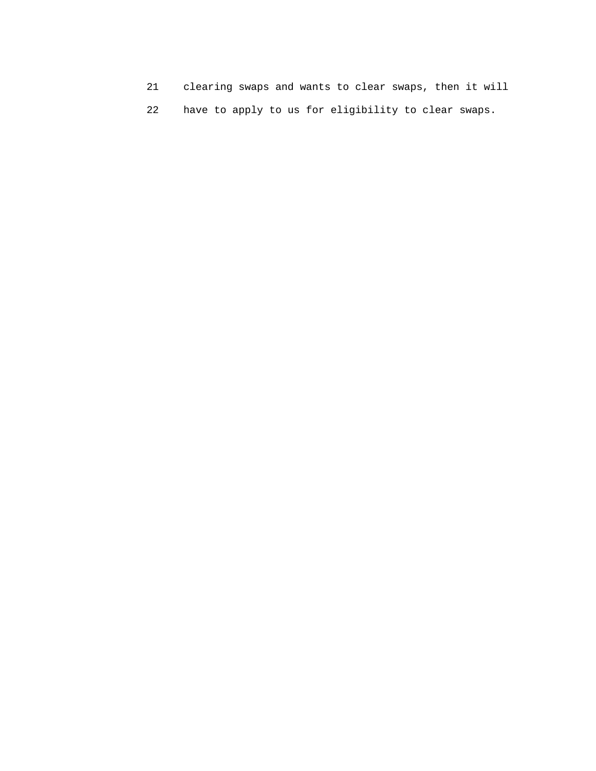21 clearing swaps and wants to clear swaps, then it will

22 have to apply to us for eligibility to clear swaps.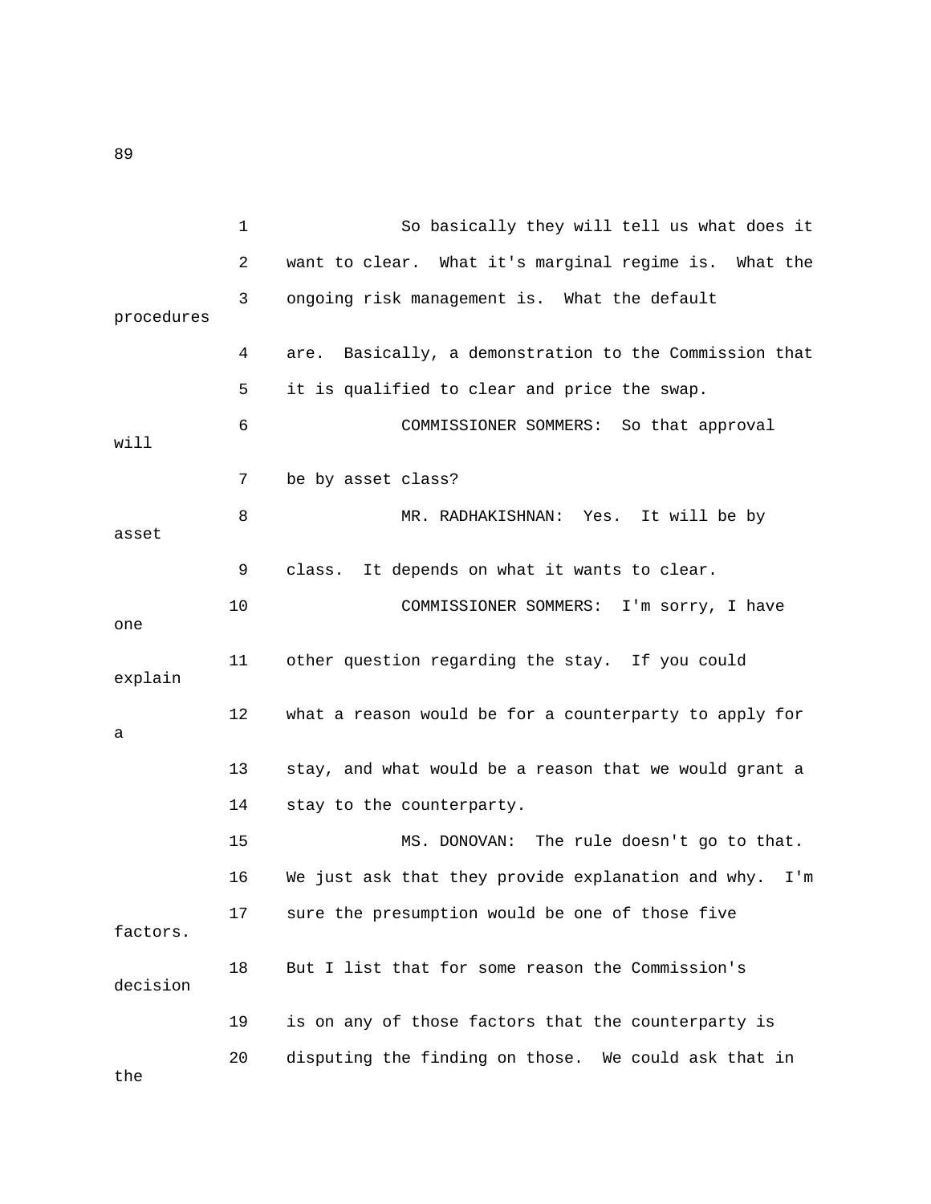So basically they will tell us what does it want to clear. What it's marginal regime is. What the ongoing risk management is. What the default procedures are. Basically, a demonstration to the Commission that it is qualified to clear and price the swap.

COMMISSIONER SOMMERS: So that approval will be by asset class?

MR. RADHAKISHNAN: Yes. It will be by asset class. It depends on what it wants to clear.

COMMISSIONER SOMMERS: I'm sorry, I have one other question regarding the stay. If you could explain what a reason would be for a counterparty to apply for a stay, and what would be a reason that we would grant a stay to the counterparty.

MS. DONOVAN: The rule doesn't go to that. We just ask that they provide explanation and why. I'm sure the presumption would be one of those five factors. But I list that for some reason the Commission's decision is on any of those factors that the counterparty is disputing the finding on those. We could ask that in the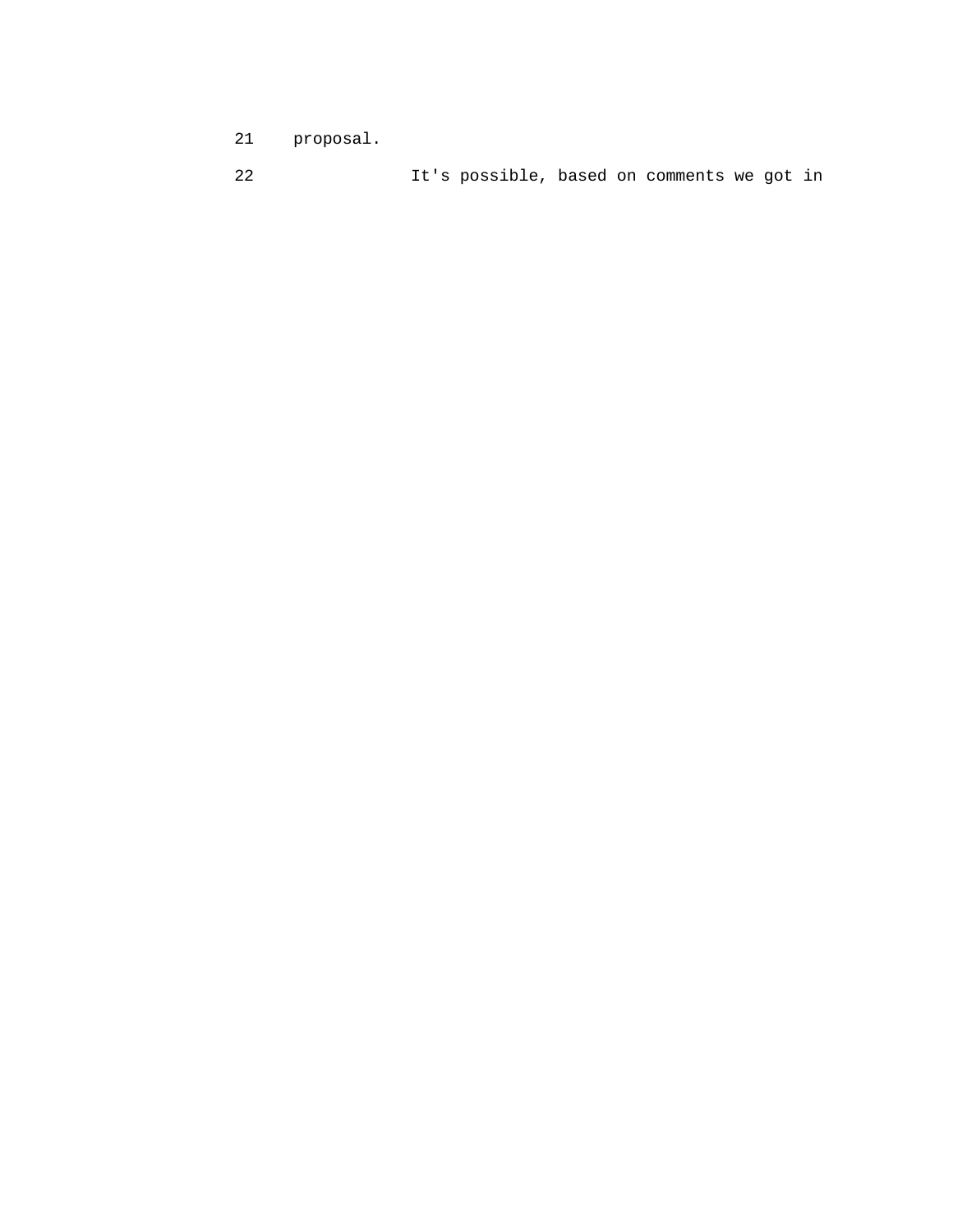21 proposal.

22 It's possible, based on comments we got in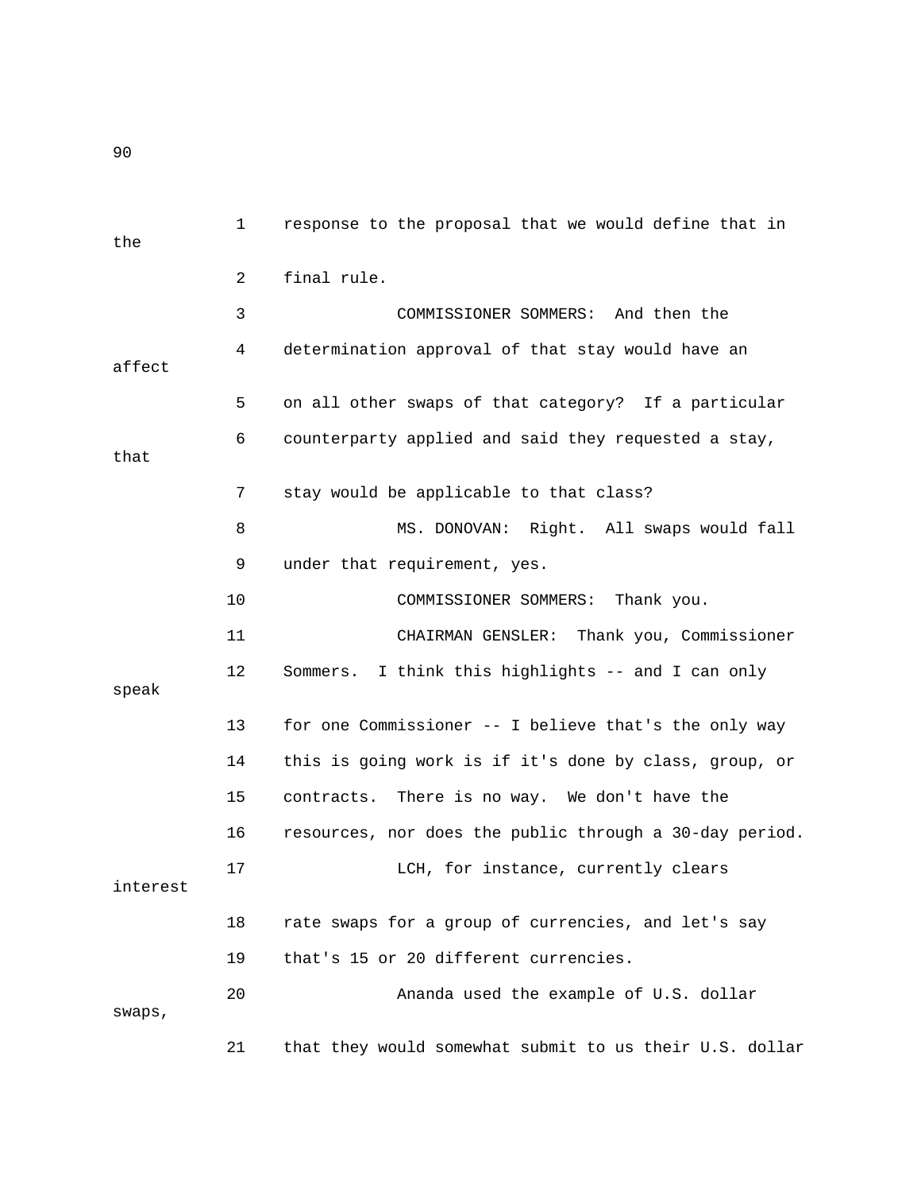response to the proposal that we would define that in the final rule.

COMMISSIONER SOMMERS: And then the determination approval of that stay would have an affect on all other swaps of that category? If a particular counterparty applied and said they requested a stay, that stay would be applicable to that class?

MS. DONOVAN: Right. All swaps would fall under that requirement, yes.

COMMISSIONER SOMMERS: Thank you.

CHAIRMAN GENSLER: Thank you, Commissioner Sommers. I think this highlights -- and I can only speak for one Commissioner -- I believe that's the only way this is going work is if it's done by class, group, or contracts. There is no way. We don't have the resources, nor does the public through a 30-day period.

LCH, for instance, currently clears interest rate swaps for a group of currencies, and let's say that's 15 or 20 different currencies.

Ananda used the example of U.S. dollar swaps, that they would somewhat submit to us their U.S. dollar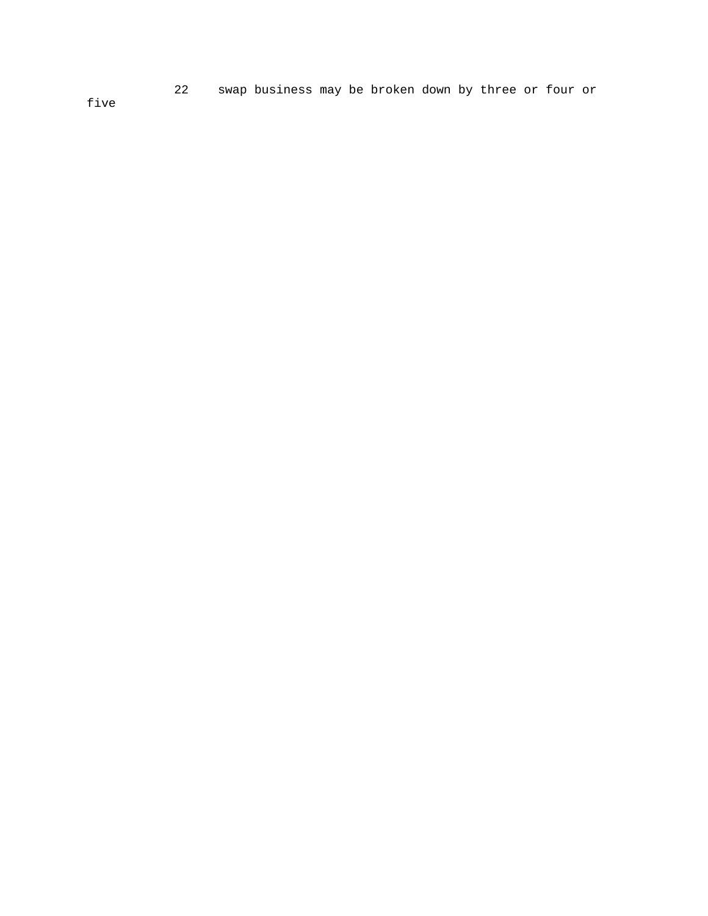22     swap business may be broken down by three or four or five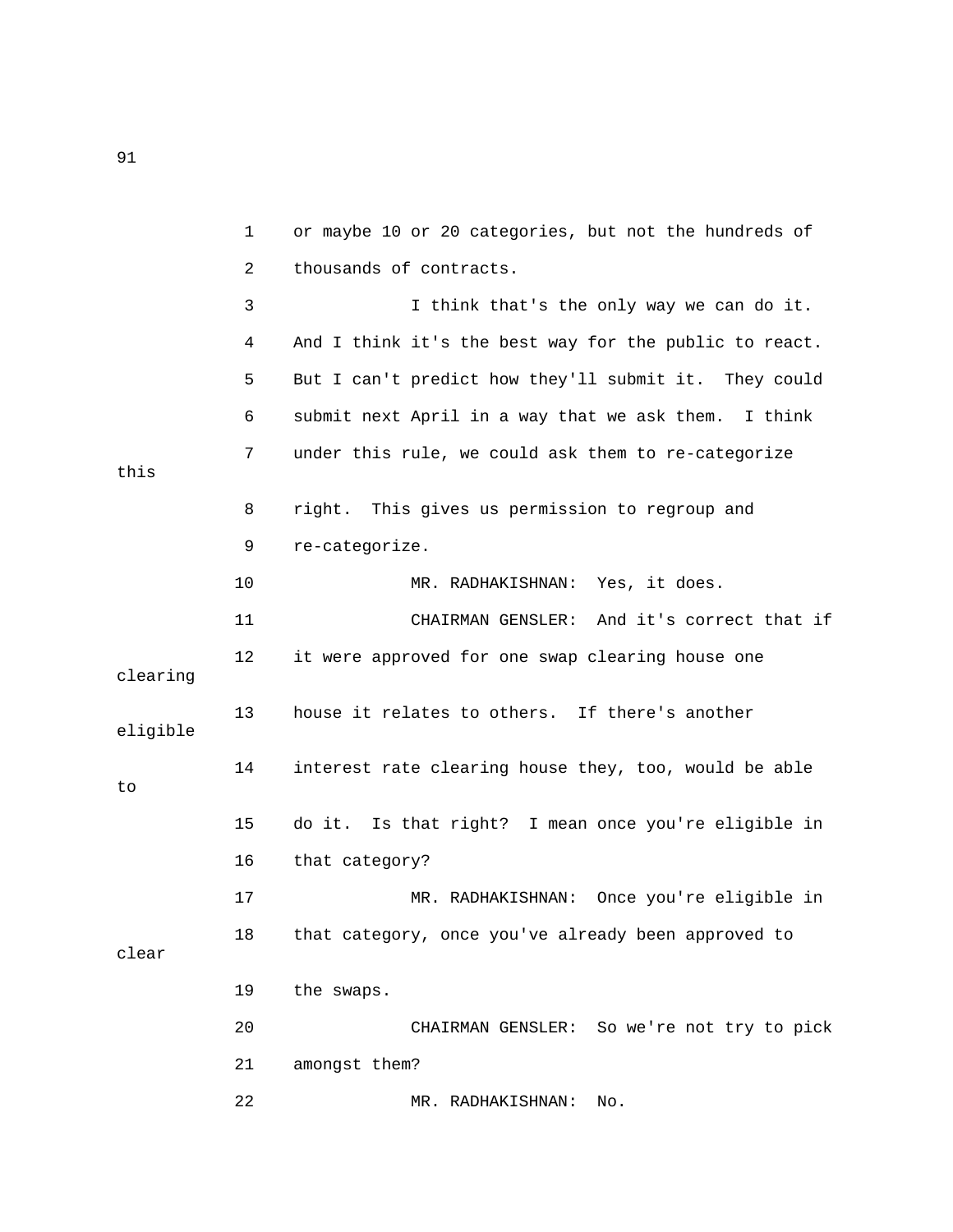or maybe 10 or 20 categories, but not the hundreds of thousands of contracts.

I think that's the only way we can do it. And I think it's the best way for the public to react. But I can't predict how they'll submit it. They could submit next April in a way that we ask them. I think under this rule, we could ask them to re-categorize this right. This gives us permission to regroup and re-categorize.

MR. RADHAKISHNAN: Yes, it does.

CHAIRMAN GENSLER: And it's correct that if it were approved for one swap clearing house one clearing house it relates to others. If there's another eligible interest rate clearing house they, too, would be able to do it. Is that right? I mean once you're eligible in that category?

MR. RADHAKISHNAN: Once you're eligible in that category, once you've already been approved to clear the swaps.

CHAIRMAN GENSLER: So we're not try to pick amongst them?

MR. RADHAKISHNAN: No.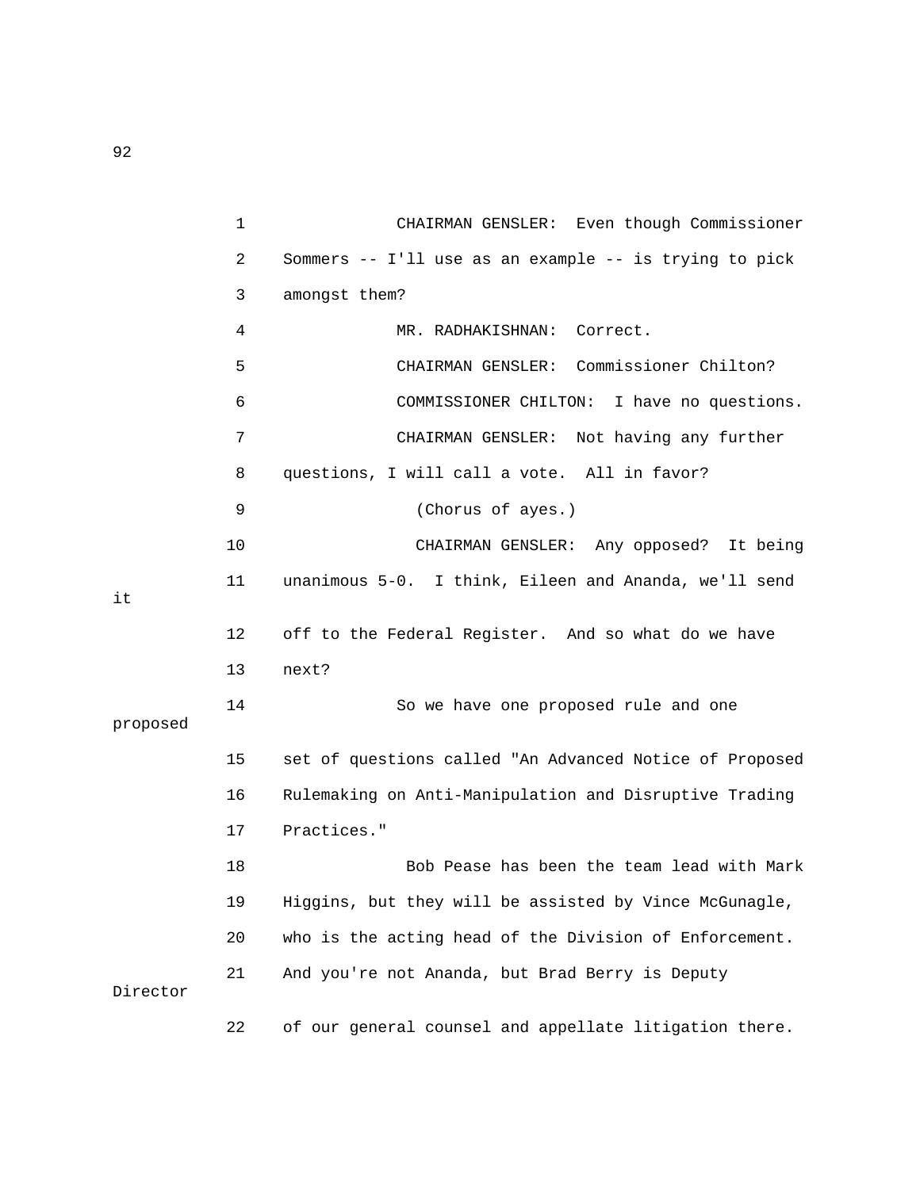CHAIRMAN GENSLER: Even though Commissioner Sommers -- I'll use as an example -- is trying to pick amongst them?

MR. RADHAKISHNAN: Correct.

CHAIRMAN GENSLER: Commissioner Chilton?

COMMISSIONER CHILTON: I have no questions.

CHAIRMAN GENSLER: Not having any further questions, I will call a vote. All in favor?

(Chorus of ayes.)

CHAIRMAN GENSLER: Any opposed? It being unanimous 5-0. I think, Eileen and Ananda, we'll send it off to the Federal Register. And so what do we have next?

So we have one proposed rule and one proposed set of questions called "An Advanced Notice of Proposed Rulemaking on Anti-Manipulation and Disruptive Trading Practices."

Bob Pease has been the team lead with Mark Higgins, but they will be assisted by Vince McGunagle, who is the acting head of the Division of Enforcement. And you're not Ananda, but Brad Berry is Deputy Director of our general counsel and appellate litigation there.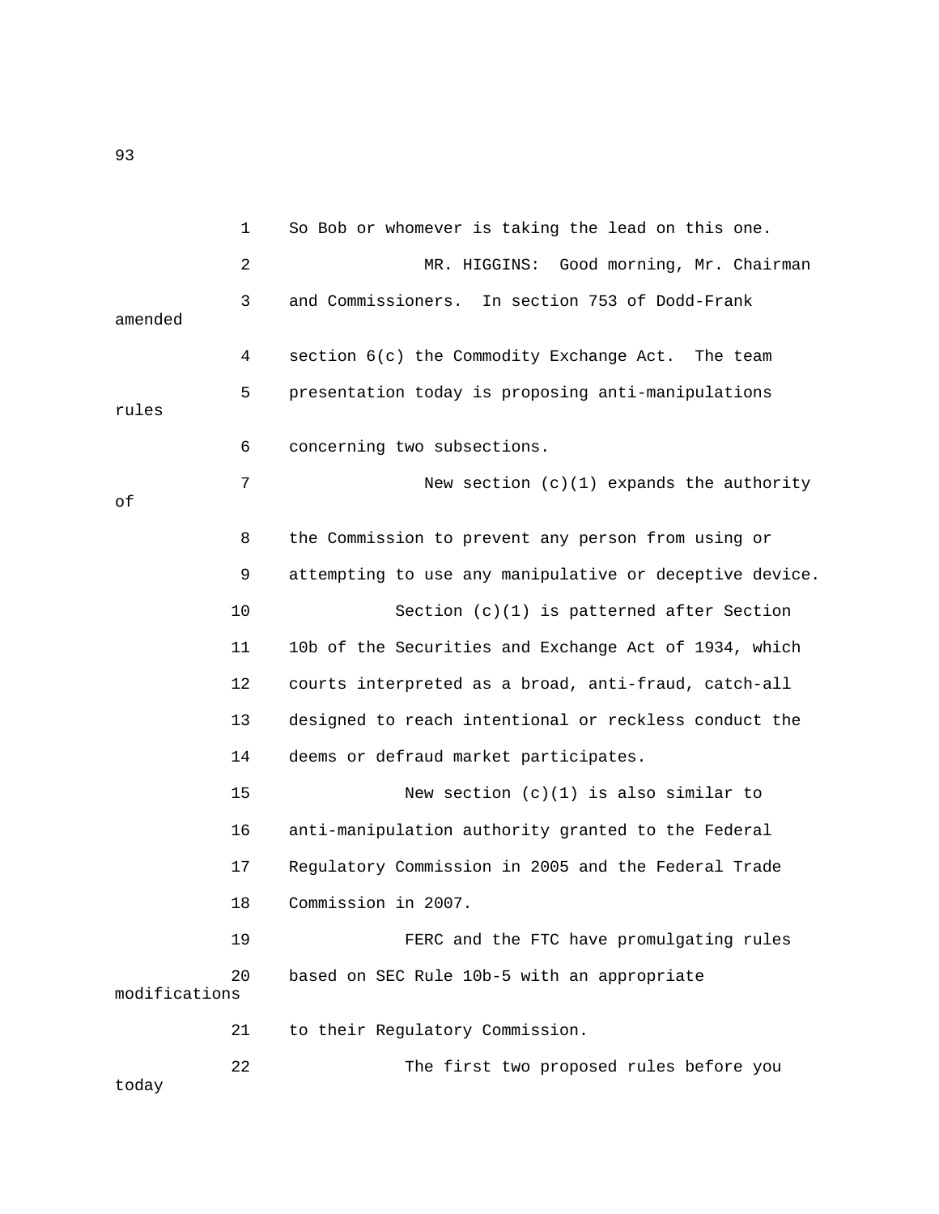1 So Bob or whomever is taking the lead on this one.

2 MR. HIGGINS: Good morning, Mr. Chairman

3 and Commissioners. In section 753 of Dodd-Frank amended

4 section 6(c) the Commodity Exchange Act. The team

5 presentation today is proposing anti-manipulations rules

6 concerning two subsections.

7 New section (c)(1) expands the authority of

8 the Commission to prevent any person from using or

9 attempting to use any manipulative or deceptive device.

10 Section (c)(1) is patterned after Section

11 10b of the Securities and Exchange Act of 1934, which

12 courts interpreted as a broad, anti-fraud, catch-all

13 designed to reach intentional or reckless conduct the

14 deems or defraud market participates.

15 New section (c)(1) is also similar to

16 anti-manipulation authority granted to the Federal

17 Regulatory Commission in 2005 and the Federal Trade

18 Commission in 2007.

19 FERC and the FTC have promulgating rules

20 based on SEC Rule 10b-5 with an appropriate modifications

21 to their Regulatory Commission.

22 The first two proposed rules before you today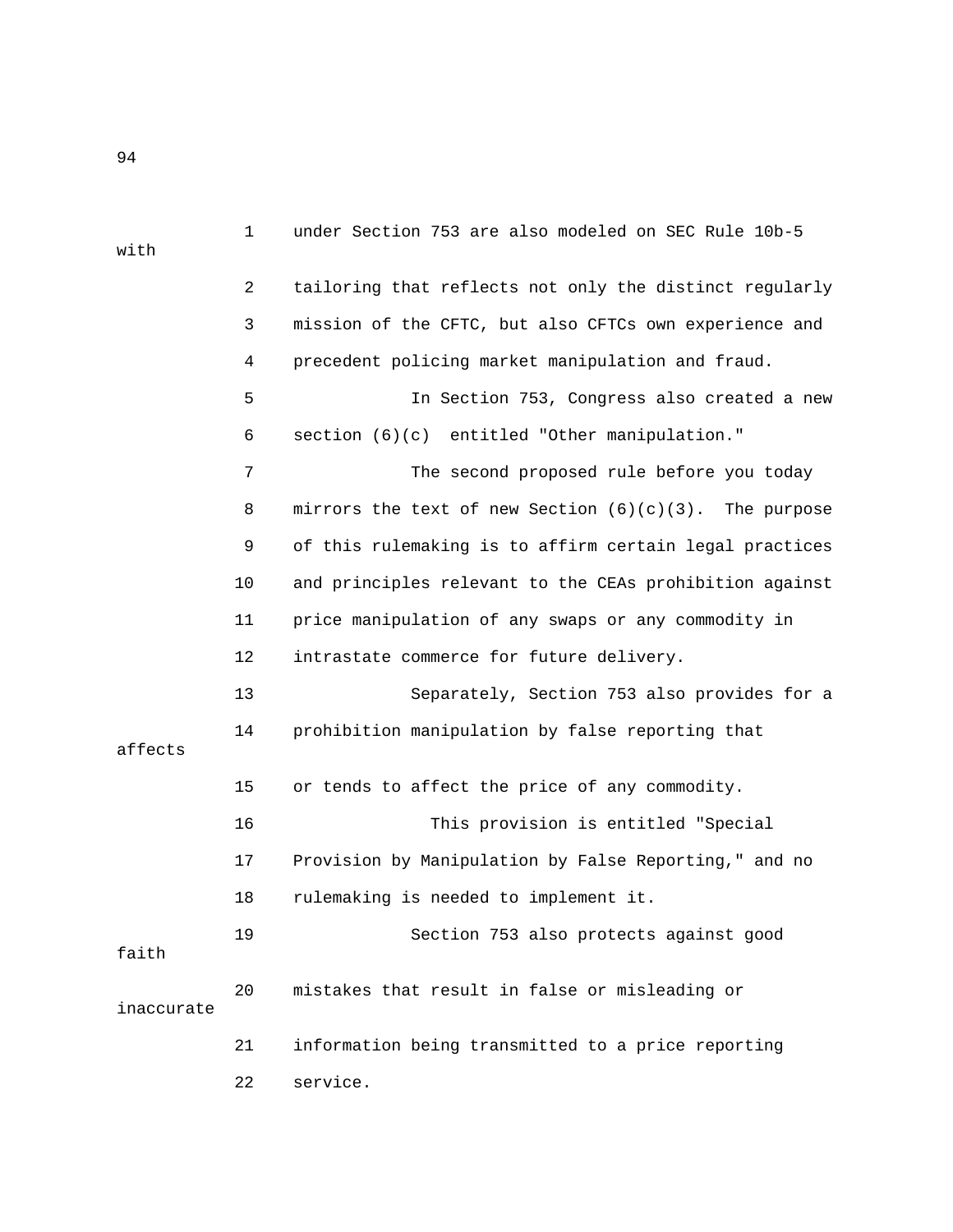under Section 753 are also modeled on SEC Rule 10b-5 with tailoring that reflects not only the distinct regularly mission of the CFTC, but also CFTCs own experience and precedent policing market manipulation and fraud.

In Section 753, Congress also created a new section (6)(c) entitled "Other manipulation."

The second proposed rule before you today mirrors the text of new Section (6)(c)(3). The purpose of this rulemaking is to affirm certain legal practices and principles relevant to the CEAs prohibition against price manipulation of any swaps or any commodity in intrastate commerce for future delivery.

Separately, Section 753 also provides for a prohibition manipulation by false reporting that affects or tends to affect the price of any commodity.

This provision is entitled "Special Provision by Manipulation by False Reporting," and no rulemaking is needed to implement it.

Section 753 also protects against good faith mistakes that result in false or misleading or inaccurate information being transmitted to a price reporting service.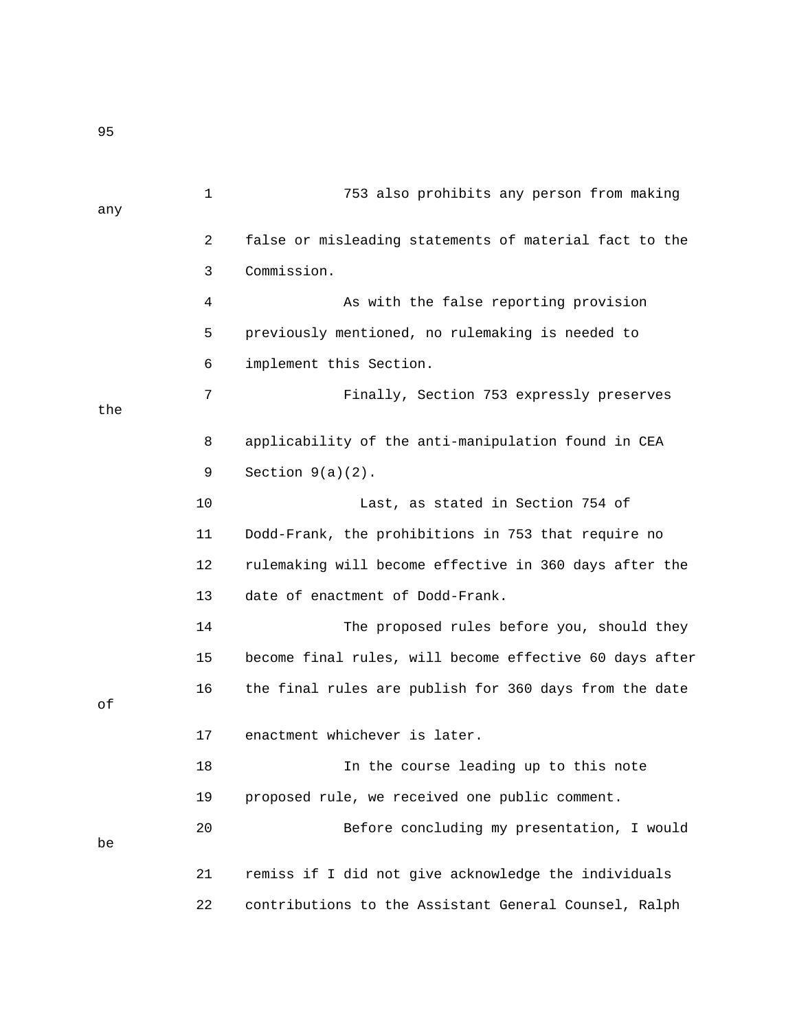753 also prohibits any person from making any false or misleading statements of material fact to the Commission.

As with the false reporting provision previously mentioned, no rulemaking is needed to implement this Section.

Finally, Section 753 expressly preserves the applicability of the anti-manipulation found in CEA Section 9(a)(2).

Last, as stated in Section 754 of Dodd-Frank, the prohibitions in 753 that require no rulemaking will become effective in 360 days after the date of enactment of Dodd-Frank.

The proposed rules before you, should they become final rules, will become effective 60 days after the final rules are publish for 360 days from the date of enactment whichever is later.

In the course leading up to this note proposed rule, we received one public comment.

Before concluding my presentation, I would be remiss if I did not give acknowledge the individuals contributions to the Assistant General Counsel, Ralph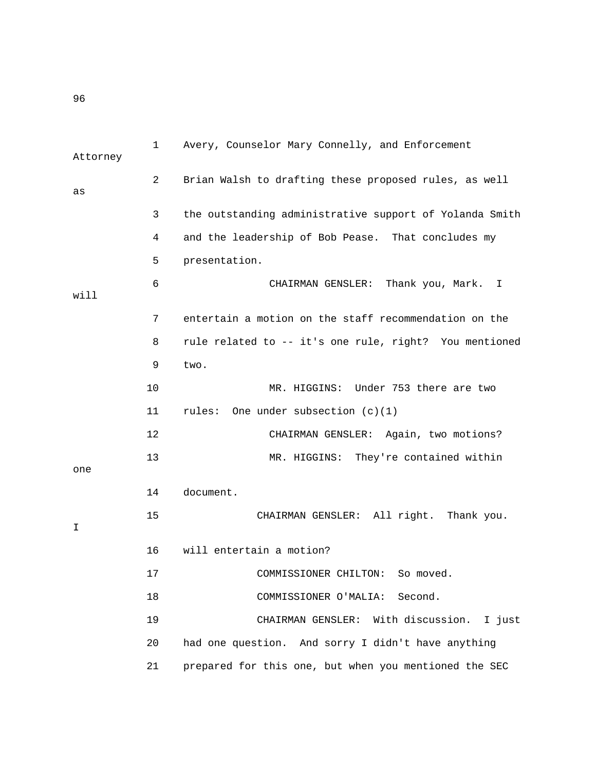Avery, Counselor Mary Connelly, and Enforcement Attorney Brian Walsh to drafting these proposed rules, as well as the outstanding administrative support of Yolanda Smith and the leadership of Bob Pease. That concludes my presentation.

CHAIRMAN GENSLER: Thank you, Mark. I will entertain a motion on the staff recommendation on the rule related to -- it's one rule, right? You mentioned two.

MR. HIGGINS: Under 753 there are two rules: One under subsection (c)(1)

CHAIRMAN GENSLER: Again, two motions?

MR. HIGGINS: They're contained within one document.

CHAIRMAN GENSLER: All right. Thank you. I will entertain a motion?

COMMISSIONER CHILTON: So moved.

COMMISSIONER O'MALIA: Second.

CHAIRMAN GENSLER: With discussion. I just had one question. And sorry I didn't have anything prepared for this one, but when you mentioned the SEC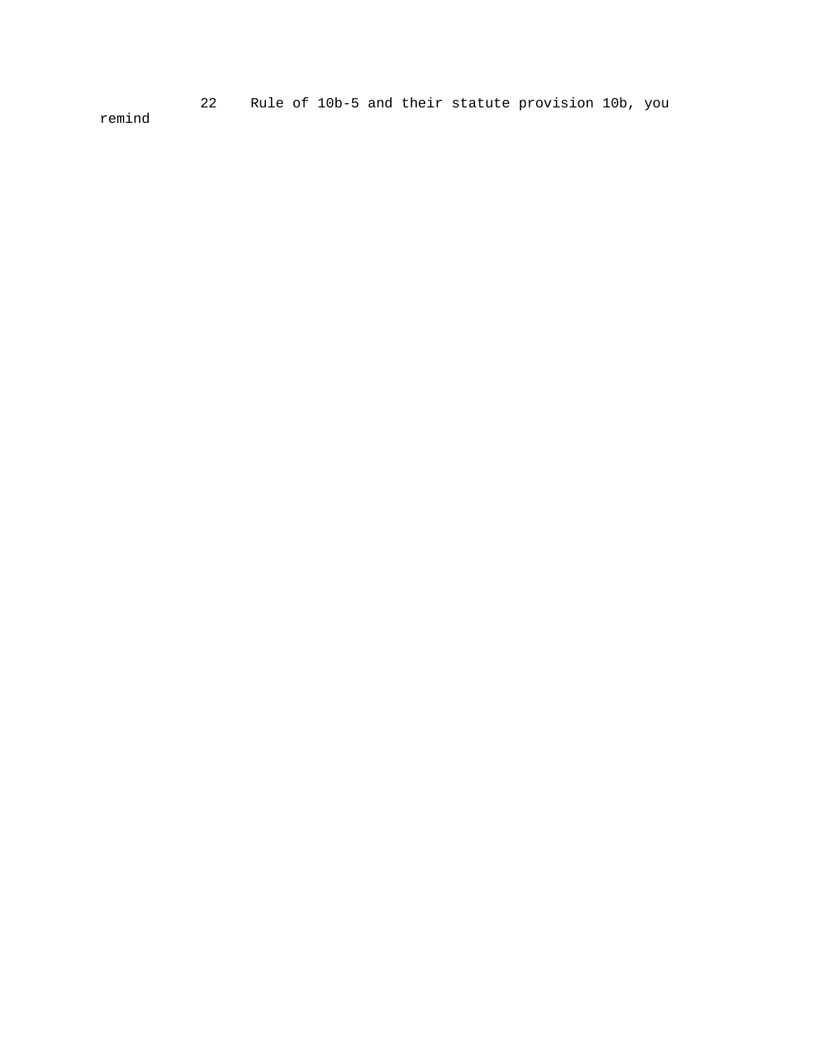22 Rule of 10b-5 and their statute provision 10b, you remind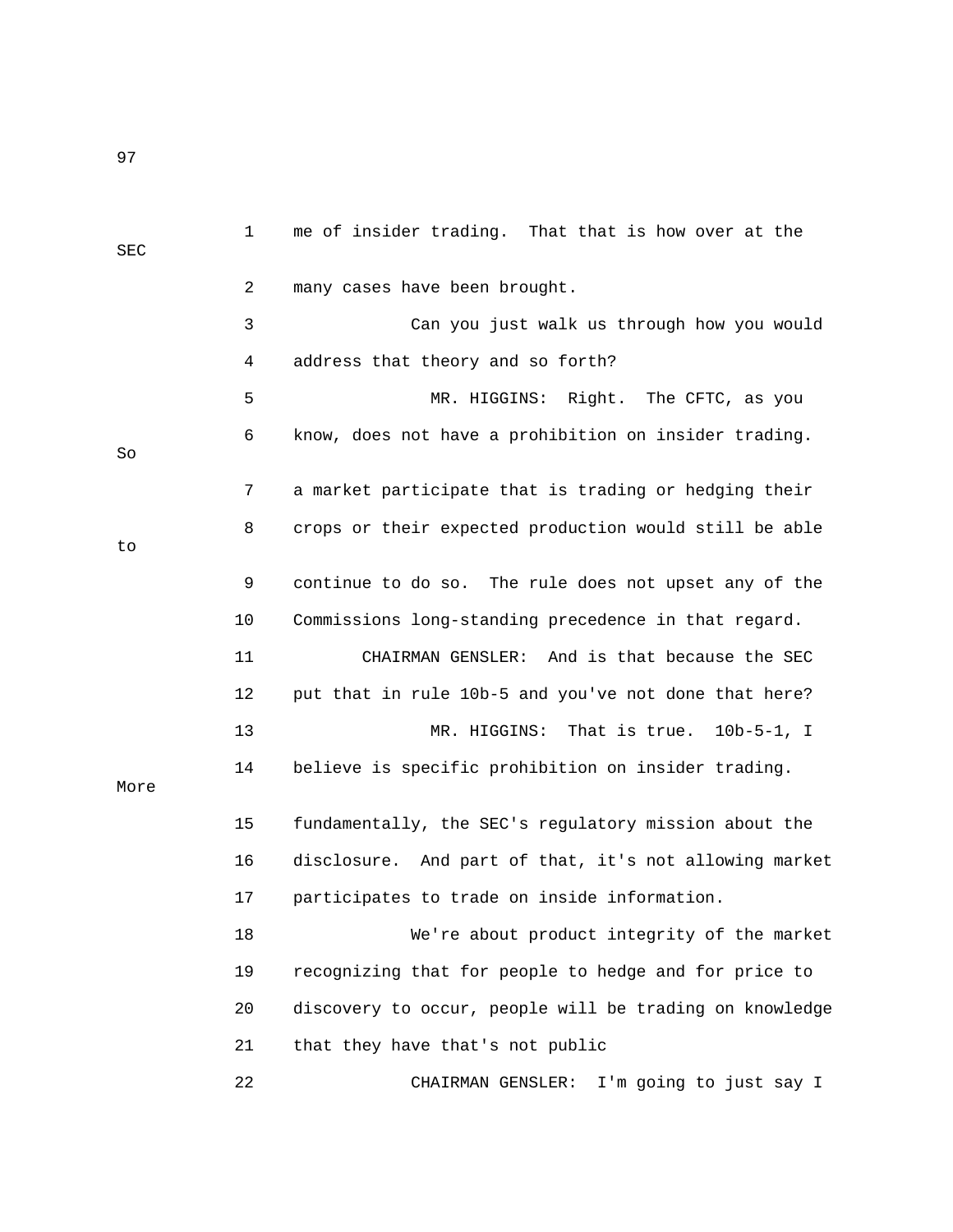me of insider trading. That that is how over at the SEC many cases have been brought.

Can you just walk us through how you would address that theory and so forth?

MR. HIGGINS: Right. The CFTC, as you know, does not have a prohibition on insider trading. So a market participate that is trading or hedging their crops or their expected production would still be able to continue to do so. The rule does not upset any of the Commissions long-standing precedence in that regard.

CHAIRMAN GENSLER: And is that because the SEC put that in rule 10b-5 and you've not done that here?

MR. HIGGINS: That is true. 10b-5-1, I believe is specific prohibition on insider trading. More fundamentally, the SEC's regulatory mission about the disclosure. And part of that, it's not allowing market participates to trade on inside information.

We're about product integrity of the market recognizing that for people to hedge and for price to discovery to occur, people will be trading on knowledge that they have that's not public

CHAIRMAN GENSLER: I'm going to just say I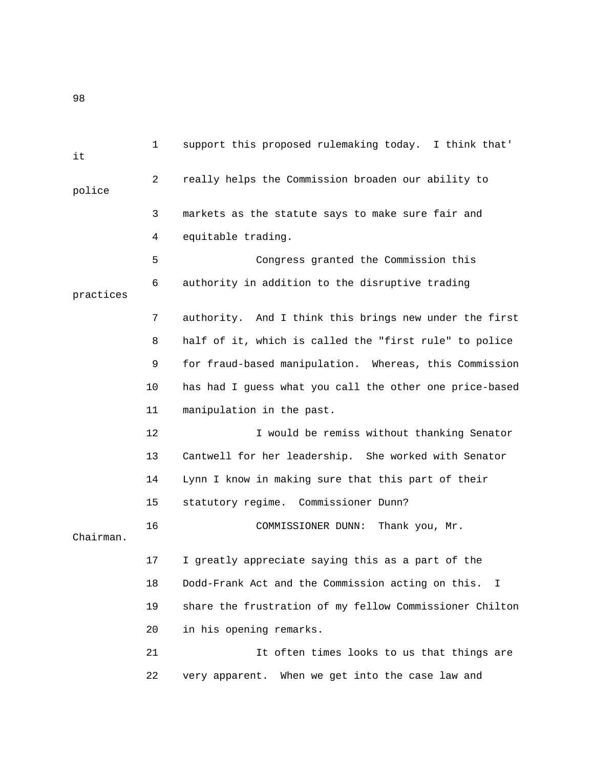support this proposed rulemaking today. I think that' it really helps the Commission broaden our ability to police markets as the statute says to make sure fair and equitable trading.

Congress granted the Commission this authority in addition to the disruptive trading practices authority. And I think this brings new under the first half of it, which is called the "first rule" to police for fraud-based manipulation. Whereas, this Commission has had I guess what you call the other one price-based manipulation in the past.

I would be remiss without thanking Senator Cantwell for her leadership. She worked with Senator Lynn I know in making sure that this part of their statutory regime. Commissioner Dunn?

COMMISSIONER DUNN: Thank you, Mr. Chairman. I greatly appreciate saying this as a part of the Dodd-Frank Act and the Commission acting on this. I share the frustration of my fellow Commissioner Chilton in his opening remarks.

It often times looks to us that things are very apparent. When we get into the case law and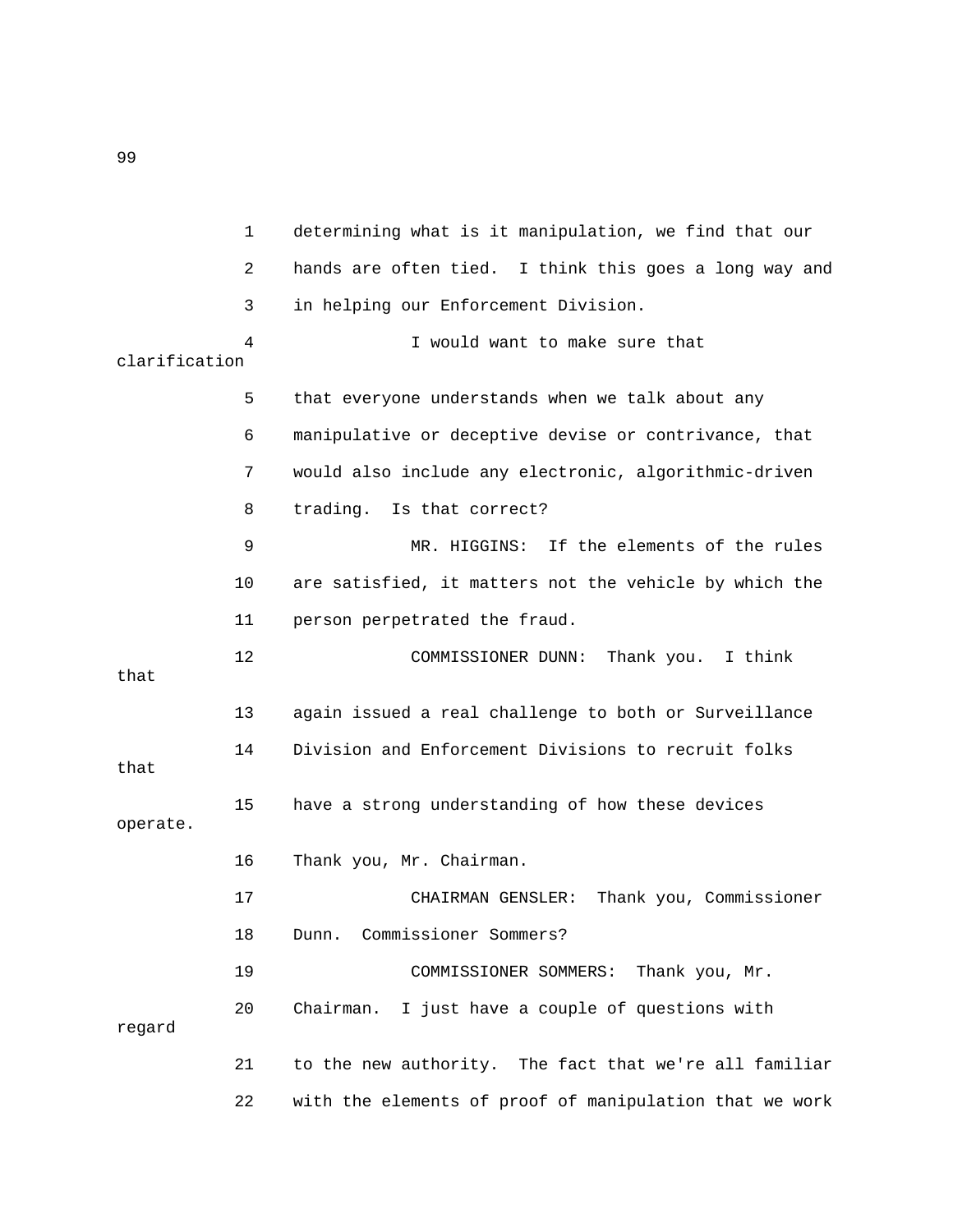determining what is it manipulation, we find that our hands are often tied. I think this goes a long way and in helping our Enforcement Division.

I would want to make sure that clarification that everyone understands when we talk about any manipulative or deceptive devise or contrivance, that would also include any electronic, algorithmic-driven trading. Is that correct?

MR. HIGGINS: If the elements of the rules are satisfied, it matters not the vehicle by which the person perpetrated the fraud.

COMMISSIONER DUNN: Thank you. I think that again issued a real challenge to both or Surveillance Division and Enforcement Divisions to recruit folks that have a strong understanding of how these devices operate.

Thank you, Mr. Chairman.

CHAIRMAN GENSLER: Thank you, Commissioner Dunn. Commissioner Sommers?

COMMISSIONER SOMMERS: Thank you, Mr. Chairman. I just have a couple of questions with regard to the new authority. The fact that we're all familiar with the elements of proof of manipulation that we work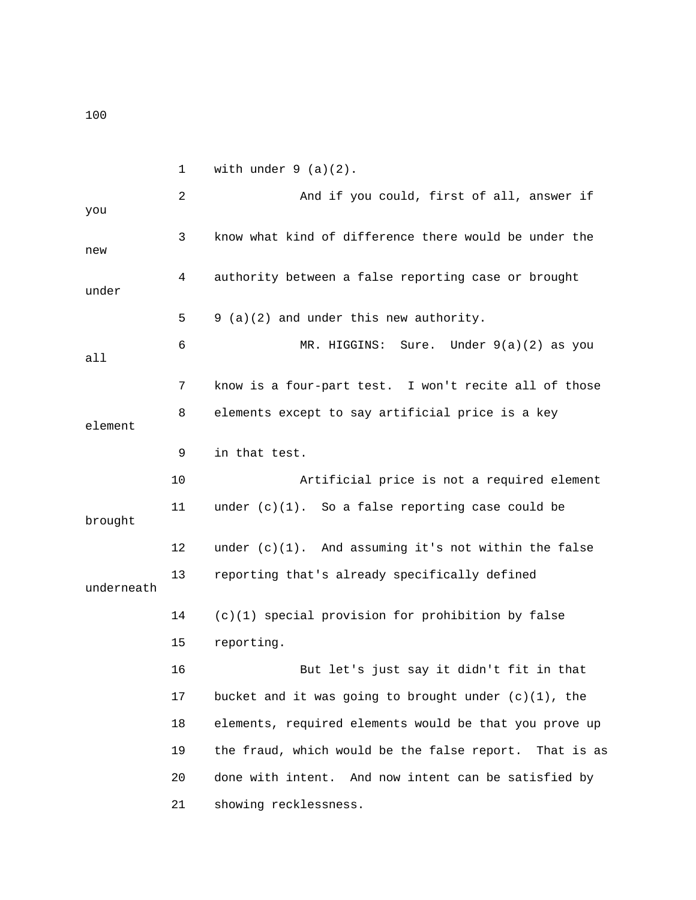with under 9 (a)(2).

And if you could, first of all, answer if you know what kind of difference there would be under the new authority between a false reporting case or brought under 9 (a)(2) and under this new authority.

MR. HIGGINS: Sure. Under 9(a)(2) as you all know is a four-part test. I won't recite all of those elements except to say artificial price is a key element in that test.

Artificial price is not a required element under (c)(1). So a false reporting case could be brought under (c)(1). And assuming it's not within the false reporting that's already specifically defined underneath (c)(1) special provision for prohibition by false reporting.

But let's just say it didn't fit in that bucket and it was going to brought under (c)(1), the elements, required elements would be that you prove up the fraud, which would be the false report. That is as done with intent. And now intent can be satisfied by showing recklessness.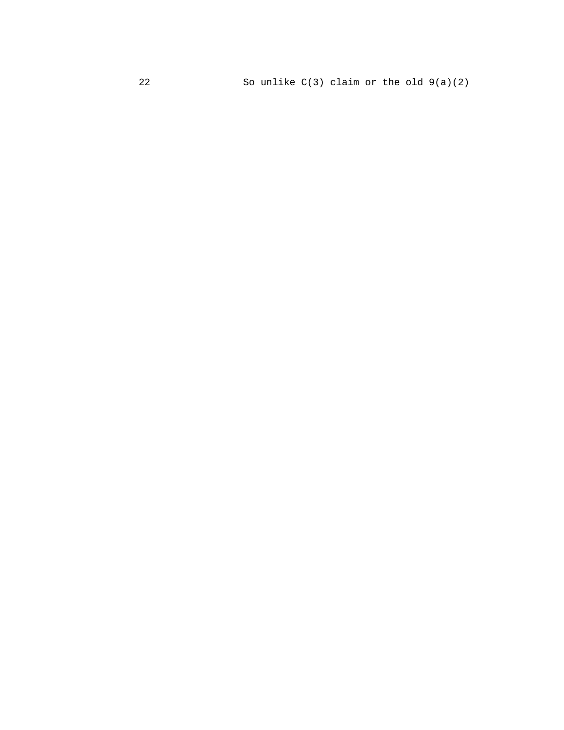22 So unlike C(3) claim or the old 9(a)(2)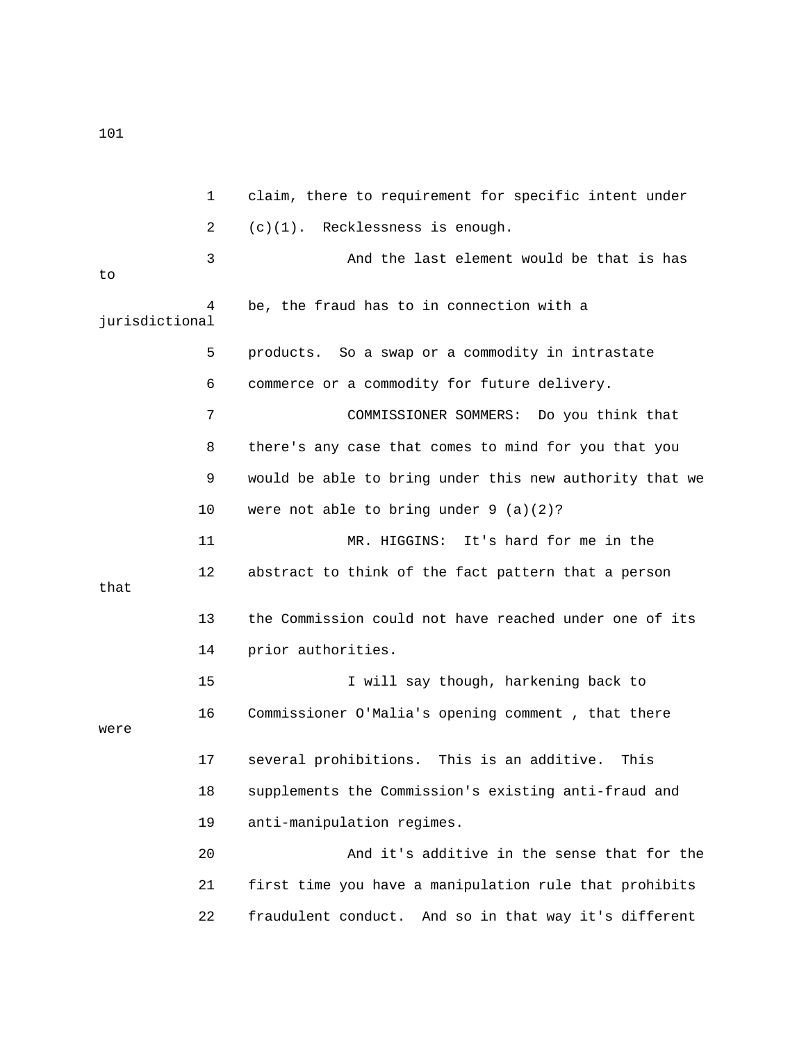1 claim, there to requirement for specific intent under
2 (c)(1). Recklessness is enough.
3 And the last element would be that is has to
4 be, the fraud has to in connection with a jurisdictional
5 products. So a swap or a commodity in intrastate
6 commerce or a commodity for future delivery.
7 COMMISSIONER SOMMERS: Do you think that
8 there's any case that comes to mind for you that you
9 would be able to bring under this new authority that we
10 were not able to bring under 9 (a)(2)?
11 MR. HIGGINS: It's hard for me in the
12 abstract to think of the fact pattern that a person that
13 the Commission could not have reached under one of its
14 prior authorities.
15 I will say though, harkening back to
16 Commissioner O'Malia's opening comment , that there were
17 several prohibitions. This is an additive. This
18 supplements the Commission's existing anti-fraud and
19 anti-manipulation regimes.
20 And it's additive in the sense that for the
21 first time you have a manipulation rule that prohibits
22 fraudulent conduct. And so in that way it's different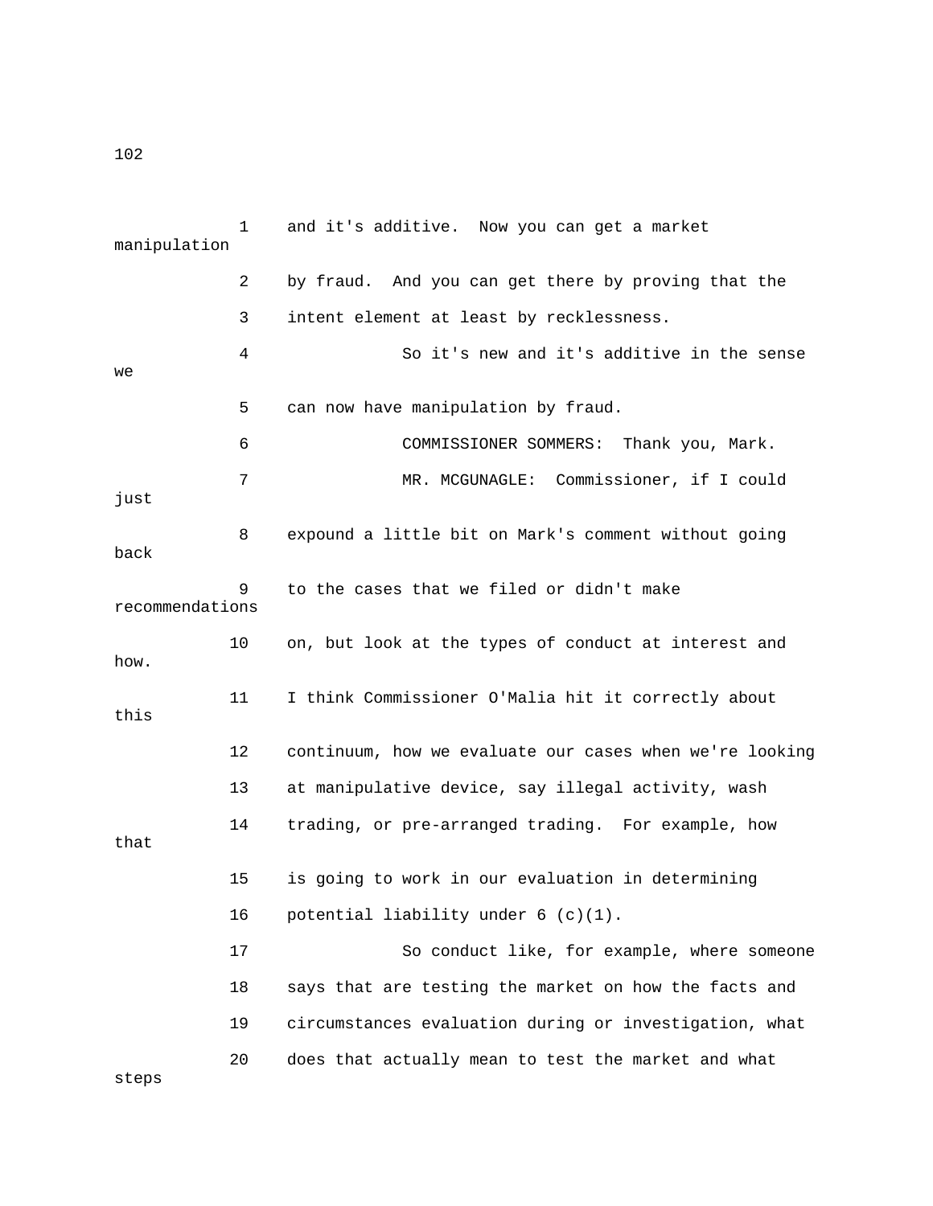1 and it's additive. Now you can get a market manipulation

2 by fraud. And you can get there by proving that the

3 intent element at least by recklessness.

4 So it's new and it's additive in the sense we

5 can now have manipulation by fraud.

6 COMMISSIONER SOMMERS: Thank you, Mark.

7 MR. MCGUNAGLE: Commissioner, if I could just

8 expound a little bit on Mark's comment without going back

9 to the cases that we filed or didn't make recommendations

10 on, but look at the types of conduct at interest and how.

11 I think Commissioner O'Malia hit it correctly about this

12 continuum, how we evaluate our cases when we're looking

13 at manipulative device, say illegal activity, wash

14 trading, or pre-arranged trading. For example, how that

15 is going to work in our evaluation in determining

16 potential liability under 6 (c)(1).

17 So conduct like, for example, where someone

18 says that are testing the market on how the facts and

19 circumstances evaluation during or investigation, what

20 does that actually mean to test the market and what steps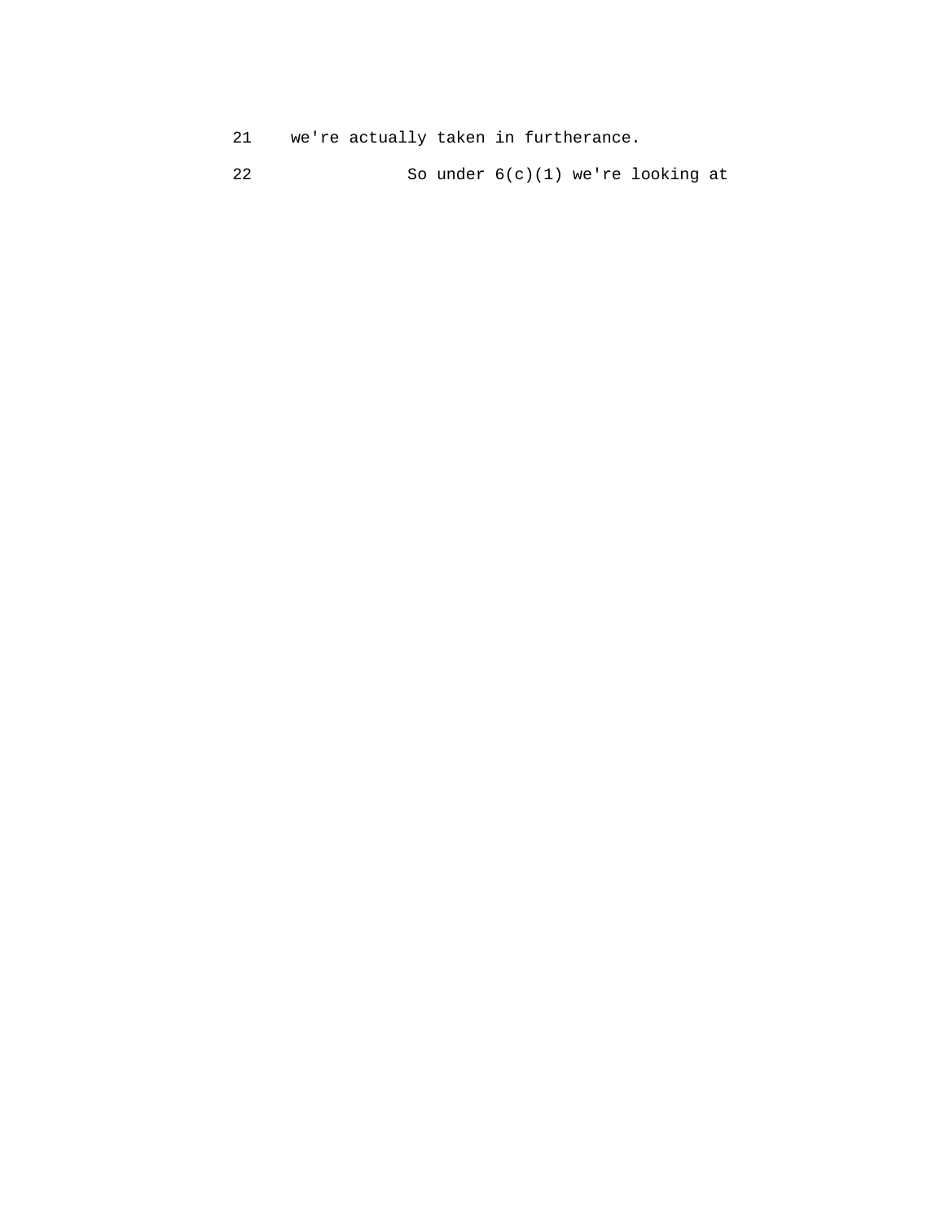21 we're actually taken in furtherance.

22 So under 6(c)(1) we're looking at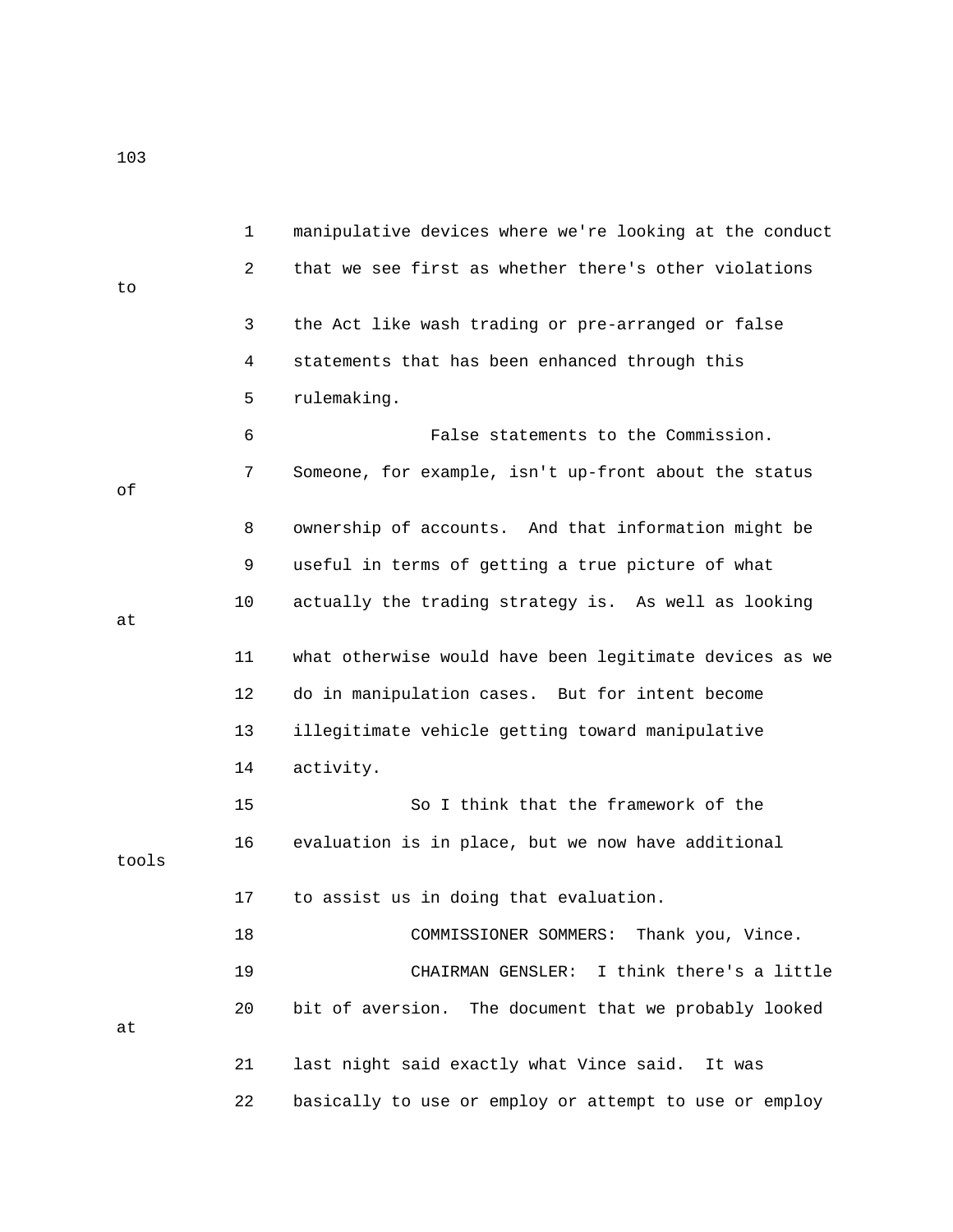manipulative devices where we're looking at the conduct that we see first as whether there's other violations to the Act like wash trading or pre-arranged or false statements that has been enhanced through this rulemaking.

False statements to the Commission. Someone, for example, isn't up-front about the status of ownership of accounts. And that information might be useful in terms of getting a true picture of what actually the trading strategy is. As well as looking at what otherwise would have been legitimate devices as we do in manipulation cases. But for intent become illegitimate vehicle getting toward manipulative activity.

So I think that the framework of the evaluation is in place, but we now have additional tools to assist us in doing that evaluation.

COMMISSIONER SOMMERS: Thank you, Vince.

CHAIRMAN GENSLER: I think there's a little bit of aversion. The document that we probably looked at last night said exactly what Vince said. It was basically to use or employ or attempt to use or employ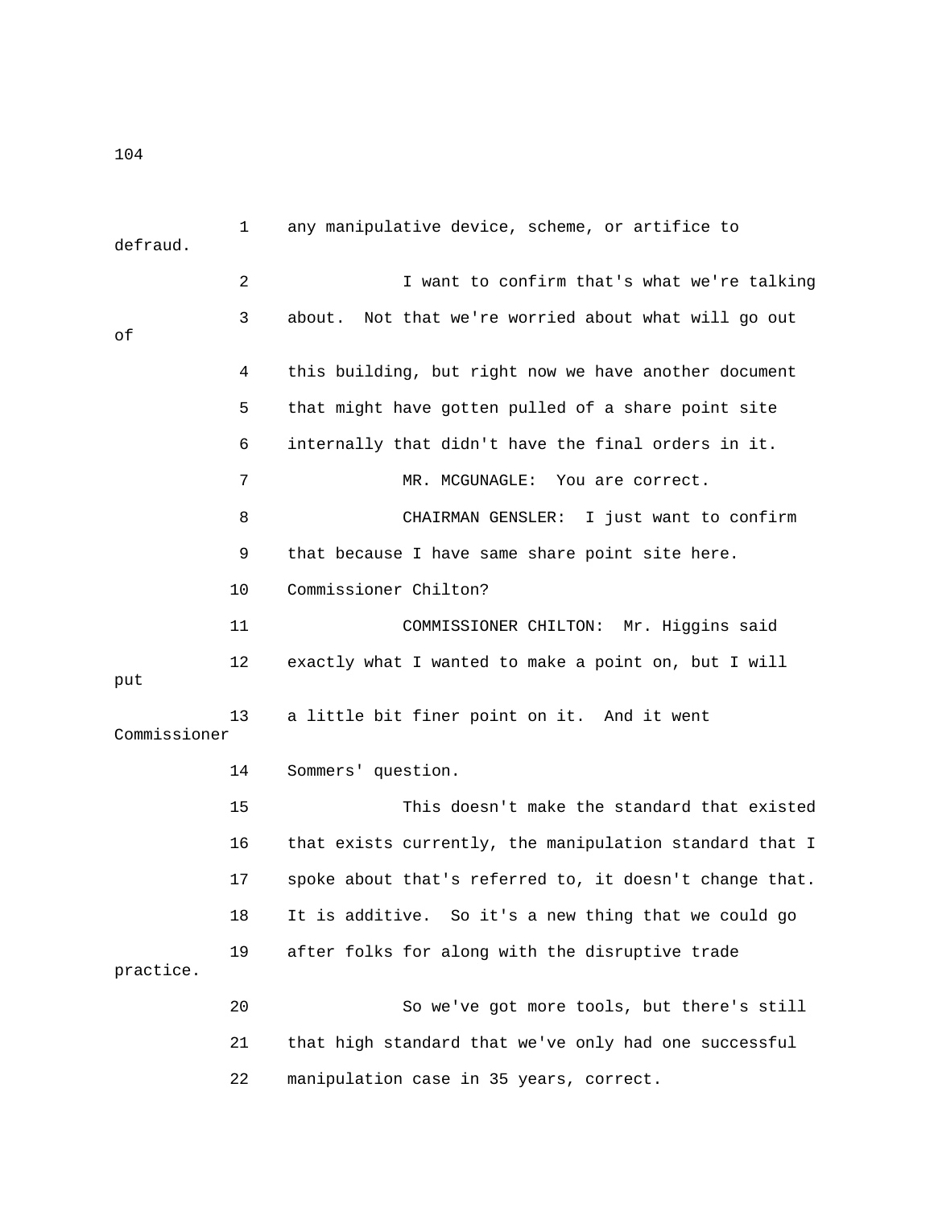1 any manipulative device, scheme, or artifice to defraud.

2 I want to confirm that's what we're talking

3 about. Not that we're worried about what will go out of

4 this building, but right now we have another document

5 that might have gotten pulled of a share point site

6 internally that didn't have the final orders in it.

7 MR. MCGUNAGLE: You are correct.

8 CHAIRMAN GENSLER: I just want to confirm

9 that because I have same share point site here.

10 Commissioner Chilton?

11 COMMISSIONER CHILTON: Mr. Higgins said

12 exactly what I wanted to make a point on, but I will put

13 a little bit finer point on it. And it went Commissioner

14 Sommers' question.

15 This doesn't make the standard that existed

16 that exists currently, the manipulation standard that I

17 spoke about that's referred to, it doesn't change that.

18 It is additive. So it's a new thing that we could go

19 after folks for along with the disruptive trade practice.

20 So we've got more tools, but there's still

21 that high standard that we've only had one successful

22 manipulation case in 35 years, correct.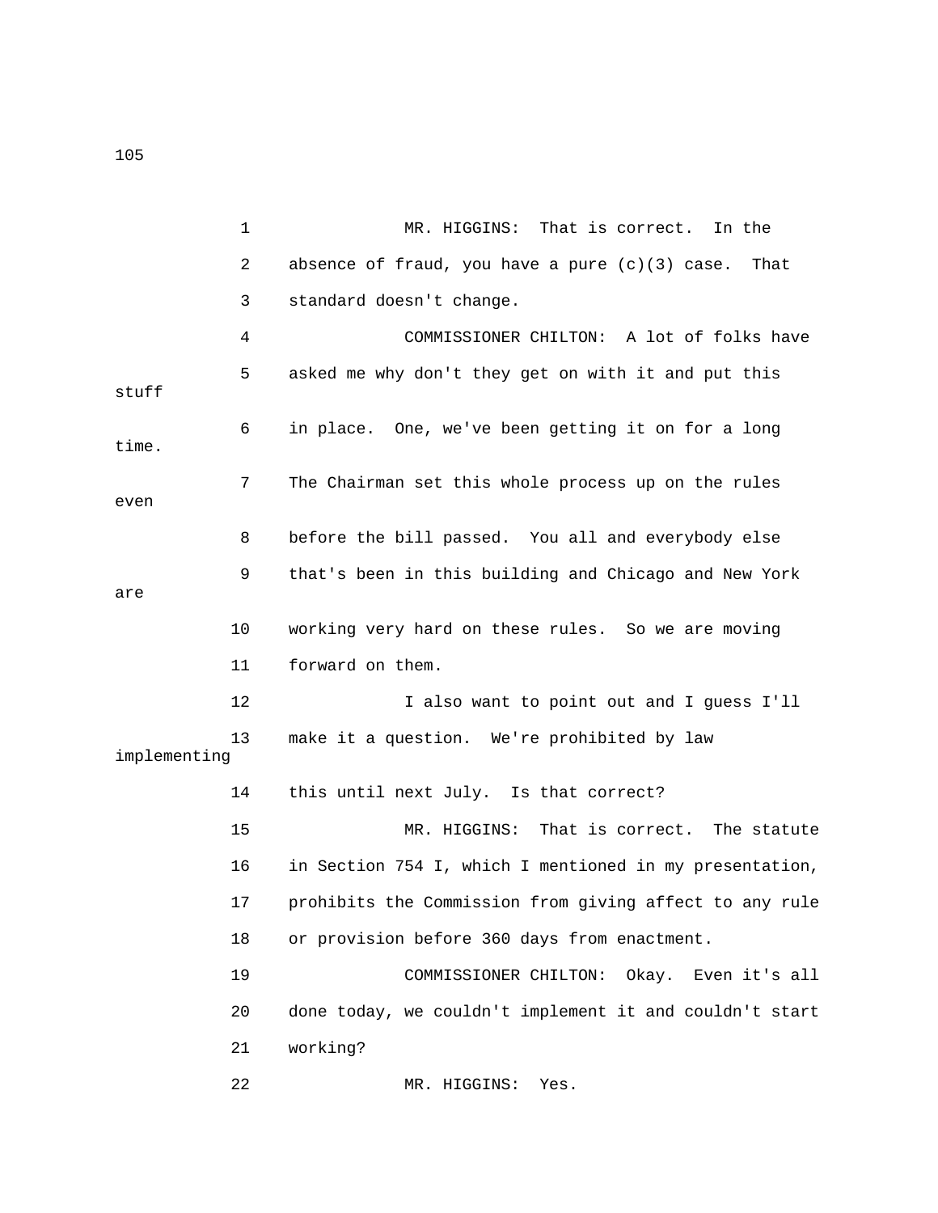MR. HIGGINS: That is correct. In the absence of fraud, you have a pure (c)(3) case. That standard doesn't change.

COMMISSIONER CHILTON: A lot of folks have asked me why don't they get on with it and put this stuff in place. One, we've been getting it on for a long time. The Chairman set this whole process up on the rules even before the bill passed. You all and everybody else that's been in this building and Chicago and New York are working very hard on these rules. So we are moving forward on them.

I also want to point out and I guess I'll make it a question. We're prohibited by law implementing this until next July. Is that correct?

MR. HIGGINS: That is correct. The statute in Section 754 I, which I mentioned in my presentation, prohibits the Commission from giving affect to any rule or provision before 360 days from enactment.

COMMISSIONER CHILTON: Okay. Even it's all done today, we couldn't implement it and couldn't start working?

MR. HIGGINS: Yes.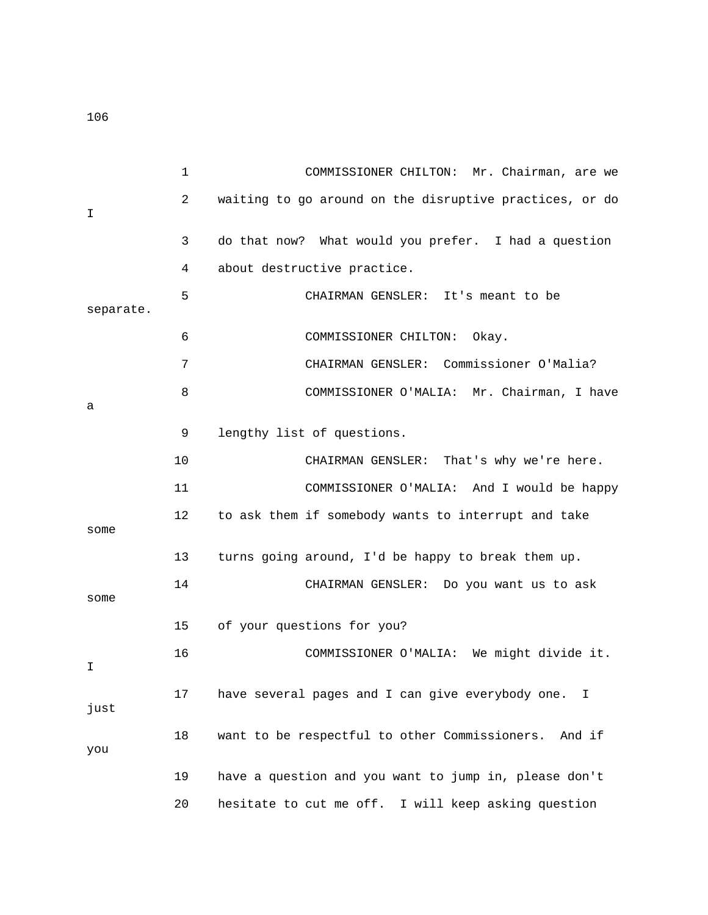COMMISSIONER CHILTON: Mr. Chairman, are we waiting to go around on the disruptive practices, or do I do that now? What would you prefer. I had a question about destructive practice.

CHAIRMAN GENSLER: It's meant to be separate.

COMMISSIONER CHILTON: Okay.

CHAIRMAN GENSLER: Commissioner O'Malia?

COMMISSIONER O'MALIA: Mr. Chairman, I have a lengthy list of questions.

CHAIRMAN GENSLER: That's why we're here.

COMMISSIONER O'MALIA: And I would be happy to ask them if somebody wants to interrupt and take some turns going around, I'd be happy to break them up.

CHAIRMAN GENSLER: Do you want us to ask some of your questions for you?

COMMISSIONER O'MALIA: We might divide it. I have several pages and I can give everybody one. I just want to be respectful to other Commissioners. And if you have a question and you want to jump in, please don't hesitate to cut me off. I will keep asking question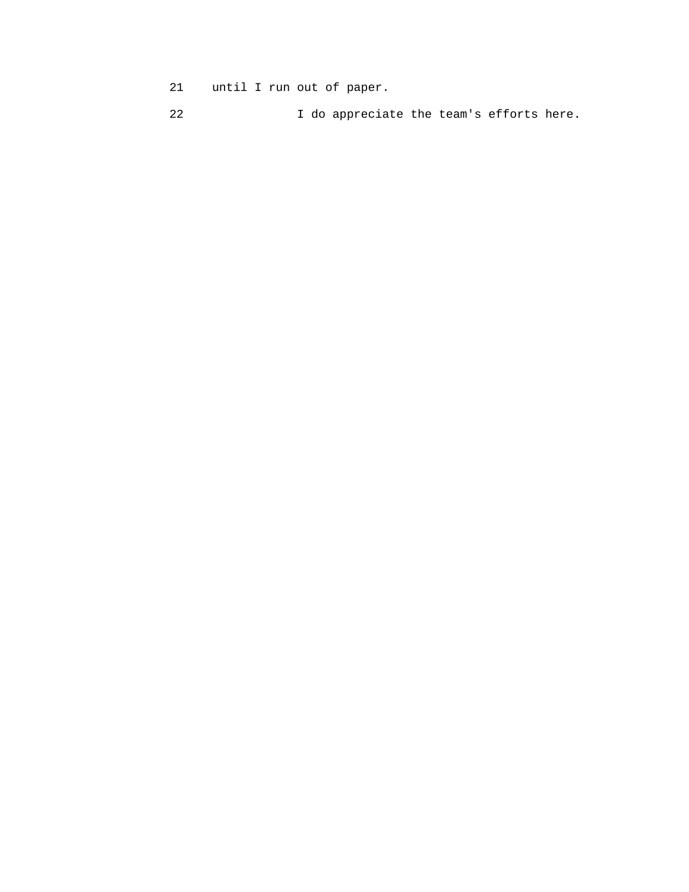21 until I run out of paper.

22 I do appreciate the team's efforts here.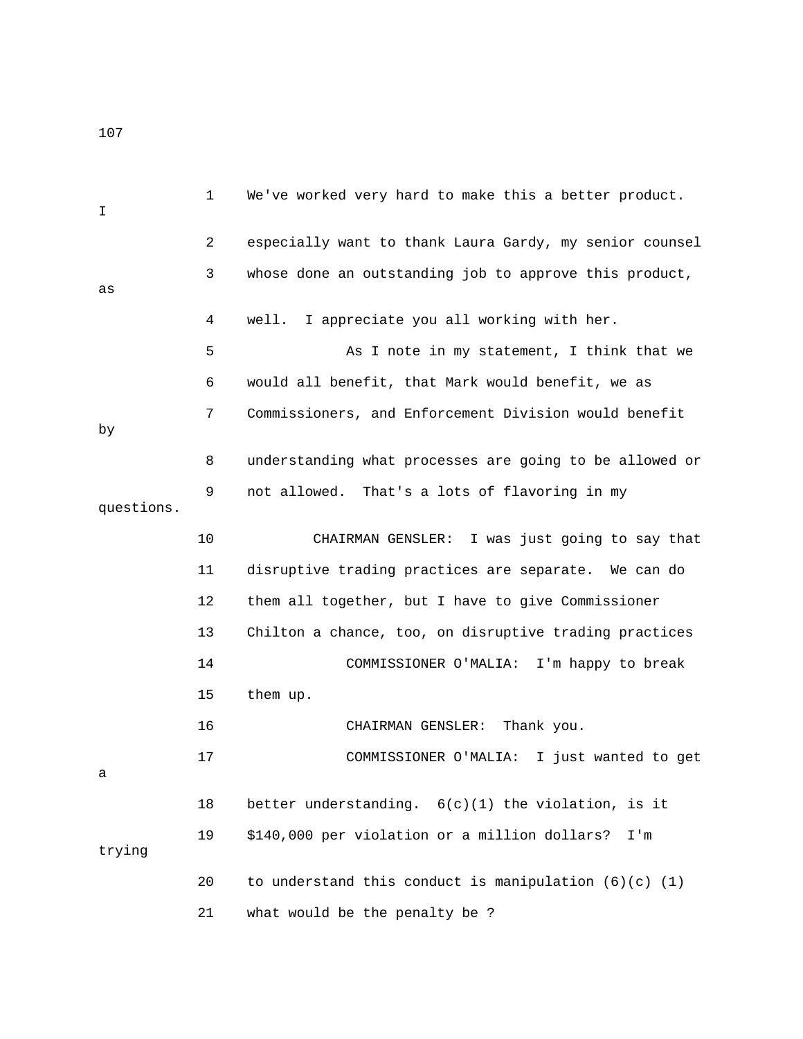We've worked very hard to make this a better product. I especially want to thank Laura Gardy, my senior counsel whose done an outstanding job to approve this product, as well. I appreciate you all working with her.

As I note in my statement, I think that we would all benefit, that Mark would benefit, we as Commissioners, and Enforcement Division would benefit by understanding what processes are going to be allowed or not allowed. That's a lots of flavoring in my questions.

CHAIRMAN GENSLER: I was just going to say that disruptive trading practices are separate. We can do them all together, but I have to give Commissioner Chilton a chance, too, on disruptive trading practices

COMMISSIONER O'MALIA: I'm happy to break them up.

CHAIRMAN GENSLER: Thank you.

COMMISSIONER O'MALIA: I just wanted to get a better understanding. 6(c)(1) the violation, is it $140,000 per violation or a million dollars? I'm trying to understand this conduct is manipulation (6)(c) (1) what would be the penalty be ?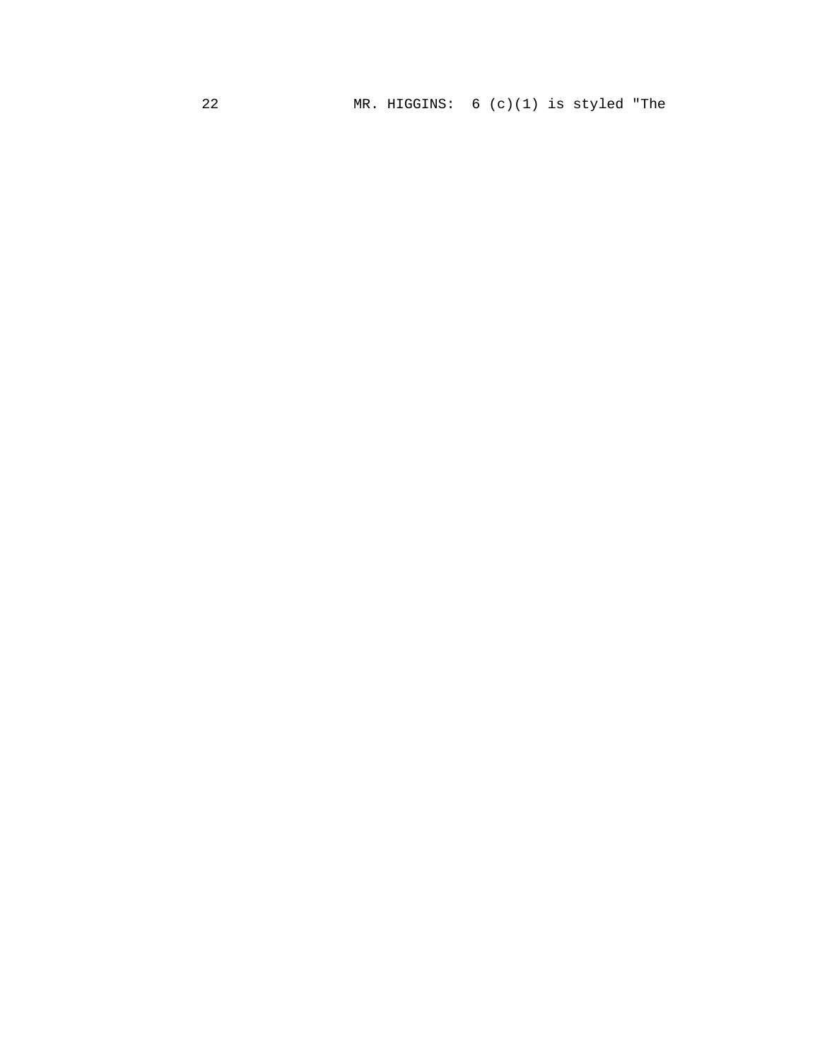22 MR. HIGGINS: 6 (c)(1) is styled "The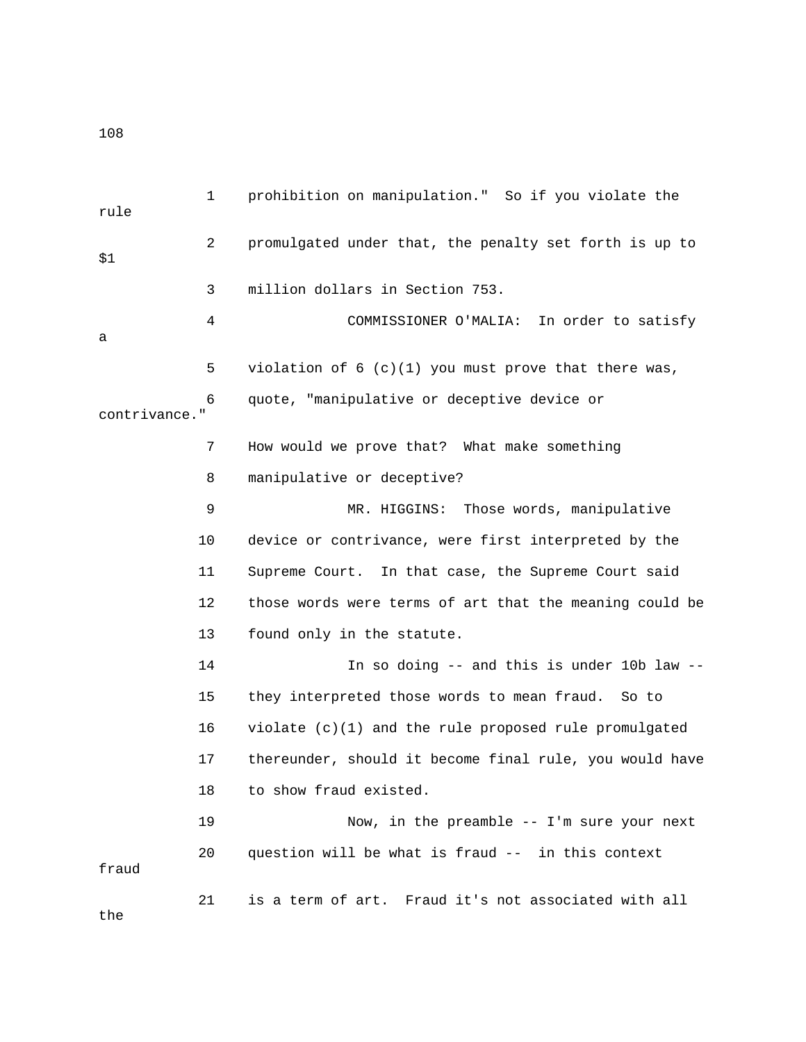prohibition on manipulation." So if you violate the rule promulgated under that, the penalty set forth is up to $1 million dollars in Section 753.

COMMISSIONER O'MALIA: In order to satisfy a violation of 6 (c)(1) you must prove that there was, quote, "manipulative or deceptive device or contrivance." How would we prove that? What make something manipulative or deceptive?

MR. HIGGINS: Those words, manipulative device or contrivance, were first interpreted by the Supreme Court. In that case, the Supreme Court said those words were terms of art that the meaning could be found only in the statute.

In so doing -- and this is under 10b law -- they interpreted those words to mean fraud. So to violate (c)(1) and the rule proposed rule promulgated thereunder, should it become final rule, you would have to show fraud existed.

Now, in the preamble -- I'm sure your next question will be what is fraud -- in this context fraud is a term of art. Fraud it's not associated with all the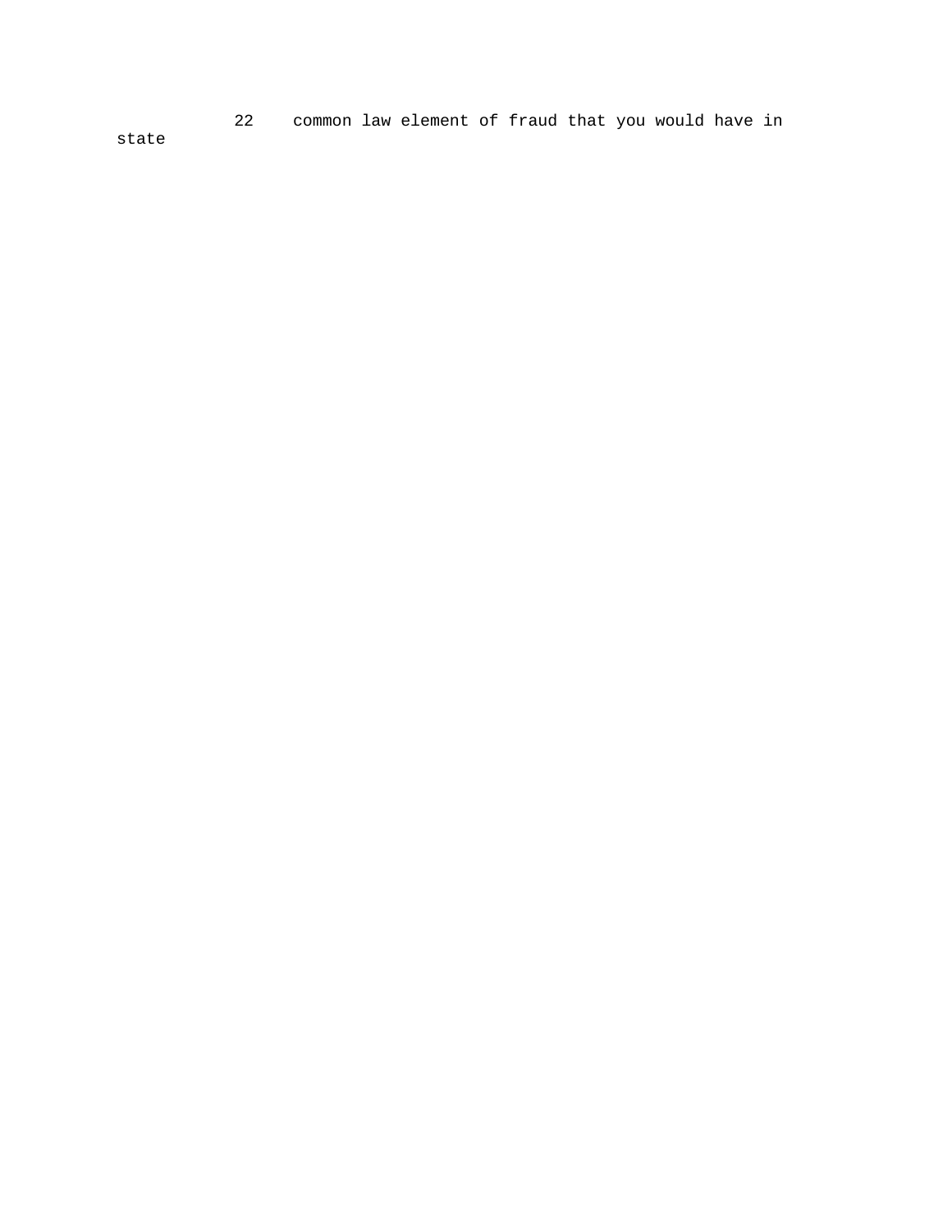22     common law element of fraud that you would have in state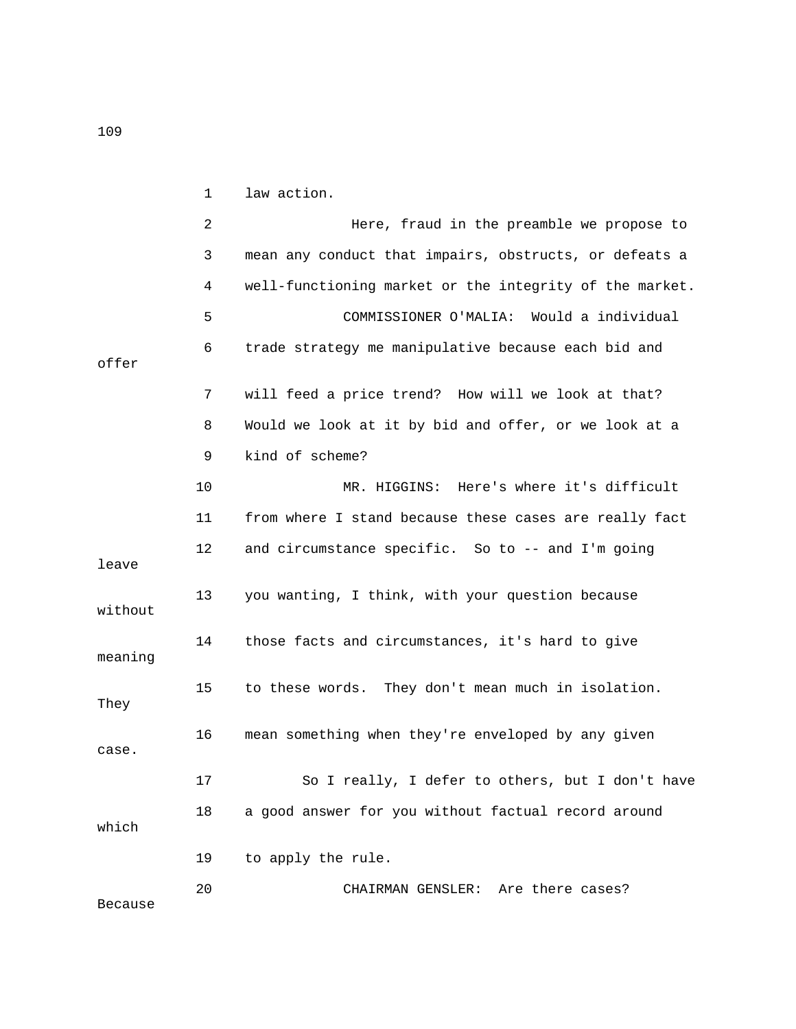1 law action.

2 Here, fraud in the preamble we propose to

3 mean any conduct that impairs, obstructs, or defeats a

4 well-functioning market or the integrity of the market.

5 COMMISSIONER O'MALIA: Would a individual

6 trade strategy me manipulative because each bid and offer

7 will feed a price trend? How will we look at that?

8 Would we look at it by bid and offer, or we look at a

9 kind of scheme?

10 MR. HIGGINS: Here's where it's difficult

11 from where I stand because these cases are really fact

12 and circumstance specific. So to -- and I'm going leave

13 you wanting, I think, with your question because without

14 those facts and circumstances, it's hard to give meaning

15 to these words. They don't mean much in isolation. They

16 mean something when they're enveloped by any given case.

17 So I really, I defer to others, but I don't have

18 a good answer for you without factual record around which

19 to apply the rule.

20 CHAIRMAN GENSLER: Are there cases? Because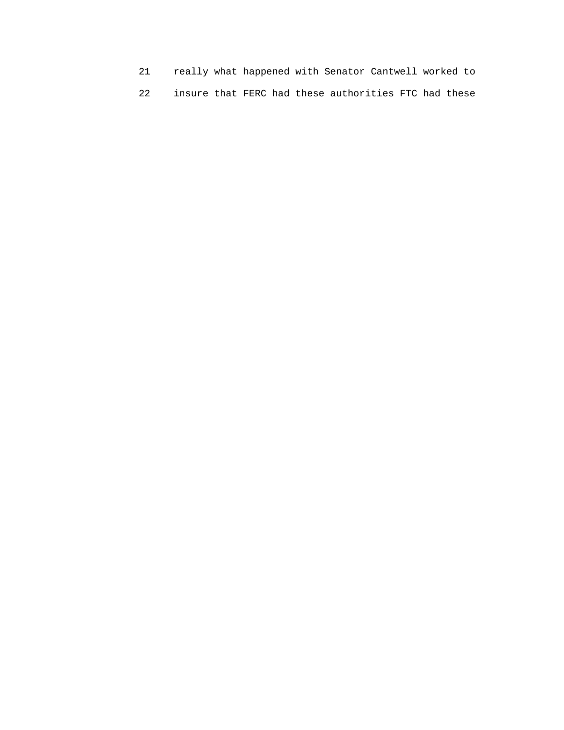21 really what happened with Senator Cantwell worked to

22 insure that FERC had these authorities FTC had these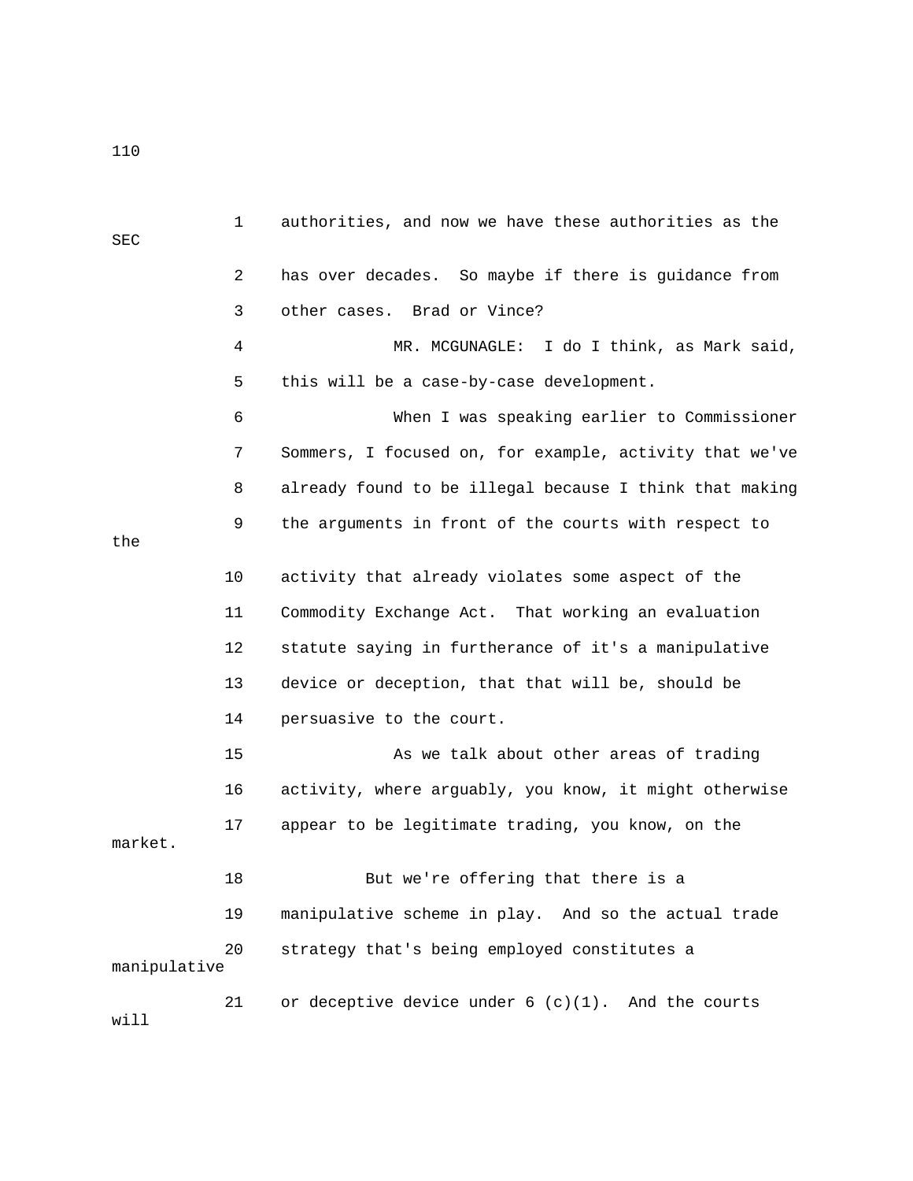authorities, and now we have these authorities as the SEC has over decades. So maybe if there is guidance from other cases. Brad or Vince?

MR. MCGUNAGLE: I do I think, as Mark said, this will be a case-by-case development.

When I was speaking earlier to Commissioner Sommers, I focused on, for example, activity that we've already found to be illegal because I think that making the arguments in front of the courts with respect to the activity that already violates some aspect of the Commodity Exchange Act. That working an evaluation statute saying in furtherance of it's a manipulative device or deception, that that will be, should be persuasive to the court.

As we talk about other areas of trading activity, where arguably, you know, it might otherwise appear to be legitimate trading, you know, on the market.

But we're offering that there is a manipulative scheme in play. And so the actual trade strategy that's being employed constitutes a manipulative or deceptive device under 6 (c)(1). And the courts will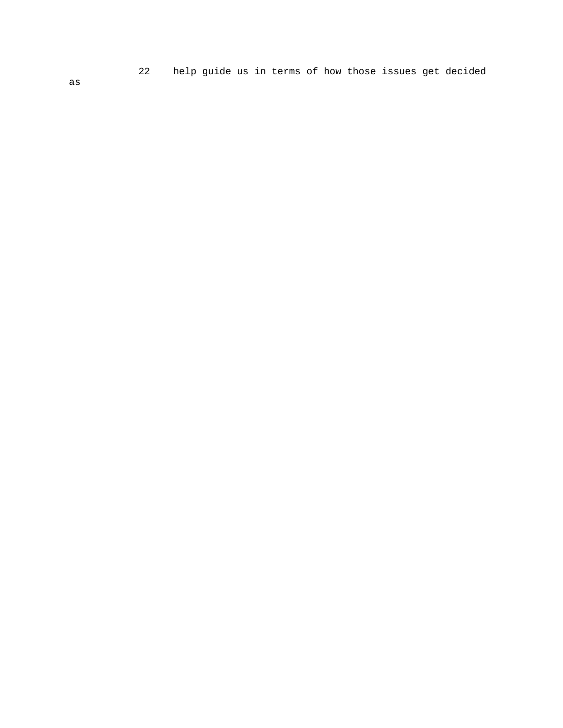22 help guide us in terms of how those issues get decided as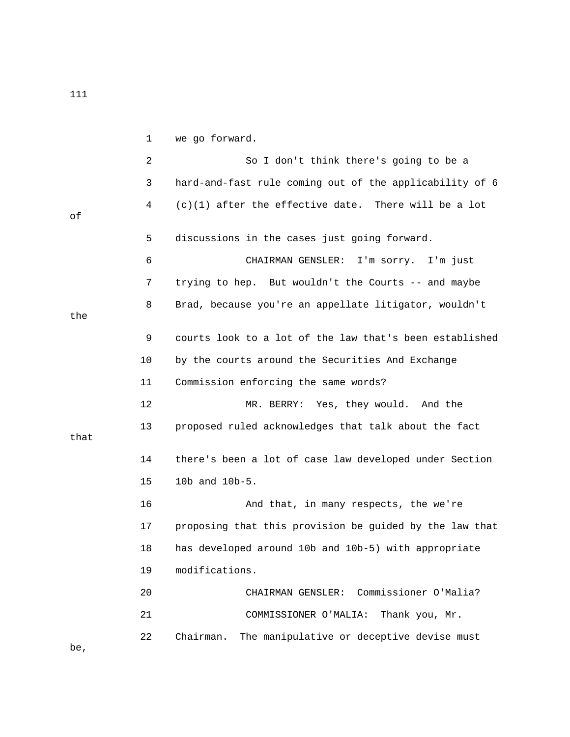we go forward.

So I don't think there's going to be a hard-and-fast rule coming out of the applicability of 6 (c)(1) after the effective date. There will be a lot of discussions in the cases just going forward.

CHAIRMAN GENSLER: I'm sorry. I'm just trying to hep. But wouldn't the Courts -- and maybe Brad, because you're an appellate litigator, wouldn't the courts look to a lot of the law that's been established by the courts around the Securities And Exchange Commission enforcing the same words?

MR. BERRY: Yes, they would. And the proposed ruled acknowledges that talk about the fact that there's been a lot of case law developed under Section 10b and 10b-5.

And that, in many respects, the we're proposing that this provision be guided by the law that has developed around 10b and 10b-5) with appropriate modifications.

CHAIRMAN GENSLER: Commissioner O'Malia?

COMMISSIONER O'MALIA: Thank you, Mr. Chairman. The manipulative or deceptive devise must be,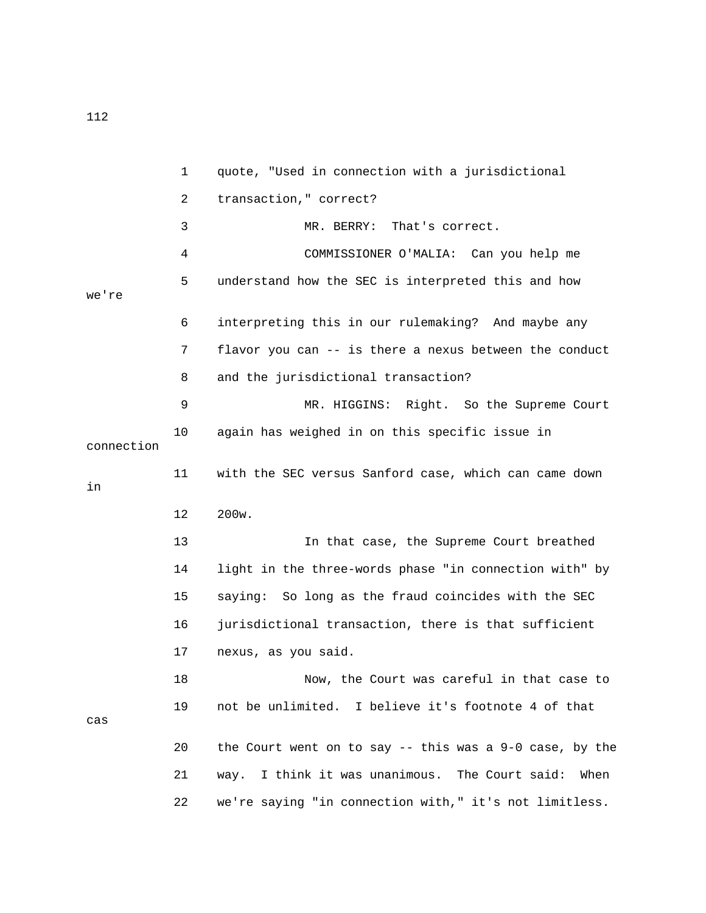1 quote, "Used in connection with a jurisdictional

2 transaction," correct?

3 MR. BERRY: That's correct.

4 COMMISSIONER O'MALIA: Can you help me

5 understand how the SEC is interpreted this and how we're

6 interpreting this in our rulemaking? And maybe any

7 flavor you can -- is there a nexus between the conduct

8 and the jurisdictional transaction?

9 MR. HIGGINS: Right. So the Supreme Court

10 again has weighed in on this specific issue in connection

11 with the SEC versus Sanford case, which can came down in

12 200w.

13 In that case, the Supreme Court breathed

14 light in the three-words phase "in connection with" by

15 saying: So long as the fraud coincides with the SEC

16 jurisdictional transaction, there is that sufficient

17 nexus, as you said.

18 Now, the Court was careful in that case to

19 not be unlimited. I believe it's footnote 4 of that cas

20 the Court went on to say -- this was a 9-0 case, by the

21 way. I think it was unanimous. The Court said: When

22 we're saying "in connection with," it's not limitless.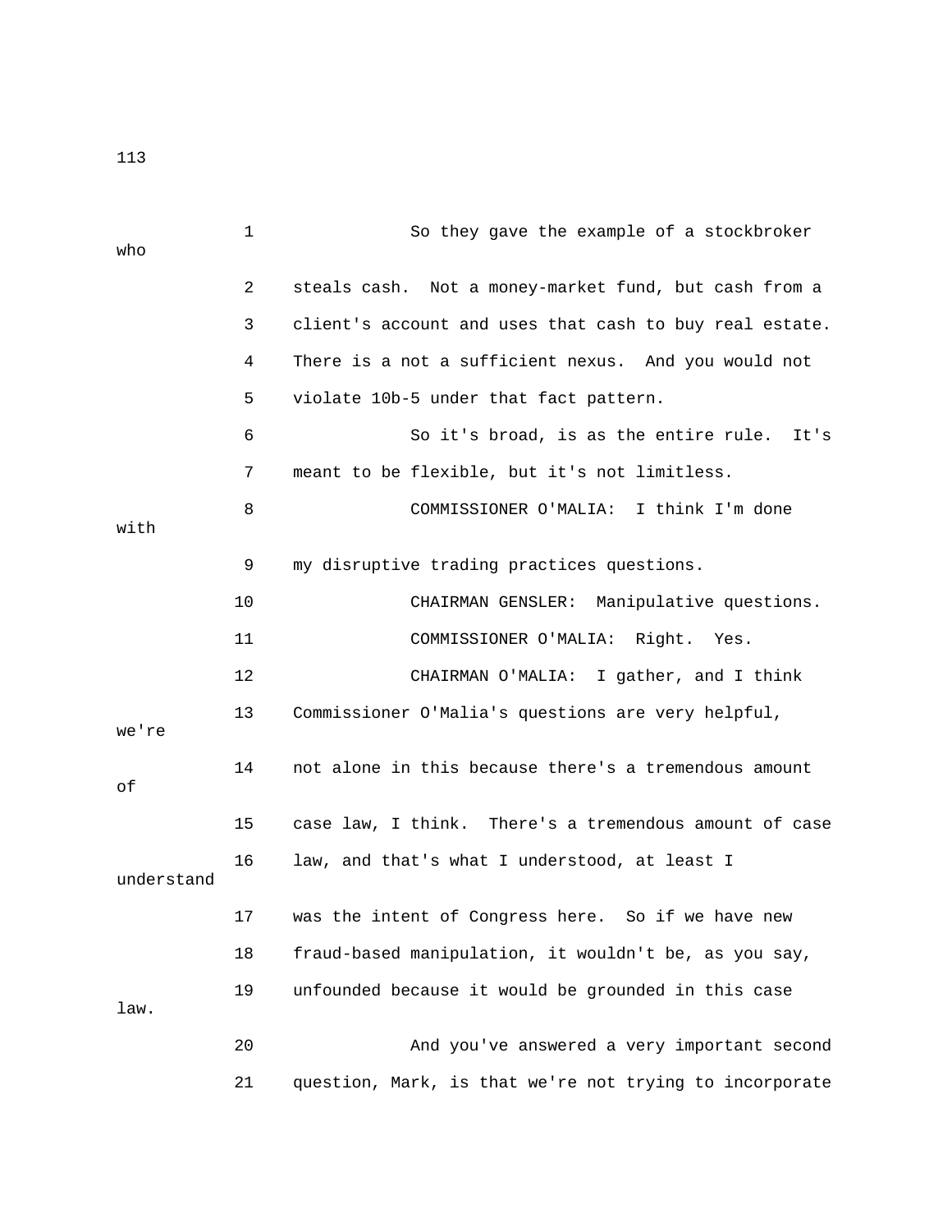1 So they gave the example of a stockbroker who

2 steals cash. Not a money-market fund, but cash from a

3 client's account and uses that cash to buy real estate.

4 There is a not a sufficient nexus. And you would not

5 violate 10b-5 under that fact pattern.

6 So it's broad, is as the entire rule. It's

7 meant to be flexible, but it's not limitless.

8 COMMISSIONER O'MALIA: I think I'm done with

9 my disruptive trading practices questions.

10 CHAIRMAN GENSLER: Manipulative questions.

11 COMMISSIONER O'MALIA: Right. Yes.

12 CHAIRMAN O'MALIA: I gather, and I think

13 Commissioner O'Malia's questions are very helpful, we're

14 not alone in this because there's a tremendous amount of

15 case law, I think. There's a tremendous amount of case

16 law, and that's what I understood, at least I understand

17 was the intent of Congress here. So if we have new

18 fraud-based manipulation, it wouldn't be, as you say,

19 unfounded because it would be grounded in this case law.

20 And you've answered a very important second

21 question, Mark, is that we're not trying to incorporate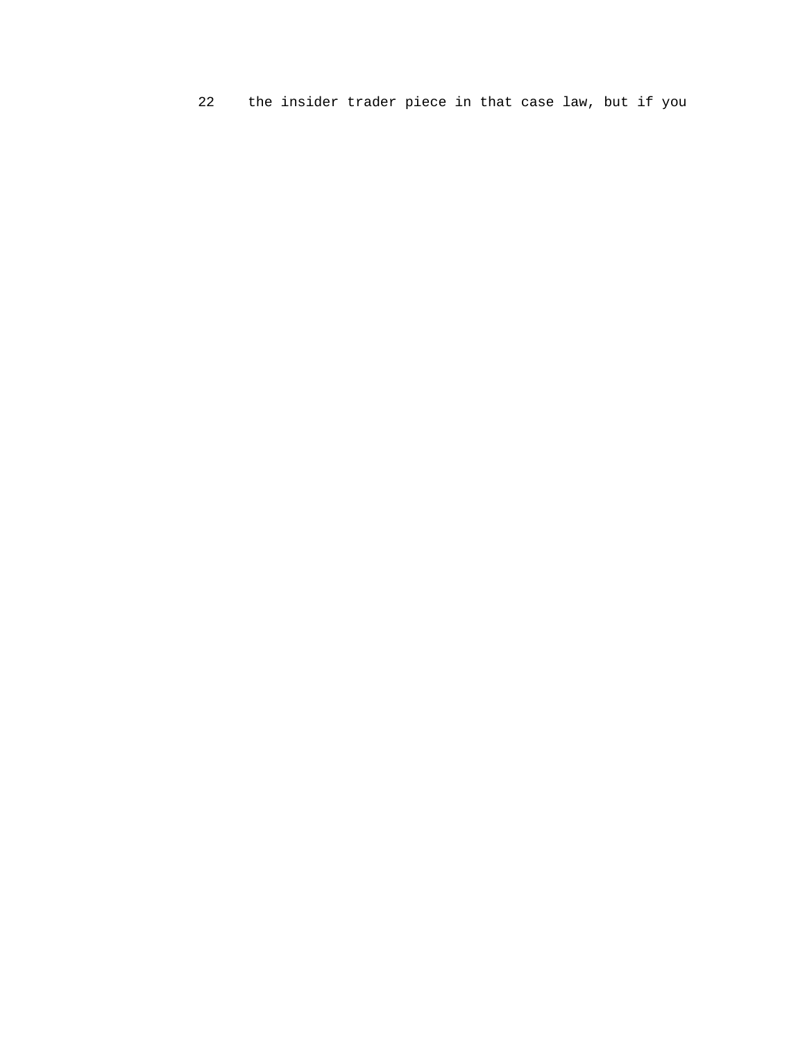22 the insider trader piece in that case law, but if you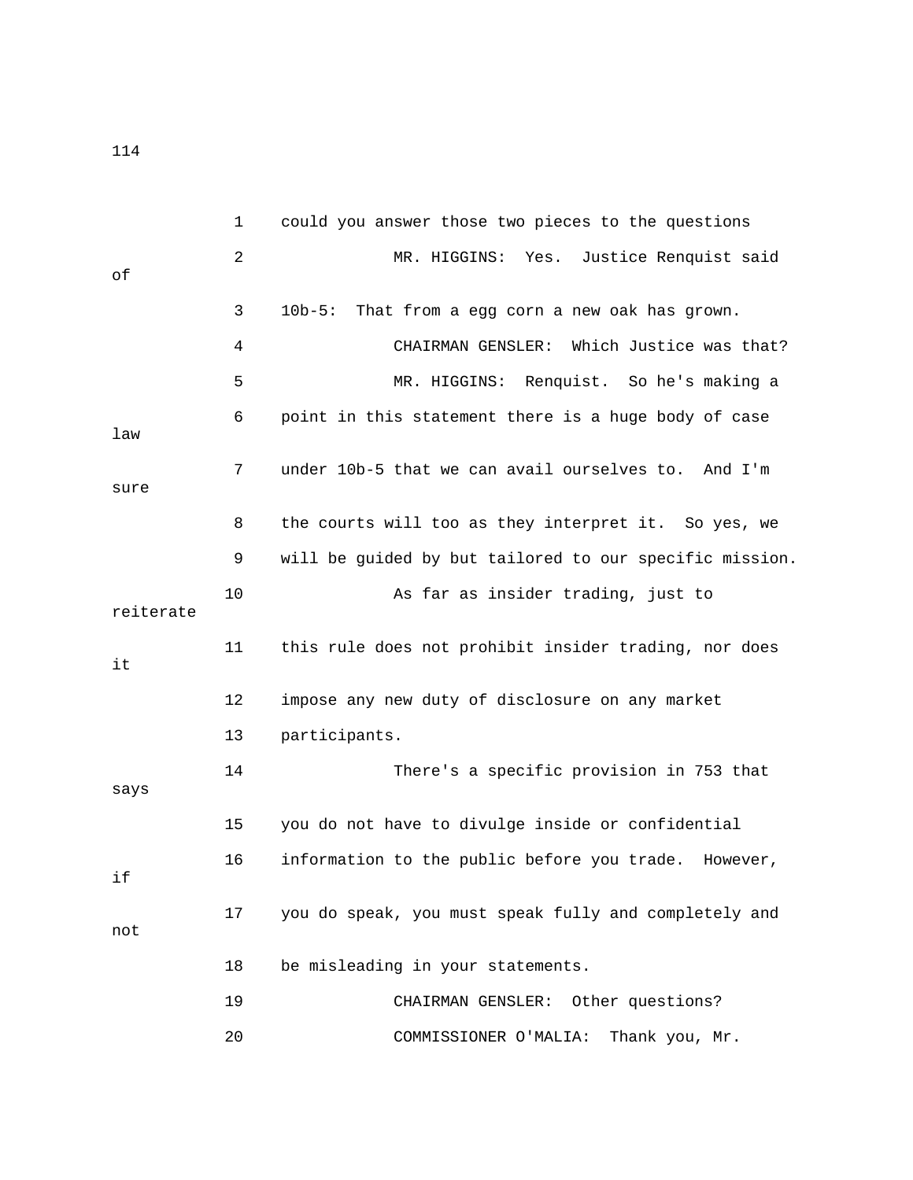could you answer those two pieces to the questions

MR. HIGGINS: Yes. Justice Renquist said of 10b-5: That from a egg corn a new oak has grown.

CHAIRMAN GENSLER: Which Justice was that?

MR. HIGGINS: Renquist. So he's making a point in this statement there is a huge body of case law under 10b-5 that we can avail ourselves to. And I'm sure the courts will too as they interpret it. So yes, we will be guided by but tailored to our specific mission.

As far as insider trading, just to reiterate this rule does not prohibit insider trading, nor does it impose any new duty of disclosure on any market participants.

There's a specific provision in 753 that says you do not have to divulge inside or confidential information to the public before you trade. However, if you do speak, you must speak fully and completely and not be misleading in your statements.

CHAIRMAN GENSLER: Other questions?

COMMISSIONER O'MALIA: Thank you, Mr.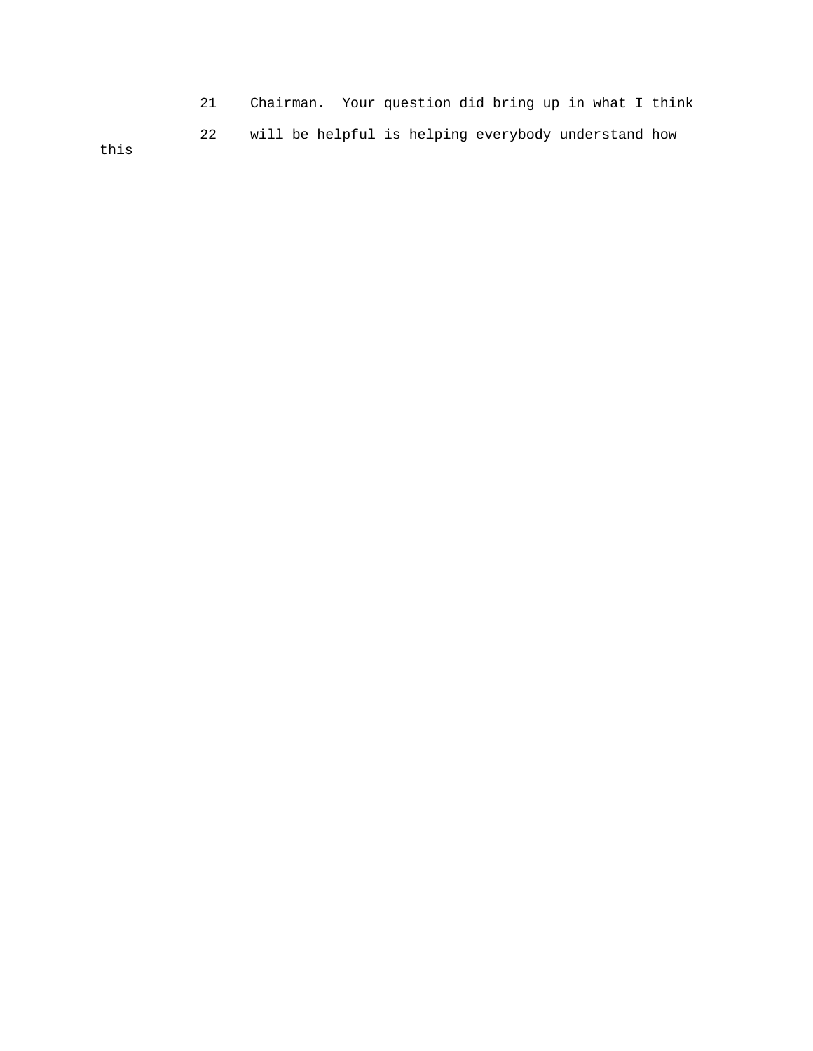21 Chairman. Your question did bring up in what I think

22 will be helpful is helping everybody understand how this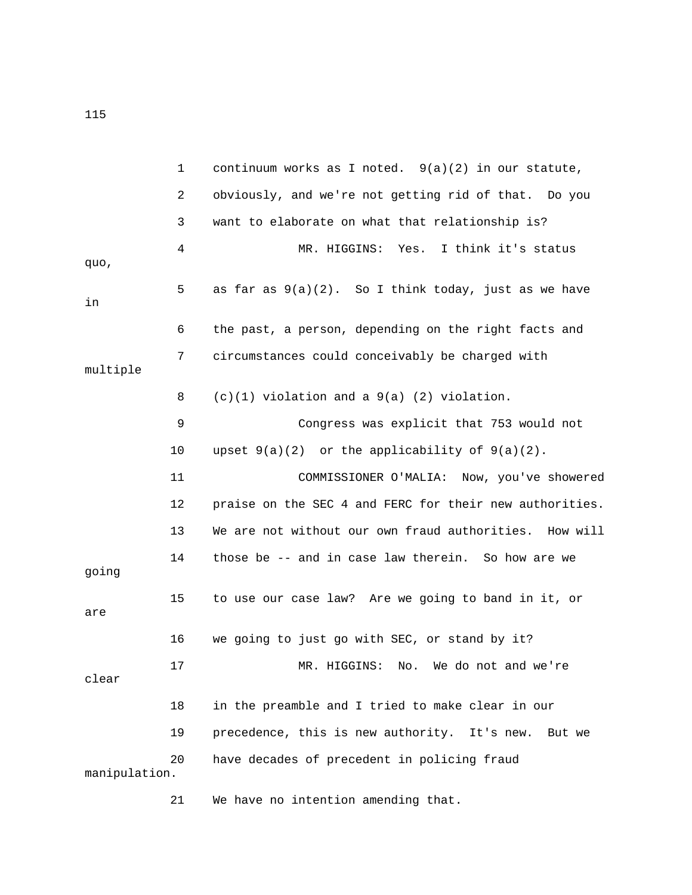1 continuum works as I noted. 9(a)(2) in our statute,

2 obviously, and we're not getting rid of that. Do you

3 want to elaborate on what that relationship is?

4 MR. HIGGINS: Yes. I think it's status quo,

5 as far as 9(a)(2). So I think today, just as we have in

6 the past, a person, depending on the right facts and

7 circumstances could conceivably be charged with multiple

8 (c)(1) violation and a 9(a) (2) violation.

9 Congress was explicit that 753 would not

10 upset 9(a)(2) or the applicability of 9(a)(2).

11 COMMISSIONER O'MALIA: Now, you've showered

12 praise on the SEC 4 and FERC for their new authorities.

13 We are not without our own fraud authorities. How will

14 those be -- and in case law therein. So how are we going

15 to use our case law? Are we going to band in it, or are

16 we going to just go with SEC, or stand by it?

17 MR. HIGGINS: No. We do not and we're clear

18 in the preamble and I tried to make clear in our

19 precedence, this is new authority. It's new. But we

20 have decades of precedent in policing fraud manipulation.

21 We have no intention amending that.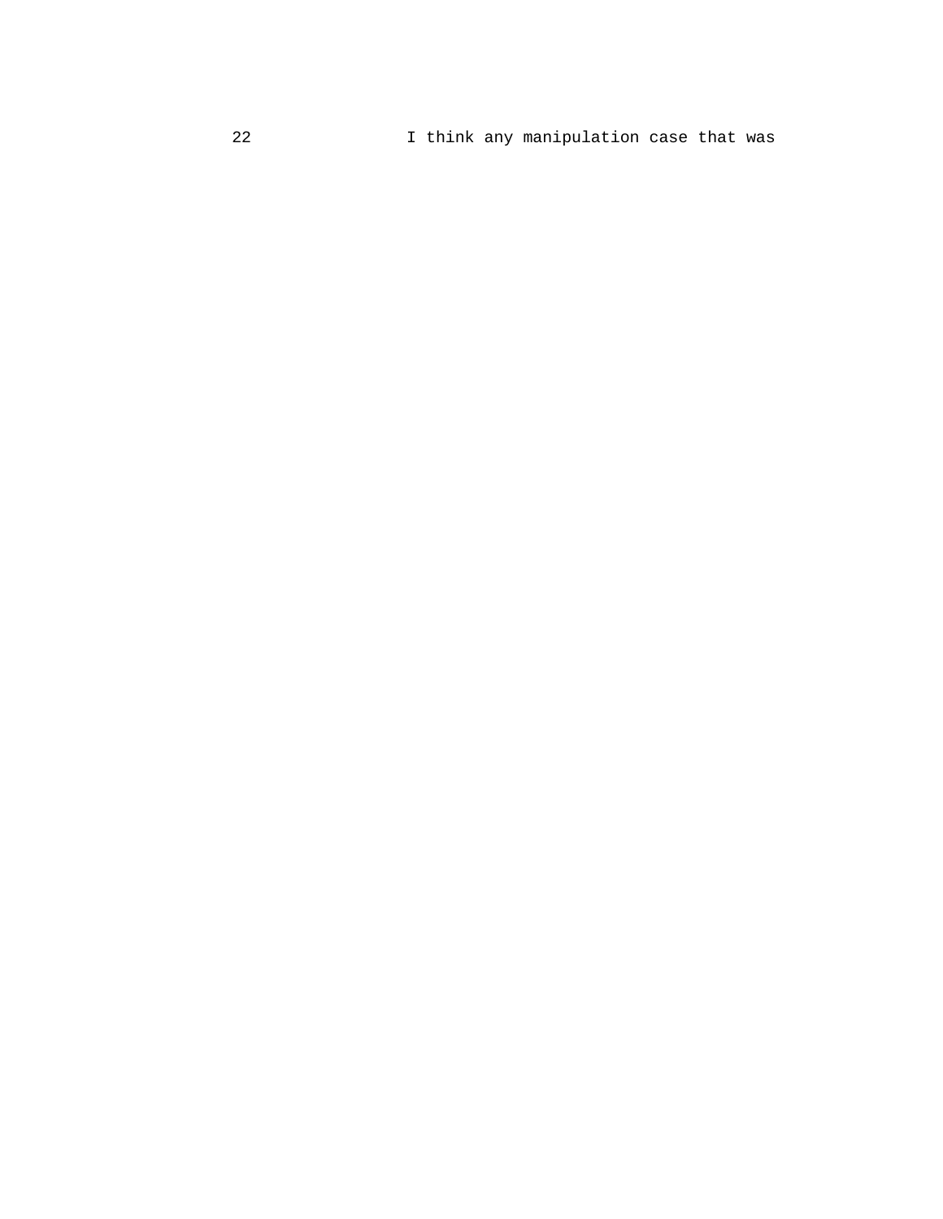22 I think any manipulation case that was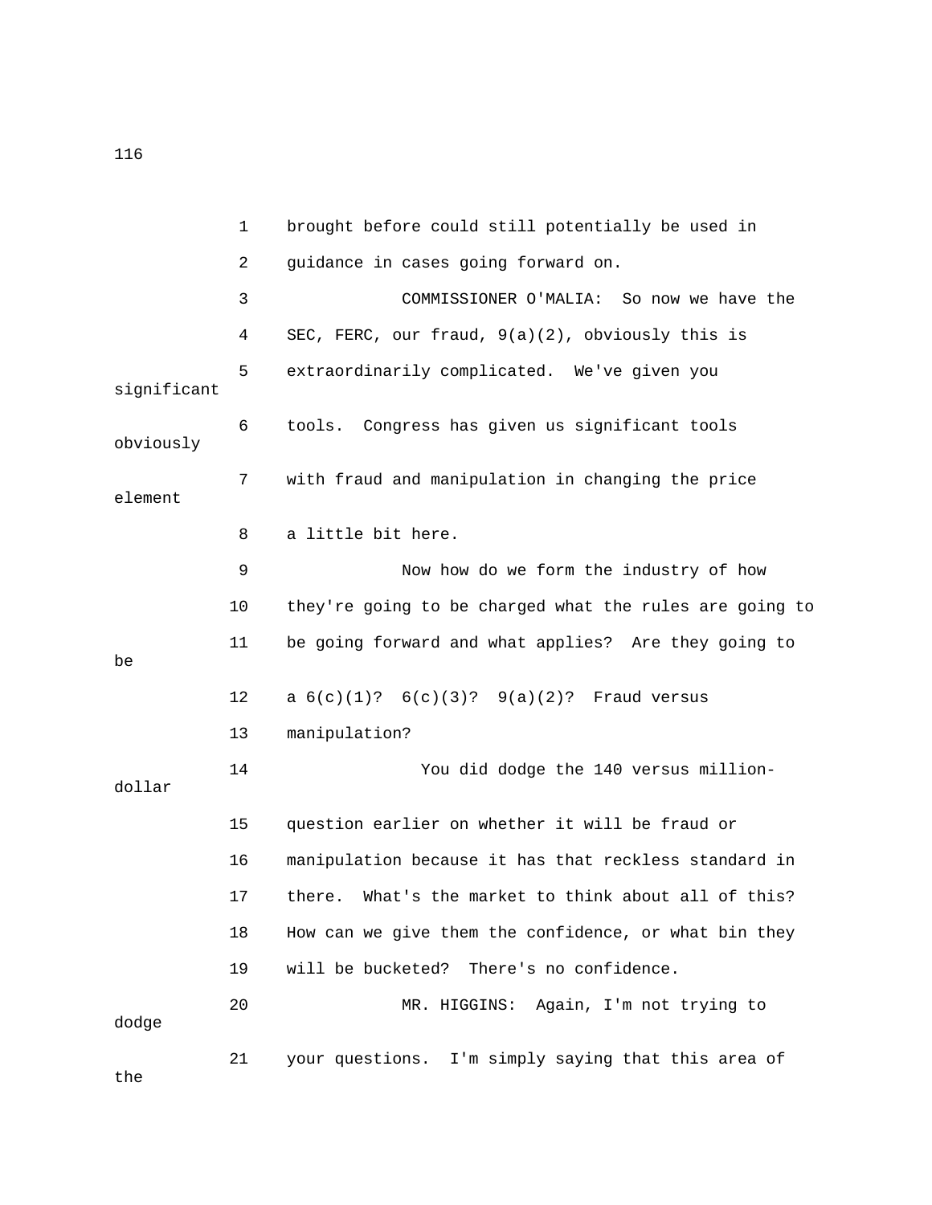brought before could still potentially be used in guidance in cases going forward on.

COMMISSIONER O'MALIA: So now we have the SEC, FERC, our fraud, 9(a)(2), obviously this is extraordinarily complicated. We've given you significant tools. Congress has given us significant tools obviously with fraud and manipulation in changing the price element a little bit here.

Now how do we form the industry of how they're going to be charged what the rules are going to be going forward and what applies? Are they going to be a 6(c)(1)? 6(c)(3)? 9(a)(2)? Fraud versus manipulation?

You did dodge the 140 versus million-dollar question earlier on whether it will be fraud or manipulation because it has that reckless standard in there. What's the market to think about all of this? How can we give them the confidence, or what bin they will be bucketed? There's no confidence.

MR. HIGGINS: Again, I'm not trying to dodge your questions. I'm simply saying that this area of the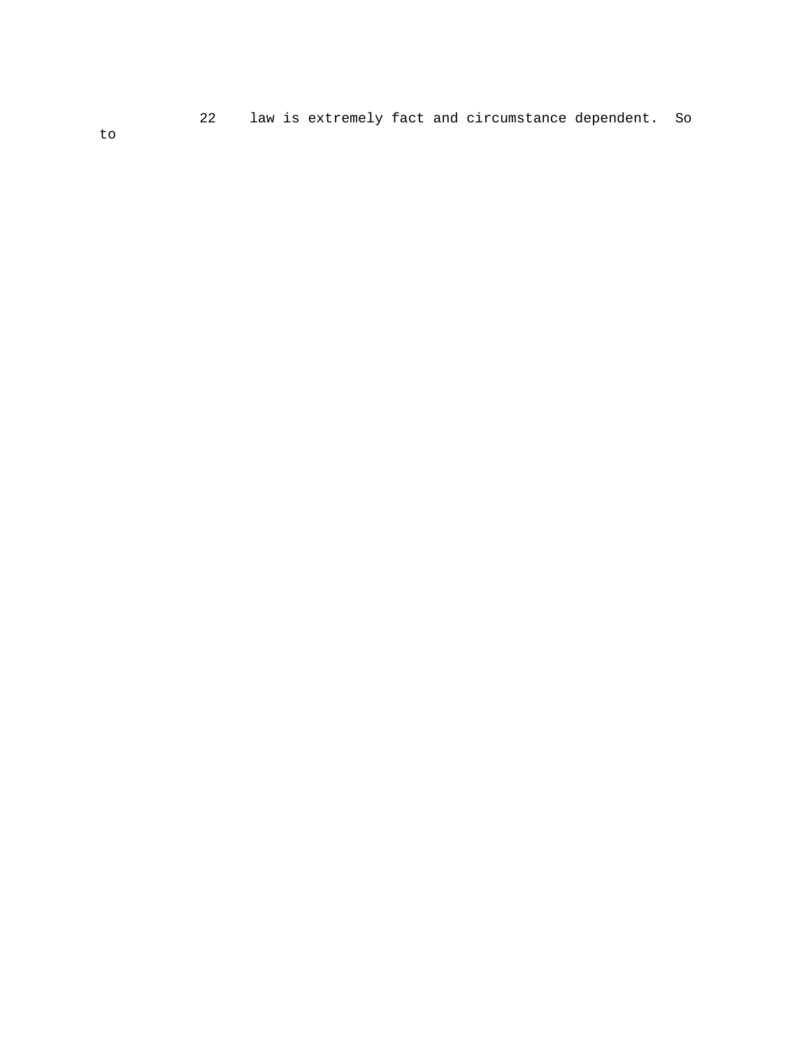22 law is extremely fact and circumstance dependent. So to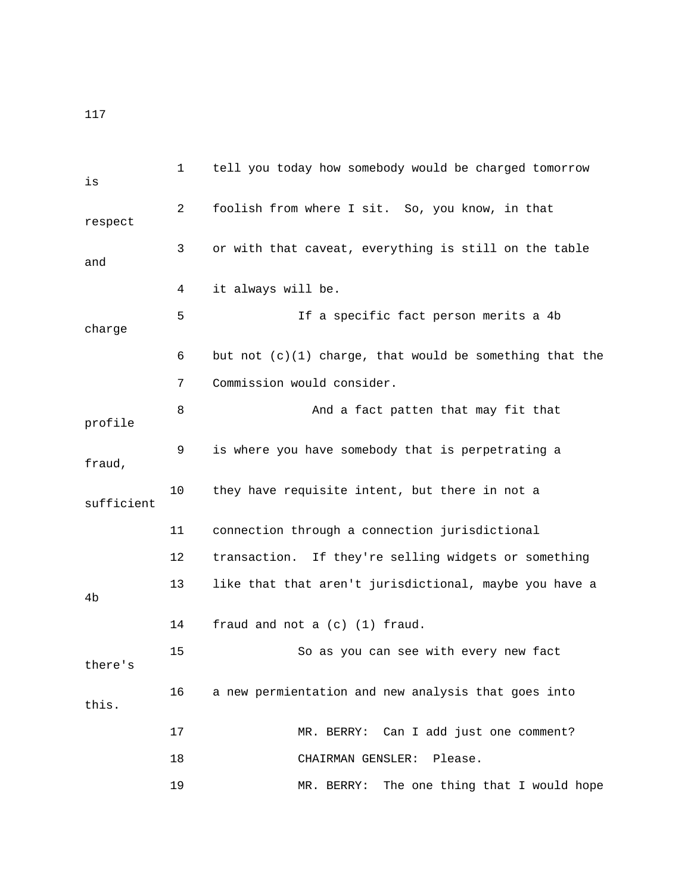1 tell you today how somebody would be charged tomorrow is

2 foolish from where I sit. So, you know, in that respect

3 or with that caveat, everything is still on the table and

4 it always will be.

5 If a specific fact person merits a 4b charge

6 but not (c)(1) charge, that would be something that the

7 Commission would consider.

8 And a fact patten that may fit that profile

9 is where you have somebody that is perpetrating a fraud,

10 they have requisite intent, but there in not a sufficient

11 connection through a connection jurisdictional

12 transaction. If they're selling widgets or something

13 like that that aren't jurisdictional, maybe you have a 4b

14 fraud and not a (c) (1) fraud.

15 So as you can see with every new fact there's

16 a new permientation and new analysis that goes into this.

17 MR. BERRY: Can I add just one comment?

18 CHAIRMAN GENSLER: Please.

19 MR. BERRY: The one thing that I would hope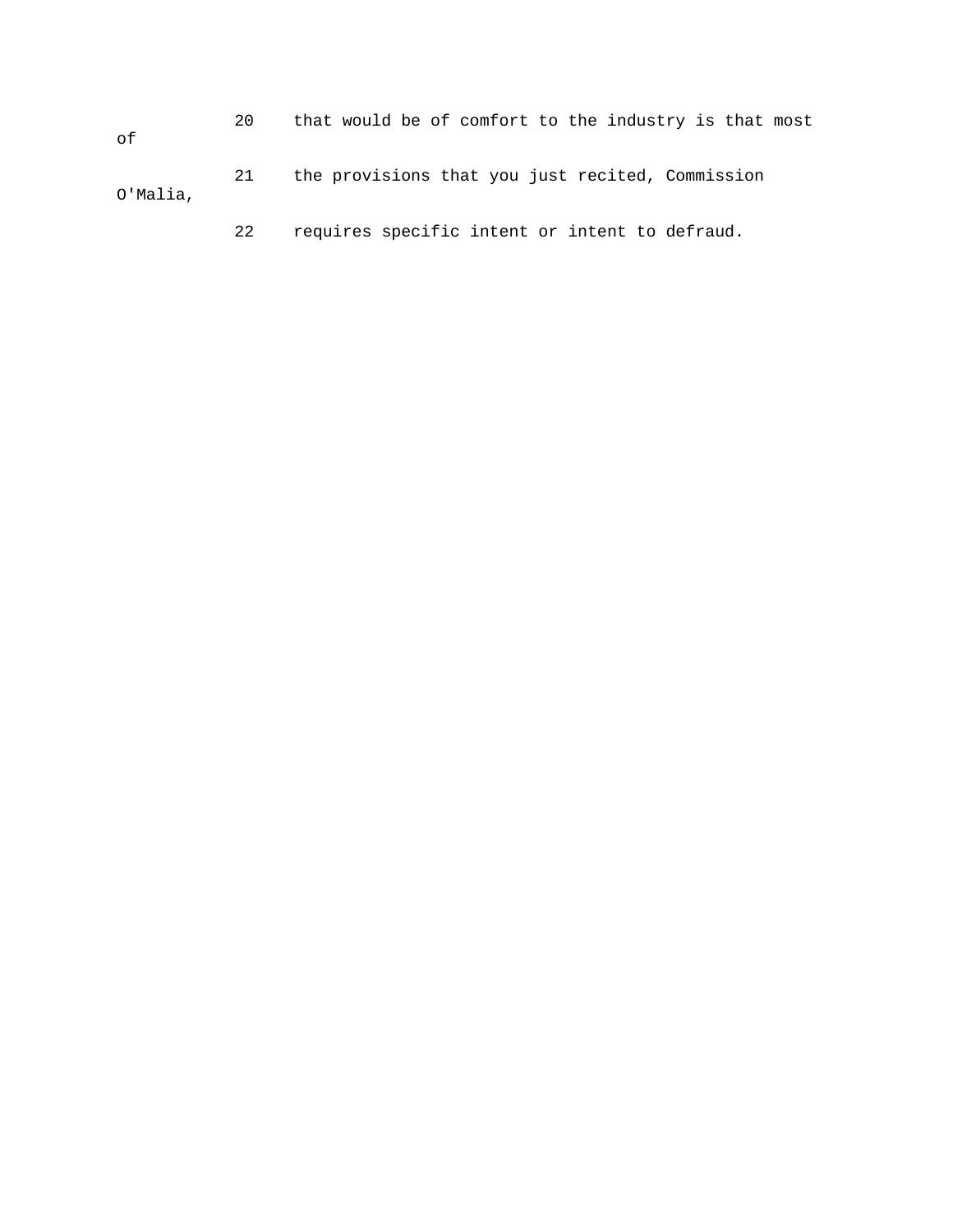20 that would be of comfort to the industry is that most of

21 the provisions that you just recited, Commission O'Malia,

22 requires specific intent or intent to defraud.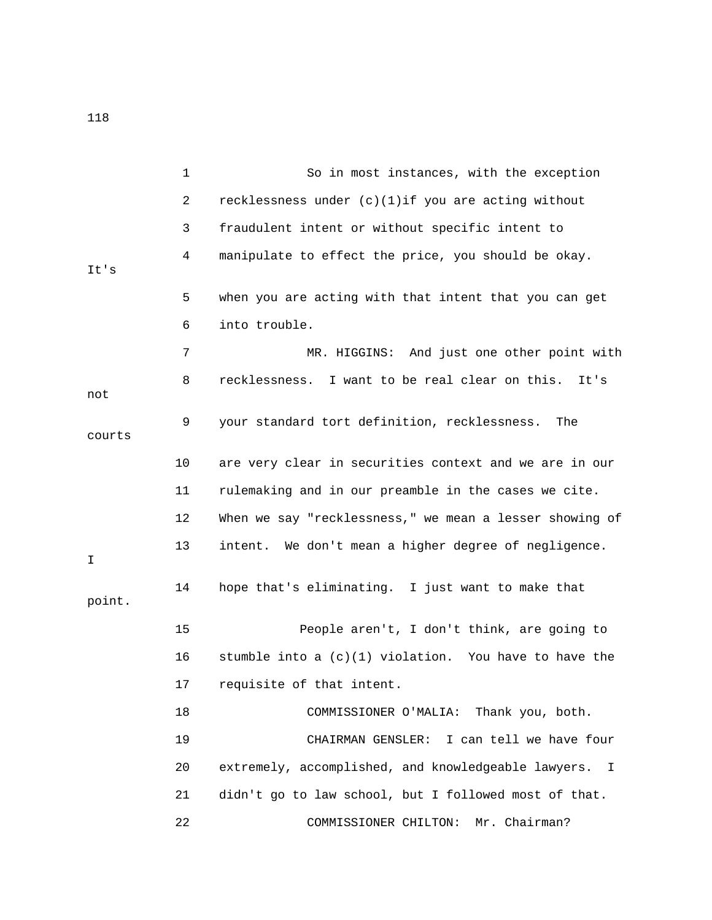So in most instances, with the exception recklessness under (c)(1)if you are acting without fraudulent intent or without specific intent to manipulate to effect the price, you should be okay. It's when you are acting with that intent that you can get into trouble.

MR. HIGGINS: And just one other point with recklessness. I want to be real clear on this. It's not your standard tort definition, recklessness. The courts are very clear in securities context and we are in our rulemaking and in our preamble in the cases we cite. When we say "recklessness," we mean a lesser showing of intent. We don't mean a higher degree of negligence. I hope that's eliminating. I just want to make that point.

People aren't, I don't think, are going to stumble into a (c)(1) violation. You have to have the requisite of that intent.

COMMISSIONER O'MALIA: Thank you, both.

CHAIRMAN GENSLER: I can tell we have four extremely, accomplished, and knowledgeable lawyers. I didn't go to law school, but I followed most of that.

COMMISSIONER CHILTON: Mr. Chairman?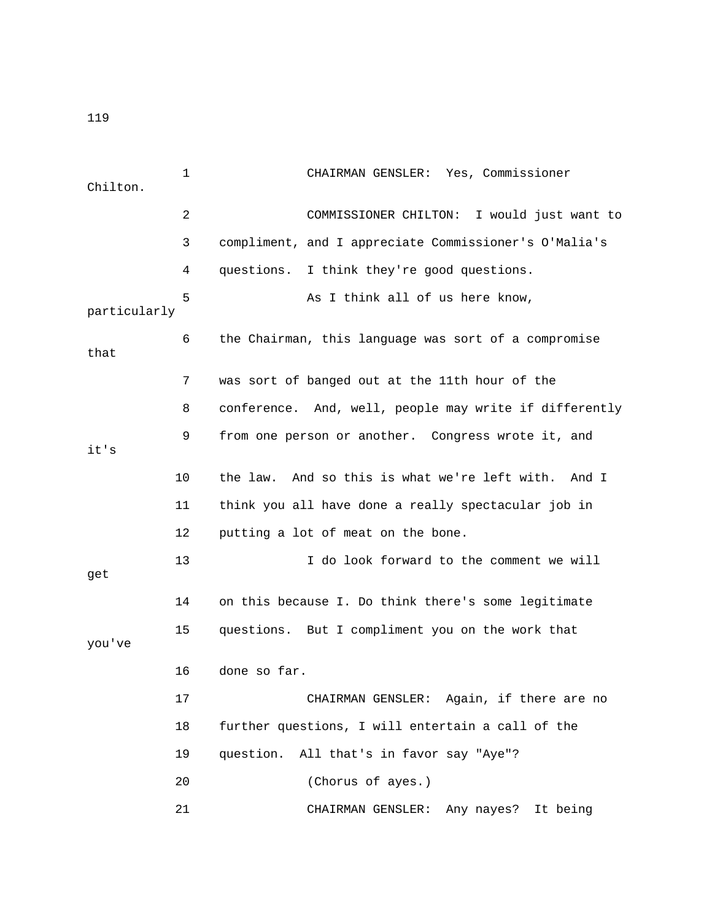CHAIRMAN GENSLER: Yes, Commissioner Chilton.

COMMISSIONER CHILTON: I would just want to compliment, and I appreciate Commissioner's O'Malia's questions. I think they're good questions.

As I think all of us here know, particularly the Chairman, this language was sort of a compromise that was sort of banged out at the 11th hour of the conference. And, well, people may write if differently from one person or another. Congress wrote it, and it's the law. And so this is what we're left with. And I think you all have done a really spectacular job in putting a lot of meat on the bone.

I do look forward to the comment we will get on this because I. Do think there's some legitimate questions. But I compliment you on the work that you've done so far.

CHAIRMAN GENSLER: Again, if there are no further questions, I will entertain a call of the question. All that's in favor say "Aye"?

(Chorus of ayes.)

CHAIRMAN GENSLER: Any nayes? It being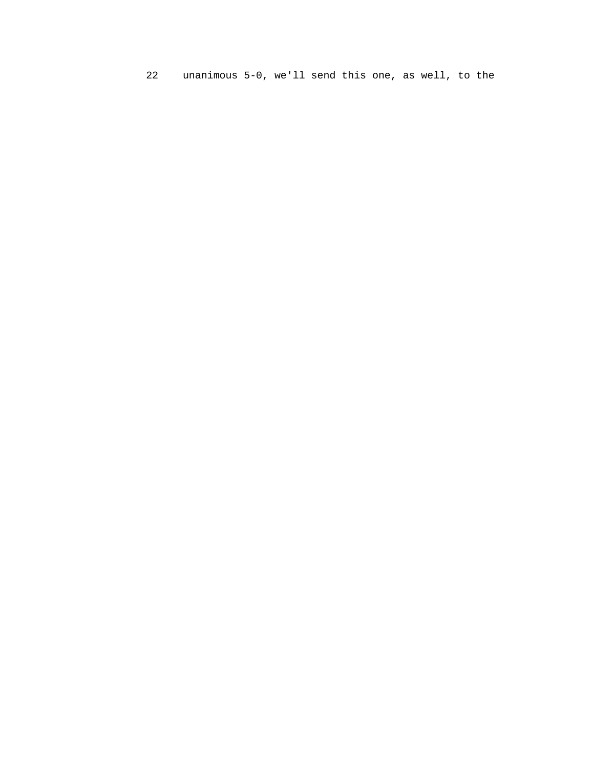22 unanimous 5-0, we'll send this one, as well, to the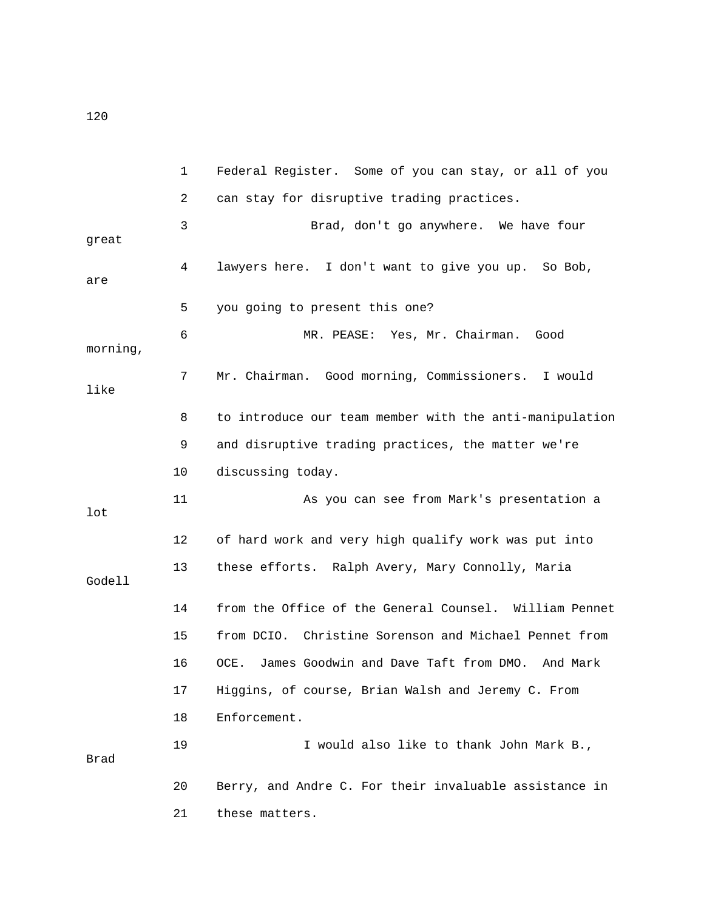1 Federal Register. Some of you can stay, or all of you
2 can stay for disruptive trading practices.
3 Brad, don't go anywhere. We have four great
4 lawyers here. I don't want to give you up. So Bob, are
5 you going to present this one?
6 MR. PEASE: Yes, Mr. Chairman. Good morning,
7 Mr. Chairman. Good morning, Commissioners. I would like
8 to introduce our team member with the anti-manipulation
9 and disruptive trading practices, the matter we're
10 discussing today.
11 As you can see from Mark's presentation a lot
12 of hard work and very high qualify work was put into
13 these efforts. Ralph Avery, Mary Connolly, Maria Godell
14 from the Office of the General Counsel. William Pennet
15 from DCIO. Christine Sorenson and Michael Pennet from
16 OCE. James Goodwin and Dave Taft from DMO. And Mark
17 Higgins, of course, Brian Walsh and Jeremy C. From
18 Enforcement.
19 I would also like to thank John Mark B., Brad
20 Berry, and Andre C. For their invaluable assistance in
21 these matters.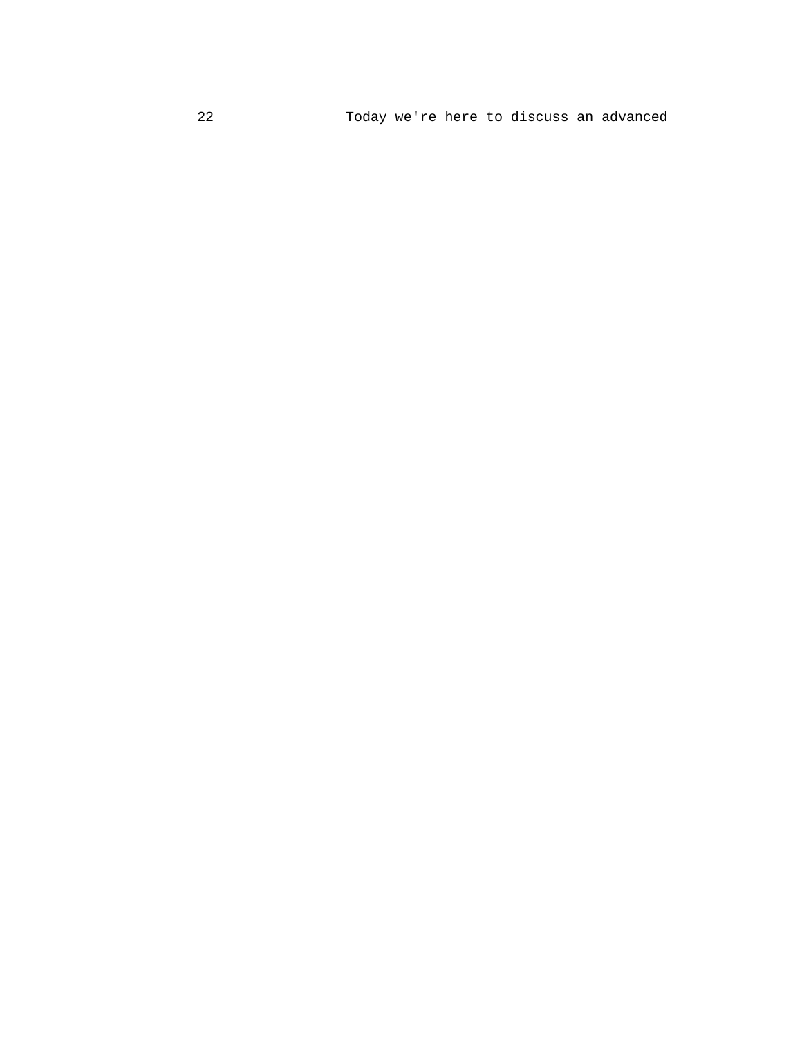22 Today we're here to discuss an advanced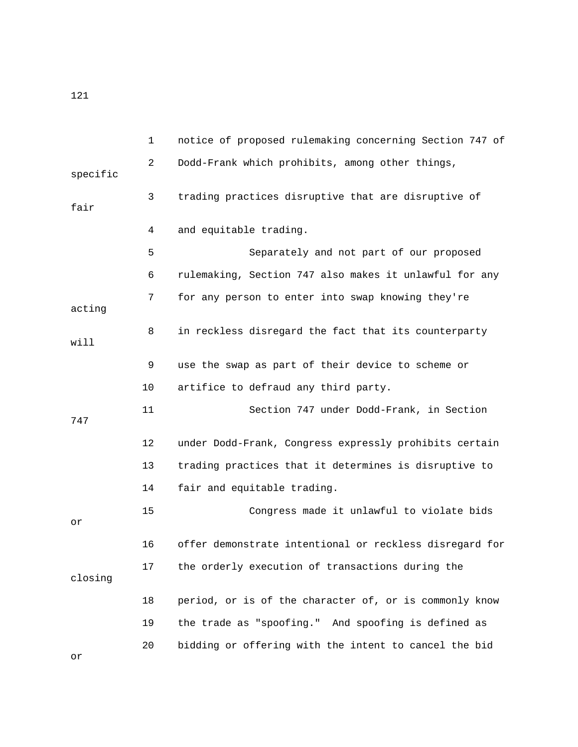notice of proposed rulemaking concerning Section 747 of Dodd-Frank which prohibits, among other things, specific trading practices disruptive that are disruptive of fair and equitable trading.

Separately and not part of our proposed rulemaking, Section 747 also makes it unlawful for any for any person to enter into swap knowing they're acting in reckless disregard the fact that its counterparty will use the swap as part of their device to scheme or artifice to defraud any third party.

Section 747 under Dodd-Frank, in Section 747 under Dodd-Frank, Congress expressly prohibits certain trading practices that it determines is disruptive to fair and equitable trading.

Congress made it unlawful to violate bids or offer demonstrate intentional or reckless disregard for the orderly execution of transactions during the closing period, or is of the character of, or is commonly know the trade as "spoofing." And spoofing is defined as bidding or offering with the intent to cancel the bid or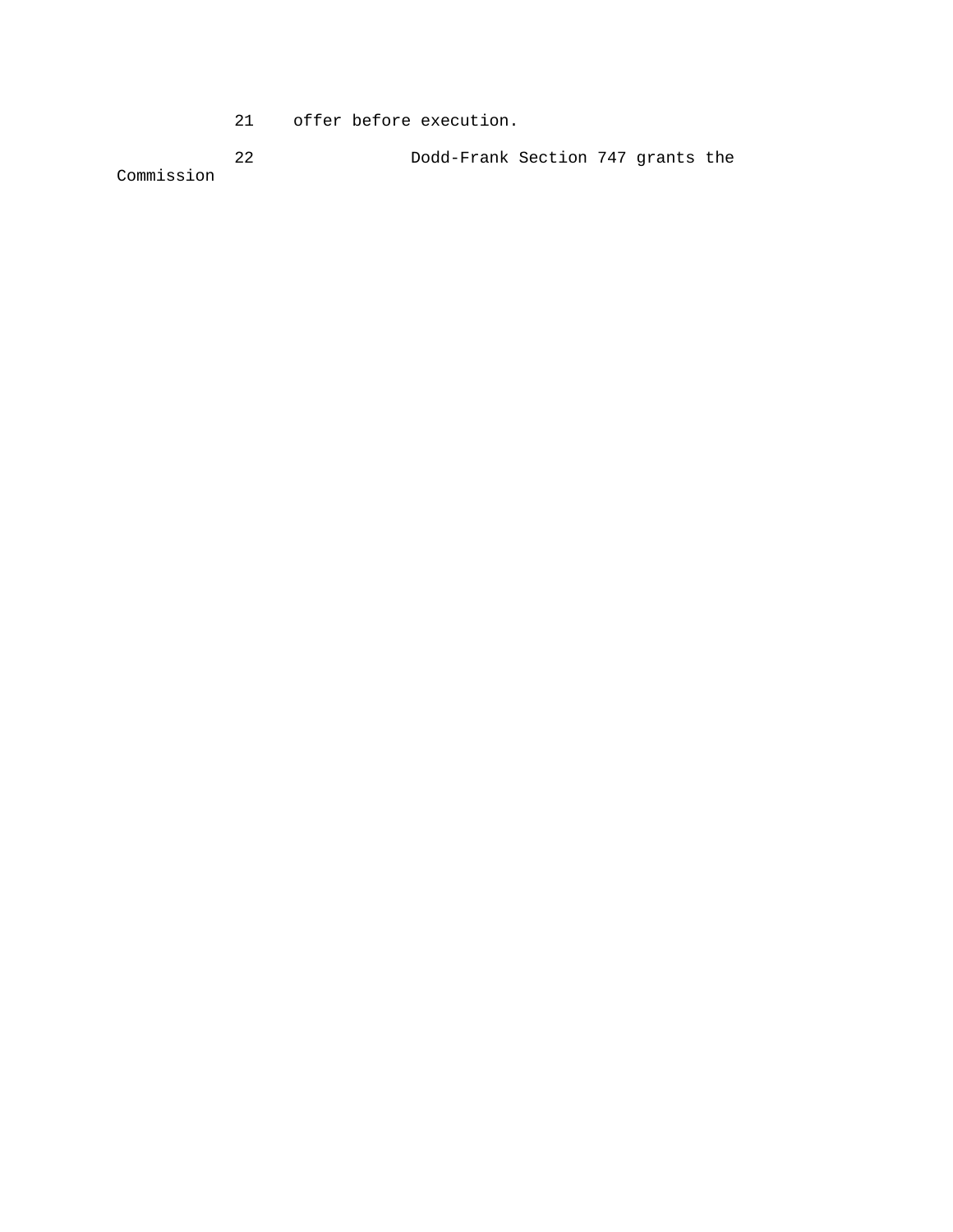21 offer before execution.

22 Dodd-Frank Section 747 grants the Commission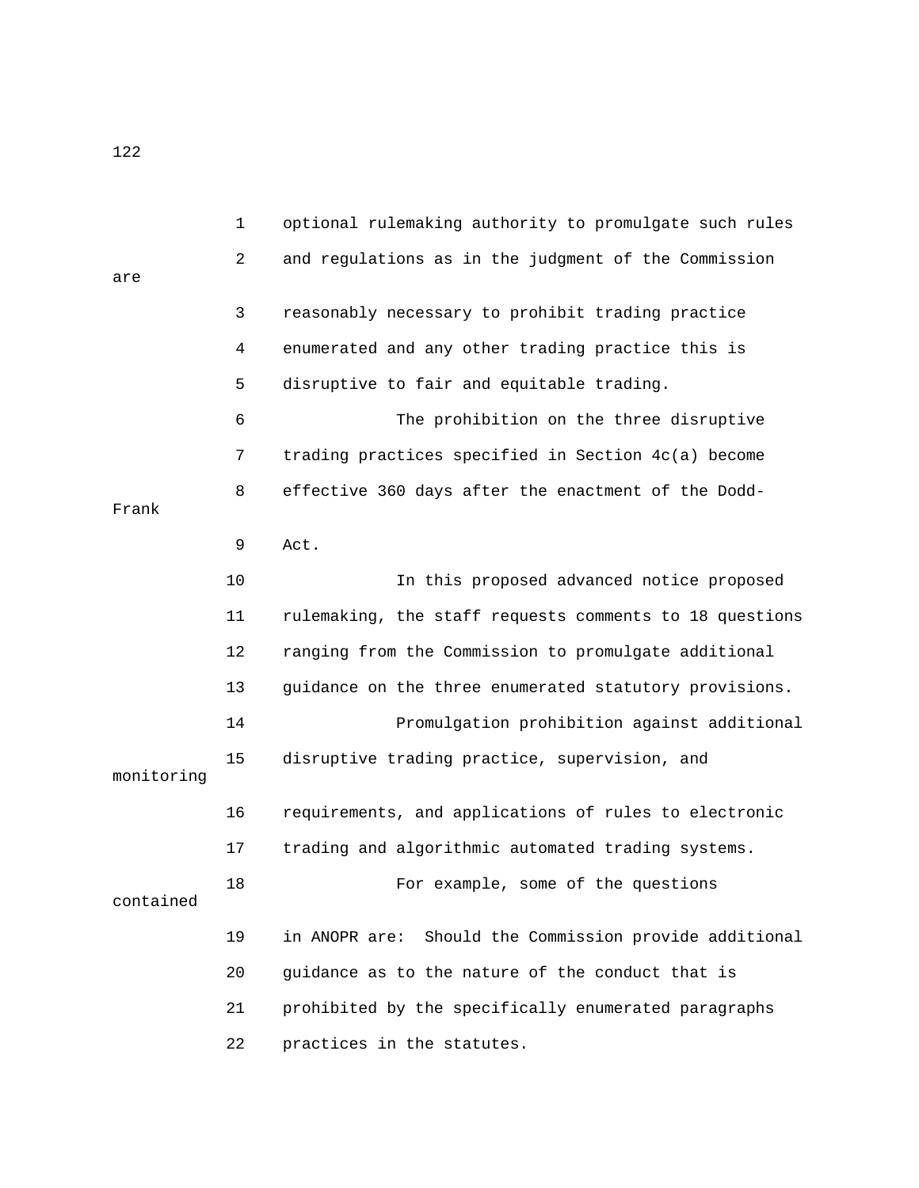optional rulemaking authority to promulgate such rules and regulations as in the judgment of the Commission are reasonably necessary to prohibit trading practice enumerated and any other trading practice this is disruptive to fair and equitable trading.

The prohibition on the three disruptive trading practices specified in Section 4c(a) become effective 360 days after the enactment of the Dodd-Frank Act.

In this proposed advanced notice proposed rulemaking, the staff requests comments to 18 questions ranging from the Commission to promulgate additional guidance on the three enumerated statutory provisions.

Promulgation prohibition against additional disruptive trading practice, supervision, and monitoring requirements, and applications of rules to electronic trading and algorithmic automated trading systems.

For example, some of the questions contained in ANOPR are: Should the Commission provide additional guidance as to the nature of the conduct that is prohibited by the specifically enumerated paragraphs practices in the statutes.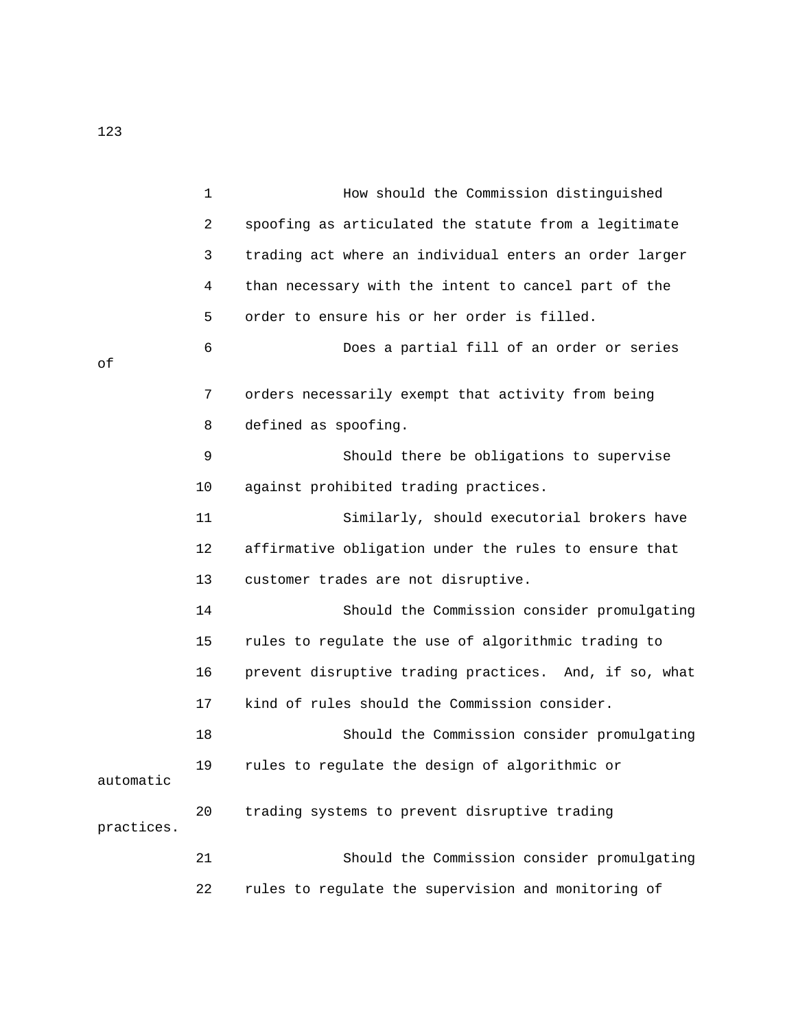How should the Commission distinguished spoofing as articulated the statute from a legitimate trading act where an individual enters an order larger than necessary with the intent to cancel part of the order to ensure his or her order is filled.

Does a partial fill of an order or series of orders necessarily exempt that activity from being defined as spoofing.

Should there be obligations to supervise against prohibited trading practices.

Similarly, should executorial brokers have affirmative obligation under the rules to ensure that customer trades are not disruptive.

Should the Commission consider promulgating rules to regulate the use of algorithmic trading to prevent disruptive trading practices. And, if so, what kind of rules should the Commission consider.

Should the Commission consider promulgating rules to regulate the design of algorithmic or automatic trading systems to prevent disruptive trading practices.

Should the Commission consider promulgating rules to regulate the supervision and monitoring of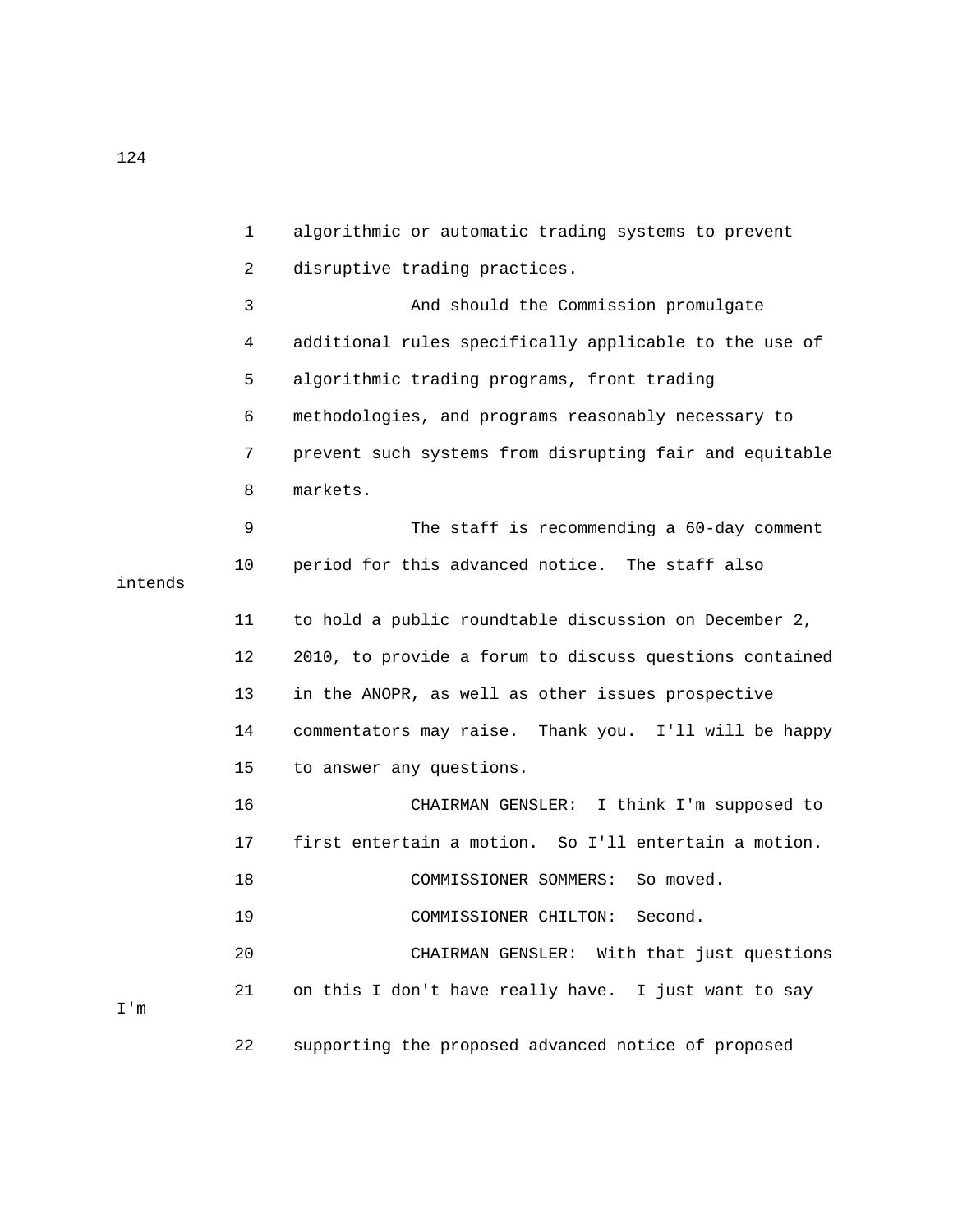algorithmic or automatic trading systems to prevent disruptive trading practices.

And should the Commission promulgate additional rules specifically applicable to the use of algorithmic trading programs, front trading methodologies, and programs reasonably necessary to prevent such systems from disrupting fair and equitable markets.

The staff is recommending a 60-day comment period for this advanced notice. The staff also intends to hold a public roundtable discussion on December 2, 2010, to provide a forum to discuss questions contained in the ANOPR, as well as other issues prospective commentators may raise. Thank you. I'll will be happy to answer any questions.

CHAIRMAN GENSLER: I think I'm supposed to first entertain a motion. So I'll entertain a motion.

COMMISSIONER SOMMERS: So moved.

COMMISSIONER CHILTON: Second.

CHAIRMAN GENSLER: With that just questions on this I don't have really have. I just want to say I'm supporting the proposed advanced notice of proposed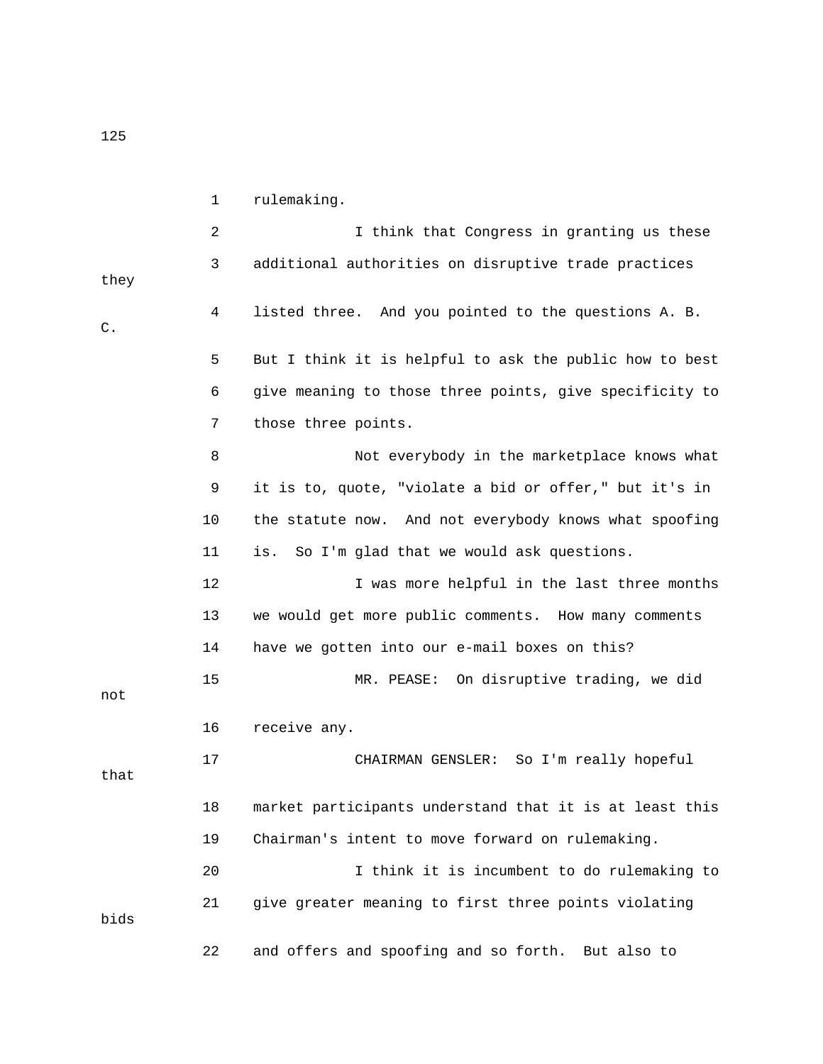rulemaking.

I think that Congress in granting us these additional authorities on disruptive trade practices they listed three. And you pointed to the questions A. B. C. But I think it is helpful to ask the public how to best give meaning to those three points, give specificity to those three points.

Not everybody in the marketplace knows what it is to, quote, "violate a bid or offer," but it's in the statute now. And not everybody knows what spoofing is. So I'm glad that we would ask questions.

I was more helpful in the last three months we would get more public comments. How many comments have we gotten into our e-mail boxes on this?

MR. PEASE: On disruptive trading, we did not receive any.

CHAIRMAN GENSLER: So I'm really hopeful that market participants understand that it is at least this Chairman's intent to move forward on rulemaking.

I think it is incumbent to do rulemaking to give greater meaning to first three points violating bids and offers and spoofing and so forth. But also to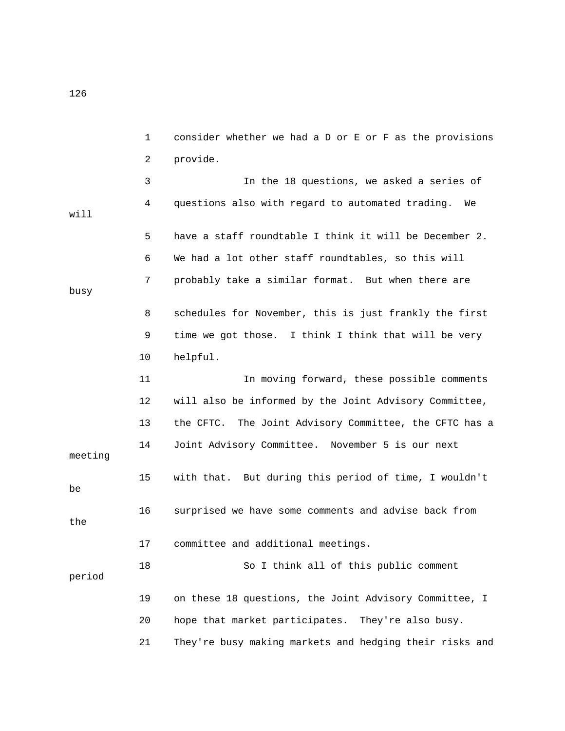1 consider whether we had a D or E or F as the provisions

2 provide.

3 In the 18 questions, we asked a series of

4 questions also with regard to automated trading. We will

5 have a staff roundtable I think it will be December 2.

6 We had a lot other staff roundtables, so this will

7 probably take a similar format. But when there are busy

8 schedules for November, this is just frankly the first

9 time we got those. I think I think that will be very

10 helpful.

11 In moving forward, these possible comments

12 will also be informed by the Joint Advisory Committee,

13 the CFTC. The Joint Advisory Committee, the CFTC has a

14 Joint Advisory Committee. November 5 is our next meeting

15 with that. But during this period of time, I wouldn't be

16 surprised we have some comments and advise back from the

17 committee and additional meetings.

18 So I think all of this public comment period

19 on these 18 questions, the Joint Advisory Committee, I

20 hope that market participates. They're also busy.

21 They're busy making markets and hedging their risks and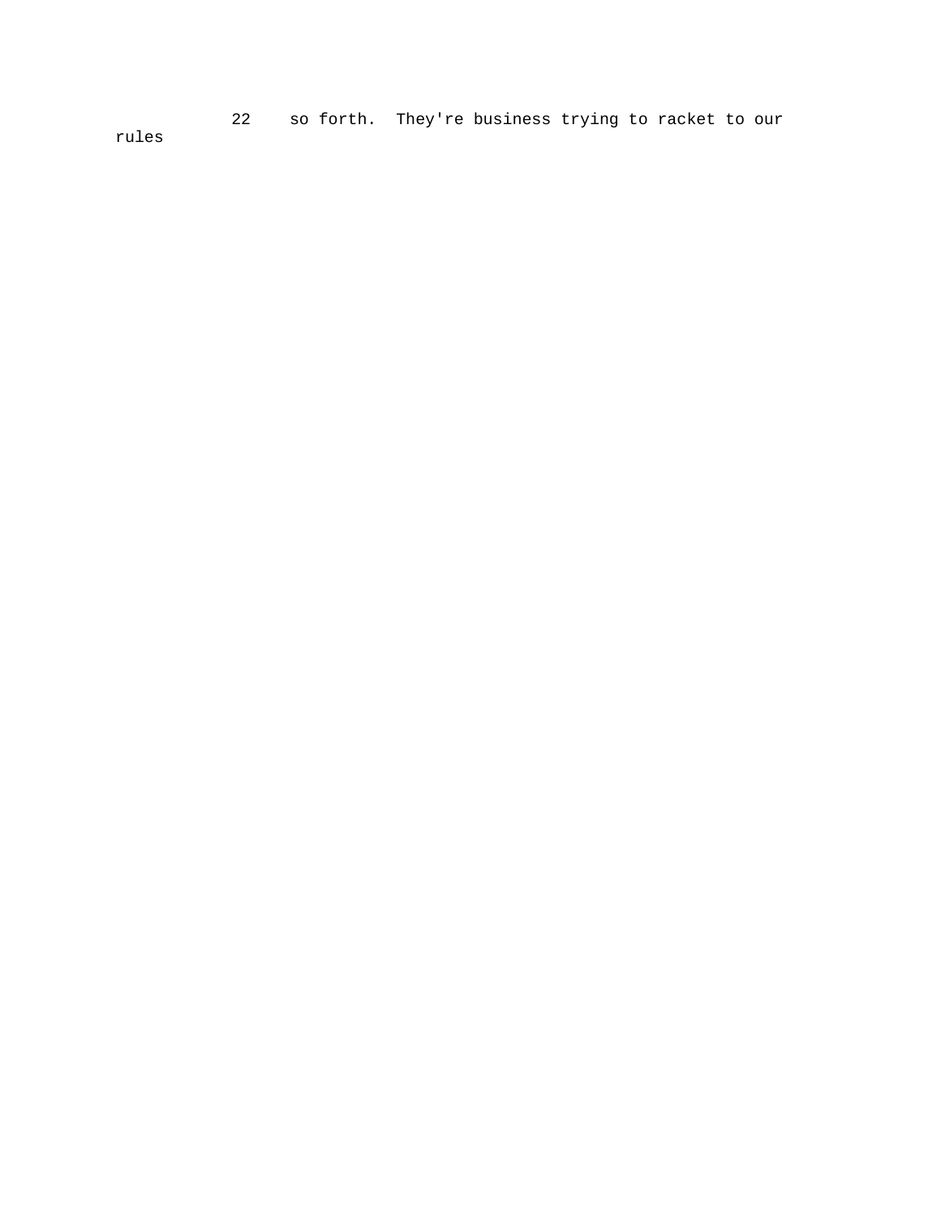22 so forth. They're business trying to racket to our rules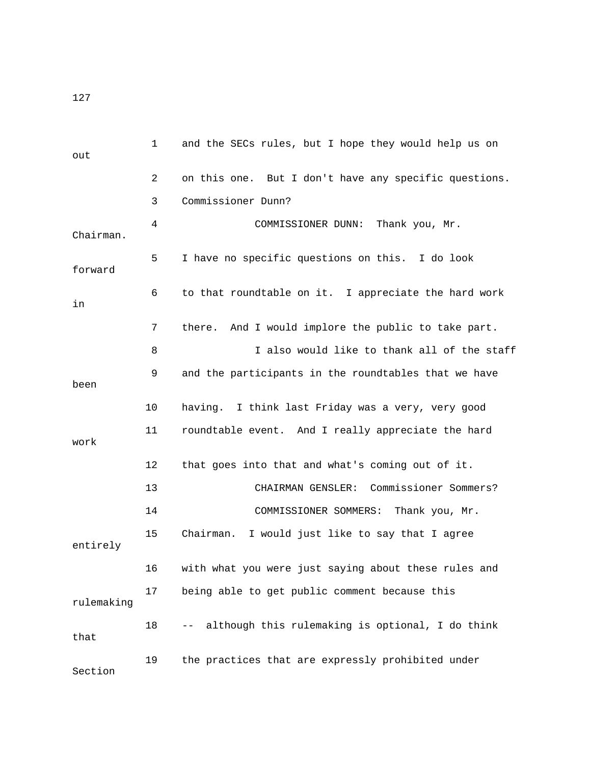1 and the SECs rules, but I hope they would help us out

2 on this one. But I don't have any specific questions.

3 Commissioner Dunn?

4 COMMISSIONER DUNN: Thank you, Mr. Chairman.

5 I have no specific questions on this. I do look forward

6 to that roundtable on it. I appreciate the hard work in

7 there. And I would implore the public to take part.

8 I also would like to thank all of the staff

9 and the participants in the roundtables that we have been

10 having. I think last Friday was a very, very good

11 roundtable event. And I really appreciate the hard work

12 that goes into that and what's coming out of it.

13 CHAIRMAN GENSLER: Commissioner Sommers?

14 COMMISSIONER SOMMERS: Thank you, Mr.

15 Chairman. I would just like to say that I agree entirely

16 with what you were just saying about these rules and

17 being able to get public comment because this rulemaking

18 -- although this rulemaking is optional, I do think that

19 the practices that are expressly prohibited under Section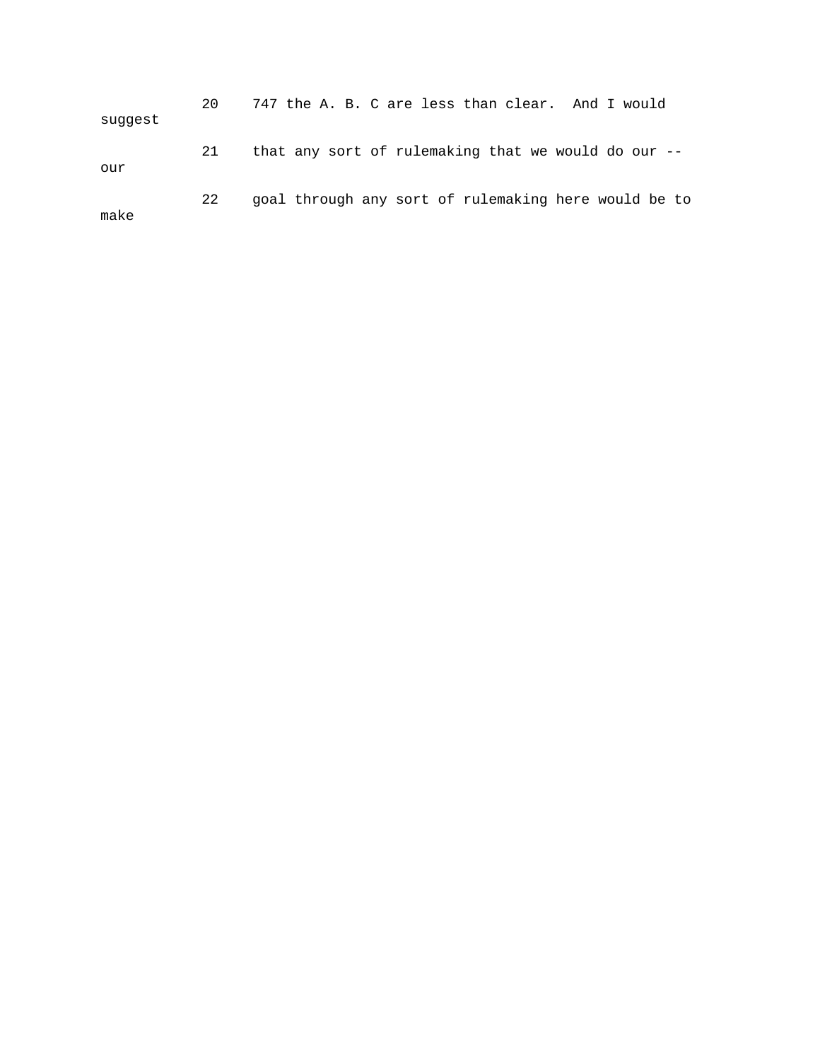20    747 the A. B. C are less than clear.  And I would suggest

21    that any sort of rulemaking that we would do our -- our

22    goal through any sort of rulemaking here would be to make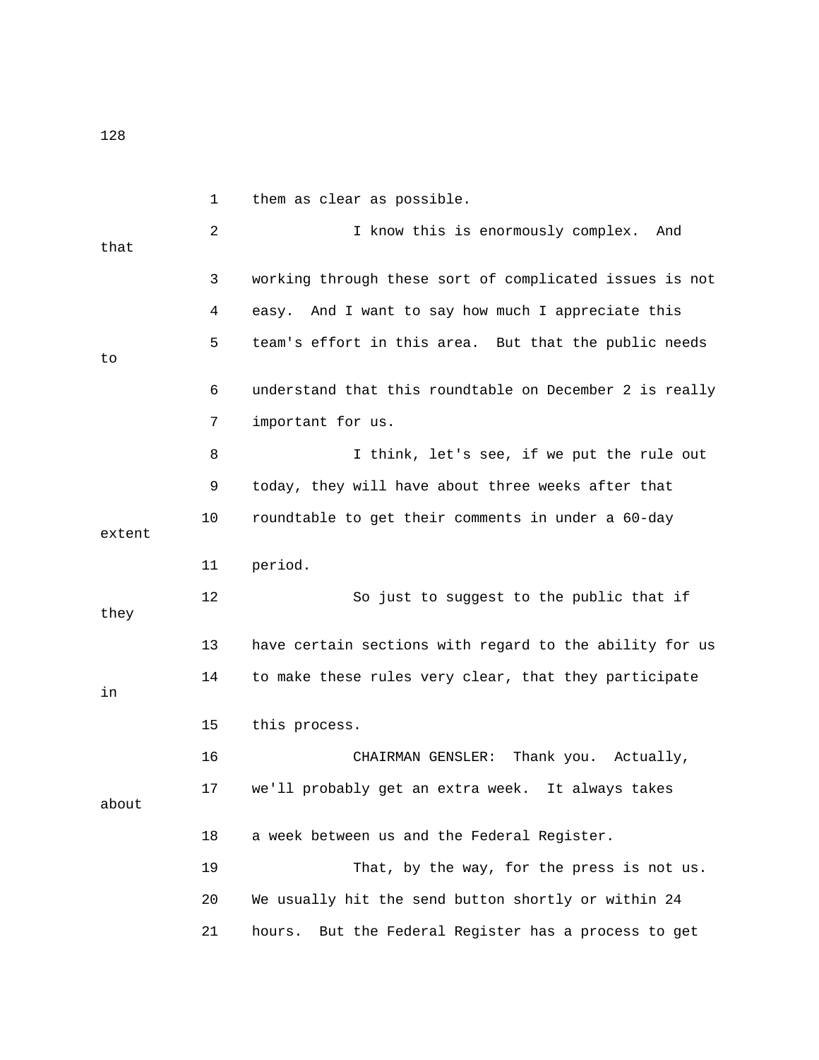1 them as clear as possible.

2 I know this is enormously complex. And that

3 working through these sort of complicated issues is not

4 easy. And I want to say how much I appreciate this

5 team's effort in this area. But that the public needs to

6 understand that this roundtable on December 2 is really

7 important for us.

8 I think, let's see, if we put the rule out

9 today, they will have about three weeks after that

10 roundtable to get their comments in under a 60-day extent

11 period.

12 So just to suggest to the public that if they

13 have certain sections with regard to the ability for us

14 to make these rules very clear, that they participate in

15 this process.

16 CHAIRMAN GENSLER: Thank you. Actually,

17 we'll probably get an extra week. It always takes about

18 a week between us and the Federal Register.

19 That, by the way, for the press is not us.

20 We usually hit the send button shortly or within 24

21 hours. But the Federal Register has a process to get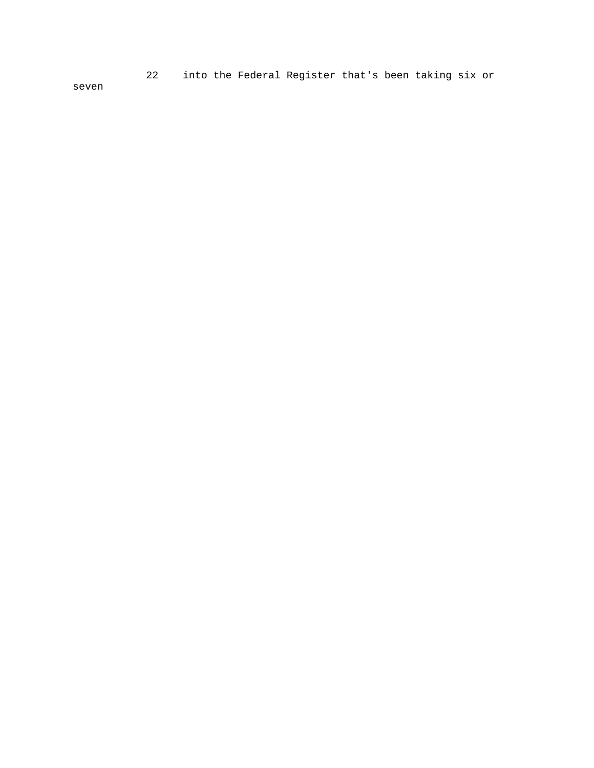22 into the Federal Register that's been taking six or seven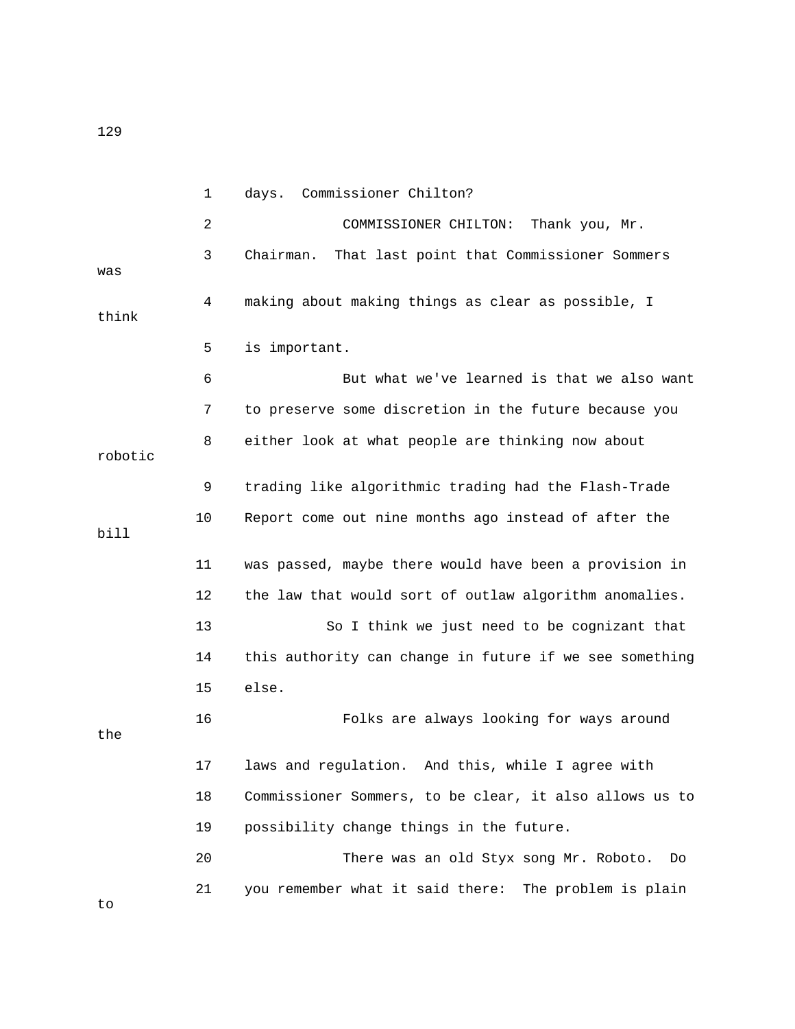1 days. Commissioner Chilton?

2 COMMISSIONER CHILTON: Thank you, Mr.

3 Chairman. That last point that Commissioner Sommers was

4 making about making things as clear as possible, I think

5 is important.

6 But what we've learned is that we also want

7 to preserve some discretion in the future because you

8 either look at what people are thinking now about robotic

9 trading like algorithmic trading had the Flash-Trade

10 Report come out nine months ago instead of after the bill

11 was passed, maybe there would have been a provision in

12 the law that would sort of outlaw algorithm anomalies.

13 So I think we just need to be cognizant that

14 this authority can change in future if we see something

15 else.

16 Folks are always looking for ways around the

17 laws and regulation. And this, while I agree with

18 Commissioner Sommers, to be clear, it also allows us to

19 possibility change things in the future.

20 There was an old Styx song Mr. Roboto. Do

21 you remember what it said there: The problem is plain to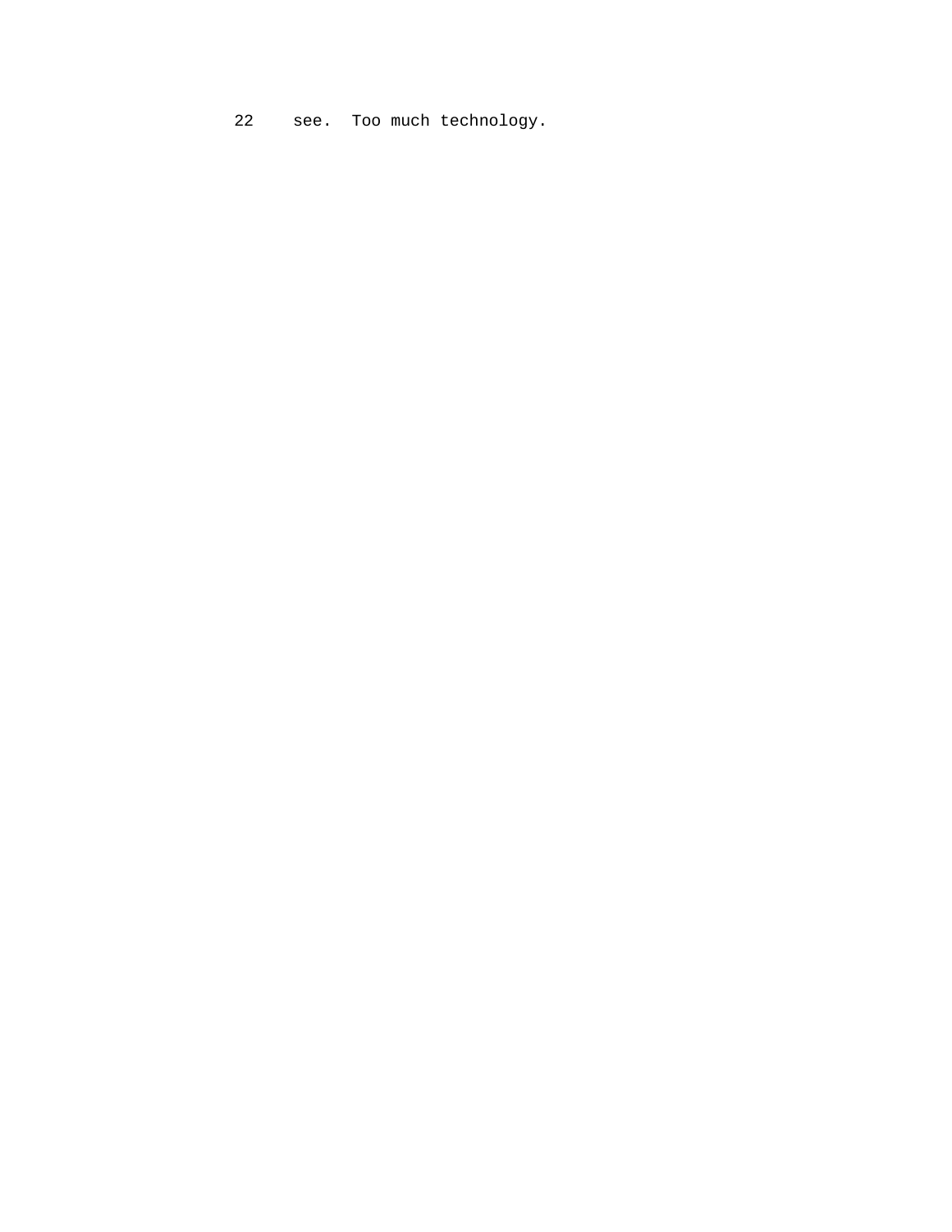22 see. Too much technology.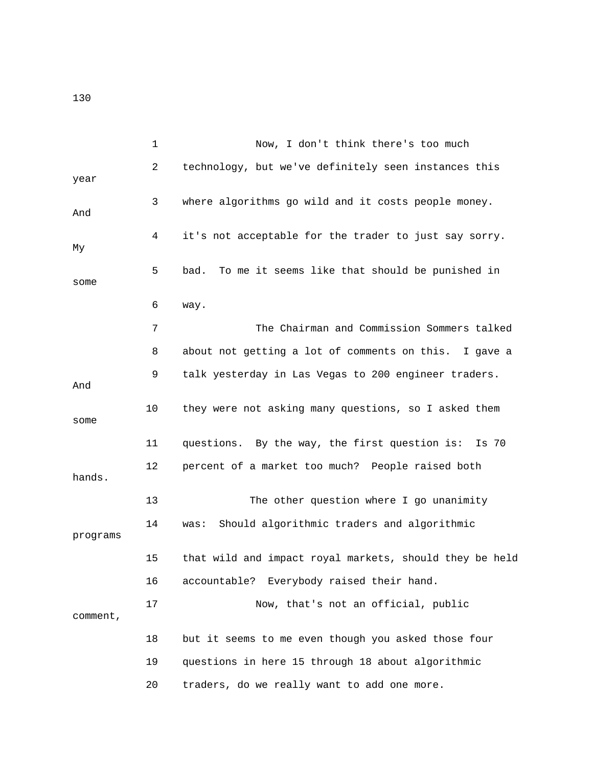1 Now, I don't think there's too much

2 technology, but we've definitely seen instances this year

3 where algorithms go wild and it costs people money. And

4 it's not acceptable for the trader to just say sorry. My

5 bad. To me it seems like that should be punished in some

6 way.

7 The Chairman and Commission Sommers talked

8 about not getting a lot of comments on this. I gave a

9 talk yesterday in Las Vegas to 200 engineer traders. And

10 they were not asking many questions, so I asked them some

11 questions. By the way, the first question is: Is 70

12 percent of a market too much? People raised both hands.

13 The other question where I go unanimity

14 was: Should algorithmic traders and algorithmic programs

15 that wild and impact royal markets, should they be held

16 accountable? Everybody raised their hand.

17 Now, that's not an official, public comment,

18 but it seems to me even though you asked those four

19 questions in here 15 through 18 about algorithmic

20 traders, do we really want to add one more.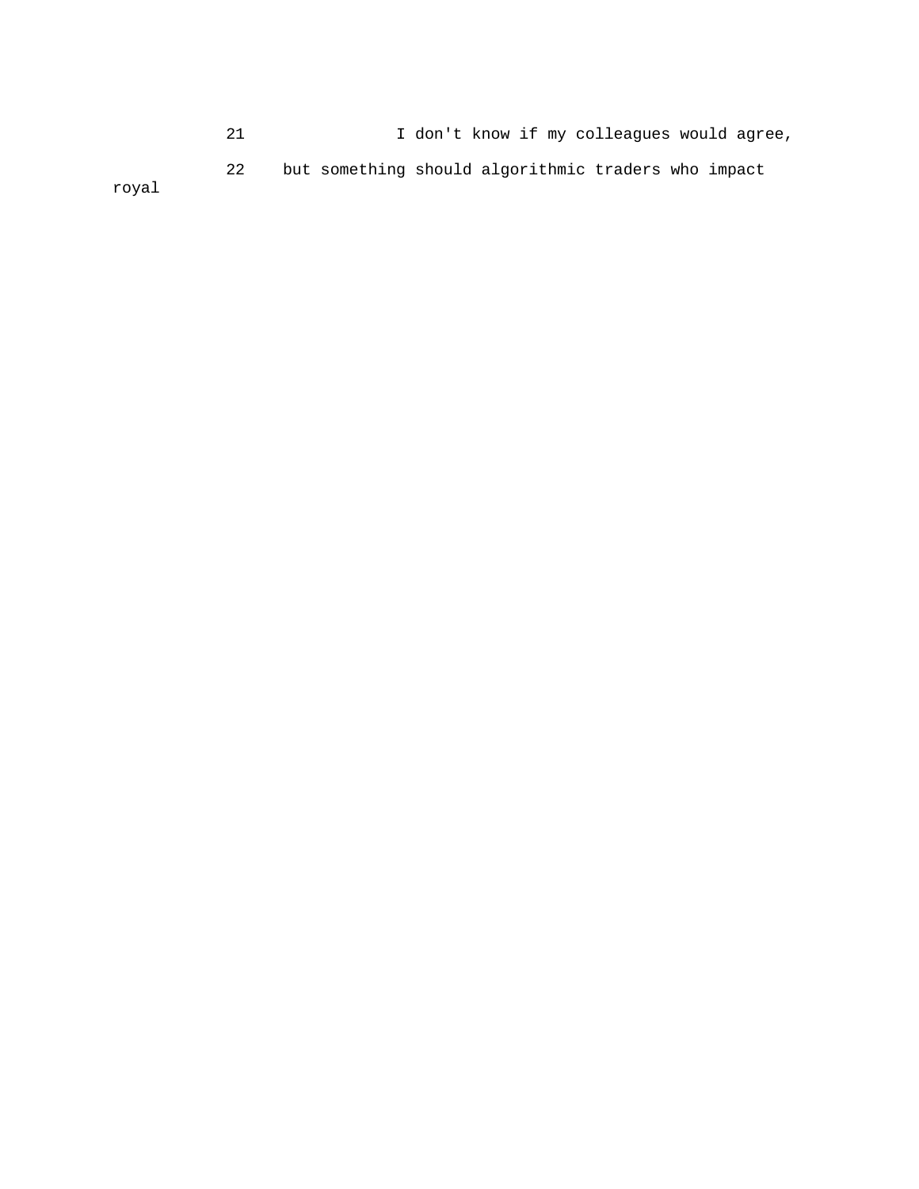21 I don't know if my colleagues would agree,

22 but something should algorithmic traders who impact royal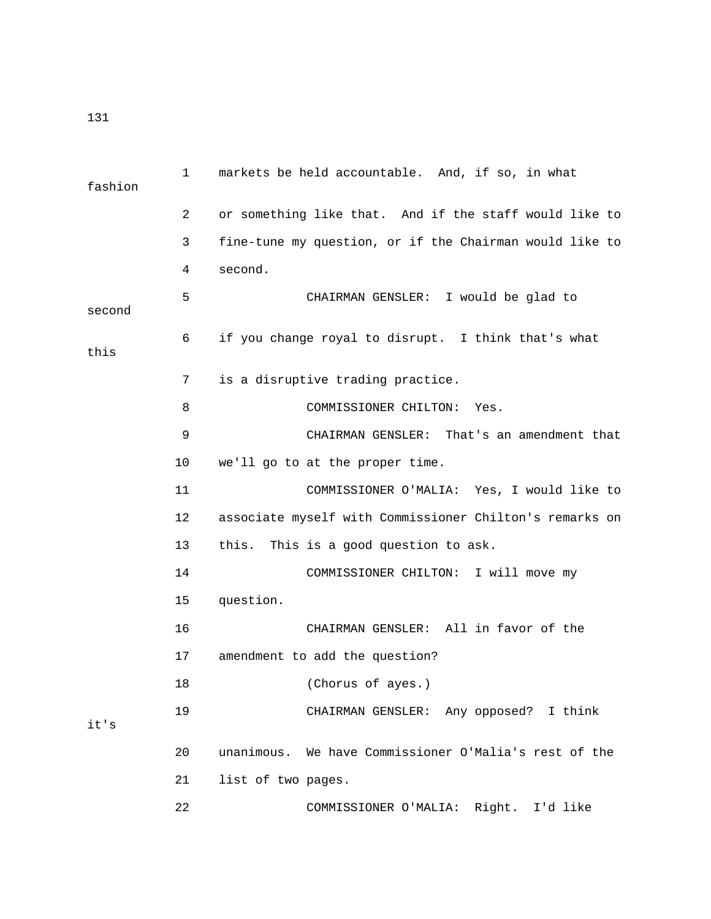1 markets be held accountable. And, if so, in what fashion

2 or something like that. And if the staff would like to

3 fine-tune my question, or if the Chairman would like to

4 second.

5 CHAIRMAN GENSLER: I would be glad to second

6 if you change royal to disrupt. I think that's what this

7 is a disruptive trading practice.

8 COMMISSIONER CHILTON: Yes.

9 CHAIRMAN GENSLER: That's an amendment that

10 we'll go to at the proper time.

11 COMMISSIONER O'MALIA: Yes, I would like to

12 associate myself with Commissioner Chilton's remarks on

13 this. This is a good question to ask.

14 COMMISSIONER CHILTON: I will move my

15 question.

16 CHAIRMAN GENSLER: All in favor of the

17 amendment to add the question?

18 (Chorus of ayes.)

19 CHAIRMAN GENSLER: Any opposed? I think it's

20 unanimous. We have Commissioner O'Malia's rest of the

21 list of two pages.

22 COMMISSIONER O'MALIA: Right. I'd like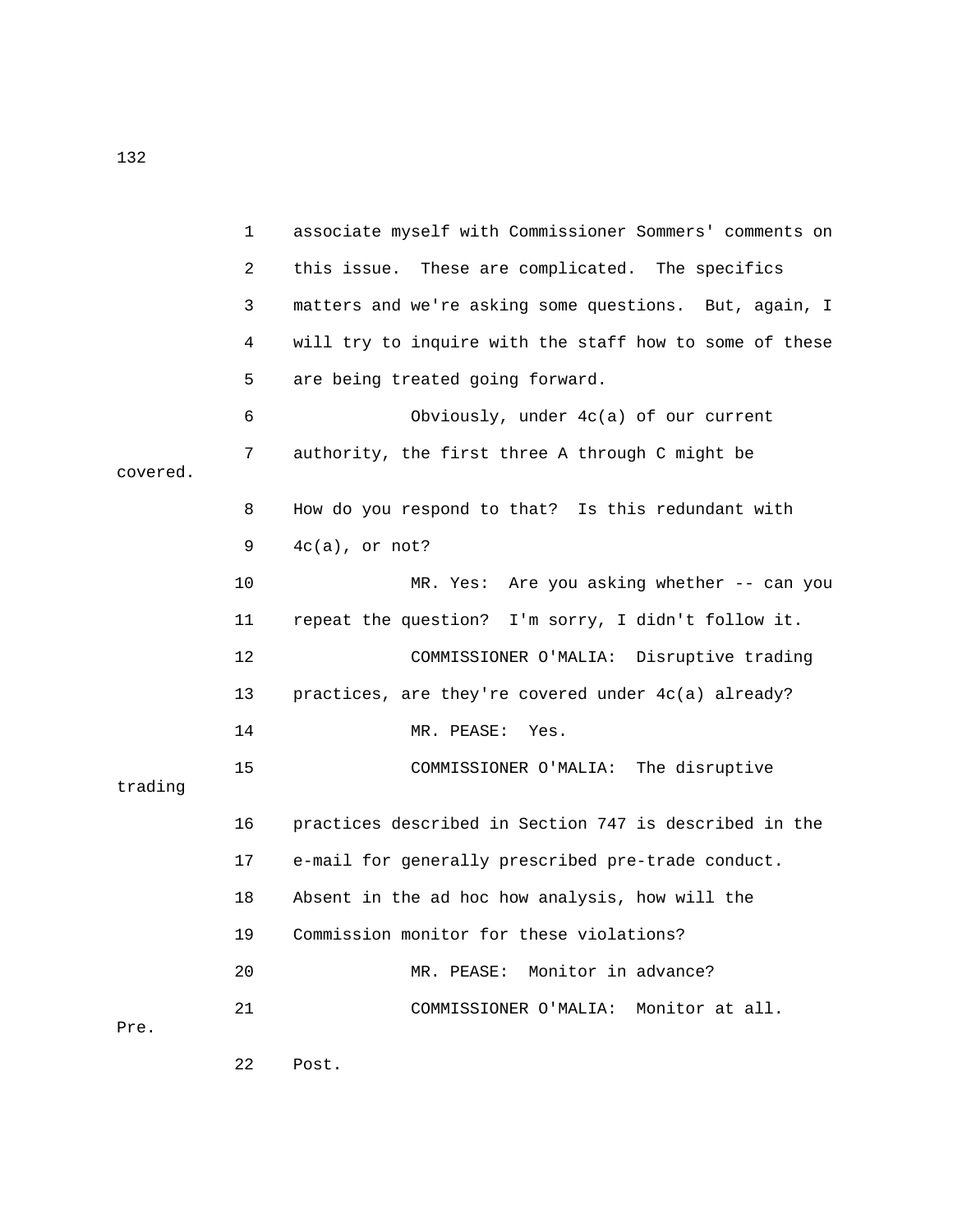1 associate myself with Commissioner Sommers' comments on

2 this issue. These are complicated. The specifics

3 matters and we're asking some questions. But, again, I

4 will try to inquire with the staff how to some of these

5 are being treated going forward.

6 Obviously, under 4c(a) of our current

7 authority, the first three A through C might be covered.

8 How do you respond to that? Is this redundant with

9 4c(a), or not?

10 MR. Yes: Are you asking whether -- can you

11 repeat the question? I'm sorry, I didn't follow it.

12 COMMISSIONER O'MALIA: Disruptive trading

13 practices, are they're covered under 4c(a) already?

14 MR. PEASE: Yes.

15 COMMISSIONER O'MALIA: The disruptive trading

16 practices described in Section 747 is described in the

17 e-mail for generally prescribed pre-trade conduct.

18 Absent in the ad hoc how analysis, how will the

19 Commission monitor for these violations?

20 MR. PEASE: Monitor in advance?

21 COMMISSIONER O'MALIA: Monitor at all. Pre.

22 Post.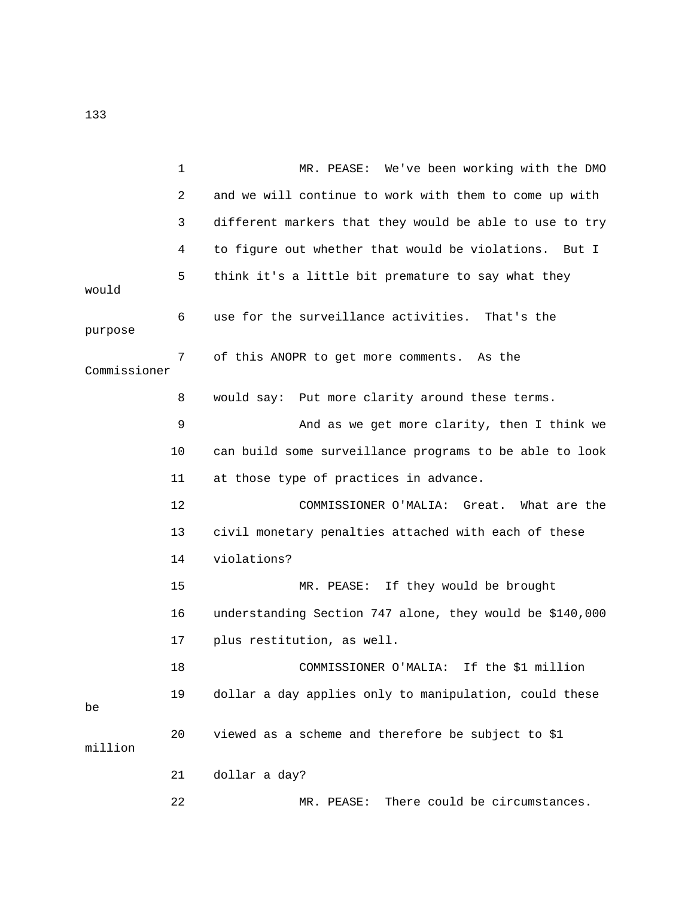MR. PEASE: We've been working with the DMO and we will continue to work with them to come up with different markers that they would be able to use to try to figure out whether that would be violations. But I think it's a little bit premature to say what they would use for the surveillance activities. That's the purpose of this ANOPR to get more comments. As the Commissioner would say: Put more clarity around these terms.

And as we get more clarity, then I think we can build some surveillance programs to be able to look at those type of practices in advance.

COMMISSIONER O'MALIA: Great. What are the civil monetary penalties attached with each of these violations?

MR. PEASE: If they would be brought understanding Section 747 alone, they would be $140,000 plus restitution, as well.

COMMISSIONER O'MALIA: If the $1 million dollar a day applies only to manipulation, could these be viewed as a scheme and therefore be subject to $1 million dollar a day?

MR. PEASE: There could be circumstances.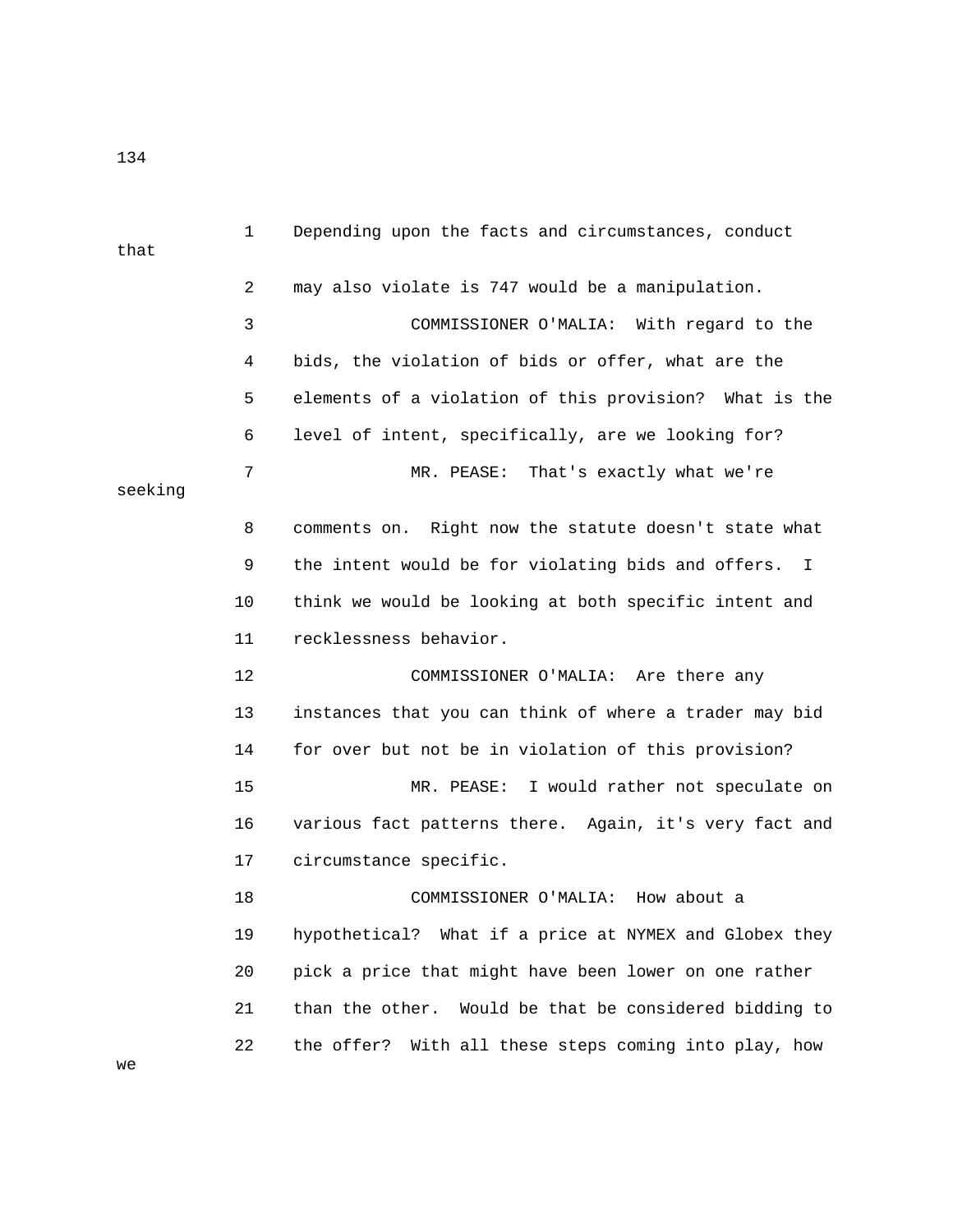1 Depending upon the facts and circumstances, conduct that

2 may also violate is 747 would be a manipulation.

3 COMMISSIONER O'MALIA: With regard to the

4 bids, the violation of bids or offer, what are the

5 elements of a violation of this provision? What is the

6 level of intent, specifically, are we looking for?

7 MR. PEASE: That's exactly what we're seeking

8 comments on. Right now the statute doesn't state what

9 the intent would be for violating bids and offers. I

10 think we would be looking at both specific intent and

11 recklessness behavior.

12 COMMISSIONER O'MALIA: Are there any

13 instances that you can think of where a trader may bid

14 for over but not be in violation of this provision?

15 MR. PEASE: I would rather not speculate on

16 various fact patterns there. Again, it's very fact and

17 circumstance specific.

18 COMMISSIONER O'MALIA: How about a

19 hypothetical? What if a price at NYMEX and Globex they

20 pick a price that might have been lower on one rather

21 than the other. Would be that be considered bidding to

22 the offer? With all these steps coming into play, how we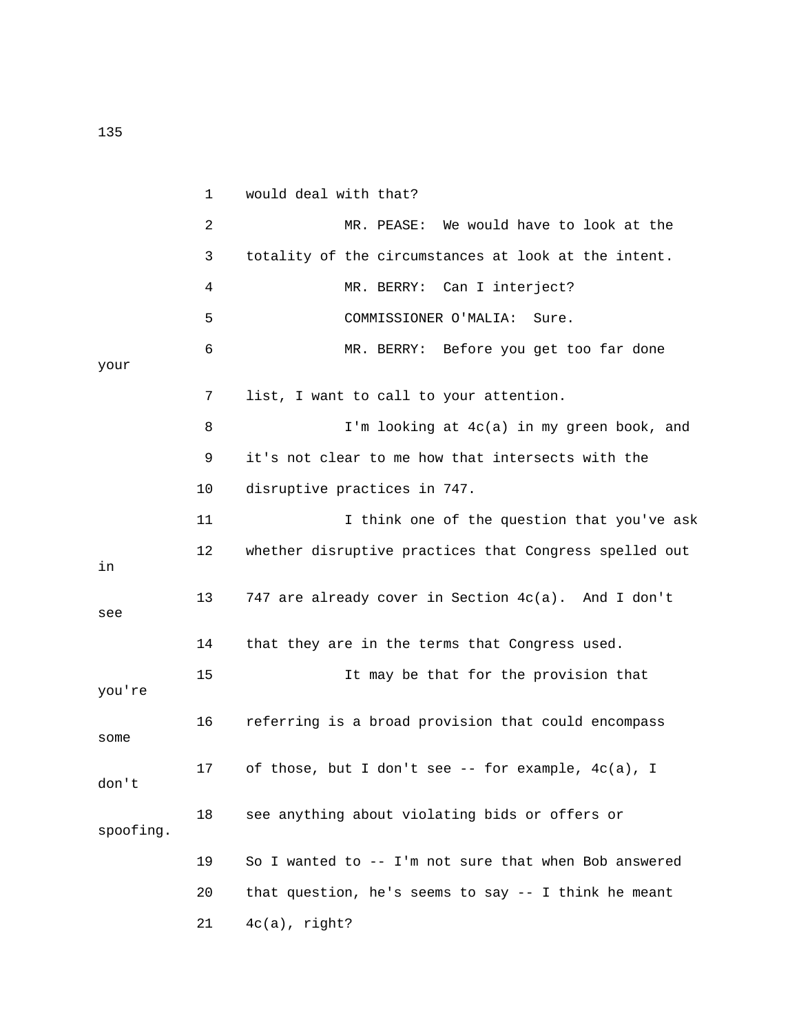would deal with that?

MR. PEASE: We would have to look at the totality of the circumstances at look at the intent.

MR. BERRY: Can I interject?

COMMISSIONER O'MALIA: Sure.

MR. BERRY: Before you get too far done your list, I want to call to your attention.

I'm looking at 4c(a) in my green book, and it's not clear to me how that intersects with the disruptive practices in 747.

I think one of the question that you've ask whether disruptive practices that Congress spelled out in 747 are already cover in Section 4c(a). And I don't see that they are in the terms that Congress used.

It may be that for the provision that you're referring is a broad provision that could encompass some of those, but I don't see -- for example, 4c(a), I don't see anything about violating bids or offers or spoofing. So I wanted to -- I'm not sure that when Bob answered that question, he's seems to say -- I think he meant 4c(a), right?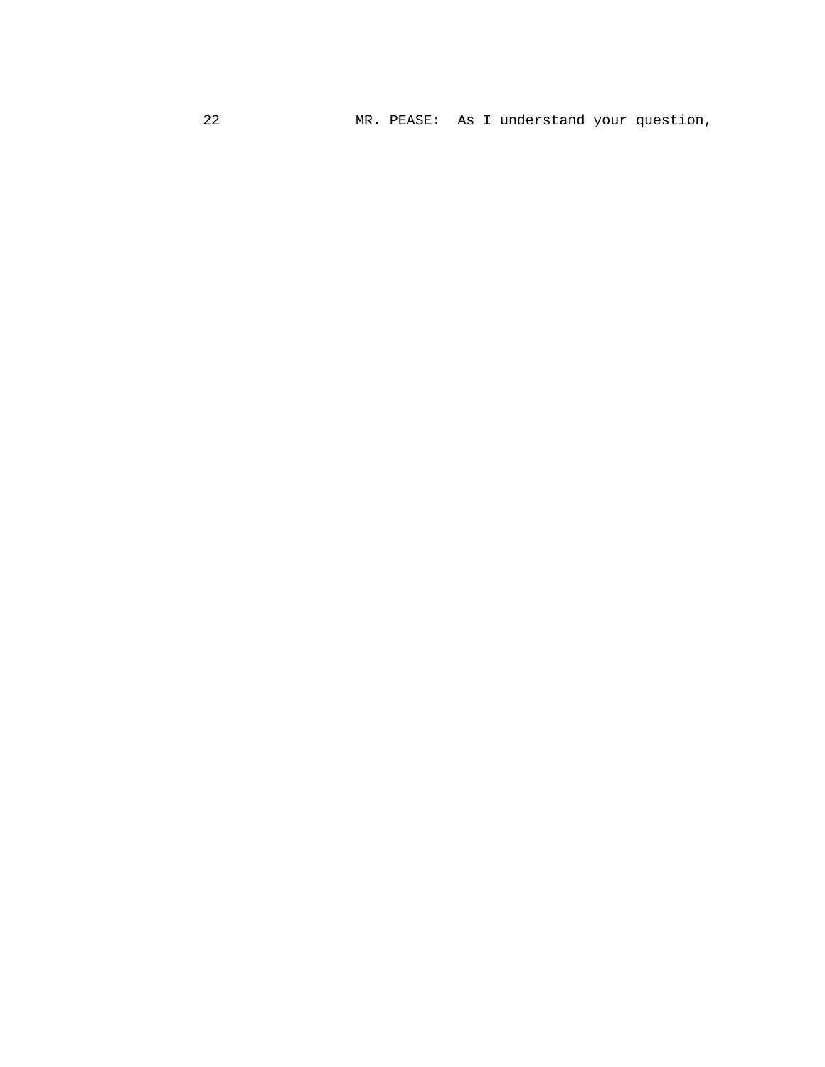22 MR. PEASE: As I understand your question,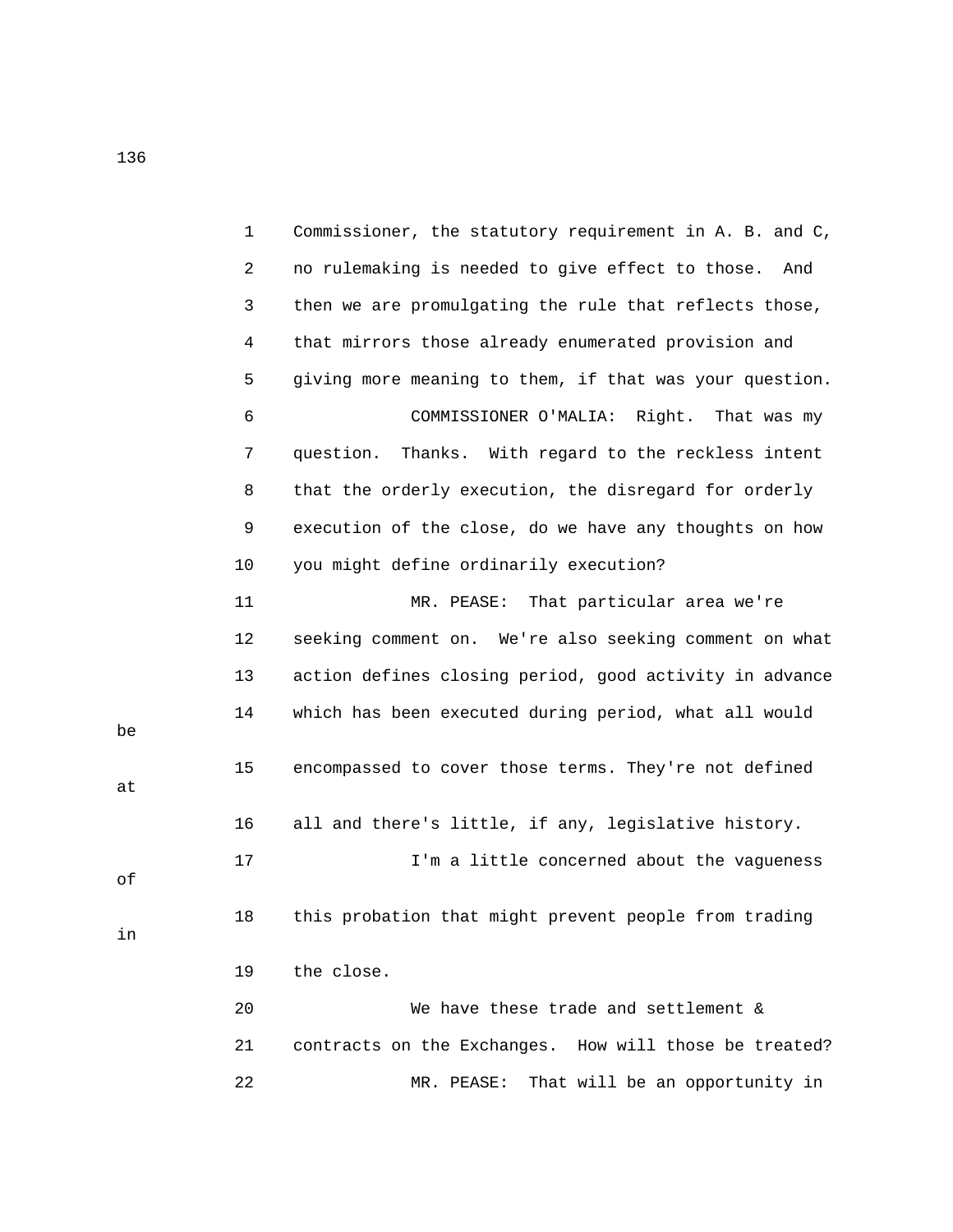1 Commissioner, the statutory requirement in A. B. and C,
2 no rulemaking is needed to give effect to those. And
3 then we are promulgating the rule that reflects those,
4 that mirrors those already enumerated provision and
5 giving more meaning to them, if that was your question.
6 COMMISSIONER O'MALIA: Right. That was my
7 question. Thanks. With regard to the reckless intent
8 that the orderly execution, the disregard for orderly
9 execution of the close, do we have any thoughts on how
10 you might define ordinarily execution?
11 MR. PEASE: That particular area we're
12 seeking comment on. We're also seeking comment on what
13 action defines closing period, good activity in advance
14 which has been executed during period, what all would be
15 encompassed to cover those terms. They're not defined at
16 all and there's little, if any, legislative history.
17 I'm a little concerned about the vagueness of
18 this probation that might prevent people from trading in
19 the close.
20 We have these trade and settlement &
21 contracts on the Exchanges. How will those be treated?
22 MR. PEASE: That will be an opportunity in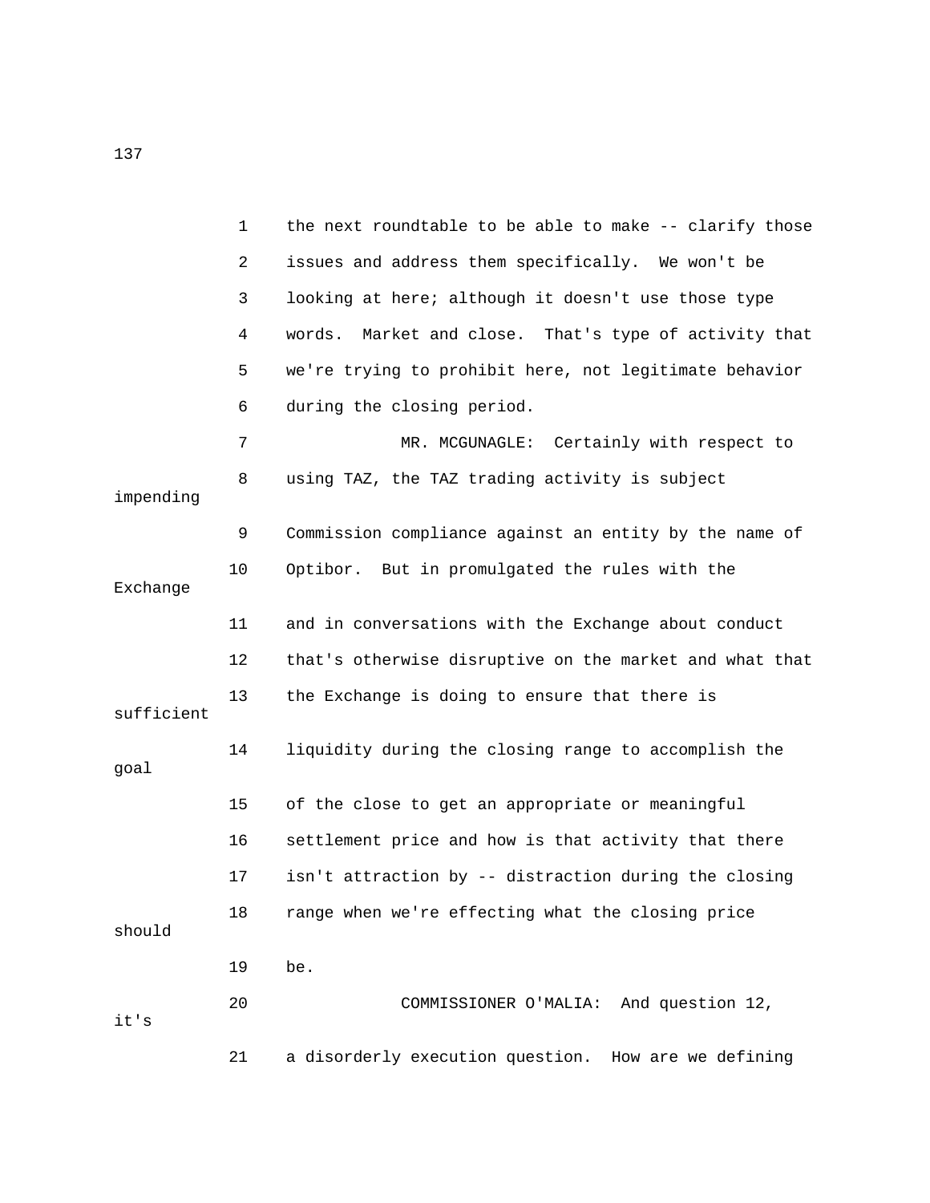the next roundtable to be able to make -- clarify those issues and address them specifically. We won't be looking at here; although it doesn't use those type words. Market and close. That's type of activity that we're trying to prohibit here, not legitimate behavior during the closing period.

MR. MCGUNAGLE: Certainly with respect to using TAZ, the TAZ trading activity is subject impending Commission compliance against an entity by the name of Optibor. But in promulgated the rules with the Exchange and in conversations with the Exchange about conduct that's otherwise disruptive on the market and what that the Exchange is doing to ensure that there is sufficient liquidity during the closing range to accomplish the goal of the close to get an appropriate or meaningful settlement price and how is that activity that there isn't attraction by -- distraction during the closing range when we're effecting what the closing price should be.

COMMISSIONER O'MALIA: And question 12, it's a disorderly execution question. How are we defining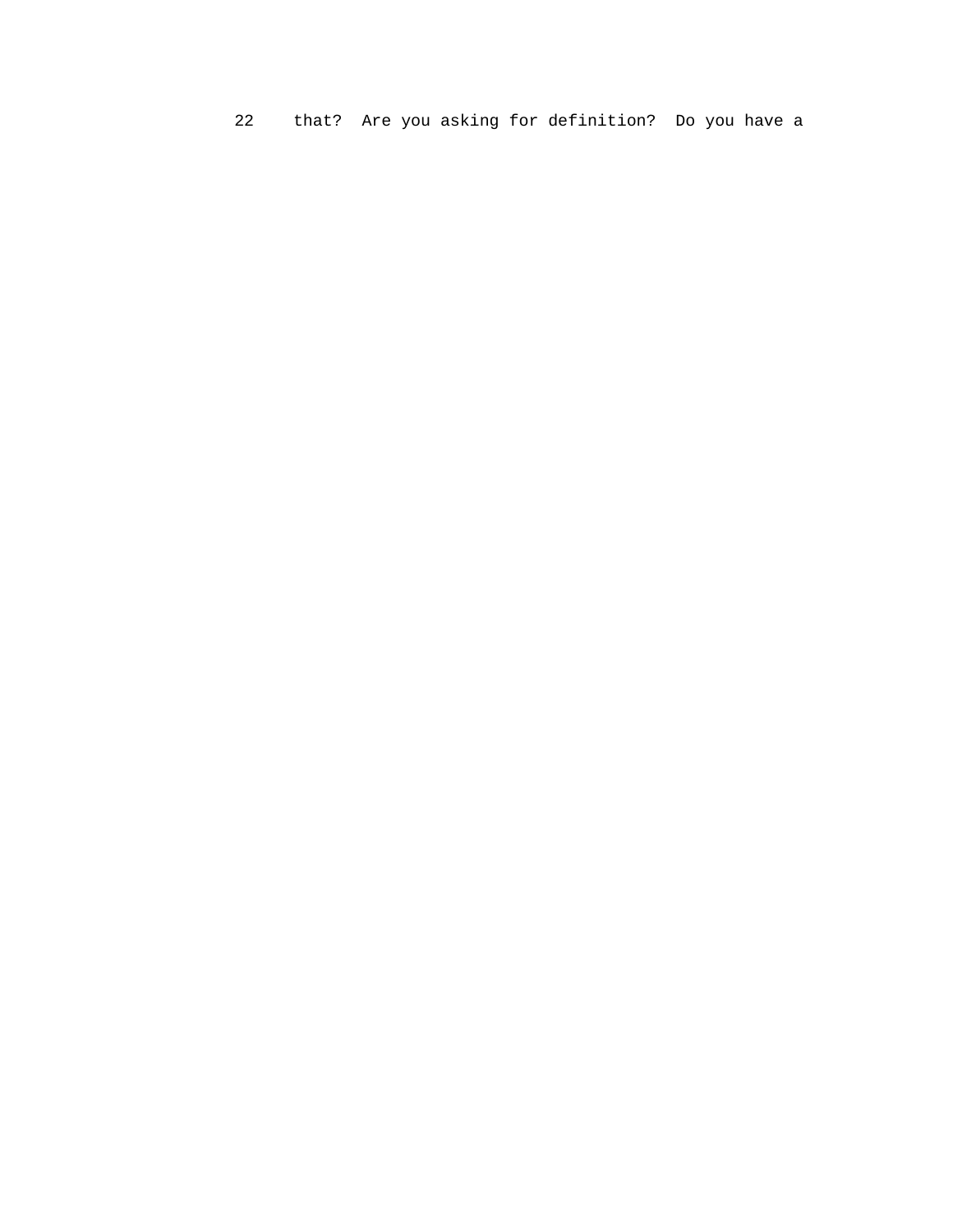22 that? Are you asking for definition? Do you have a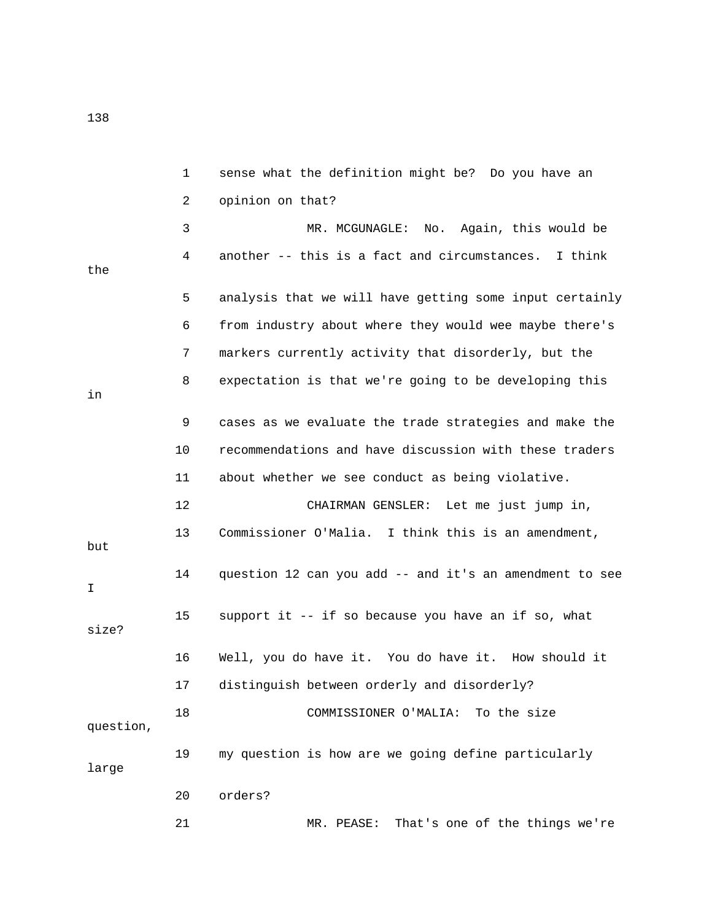1 sense what the definition might be? Do you have an
2 opinion on that?
3 MR. MCGUNAGLE: No. Again, this would be
4 another -- this is a fact and circumstances. I think the
5 analysis that we will have getting some input certainly
6 from industry about where they would wee maybe there's
7 markers currently activity that disorderly, but the
8 expectation is that we're going to be developing this in
9 cases as we evaluate the trade strategies and make the
10 recommendations and have discussion with these traders
11 about whether we see conduct as being violative.
12 CHAIRMAN GENSLER: Let me just jump in,
13 Commissioner O'Malia. I think this is an amendment, but
14 question 12 can you add -- and it's an amendment to see I
15 support it -- if so because you have an if so, what size?
16 Well, you do have it. You do have it. How should it
17 distinguish between orderly and disorderly?
18 COMMISSIONER O'MALIA: To the size question,
19 my question is how are we going define particularly large
20 orders?
21 MR. PEASE: That's one of the things we're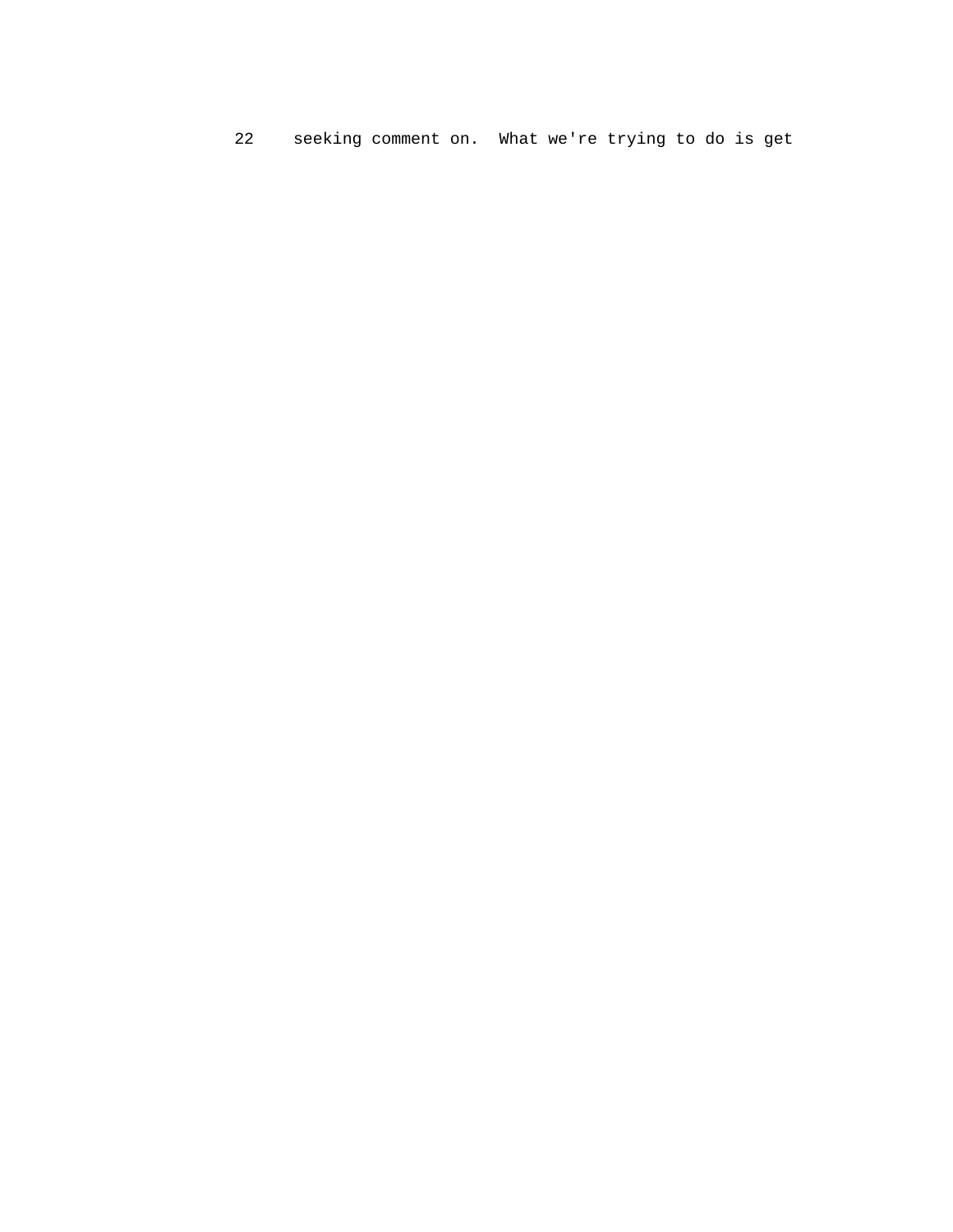22    seeking comment on.  What we're trying to do is get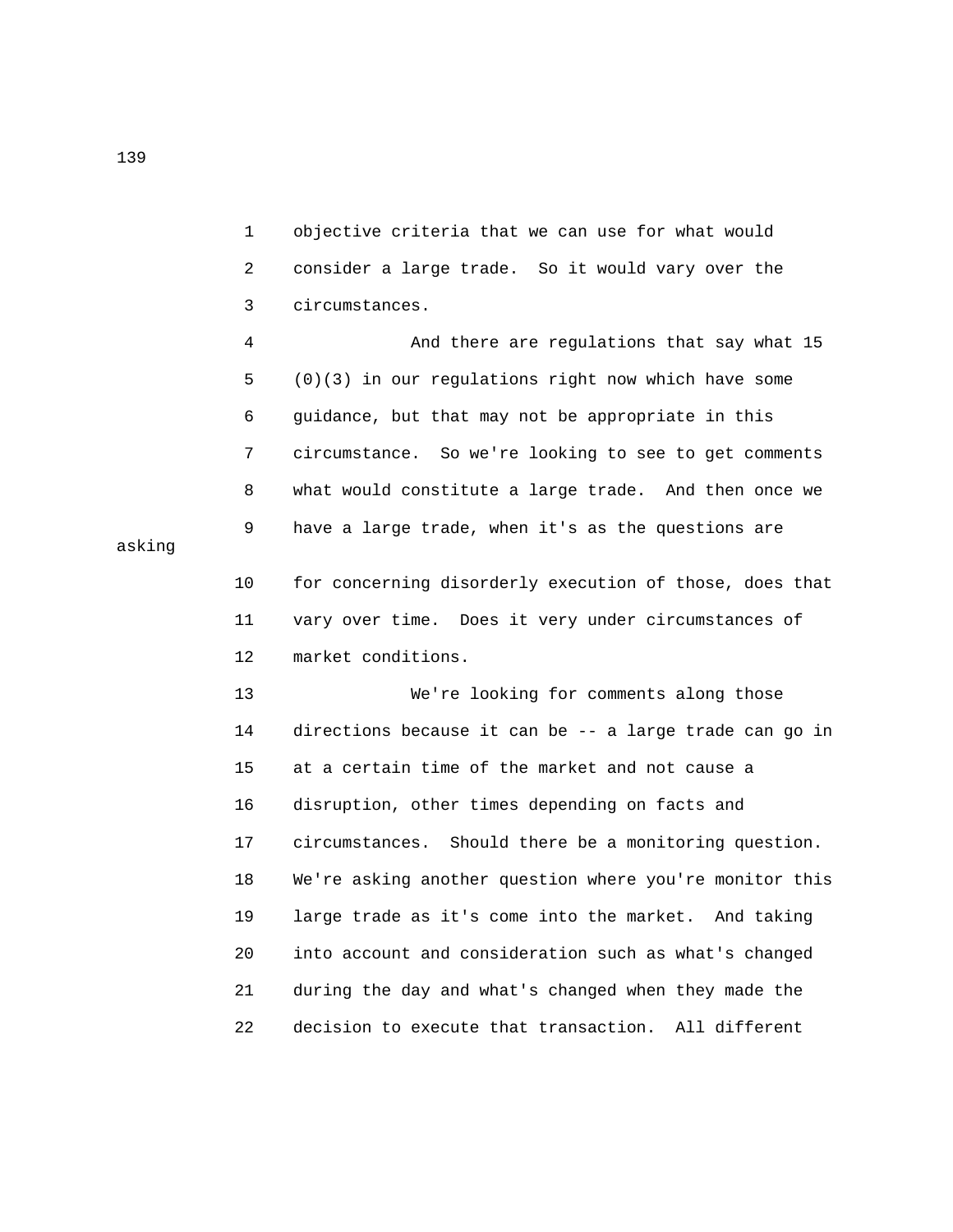1 objective criteria that we can use for what would
2 consider a large trade. So it would vary over the
3 circumstances.
4 And there are regulations that say what 15
5 (0)(3) in our regulations right now which have some
6 guidance, but that may not be appropriate in this
7 circumstance. So we're looking to see to get comments
8 what would constitute a large trade. And then once we
9 have a large trade, when it's as the questions are asking
10 for concerning disorderly execution of those, does that
11 vary over time. Does it very under circumstances of
12 market conditions.
13 We're looking for comments along those
14 directions because it can be -- a large trade can go in
15 at a certain time of the market and not cause a
16 disruption, other times depending on facts and
17 circumstances. Should there be a monitoring question.
18 We're asking another question where you're monitor this
19 large trade as it's come into the market. And taking
20 into account and consideration such as what's changed
21 during the day and what's changed when they made the
22 decision to execute that transaction. All different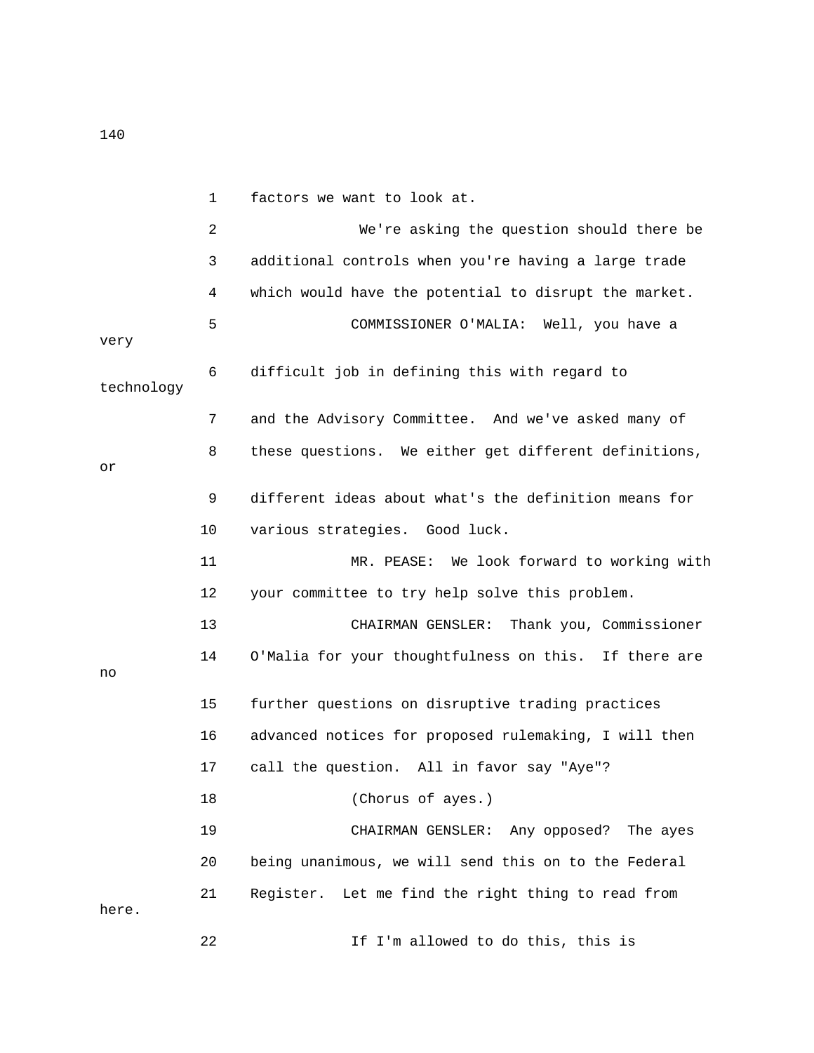factors we want to look at.

We're asking the question should there be additional controls when you're having a large trade which would have the potential to disrupt the market.

COMMISSIONER O'MALIA: Well, you have a very difficult job in defining this with regard to technology and the Advisory Committee. And we've asked many of these questions. We either get different definitions, or different ideas about what's the definition means for various strategies. Good luck.

MR. PEASE: We look forward to working with your committee to try help solve this problem.

CHAIRMAN GENSLER: Thank you, Commissioner O'Malia for your thoughtfulness on this. If there are no further questions on disruptive trading practices advanced notices for proposed rulemaking, I will then call the question. All in favor say "Aye"?

(Chorus of ayes.)

CHAIRMAN GENSLER: Any opposed? The ayes being unanimous, we will send this on to the Federal Register. Let me find the right thing to read from here.

If I'm allowed to do this, this is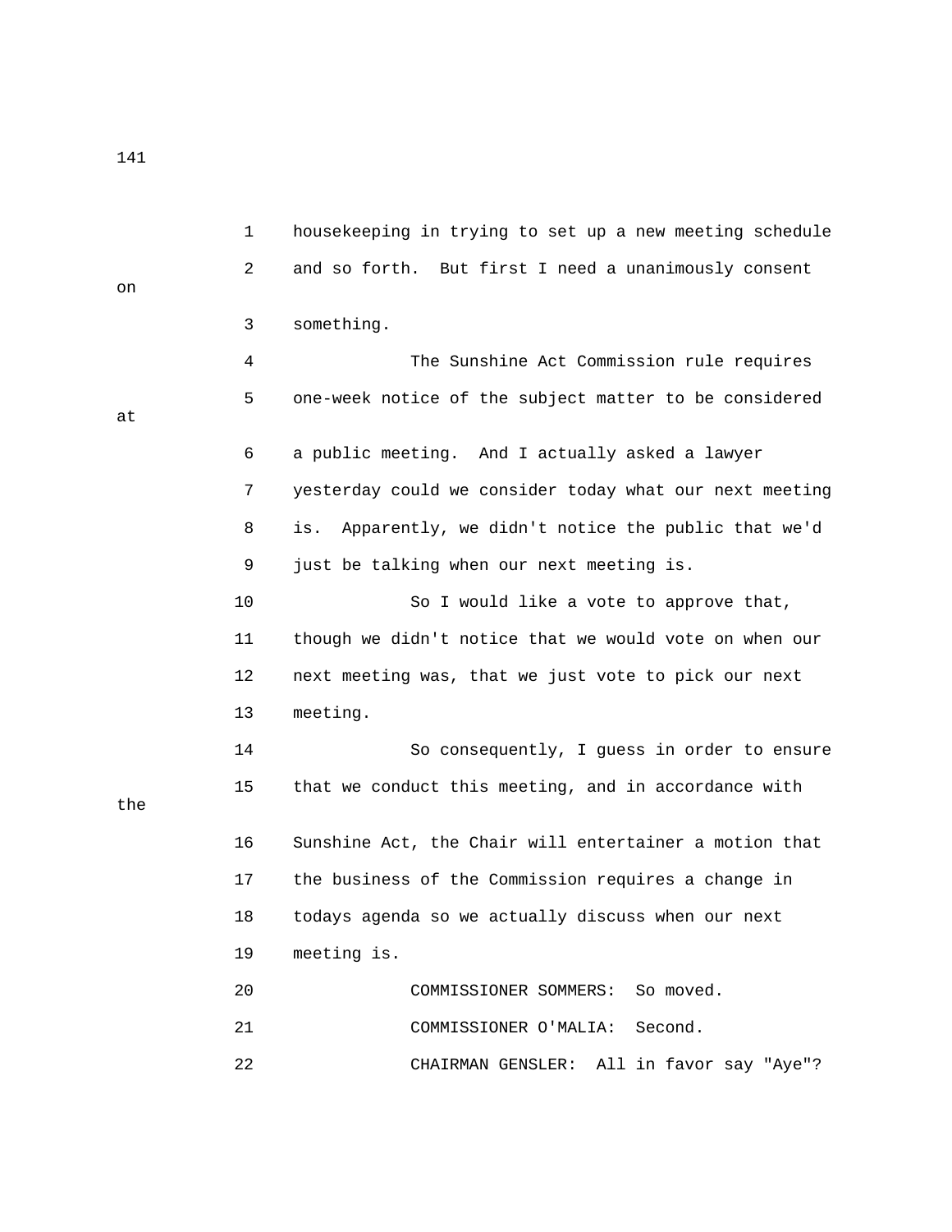housekeeping in trying to set up a new meeting schedule and so forth. But first I need a unanimously consent on something.

The Sunshine Act Commission rule requires one-week notice of the subject matter to be considered at a public meeting. And I actually asked a lawyer yesterday could we consider today what our next meeting is. Apparently, we didn't notice the public that we'd just be talking when our next meeting is.

So I would like a vote to approve that, though we didn't notice that we would vote on when our next meeting was, that we just vote to pick our next meeting.

So consequently, I guess in order to ensure that we conduct this meeting, and in accordance with the Sunshine Act, the Chair will entertainer a motion that the business of the Commission requires a change in todays agenda so we actually discuss when our next meeting is.

COMMISSIONER SOMMERS: So moved.

COMMISSIONER O'MALIA: Second.

CHAIRMAN GENSLER: All in favor say "Aye"?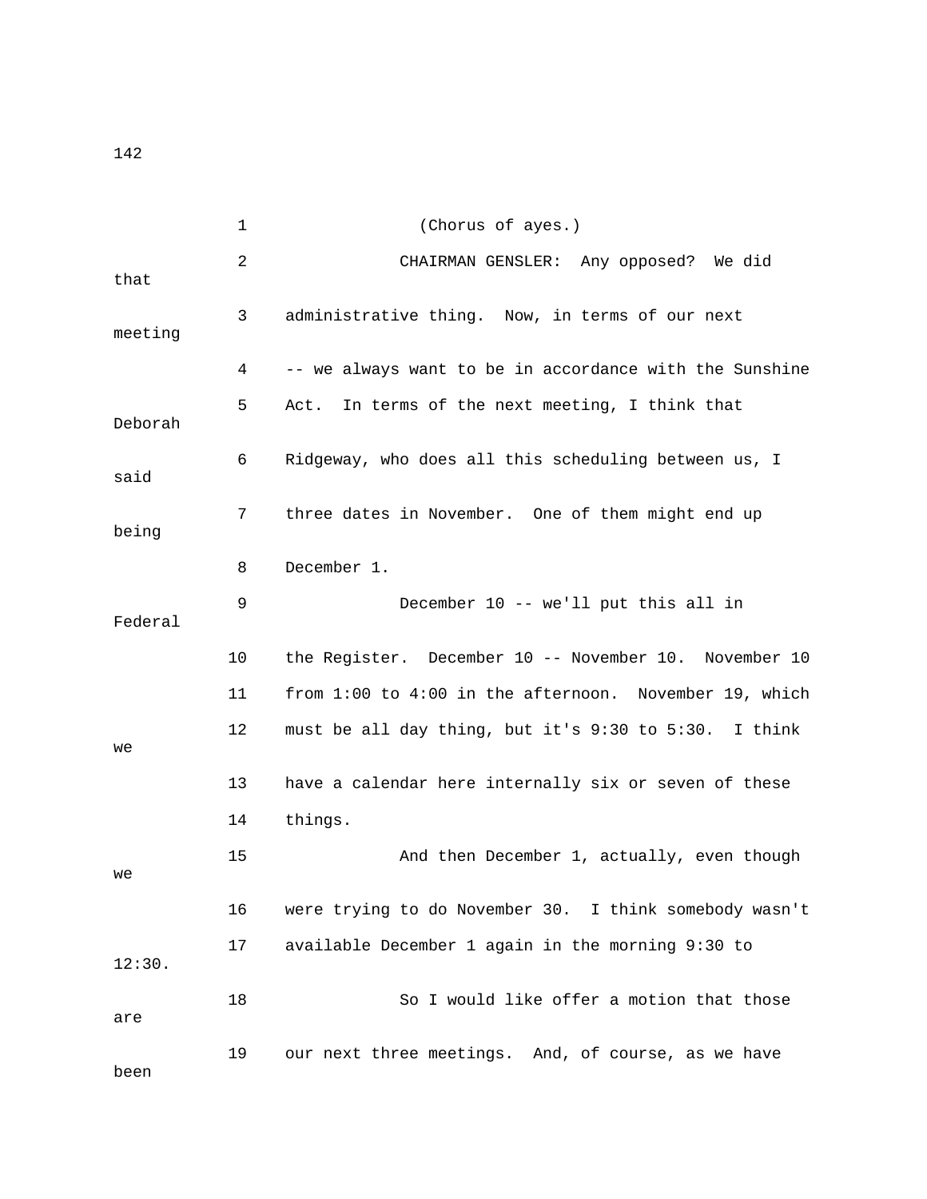1 (Chorus of ayes.)

2 CHAIRMAN GENSLER: Any opposed? We did that

3 administrative thing. Now, in terms of our next meeting

4 -- we always want to be in accordance with the Sunshine

5 Act. In terms of the next meeting, I think that Deborah

6 Ridgeway, who does all this scheduling between us, I said

7 three dates in November. One of them might end up being

8 December 1.

9 December 10 -- we'll put this all in Federal

10 the Register. December 10 -- November 10. November 10

11 from 1:00 to 4:00 in the afternoon. November 19, which

12 must be all day thing, but it's 9:30 to 5:30. I think we

13 have a calendar here internally six or seven of these

14 things.

15 And then December 1, actually, even though we

16 were trying to do November 30. I think somebody wasn't

17 available December 1 again in the morning 9:30 to 12:30.

18 So I would like offer a motion that those are

19 our next three meetings. And, of course, as we have been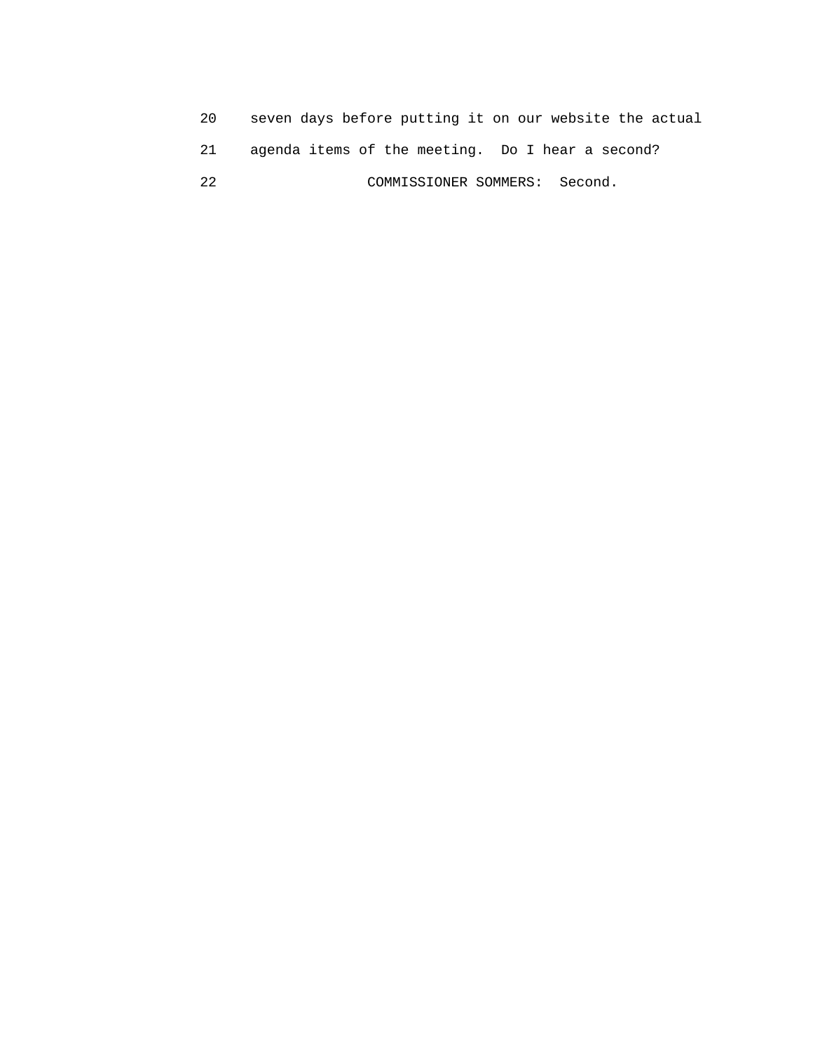20 seven days before putting it on our website the actual

21 agenda items of the meeting. Do I hear a second?

22 COMMISSIONER SOMMERS: Second.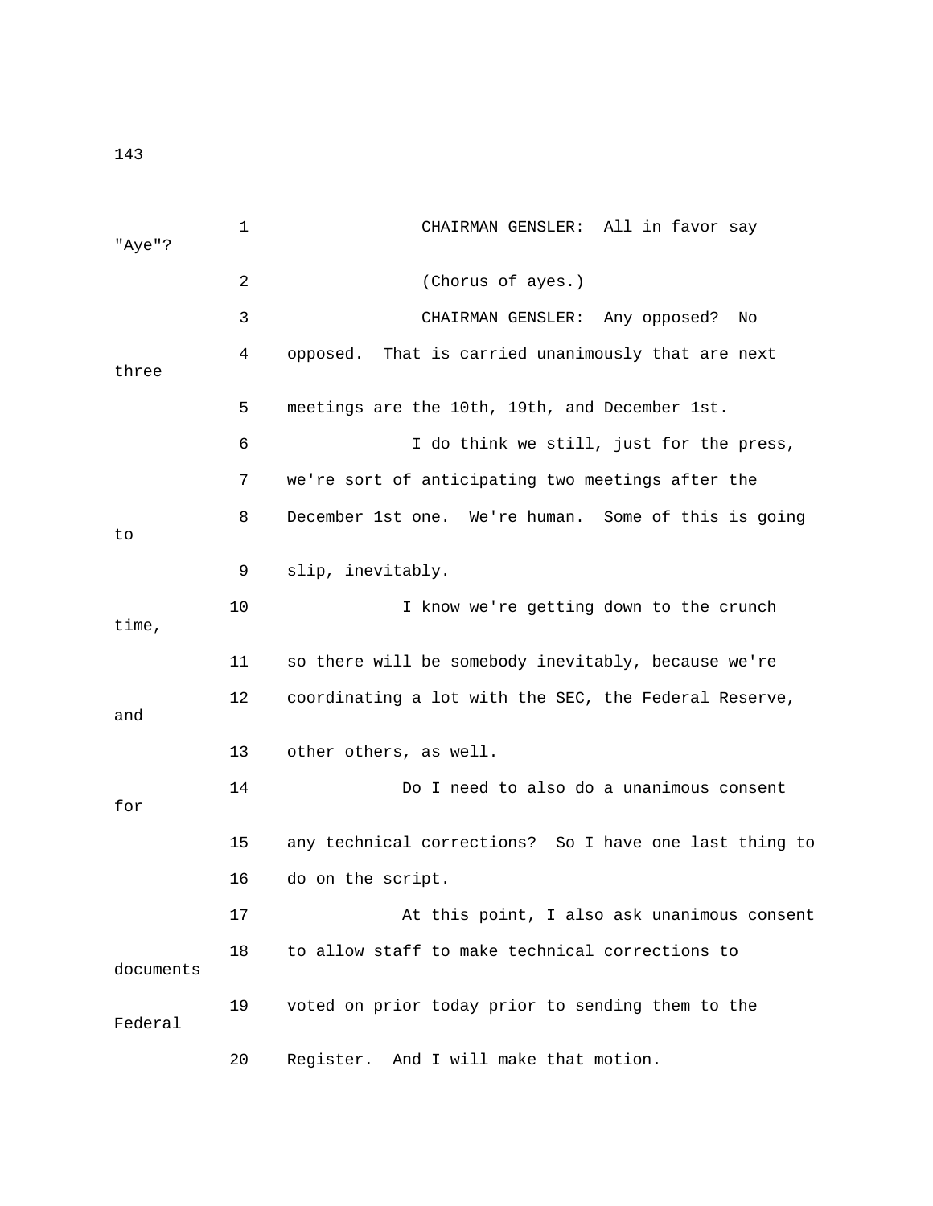CHAIRMAN GENSLER: All in favor say "Aye"?

(Chorus of ayes.)

CHAIRMAN GENSLER: Any opposed? No opposed. That is carried unanimously that are next three meetings are the 10th, 19th, and December 1st.

I do think we still, just for the press, we're sort of anticipating two meetings after the December 1st one. We're human. Some of this is going to slip, inevitably.

I know we're getting down to the crunch time, so there will be somebody inevitably, because we're coordinating a lot with the SEC, the Federal Reserve, and other others, as well.

Do I need to also do a unanimous consent for any technical corrections? So I have one last thing to do on the script.

At this point, I also ask unanimous consent to allow staff to make technical corrections to documents voted on prior today prior to sending them to the Federal Register. And I will make that motion.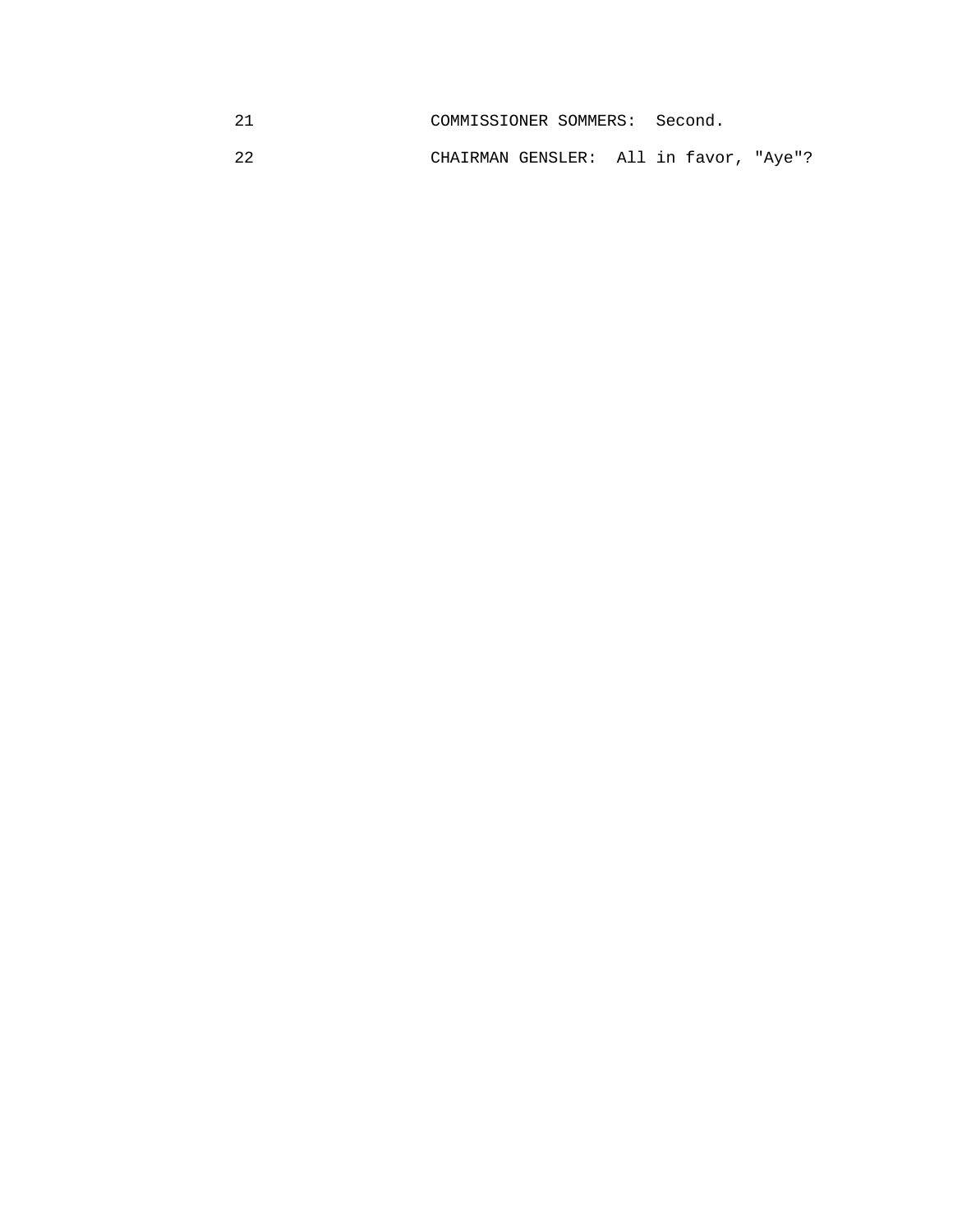21 COMMISSIONER SOMMERS: Second.

22 CHAIRMAN GENSLER: All in favor, "Aye"?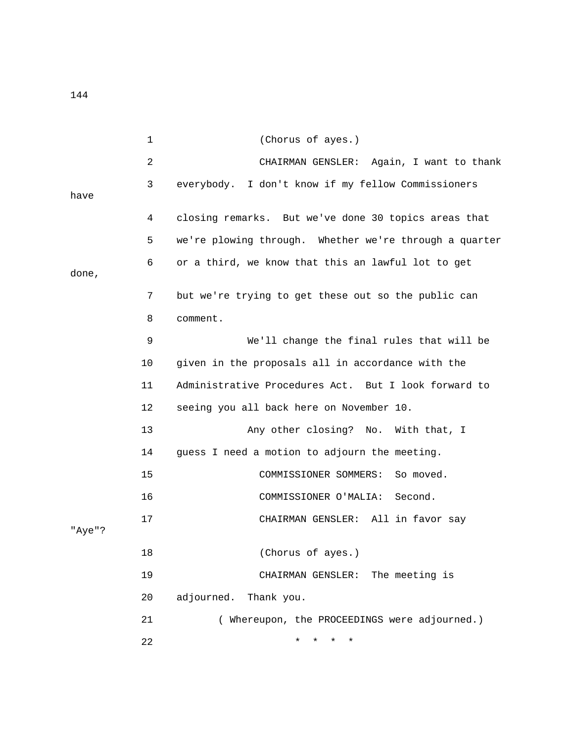1 (Chorus of ayes.)

2 CHAIRMAN GENSLER: Again, I want to thank

3 everybody. I don't know if my fellow Commissioners have

4 closing remarks. But we've done 30 topics areas that

5 we're plowing through. Whether we're through a quarter

6 or a third, we know that this an lawful lot to get done,

7 but we're trying to get these out so the public can

8 comment.

9 We'll change the final rules that will be

10 given in the proposals all in accordance with the

11 Administrative Procedures Act. But I look forward to

12 seeing you all back here on November 10.

13 Any other closing? No. With that, I

14 guess I need a motion to adjourn the meeting.

15 COMMISSIONER SOMMERS: So moved.

16 COMMISSIONER O'MALIA: Second.

17 CHAIRMAN GENSLER: All in favor say "Aye"?

18 (Chorus of ayes.)

19 CHAIRMAN GENSLER: The meeting is

20 adjourned. Thank you.

21 ( Whereupon, the PROCEEDINGS were adjourned.)

22 * * * *